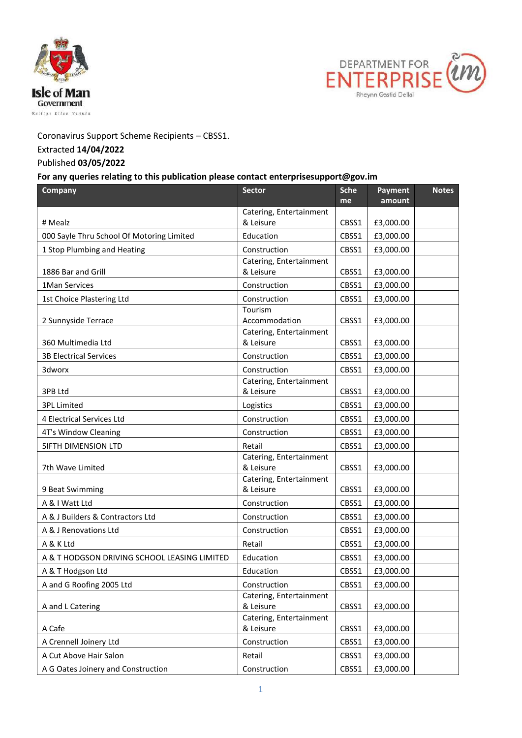Isle of Man Government

Department for Enterprise

Coronavirus Support Scheme Recipients – CBSS1.
Extracted **14/04/2022**
Published **03/05/2022**
**For any queries relating to this publication please contact enterprisesupport@gov.im**

| Company | Sector | Scheme | Payment amount | Notes |
|---|---|---|---|---|
| # Mealz | Catering, Entertainment & Leisure | CBSS1 | £3,000.00 | |
| 000 Sayle Thru School Of Motoring Limited | Education | CBSS1 | £3,000.00 | |
| 1 Stop Plumbing and Heating | Construction | CBSS1 | £3,000.00 | |
| 1886 Bar and Grill | Catering, Entertainment & Leisure | CBSS1 | £3,000.00 | |
| 1Man Services | Construction | CBSS1 | £3,000.00 | |
| 1st Choice Plastering Ltd | Construction | CBSS1 | £3,000.00 | |
| 2 Sunnyside Terrace | Tourism Accommodation | CBSS1 | £3,000.00 | |
| 360 Multimedia Ltd | Catering, Entertainment & Leisure | CBSS1 | £3,000.00 | |
| 3B Electrical Services | Construction | CBSS1 | £3,000.00 | |
| 3dworx | Construction | CBSS1 | £3,000.00 | |
| 3PB Ltd | Catering, Entertainment & Leisure | CBSS1 | £3,000.00 | |
| 3PL Limited | Logistics | CBSS1 | £3,000.00 | |
| 4 Electrical Services Ltd | Construction | CBSS1 | £3,000.00 | |
| 4T's Window Cleaning | Construction | CBSS1 | £3,000.00 | |
| 5IFTH DIMENSION LTD | Retail | CBSS1 | £3,000.00 | |
| 7th Wave Limited | Catering, Entertainment & Leisure | CBSS1 | £3,000.00 | |
| 9 Beat Swimming | Catering, Entertainment & Leisure | CBSS1 | £3,000.00 | |
| A & I Watt Ltd | Construction | CBSS1 | £3,000.00 | |
| A & J Builders & Contractors Ltd | Construction | CBSS1 | £3,000.00 | |
| A & J Renovations Ltd | Construction | CBSS1 | £3,000.00 | |
| A & K Ltd | Retail | CBSS1 | £3,000.00 | |
| A & T HODGSON DRIVING SCHOOL LEASING LIMITED | Education | CBSS1 | £3,000.00 | |
| A & T Hodgson Ltd | Education | CBSS1 | £3,000.00 | |
| A and G Roofing 2005 Ltd | Construction | CBSS1 | £3,000.00 | |
| A and L Catering | Catering, Entertainment & Leisure | CBSS1 | £3,000.00 | |
| A Cafe | Catering, Entertainment & Leisure | CBSS1 | £3,000.00 | |
| A Crennell Joinery Ltd | Construction | CBSS1 | £3,000.00 | |
| A Cut Above Hair Salon | Retail | CBSS1 | £3,000.00 | |
| A G Oates Joinery and Construction | Construction | CBSS1 | £3,000.00 | |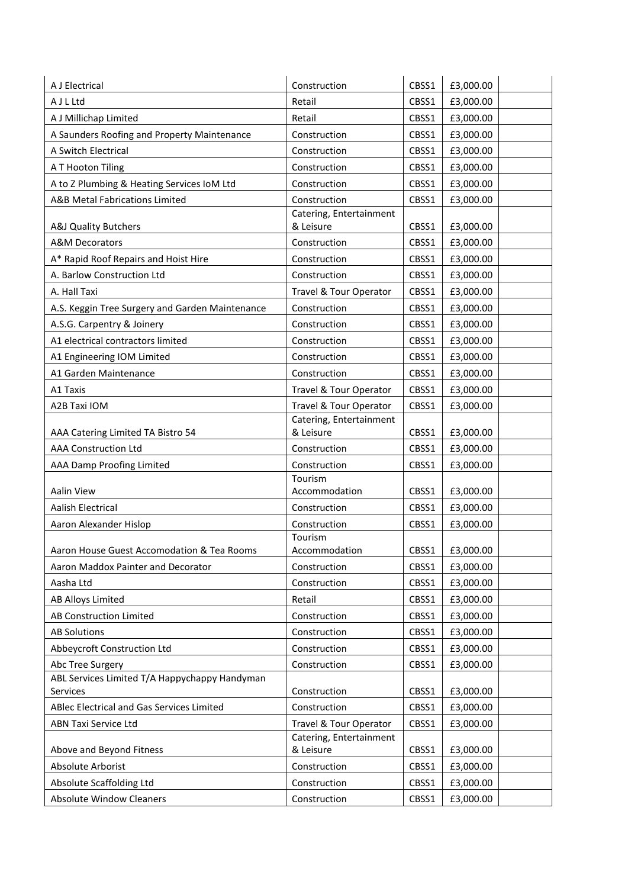| | | | | |
|---|---|---|---|---|
| A J Electrical | Construction | CBSS1 | £3,000.00 | |
| A J L Ltd | Retail | CBSS1 | £3,000.00 | |
| A J Millichap Limited | Retail | CBSS1 | £3,000.00 | |
| A Saunders Roofing and Property Maintenance | Construction | CBSS1 | £3,000.00 | |
| A Switch Electrical | Construction | CBSS1 | £3,000.00 | |
| A T Hooton Tiling | Construction | CBSS1 | £3,000.00 | |
| A to Z Plumbing & Heating Services IoM Ltd | Construction | CBSS1 | £3,000.00 | |
| A&B Metal Fabrications Limited | Construction | CBSS1 | £3,000.00 | |
| A&J Quality Butchers | Catering, Entertainment & Leisure | CBSS1 | £3,000.00 | |
| A&M Decorators | Construction | CBSS1 | £3,000.00 | |
| A* Rapid Roof Repairs and Hoist Hire | Construction | CBSS1 | £3,000.00 | |
| A. Barlow Construction Ltd | Construction | CBSS1 | £3,000.00 | |
| A. Hall Taxi | Travel & Tour Operator | CBSS1 | £3,000.00 | |
| A.S. Keggin Tree Surgery and Garden Maintenance | Construction | CBSS1 | £3,000.00 | |
| A.S.G. Carpentry & Joinery | Construction | CBSS1 | £3,000.00 | |
| A1 electrical contractors limited | Construction | CBSS1 | £3,000.00 | |
| A1 Engineering IOM Limited | Construction | CBSS1 | £3,000.00 | |
| A1 Garden Maintenance | Construction | CBSS1 | £3,000.00 | |
| A1 Taxis | Travel & Tour Operator | CBSS1 | £3,000.00 | |
| A2B Taxi IOM | Travel & Tour Operator | CBSS1 | £3,000.00 | |
| AAA Catering Limited TA Bistro 54 | Catering, Entertainment & Leisure | CBSS1 | £3,000.00 | |
| AAA Construction Ltd | Construction | CBSS1 | £3,000.00 | |
| AAA Damp Proofing Limited | Construction | CBSS1 | £3,000.00 | |
| Aalin View | Tourism Accommodation | CBSS1 | £3,000.00 | |
| Aalish Electrical | Construction | CBSS1 | £3,000.00 | |
| Aaron Alexander Hislop | Construction | CBSS1 | £3,000.00 | |
| Aaron House Guest Accomodation & Tea Rooms | Tourism Accommodation | CBSS1 | £3,000.00 | |
| Aaron Maddox Painter and Decorator | Construction | CBSS1 | £3,000.00 | |
| Aasha Ltd | Construction | CBSS1 | £3,000.00 | |
| AB Alloys Limited | Retail | CBSS1 | £3,000.00 | |
| AB Construction Limited | Construction | CBSS1 | £3,000.00 | |
| AB Solutions | Construction | CBSS1 | £3,000.00 | |
| Abbeycroft Construction Ltd | Construction | CBSS1 | £3,000.00 | |
| Abc Tree Surgery | Construction | CBSS1 | £3,000.00 | |
| ABL Services Limited T/A Happychappy Handyman Services | Construction | CBSS1 | £3,000.00 | |
| ABlec Electrical and Gas Services Limited | Construction | CBSS1 | £3,000.00 | |
| ABN Taxi Service Ltd | Travel & Tour Operator | CBSS1 | £3,000.00 | |
| Above and Beyond Fitness | Catering, Entertainment & Leisure | CBSS1 | £3,000.00 | |
| Absolute Arborist | Construction | CBSS1 | £3,000.00 | |
| Absolute Scaffolding Ltd | Construction | CBSS1 | £3,000.00 | |
| Absolute Window Cleaners | Construction | CBSS1 | £3,000.00 | |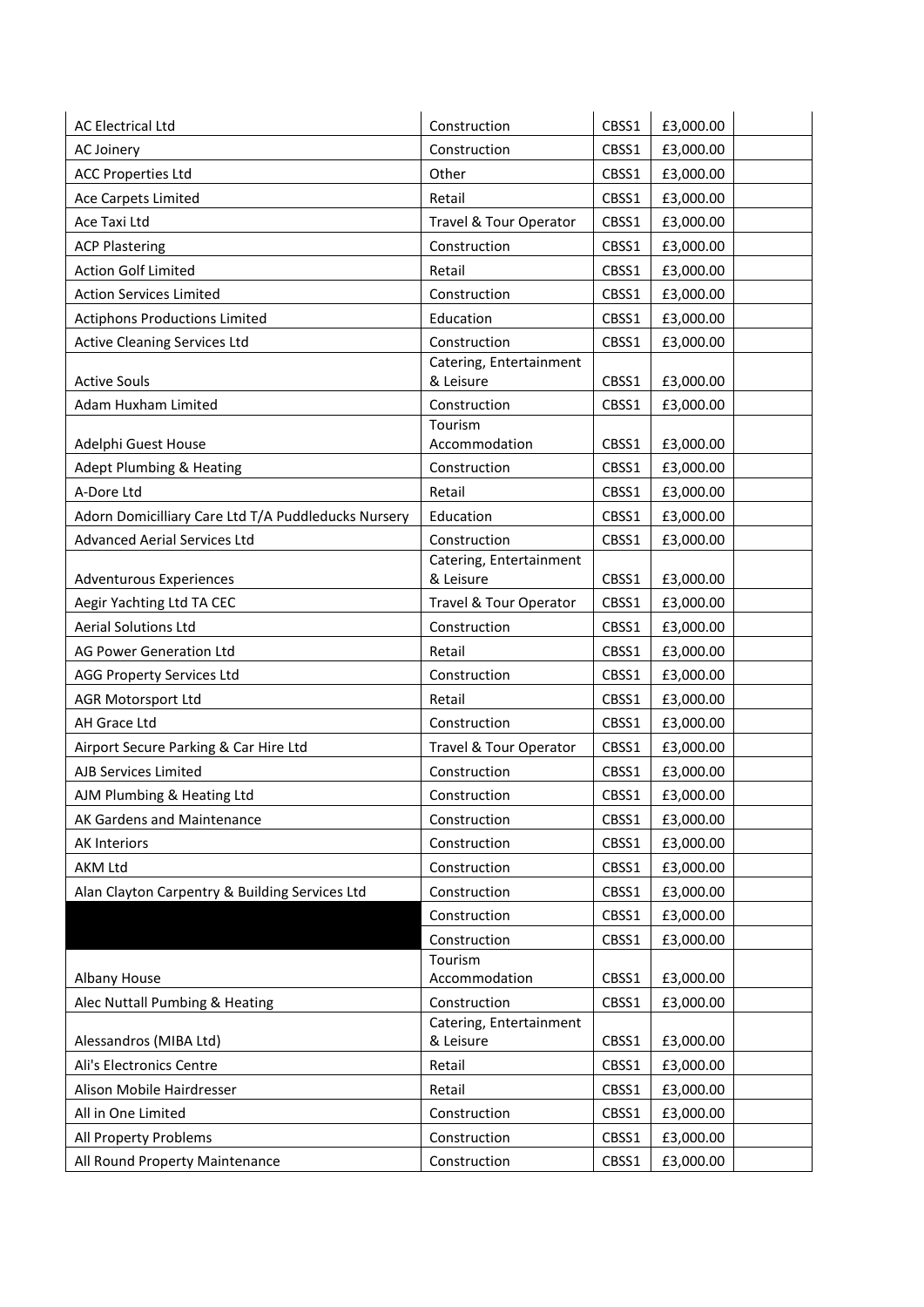| | | | | |
|---|---|---|---|---|
| AC Electrical Ltd | Construction | CBSS1 | £3,000.00 | |
| AC Joinery | Construction | CBSS1 | £3,000.00 | |
| ACC Properties Ltd | Other | CBSS1 | £3,000.00 | |
| Ace Carpets Limited | Retail | CBSS1 | £3,000.00 | |
| Ace Taxi Ltd | Travel & Tour Operator | CBSS1 | £3,000.00 | |
| ACP Plastering | Construction | CBSS1 | £3,000.00 | |
| Action Golf Limited | Retail | CBSS1 | £3,000.00 | |
| Action Services Limited | Construction | CBSS1 | £3,000.00 | |
| Actiphons Productions Limited | Education | CBSS1 | £3,000.00 | |
| Active Cleaning Services Ltd | Construction | CBSS1 | £3,000.00 | |
| Active Souls | Catering, Entertainment & Leisure | CBSS1 | £3,000.00 | |
| Adam Huxham Limited | Construction | CBSS1 | £3,000.00 | |
| Adelphi Guest House | Tourism Accommodation | CBSS1 | £3,000.00 | |
| Adept Plumbing & Heating | Construction | CBSS1 | £3,000.00 | |
| A-Dore Ltd | Retail | CBSS1 | £3,000.00 | |
| Adorn Domicilliary Care Ltd T/A Puddleducks Nursery | Education | CBSS1 | £3,000.00 | |
| Advanced Aerial Services Ltd | Construction | CBSS1 | £3,000.00 | |
| Adventurous Experiences | Catering, Entertainment & Leisure | CBSS1 | £3,000.00 | |
| Aegir Yachting Ltd TA CEC | Travel & Tour Operator | CBSS1 | £3,000.00 | |
| Aerial Solutions Ltd | Construction | CBSS1 | £3,000.00 | |
| AG Power Generation Ltd | Retail | CBSS1 | £3,000.00 | |
| AGG Property Services Ltd | Construction | CBSS1 | £3,000.00 | |
| AGR Motorsport Ltd | Retail | CBSS1 | £3,000.00 | |
| AH Grace Ltd | Construction | CBSS1 | £3,000.00 | |
| Airport Secure Parking & Car Hire Ltd | Travel & Tour Operator | CBSS1 | £3,000.00 | |
| AJB Services Limited | Construction | CBSS1 | £3,000.00 | |
| AJM Plumbing & Heating Ltd | Construction | CBSS1 | £3,000.00 | |
| AK Gardens and Maintenance | Construction | CBSS1 | £3,000.00 | |
| AK Interiors | Construction | CBSS1 | £3,000.00 | |
| AKM Ltd | Construction | CBSS1 | £3,000.00 | |
| Alan Clayton Carpentry & Building Services Ltd | Construction | CBSS1 | £3,000.00 | |
| | Construction | CBSS1 | £3,000.00 | |
| | Construction | CBSS1 | £3,000.00 | |
| Albany House | Tourism Accommodation | CBSS1 | £3,000.00 | |
| Alec Nuttall Pumbing & Heating | Construction | CBSS1 | £3,000.00 | |
| Alessandros (MIBA Ltd) | Catering, Entertainment & Leisure | CBSS1 | £3,000.00 | |
| Ali's Electronics Centre | Retail | CBSS1 | £3,000.00 | |
| Alison Mobile Hairdresser | Retail | CBSS1 | £3,000.00 | |
| All in One Limited | Construction | CBSS1 | £3,000.00 | |
| All Property Problems | Construction | CBSS1 | £3,000.00 | |
| All Round Property Maintenance | Construction | CBSS1 | £3,000.00 | |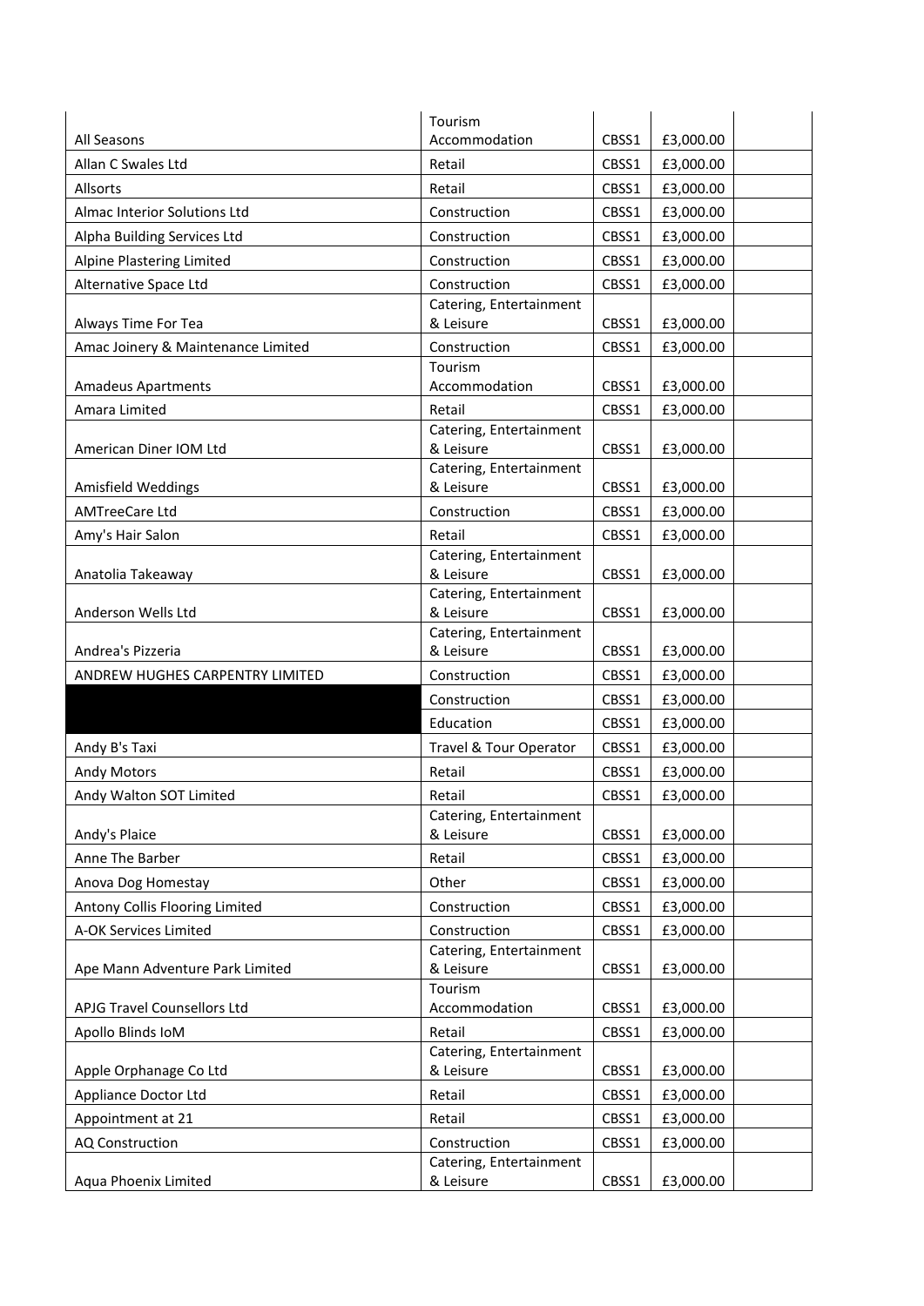| All Seasons | Tourism Accommodation | CBSS1 | £3,000.00 | |
|---|---|---|---|---|
| Allan C Swales Ltd | Retail | CBSS1 | £3,000.00 | |
| Allsorts | Retail | CBSS1 | £3,000.00 | |
| Almac Interior Solutions Ltd | Construction | CBSS1 | £3,000.00 | |
| Alpha Building Services Ltd | Construction | CBSS1 | £3,000.00 | |
| Alpine Plastering Limited | Construction | CBSS1 | £3,000.00 | |
| Alternative Space Ltd | Construction | CBSS1 | £3,000.00 | |
| Always Time For Tea | Catering, Entertainment & Leisure | CBSS1 | £3,000.00 | |
| Amac Joinery & Maintenance Limited | Construction | CBSS1 | £3,000.00 | |
| Amadeus Apartments | Tourism Accommodation | CBSS1 | £3,000.00 | |
| Amara Limited | Retail | CBSS1 | £3,000.00 | |
| American Diner IOM Ltd | Catering, Entertainment & Leisure | CBSS1 | £3,000.00 | |
| Amisfield Weddings | Catering, Entertainment & Leisure | CBSS1 | £3,000.00 | |
| AMTreeCare Ltd | Construction | CBSS1 | £3,000.00 | |
| Amy's Hair Salon | Retail | CBSS1 | £3,000.00 | |
| Anatolia Takeaway | Catering, Entertainment & Leisure | CBSS1 | £3,000.00 | |
| Anderson Wells Ltd | Catering, Entertainment & Leisure | CBSS1 | £3,000.00 | |
| Andrea's Pizzeria | Catering, Entertainment & Leisure | CBSS1 | £3,000.00 | |
| ANDREW HUGHES CARPENTRY LIMITED | Construction | CBSS1 | £3,000.00 | |
| | Construction | CBSS1 | £3,000.00 | |
| | Education | CBSS1 | £3,000.00 | |
| Andy B's Taxi | Travel & Tour Operator | CBSS1 | £3,000.00 | |
| Andy Motors | Retail | CBSS1 | £3,000.00 | |
| Andy Walton SOT Limited | Retail | CBSS1 | £3,000.00 | |
| Andy's Plaice | Catering, Entertainment & Leisure | CBSS1 | £3,000.00 | |
| Anne The Barber | Retail | CBSS1 | £3,000.00 | |
| Anova Dog Homestay | Other | CBSS1 | £3,000.00 | |
| Antony Collis Flooring Limited | Construction | CBSS1 | £3,000.00 | |
| A-OK Services Limited | Construction | CBSS1 | £3,000.00 | |
| Ape Mann Adventure Park Limited | Catering, Entertainment & Leisure | CBSS1 | £3,000.00 | |
| APJG Travel Counsellors Ltd | Tourism Accommodation | CBSS1 | £3,000.00 | |
| Apollo Blinds IoM | Retail | CBSS1 | £3,000.00 | |
| Apple Orphanage Co Ltd | Catering, Entertainment & Leisure | CBSS1 | £3,000.00 | |
| Appliance Doctor Ltd | Retail | CBSS1 | £3,000.00 | |
| Appointment at 21 | Retail | CBSS1 | £3,000.00 | |
| AQ Construction | Construction | CBSS1 | £3,000.00 | |
| Aqua Phoenix Limited | Catering, Entertainment & Leisure | CBSS1 | £3,000.00 | |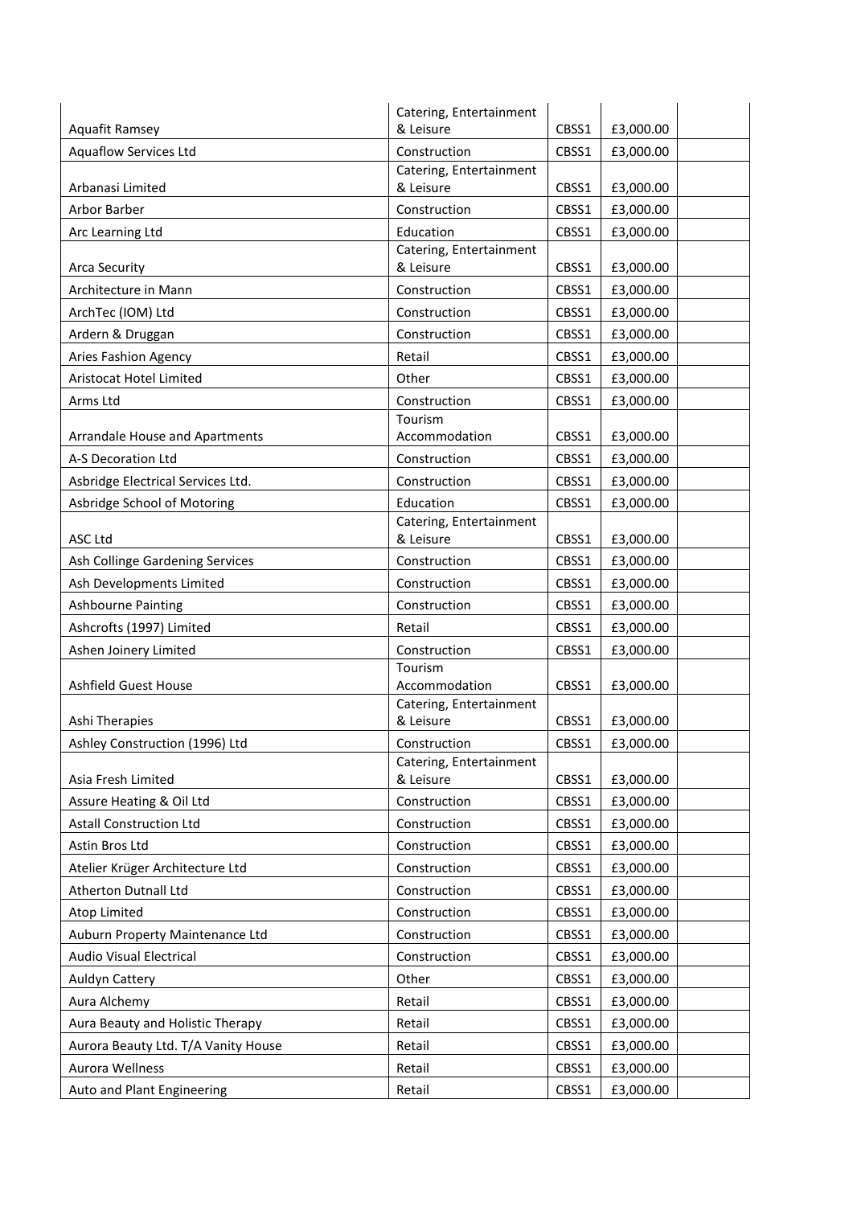| | | | | |
|---|---|---|---|---|
| Aquafit Ramsey | Catering, Entertainment & Leisure | CBSS1 | £3,000.00 | |
| Aquaflow Services Ltd | Construction | CBSS1 | £3,000.00 | |
| Arbanasi Limited | Catering, Entertainment & Leisure | CBSS1 | £3,000.00 | |
| Arbor Barber | Construction | CBSS1 | £3,000.00 | |
| Arc Learning Ltd | Education | CBSS1 | £3,000.00 | |
| Arca Security | Catering, Entertainment & Leisure | CBSS1 | £3,000.00 | |
| Architecture in Mann | Construction | CBSS1 | £3,000.00 | |
| ArchTec (IOM) Ltd | Construction | CBSS1 | £3,000.00 | |
| Ardern & Druggan | Construction | CBSS1 | £3,000.00 | |
| Aries Fashion Agency | Retail | CBSS1 | £3,000.00 | |
| Aristocat Hotel Limited | Other | CBSS1 | £3,000.00 | |
| Arms Ltd | Construction | CBSS1 | £3,000.00 | |
| Arrandale House and Apartments | Tourism Accommodation | CBSS1 | £3,000.00 | |
| A-S Decoration Ltd | Construction | CBSS1 | £3,000.00 | |
| Asbridge Electrical Services Ltd. | Construction | CBSS1 | £3,000.00 | |
| Asbridge School of Motoring | Education | CBSS1 | £3,000.00 | |
| ASC Ltd | Catering, Entertainment & Leisure | CBSS1 | £3,000.00 | |
| Ash Collinge Gardening Services | Construction | CBSS1 | £3,000.00 | |
| Ash Developments Limited | Construction | CBSS1 | £3,000.00 | |
| Ashbourne Painting | Construction | CBSS1 | £3,000.00 | |
| Ashcrofts (1997) Limited | Retail | CBSS1 | £3,000.00 | |
| Ashen Joinery Limited | Construction | CBSS1 | £3,000.00 | |
| Ashfield Guest House | Tourism Accommodation | CBSS1 | £3,000.00 | |
| Ashi Therapies | Catering, Entertainment & Leisure | CBSS1 | £3,000.00 | |
| Ashley Construction (1996) Ltd | Construction | CBSS1 | £3,000.00 | |
| Asia Fresh Limited | Catering, Entertainment & Leisure | CBSS1 | £3,000.00 | |
| Assure Heating & Oil Ltd | Construction | CBSS1 | £3,000.00 | |
| Astall Construction Ltd | Construction | CBSS1 | £3,000.00 | |
| Astin Bros Ltd | Construction | CBSS1 | £3,000.00 | |
| Atelier Krüger Architecture Ltd | Construction | CBSS1 | £3,000.00 | |
| Atherton Dutnall Ltd | Construction | CBSS1 | £3,000.00 | |
| Atop Limited | Construction | CBSS1 | £3,000.00 | |
| Auburn Property Maintenance Ltd | Construction | CBSS1 | £3,000.00 | |
| Audio Visual Electrical | Construction | CBSS1 | £3,000.00 | |
| Auldyn Cattery | Other | CBSS1 | £3,000.00 | |
| Aura Alchemy | Retail | CBSS1 | £3,000.00 | |
| Aura Beauty and Holistic Therapy | Retail | CBSS1 | £3,000.00 | |
| Aurora Beauty Ltd. T/A Vanity House | Retail | CBSS1 | £3,000.00 | |
| Aurora Wellness | Retail | CBSS1 | £3,000.00 | |
| Auto and Plant Engineering | Retail | CBSS1 | £3,000.00 | |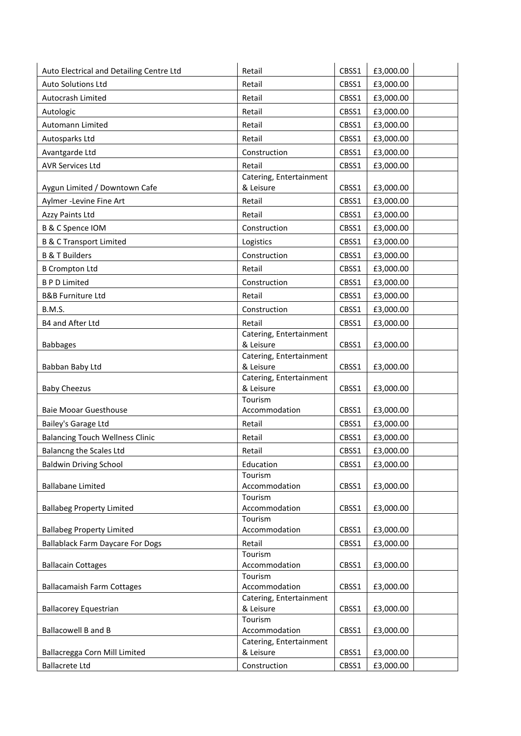| Auto Electrical and Detailing Centre Ltd | Retail | CBSS1 | £3,000.00 | |
|---|---|---|---|---|
| Auto Solutions Ltd | Retail | CBSS1 | £3,000.00 | |
| Autocrash Limited | Retail | CBSS1 | £3,000.00 | |
| Autologic | Retail | CBSS1 | £3,000.00 | |
| Automann Limited | Retail | CBSS1 | £3,000.00 | |
| Autosparks Ltd | Retail | CBSS1 | £3,000.00 | |
| Avantgarde Ltd | Construction | CBSS1 | £3,000.00 | |
| AVR Services Ltd | Retail | CBSS1 | £3,000.00 | |
| Aygun Limited / Downtown Cafe | Catering, Entertainment & Leisure | CBSS1 | £3,000.00 | |
| Aylmer -Levine Fine Art | Retail | CBSS1 | £3,000.00 | |
| Azzy Paints Ltd | Retail | CBSS1 | £3,000.00 | |
| B & C Spence IOM | Construction | CBSS1 | £3,000.00 | |
| B & C Transport Limited | Logistics | CBSS1 | £3,000.00 | |
| B & T Builders | Construction | CBSS1 | £3,000.00 | |
| B Crompton Ltd | Retail | CBSS1 | £3,000.00 | |
| B P D Limited | Construction | CBSS1 | £3,000.00 | |
| B&B Furniture Ltd | Retail | CBSS1 | £3,000.00 | |
| B.M.S. | Construction | CBSS1 | £3,000.00 | |
| B4 and After Ltd | Retail | CBSS1 | £3,000.00 | |
| Babbages | Catering, Entertainment & Leisure | CBSS1 | £3,000.00 | |
| Babban Baby Ltd | Catering, Entertainment & Leisure | CBSS1 | £3,000.00 | |
| Baby Cheezus | Catering, Entertainment & Leisure | CBSS1 | £3,000.00 | |
| Baie Mooar Guesthouse | Tourism Accommodation | CBSS1 | £3,000.00 | |
| Bailey's Garage Ltd | Retail | CBSS1 | £3,000.00 | |
| Balancing Touch Wellness Clinic | Retail | CBSS1 | £3,000.00 | |
| Balancng the Scales Ltd | Retail | CBSS1 | £3,000.00 | |
| Baldwin Driving School | Education | CBSS1 | £3,000.00 | |
| Ballabane Limited | Tourism Accommodation | CBSS1 | £3,000.00 | |
| Ballabeg Property Limited | Tourism Accommodation | CBSS1 | £3,000.00 | |
| Ballabeg Property Limited | Tourism Accommodation | CBSS1 | £3,000.00 | |
| Ballablack Farm Daycare For Dogs | Retail | CBSS1 | £3,000.00 | |
| Ballacain Cottages | Tourism Accommodation | CBSS1 | £3,000.00 | |
| Ballacamaish Farm Cottages | Tourism Accommodation | CBSS1 | £3,000.00 | |
| Ballacorey Equestrian | Catering, Entertainment & Leisure | CBSS1 | £3,000.00 | |
| Ballacowell B and B | Tourism Accommodation | CBSS1 | £3,000.00 | |
| Ballacregga Corn Mill Limited | Catering, Entertainment & Leisure | CBSS1 | £3,000.00 | |
| Ballacrete Ltd | Construction | CBSS1 | £3,000.00 | |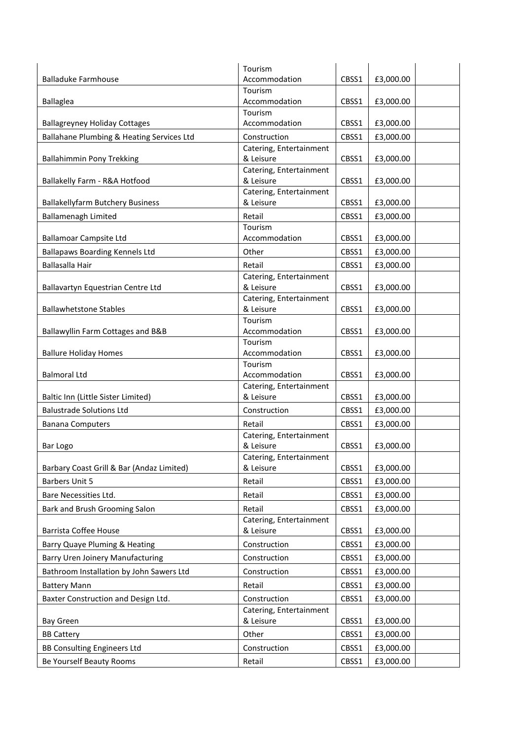| | | | | |
|---|---|---|---|---|
| Balladuke Farmhouse | Tourism Accommodation | CBSS1 | £3,000.00 | |
| Ballaglea | Tourism Accommodation | CBSS1 | £3,000.00 | |
| Ballagreyney Holiday Cottages | Tourism Accommodation | CBSS1 | £3,000.00 | |
| Ballahane Plumbing & Heating Services Ltd | Construction | CBSS1 | £3,000.00 | |
| Ballahimmin Pony Trekking | Catering, Entertainment & Leisure | CBSS1 | £3,000.00 | |
| Ballakelly Farm - R&A Hotfood | Catering, Entertainment & Leisure | CBSS1 | £3,000.00 | |
| Ballakellyfarm Butchery Business | Catering, Entertainment & Leisure | CBSS1 | £3,000.00 | |
| Ballamenagh Limited | Retail | CBSS1 | £3,000.00 | |
| Ballamoar Campsite Ltd | Tourism Accommodation | CBSS1 | £3,000.00 | |
| Ballapaws Boarding Kennels Ltd | Other | CBSS1 | £3,000.00 | |
| Ballasalla Hair | Retail | CBSS1 | £3,000.00 | |
| Ballavartyn Equestrian Centre Ltd | Catering, Entertainment & Leisure | CBSS1 | £3,000.00 | |
| Ballawhetstone Stables | Catering, Entertainment & Leisure | CBSS1 | £3,000.00 | |
| Ballawyllin Farm Cottages and B&B | Tourism Accommodation | CBSS1 | £3,000.00 | |
| Ballure Holiday Homes | Tourism Accommodation | CBSS1 | £3,000.00 | |
| Balmoral Ltd | Tourism Accommodation | CBSS1 | £3,000.00 | |
| Baltic Inn (Little Sister Limited) | Catering, Entertainment & Leisure | CBSS1 | £3,000.00 | |
| Balustrade Solutions Ltd | Construction | CBSS1 | £3,000.00 | |
| Banana Computers | Retail | CBSS1 | £3,000.00 | |
| Bar Logo | Catering, Entertainment & Leisure | CBSS1 | £3,000.00 | |
| Barbary Coast Grill & Bar (Andaz Limited) | Catering, Entertainment & Leisure | CBSS1 | £3,000.00 | |
| Barbers Unit 5 | Retail | CBSS1 | £3,000.00 | |
| Bare Necessities Ltd. | Retail | CBSS1 | £3,000.00 | |
| Bark and Brush Grooming Salon | Retail | CBSS1 | £3,000.00 | |
| Barrista Coffee House | Catering, Entertainment & Leisure | CBSS1 | £3,000.00 | |
| Barry Quaye Pluming & Heating | Construction | CBSS1 | £3,000.00 | |
| Barry Uren Joinery Manufacturing | Construction | CBSS1 | £3,000.00 | |
| Bathroom Installation by John Sawers Ltd | Construction | CBSS1 | £3,000.00 | |
| Battery Mann | Retail | CBSS1 | £3,000.00 | |
| Baxter Construction and Design Ltd. | Construction | CBSS1 | £3,000.00 | |
| Bay Green | Catering, Entertainment & Leisure | CBSS1 | £3,000.00 | |
| BB Cattery | Other | CBSS1 | £3,000.00 | |
| BB Consulting Engineers Ltd | Construction | CBSS1 | £3,000.00 | |
| Be Yourself Beauty Rooms | Retail | CBSS1 | £3,000.00 | |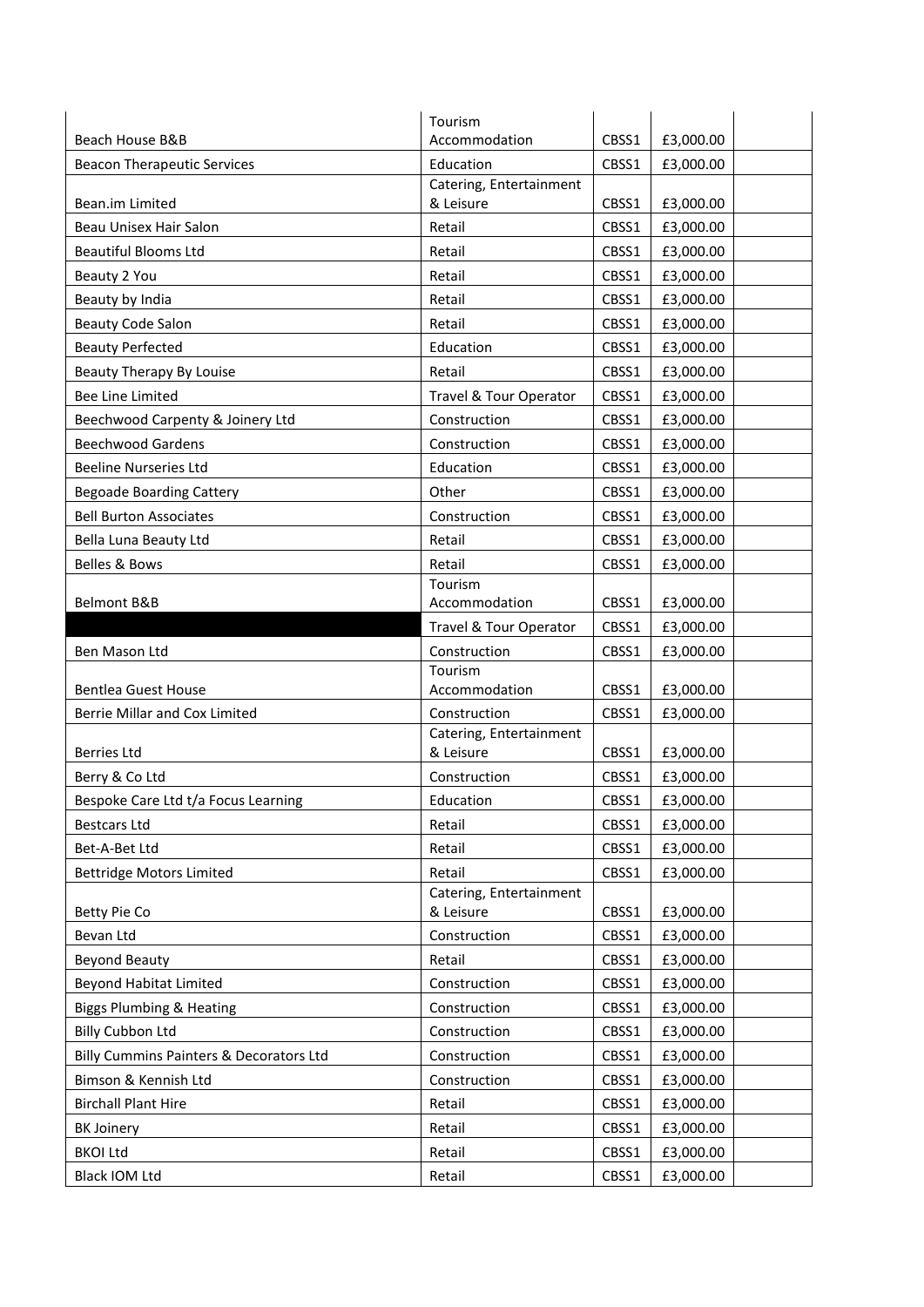| | | | | |
|---|---|---|---|---|
| Beach House B&B | Tourism Accommodation | CBSS1 | £3,000.00 | |
| Beacon Therapeutic Services | Education | CBSS1 | £3,000.00 | |
| Bean.im Limited | Catering, Entertainment & Leisure | CBSS1 | £3,000.00 | |
| Beau Unisex Hair Salon | Retail | CBSS1 | £3,000.00 | |
| Beautiful Blooms Ltd | Retail | CBSS1 | £3,000.00 | |
| Beauty 2 You | Retail | CBSS1 | £3,000.00 | |
| Beauty by India | Retail | CBSS1 | £3,000.00 | |
| Beauty Code Salon | Retail | CBSS1 | £3,000.00 | |
| Beauty Perfected | Education | CBSS1 | £3,000.00 | |
| Beauty Therapy By Louise | Retail | CBSS1 | £3,000.00 | |
| Bee Line Limited | Travel & Tour Operator | CBSS1 | £3,000.00 | |
| Beechwood Carpenty & Joinery Ltd | Construction | CBSS1 | £3,000.00 | |
| Beechwood Gardens | Construction | CBSS1 | £3,000.00 | |
| Beeline Nurseries Ltd | Education | CBSS1 | £3,000.00 | |
| Begoade Boarding Cattery | Other | CBSS1 | £3,000.00 | |
| Bell Burton Associates | Construction | CBSS1 | £3,000.00 | |
| Bella Luna Beauty Ltd | Retail | CBSS1 | £3,000.00 | |
| Belles & Bows | Retail | CBSS1 | £3,000.00 | |
| Belmont B&B | Tourism Accommodation | CBSS1 | £3,000.00 | |
| | Travel & Tour Operator | CBSS1 | £3,000.00 | |
| Ben Mason Ltd | Construction | CBSS1 | £3,000.00 | |
| Bentlea Guest House | Tourism Accommodation | CBSS1 | £3,000.00 | |
| Berrie Millar and Cox Limited | Construction | CBSS1 | £3,000.00 | |
| Berries Ltd | Catering, Entertainment & Leisure | CBSS1 | £3,000.00 | |
| Berry & Co Ltd | Construction | CBSS1 | £3,000.00 | |
| Bespoke Care Ltd t/a Focus Learning | Education | CBSS1 | £3,000.00 | |
| Bestcars Ltd | Retail | CBSS1 | £3,000.00 | |
| Bet-A-Bet Ltd | Retail | CBSS1 | £3,000.00 | |
| Bettridge Motors Limited | Retail | CBSS1 | £3,000.00 | |
| Betty Pie Co | Catering, Entertainment & Leisure | CBSS1 | £3,000.00 | |
| Bevan Ltd | Construction | CBSS1 | £3,000.00 | |
| Beyond Beauty | Retail | CBSS1 | £3,000.00 | |
| Beyond Habitat Limited | Construction | CBSS1 | £3,000.00 | |
| Biggs Plumbing & Heating | Construction | CBSS1 | £3,000.00 | |
| Billy Cubbon Ltd | Construction | CBSS1 | £3,000.00 | |
| Billy Cummins Painters & Decorators Ltd | Construction | CBSS1 | £3,000.00 | |
| Bimson & Kennish Ltd | Construction | CBSS1 | £3,000.00 | |
| Birchall Plant Hire | Retail | CBSS1 | £3,000.00 | |
| BK Joinery | Retail | CBSS1 | £3,000.00 | |
| BKOI Ltd | Retail | CBSS1 | £3,000.00 | |
| Black IOM Ltd | Retail | CBSS1 | £3,000.00 | |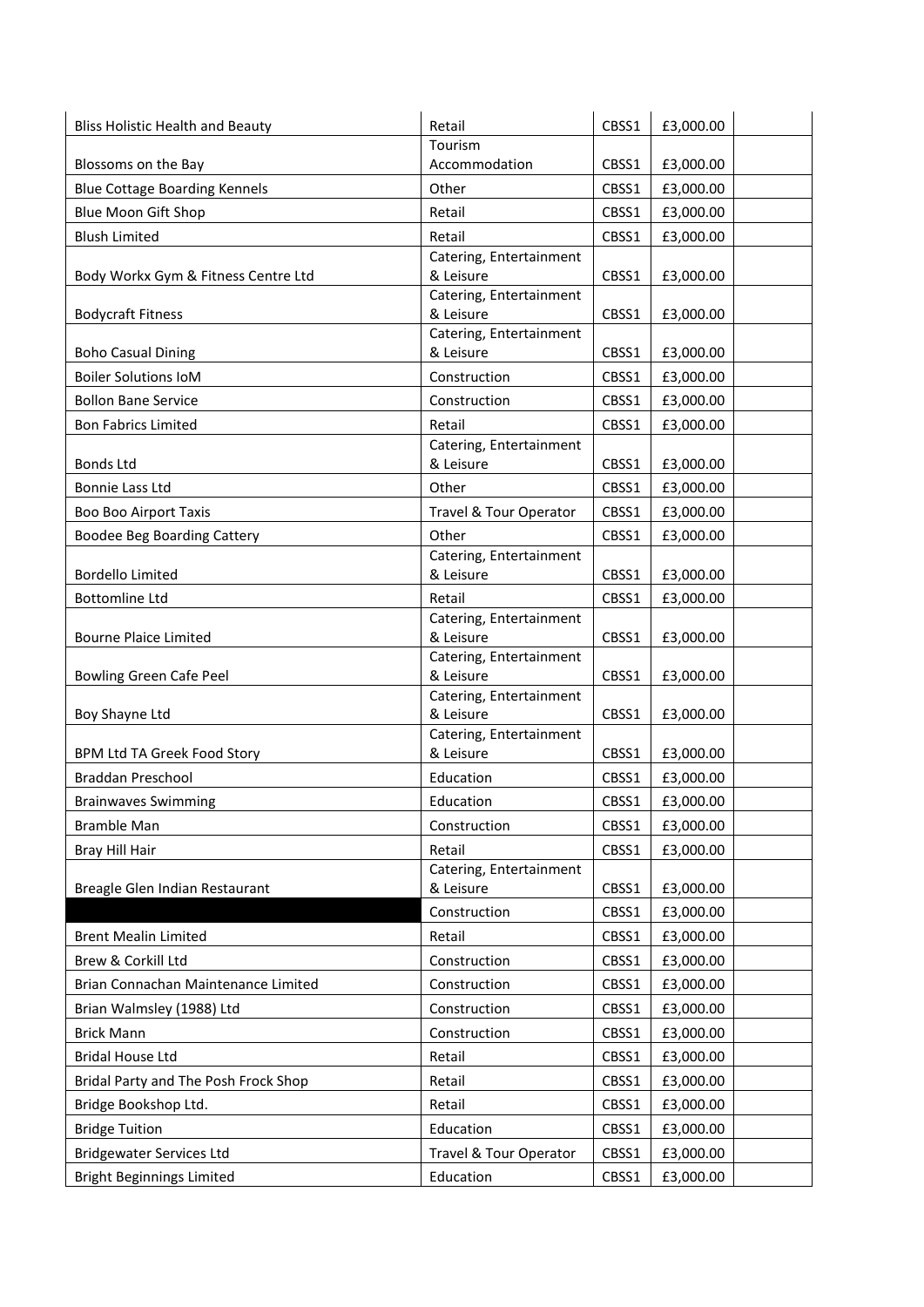| | | | | |
|---|---|---|---|---|
| Bliss Holistic Health and Beauty | Retail | CBSS1 | £3,000.00 | |
| Blossoms on the Bay | Tourism Accommodation | CBSS1 | £3,000.00 | |
| Blue Cottage Boarding Kennels | Other | CBSS1 | £3,000.00 | |
| Blue Moon Gift Shop | Retail | CBSS1 | £3,000.00 | |
| Blush Limited | Retail | CBSS1 | £3,000.00 | |
| Body Workx Gym & Fitness Centre Ltd | Catering, Entertainment & Leisure | CBSS1 | £3,000.00 | |
| Bodycraft Fitness | Catering, Entertainment & Leisure | CBSS1 | £3,000.00 | |
| Boho Casual Dining | Catering, Entertainment & Leisure | CBSS1 | £3,000.00 | |
| Boiler Solutions IoM | Construction | CBSS1 | £3,000.00 | |
| Bollon Bane Service | Construction | CBSS1 | £3,000.00 | |
| Bon Fabrics Limited | Retail | CBSS1 | £3,000.00 | |
| Bonds Ltd | Catering, Entertainment & Leisure | CBSS1 | £3,000.00 | |
| Bonnie Lass Ltd | Other | CBSS1 | £3,000.00 | |
| Boo Boo Airport Taxis | Travel & Tour Operator | CBSS1 | £3,000.00 | |
| Boodee Beg Boarding Cattery | Other | CBSS1 | £3,000.00 | |
| Bordello Limited | Catering, Entertainment & Leisure | CBSS1 | £3,000.00 | |
| Bottomline Ltd | Retail | CBSS1 | £3,000.00 | |
| Bourne Plaice Limited | Catering, Entertainment & Leisure | CBSS1 | £3,000.00 | |
| Bowling Green Cafe Peel | Catering, Entertainment & Leisure | CBSS1 | £3,000.00 | |
| Boy Shayne Ltd | Catering, Entertainment & Leisure | CBSS1 | £3,000.00 | |
| BPM Ltd TA Greek Food Story | Catering, Entertainment & Leisure | CBSS1 | £3,000.00 | |
| Braddan Preschool | Education | CBSS1 | £3,000.00 | |
| Brainwaves Swimming | Education | CBSS1 | £3,000.00 | |
| Bramble Man | Construction | CBSS1 | £3,000.00 | |
| Bray Hill Hair | Retail | CBSS1 | £3,000.00 | |
| Breagle Glen Indian Restaurant | Catering, Entertainment & Leisure | CBSS1 | £3,000.00 | |
| | Construction | CBSS1 | £3,000.00 | |
| Brent Mealin Limited | Retail | CBSS1 | £3,000.00 | |
| Brew & Corkill Ltd | Construction | CBSS1 | £3,000.00 | |
| Brian Connachan Maintenance Limited | Construction | CBSS1 | £3,000.00 | |
| Brian Walmsley (1988) Ltd | Construction | CBSS1 | £3,000.00 | |
| Brick Mann | Construction | CBSS1 | £3,000.00 | |
| Bridal House Ltd | Retail | CBSS1 | £3,000.00 | |
| Bridal Party and The Posh Frock Shop | Retail | CBSS1 | £3,000.00 | |
| Bridge Bookshop Ltd. | Retail | CBSS1 | £3,000.00 | |
| Bridge Tuition | Education | CBSS1 | £3,000.00 | |
| Bridgewater Services Ltd | Travel & Tour Operator | CBSS1 | £3,000.00 | |
| Bright Beginnings Limited | Education | CBSS1 | £3,000.00 | |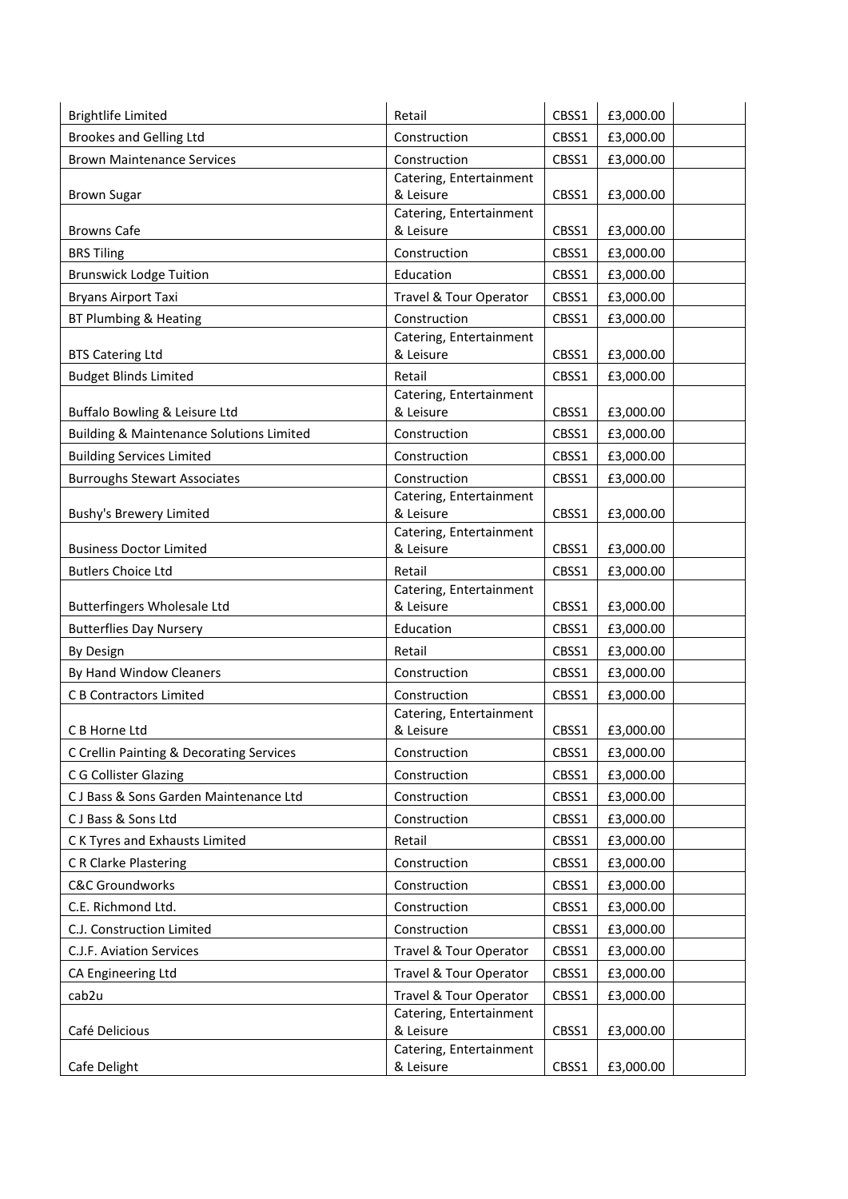| Brightlife Limited | Retail | CBSS1 | £3,000.00 | |
|---|---|---|---|---|
| Brookes and Gelling Ltd | Construction | CBSS1 | £3,000.00 | |
| Brown Maintenance Services | Construction | CBSS1 | £3,000.00 | |
| Brown Sugar | Catering, Entertainment & Leisure | CBSS1 | £3,000.00 | |
| Browns Cafe | Catering, Entertainment & Leisure | CBSS1 | £3,000.00 | |
| BRS Tiling | Construction | CBSS1 | £3,000.00 | |
| Brunswick Lodge Tuition | Education | CBSS1 | £3,000.00 | |
| Bryans Airport Taxi | Travel & Tour Operator | CBSS1 | £3,000.00 | |
| BT Plumbing & Heating | Construction | CBSS1 | £3,000.00 | |
| BTS Catering Ltd | Catering, Entertainment & Leisure | CBSS1 | £3,000.00 | |
| Budget Blinds Limited | Retail | CBSS1 | £3,000.00 | |
| Buffalo Bowling & Leisure Ltd | Catering, Entertainment & Leisure | CBSS1 | £3,000.00 | |
| Building & Maintenance Solutions Limited | Construction | CBSS1 | £3,000.00 | |
| Building Services Limited | Construction | CBSS1 | £3,000.00 | |
| Burroughs Stewart Associates | Construction | CBSS1 | £3,000.00 | |
| Bushy's Brewery Limited | Catering, Entertainment & Leisure | CBSS1 | £3,000.00 | |
| Business Doctor Limited | Catering, Entertainment & Leisure | CBSS1 | £3,000.00 | |
| Butlers Choice Ltd | Retail | CBSS1 | £3,000.00 | |
| Butterfingers Wholesale Ltd | Catering, Entertainment & Leisure | CBSS1 | £3,000.00 | |
| Butterflies Day Nursery | Education | CBSS1 | £3,000.00 | |
| By Design | Retail | CBSS1 | £3,000.00 | |
| By Hand Window Cleaners | Construction | CBSS1 | £3,000.00 | |
| C B Contractors Limited | Construction | CBSS1 | £3,000.00 | |
| C B Horne Ltd | Catering, Entertainment & Leisure | CBSS1 | £3,000.00 | |
| C Crellin Painting & Decorating Services | Construction | CBSS1 | £3,000.00 | |
| C G Collister Glazing | Construction | CBSS1 | £3,000.00 | |
| C J Bass & Sons Garden Maintenance Ltd | Construction | CBSS1 | £3,000.00 | |
| C J Bass & Sons Ltd | Construction | CBSS1 | £3,000.00 | |
| C K Tyres and Exhausts Limited | Retail | CBSS1 | £3,000.00 | |
| C R Clarke Plastering | Construction | CBSS1 | £3,000.00 | |
| C&C Groundworks | Construction | CBSS1 | £3,000.00 | |
| C.E. Richmond Ltd. | Construction | CBSS1 | £3,000.00 | |
| C.J. Construction Limited | Construction | CBSS1 | £3,000.00 | |
| C.J.F. Aviation Services | Travel & Tour Operator | CBSS1 | £3,000.00 | |
| CA Engineering Ltd | Travel & Tour Operator | CBSS1 | £3,000.00 | |
| cab2u | Travel & Tour Operator | CBSS1 | £3,000.00 | |
| Café Delicious | Catering, Entertainment & Leisure | CBSS1 | £3,000.00 | |
| Cafe Delight | Catering, Entertainment & Leisure | CBSS1 | £3,000.00 | |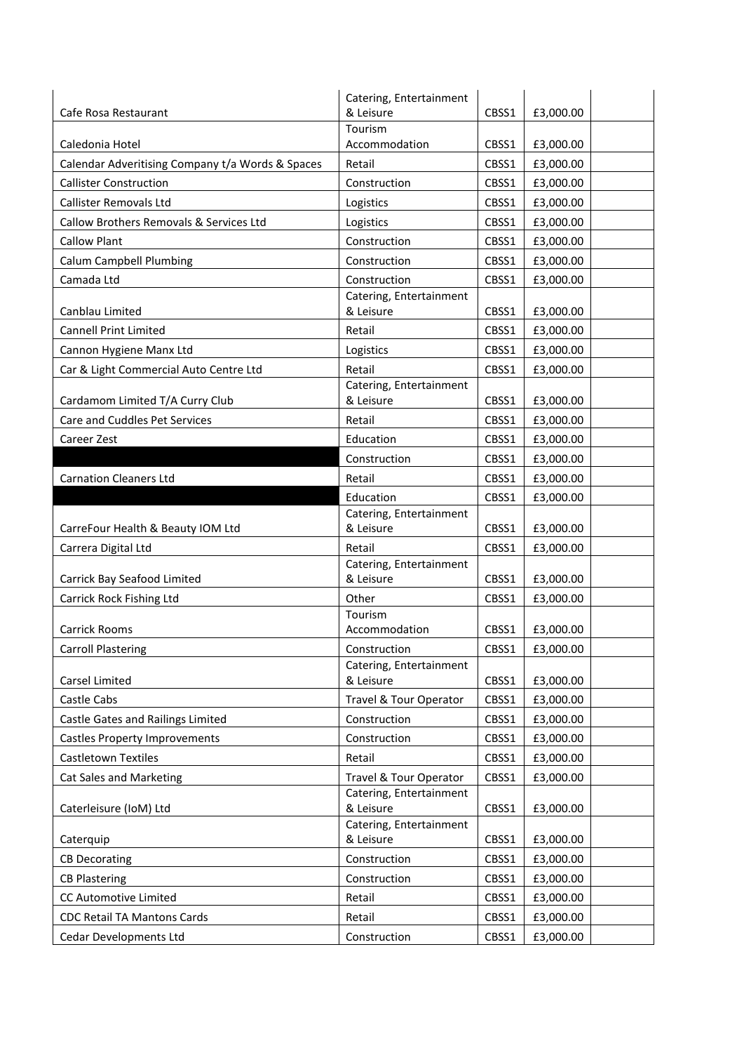| | | | | |
|---|---|---|---|---|
| Cafe Rosa Restaurant | Catering, Entertainment & Leisure | CBSS1 | £3,000.00 | |
| Caledonia Hotel | Tourism Accommodation | CBSS1 | £3,000.00 | |
| Calendar Adveritising Company t/a Words & Spaces | Retail | CBSS1 | £3,000.00 | |
| Callister Construction | Construction | CBSS1 | £3,000.00 | |
| Callister Removals Ltd | Logistics | CBSS1 | £3,000.00 | |
| Callow Brothers Removals & Services Ltd | Logistics | CBSS1 | £3,000.00 | |
| Callow Plant | Construction | CBSS1 | £3,000.00 | |
| Calum Campbell Plumbing | Construction | CBSS1 | £3,000.00 | |
| Camada Ltd | Construction | CBSS1 | £3,000.00 | |
| Canblau Limited | Catering, Entertainment & Leisure | CBSS1 | £3,000.00 | |
| Cannell Print Limited | Retail | CBSS1 | £3,000.00 | |
| Cannon Hygiene Manx Ltd | Logistics | CBSS1 | £3,000.00 | |
| Car & Light Commercial Auto Centre Ltd | Retail | CBSS1 | £3,000.00 | |
| Cardamom Limited T/A Curry Club | Catering, Entertainment & Leisure | CBSS1 | £3,000.00 | |
| Care and Cuddles Pet Services | Retail | CBSS1 | £3,000.00 | |
| Career Zest | Education | CBSS1 | £3,000.00 | |
| | Construction | CBSS1 | £3,000.00 | |
| Carnation Cleaners Ltd | Retail | CBSS1 | £3,000.00 | |
| | Education | CBSS1 | £3,000.00 | |
| CarreFour Health & Beauty IOM Ltd | Catering, Entertainment & Leisure | CBSS1 | £3,000.00 | |
| Carrera Digital Ltd | Retail | CBSS1 | £3,000.00 | |
| Carrick Bay Seafood Limited | Catering, Entertainment & Leisure | CBSS1 | £3,000.00 | |
| Carrick Rock Fishing Ltd | Other | CBSS1 | £3,000.00 | |
| Carrick Rooms | Tourism Accommodation | CBSS1 | £3,000.00 | |
| Carroll Plastering | Construction | CBSS1 | £3,000.00 | |
| Carsel Limited | Catering, Entertainment & Leisure | CBSS1 | £3,000.00 | |
| Castle Cabs | Travel & Tour Operator | CBSS1 | £3,000.00 | |
| Castle Gates and Railings Limited | Construction | CBSS1 | £3,000.00 | |
| Castles Property Improvements | Construction | CBSS1 | £3,000.00 | |
| Castletown Textiles | Retail | CBSS1 | £3,000.00 | |
| Cat Sales and Marketing | Travel & Tour Operator | CBSS1 | £3,000.00 | |
| Caterleisure (IoM) Ltd | Catering, Entertainment & Leisure | CBSS1 | £3,000.00 | |
| Caterquip | Catering, Entertainment & Leisure | CBSS1 | £3,000.00 | |
| CB Decorating | Construction | CBSS1 | £3,000.00 | |
| CB Plastering | Construction | CBSS1 | £3,000.00 | |
| CC Automotive Limited | Retail | CBSS1 | £3,000.00 | |
| CDC Retail TA Mantons Cards | Retail | CBSS1 | £3,000.00 | |
| Cedar Developments Ltd | Construction | CBSS1 | £3,000.00 | |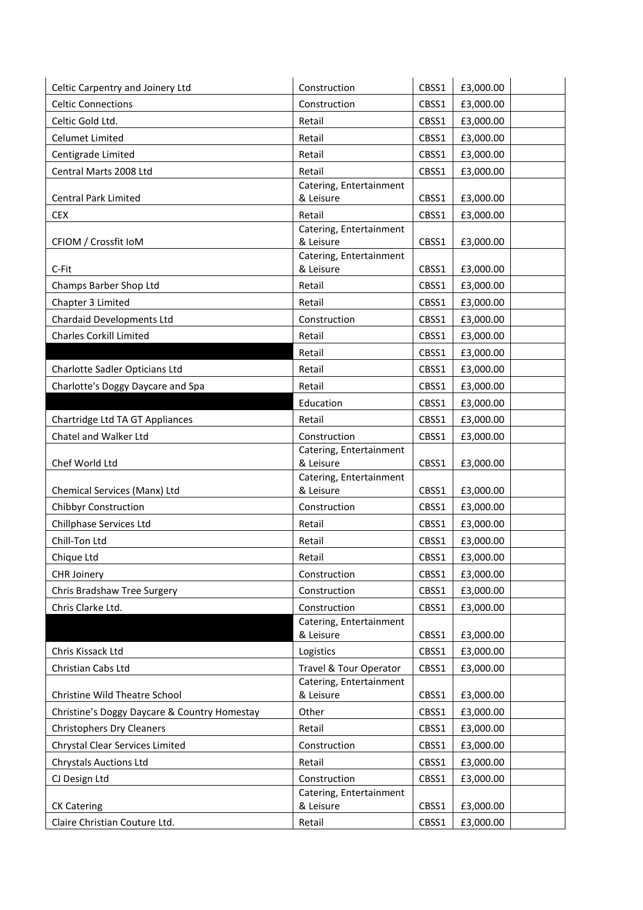| | | | | |
|---|---|---|---|---|
| Celtic Carpentry and Joinery Ltd | Construction | CBSS1 | £3,000.00 | |
| Celtic Connections | Construction | CBSS1 | £3,000.00 | |
| Celtic Gold Ltd. | Retail | CBSS1 | £3,000.00 | |
| Celumet Limited | Retail | CBSS1 | £3,000.00 | |
| Centigrade Limited | Retail | CBSS1 | £3,000.00 | |
| Central Marts 2008 Ltd | Retail | CBSS1 | £3,000.00 | |
| Central Park Limited | Catering, Entertainment & Leisure | CBSS1 | £3,000.00 | |
| CEX | Retail | CBSS1 | £3,000.00 | |
| CFIOM / Crossfit IoM | Catering, Entertainment & Leisure | CBSS1 | £3,000.00 | |
| C-Fit | Catering, Entertainment & Leisure | CBSS1 | £3,000.00 | |
| Champs Barber Shop Ltd | Retail | CBSS1 | £3,000.00 | |
| Chapter 3 Limited | Retail | CBSS1 | £3,000.00 | |
| Chardaid Developments Ltd | Construction | CBSS1 | £3,000.00 | |
| Charles Corkill Limited | Retail | CBSS1 | £3,000.00 | |
| | Retail | CBSS1 | £3,000.00 | |
| Charlotte Sadler Opticians Ltd | Retail | CBSS1 | £3,000.00 | |
| Charlotte's Doggy Daycare and Spa | Retail | CBSS1 | £3,000.00 | |
| | Education | CBSS1 | £3,000.00 | |
| Chartridge Ltd TA GT Appliances | Retail | CBSS1 | £3,000.00 | |
| Chatel and Walker Ltd | Construction | CBSS1 | £3,000.00 | |
| Chef World Ltd | Catering, Entertainment & Leisure | CBSS1 | £3,000.00 | |
| Chemical Services (Manx) Ltd | Catering, Entertainment & Leisure | CBSS1 | £3,000.00 | |
| Chibbyr Construction | Construction | CBSS1 | £3,000.00 | |
| Chillphase Services Ltd | Retail | CBSS1 | £3,000.00 | |
| Chill-Ton Ltd | Retail | CBSS1 | £3,000.00 | |
| Chique Ltd | Retail | CBSS1 | £3,000.00 | |
| CHR Joinery | Construction | CBSS1 | £3,000.00 | |
| Chris Bradshaw Tree Surgery | Construction | CBSS1 | £3,000.00 | |
| Chris Clarke Ltd. | Construction | CBSS1 | £3,000.00 | |
| | Catering, Entertainment & Leisure | CBSS1 | £3,000.00 | |
| Chris Kissack Ltd | Logistics | CBSS1 | £3,000.00 | |
| Christian Cabs Ltd | Travel & Tour Operator | CBSS1 | £3,000.00 | |
| Christine Wild Theatre School | Catering, Entertainment & Leisure | CBSS1 | £3,000.00 | |
| Christine's Doggy Daycare & Country Homestay | Other | CBSS1 | £3,000.00 | |
| Christophers Dry Cleaners | Retail | CBSS1 | £3,000.00 | |
| Chrystal Clear Services Limited | Construction | CBSS1 | £3,000.00 | |
| Chrystals Auctions Ltd | Retail | CBSS1 | £3,000.00 | |
| CJ Design Ltd | Construction | CBSS1 | £3,000.00 | |
| CK Catering | Catering, Entertainment & Leisure | CBSS1 | £3,000.00 | |
| Claire Christian Couture Ltd. | Retail | CBSS1 | £3,000.00 | |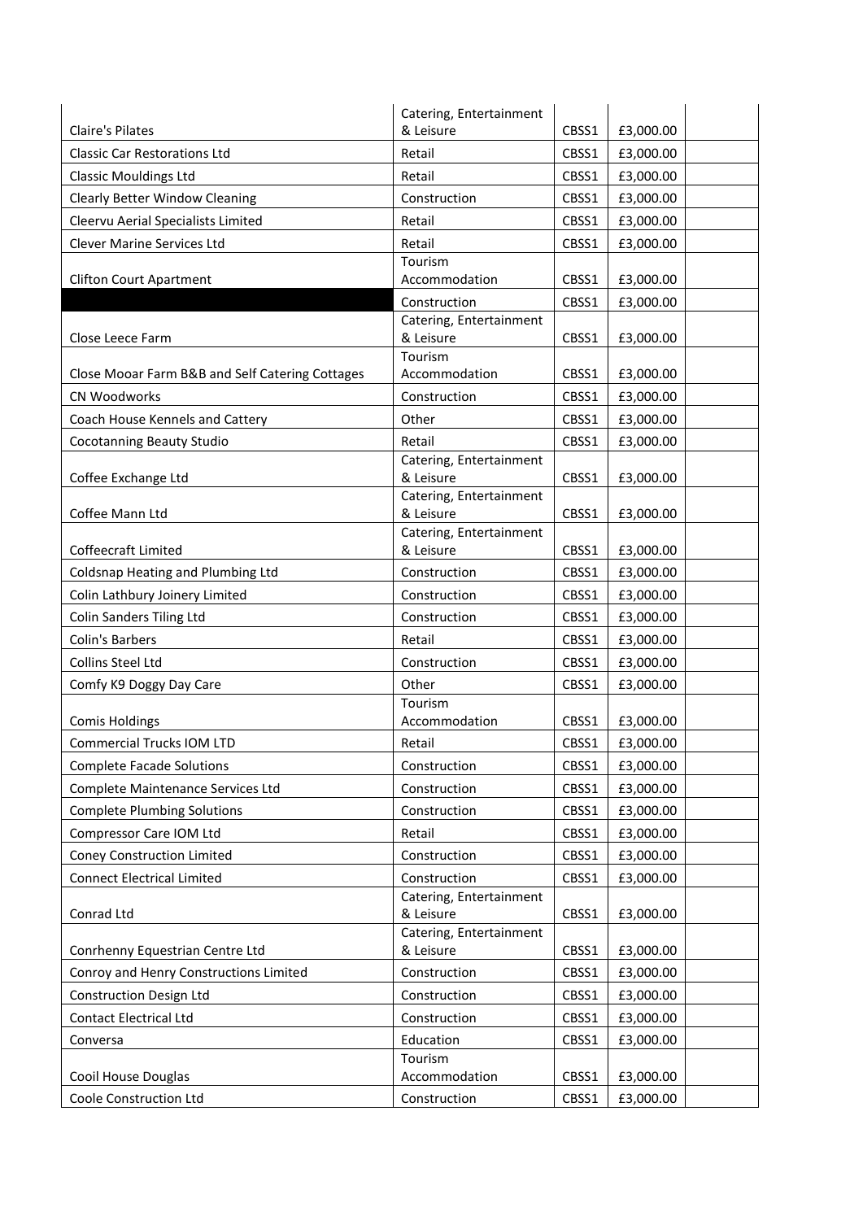| | | | | |
|---|---|---|---|---|
| Claire's Pilates | Catering, Entertainment & Leisure | CBSS1 | £3,000.00 | |
| Classic Car Restorations Ltd | Retail | CBSS1 | £3,000.00 | |
| Classic Mouldings Ltd | Retail | CBSS1 | £3,000.00 | |
| Clearly Better Window Cleaning | Construction | CBSS1 | £3,000.00 | |
| Cleervu Aerial Specialists Limited | Retail | CBSS1 | £3,000.00 | |
| Clever Marine Services Ltd | Retail | CBSS1 | £3,000.00 | |
| Clifton Court Apartment | Tourism Accommodation | CBSS1 | £3,000.00 | |
| | Construction | CBSS1 | £3,000.00 | |
| Close Leece Farm | Catering, Entertainment & Leisure | CBSS1 | £3,000.00 | |
| Close Mooar Farm B&B and Self Catering Cottages | Tourism Accommodation | CBSS1 | £3,000.00 | |
| CN Woodworks | Construction | CBSS1 | £3,000.00 | |
| Coach House Kennels and Cattery | Other | CBSS1 | £3,000.00 | |
| Cocotanning Beauty Studio | Retail | CBSS1 | £3,000.00 | |
| Coffee Exchange Ltd | Catering, Entertainment & Leisure | CBSS1 | £3,000.00 | |
| Coffee Mann Ltd | Catering, Entertainment & Leisure | CBSS1 | £3,000.00 | |
| Coffeecraft Limited | Catering, Entertainment & Leisure | CBSS1 | £3,000.00 | |
| Coldsnap Heating and Plumbing Ltd | Construction | CBSS1 | £3,000.00 | |
| Colin Lathbury Joinery Limited | Construction | CBSS1 | £3,000.00 | |
| Colin Sanders Tiling Ltd | Construction | CBSS1 | £3,000.00 | |
| Colin's Barbers | Retail | CBSS1 | £3,000.00 | |
| Collins Steel Ltd | Construction | CBSS1 | £3,000.00 | |
| Comfy K9 Doggy Day Care | Other | CBSS1 | £3,000.00 | |
| Comis Holdings | Tourism Accommodation | CBSS1 | £3,000.00 | |
| Commercial Trucks IOM LTD | Retail | CBSS1 | £3,000.00 | |
| Complete Facade Solutions | Construction | CBSS1 | £3,000.00 | |
| Complete Maintenance Services Ltd | Construction | CBSS1 | £3,000.00 | |
| Complete Plumbing Solutions | Construction | CBSS1 | £3,000.00 | |
| Compressor Care IOM Ltd | Retail | CBSS1 | £3,000.00 | |
| Coney Construction Limited | Construction | CBSS1 | £3,000.00 | |
| Connect Electrical Limited | Construction | CBSS1 | £3,000.00 | |
| Conrad Ltd | Catering, Entertainment & Leisure | CBSS1 | £3,000.00 | |
| Conrhenny Equestrian Centre Ltd | Catering, Entertainment & Leisure | CBSS1 | £3,000.00 | |
| Conroy and Henry Constructions Limited | Construction | CBSS1 | £3,000.00 | |
| Construction Design Ltd | Construction | CBSS1 | £3,000.00 | |
| Contact Electrical Ltd | Construction | CBSS1 | £3,000.00 | |
| Conversa | Education | CBSS1 | £3,000.00 | |
| Cooil House Douglas | Tourism Accommodation | CBSS1 | £3,000.00 | |
| Coole Construction Ltd | Construction | CBSS1 | £3,000.00 | |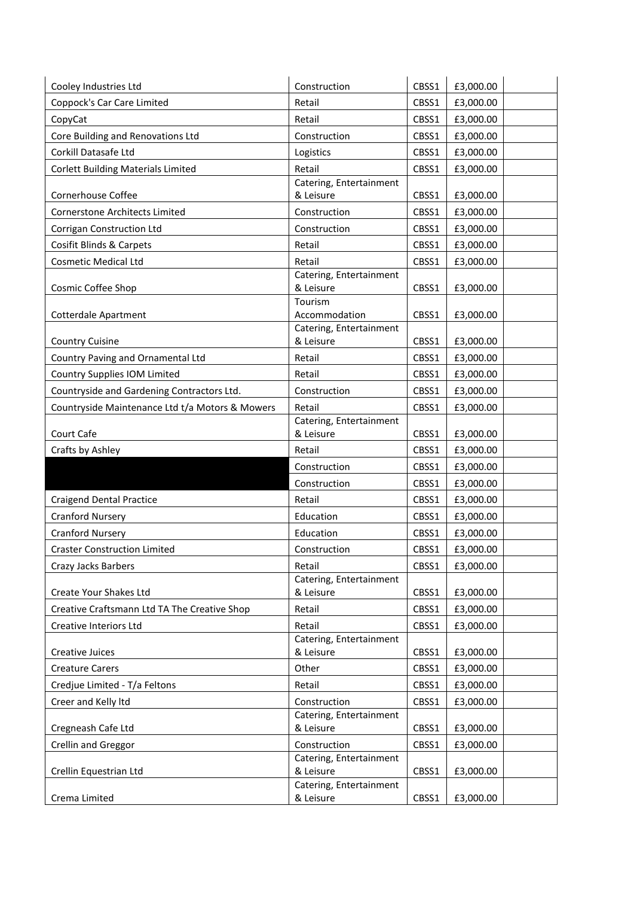| | | | | |
|---|---|---|---|---|
| Cooley Industries Ltd | Construction | CBSS1 | £3,000.00 | |
| Coppock's Car Care Limited | Retail | CBSS1 | £3,000.00 | |
| CopyCat | Retail | CBSS1 | £3,000.00 | |
| Core Building and Renovations Ltd | Construction | CBSS1 | £3,000.00 | |
| Corkill Datasafe Ltd | Logistics | CBSS1 | £3,000.00 | |
| Corlett Building Materials Limited | Retail | CBSS1 | £3,000.00 | |
| Cornerhouse Coffee | Catering, Entertainment & Leisure | CBSS1 | £3,000.00 | |
| Cornerstone Architects Limited | Construction | CBSS1 | £3,000.00 | |
| Corrigan Construction Ltd | Construction | CBSS1 | £3,000.00 | |
| Cosifit Blinds & Carpets | Retail | CBSS1 | £3,000.00 | |
| Cosmetic Medical Ltd | Retail | CBSS1 | £3,000.00 | |
| Cosmic Coffee Shop | Catering, Entertainment & Leisure | CBSS1 | £3,000.00 | |
| Cotterdale Apartment | Tourism Accommodation | CBSS1 | £3,000.00 | |
| Country Cuisine | Catering, Entertainment & Leisure | CBSS1 | £3,000.00 | |
| Country Paving and Ornamental Ltd | Retail | CBSS1 | £3,000.00 | |
| Country Supplies IOM Limited | Retail | CBSS1 | £3,000.00 | |
| Countryside and Gardening Contractors Ltd. | Construction | CBSS1 | £3,000.00 | |
| Countryside Maintenance Ltd t/a Motors & Mowers | Retail | CBSS1 | £3,000.00 | |
| Court Cafe | Catering, Entertainment & Leisure | CBSS1 | £3,000.00 | |
| Crafts by Ashley | Retail | CBSS1 | £3,000.00 | |
| | Construction | CBSS1 | £3,000.00 | |
| | Construction | CBSS1 | £3,000.00 | |
| Craigend Dental Practice | Retail | CBSS1 | £3,000.00 | |
| Cranford Nursery | Education | CBSS1 | £3,000.00 | |
| Cranford Nursery | Education | CBSS1 | £3,000.00 | |
| Craster Construction Limited | Construction | CBSS1 | £3,000.00 | |
| Crazy Jacks Barbers | Retail | CBSS1 | £3,000.00 | |
| Create Your Shakes Ltd | Catering, Entertainment & Leisure | CBSS1 | £3,000.00 | |
| Creative Craftsmann Ltd TA The Creative Shop | Retail | CBSS1 | £3,000.00 | |
| Creative Interiors Ltd | Retail | CBSS1 | £3,000.00 | |
| Creative Juices | Catering, Entertainment & Leisure | CBSS1 | £3,000.00 | |
| Creature Carers | Other | CBSS1 | £3,000.00 | |
| Credjue Limited - T/a Feltons | Retail | CBSS1 | £3,000.00 | |
| Creer and Kelly ltd | Construction | CBSS1 | £3,000.00 | |
| Cregneash Cafe Ltd | Catering, Entertainment & Leisure | CBSS1 | £3,000.00 | |
| Crellin and Greggor | Construction | CBSS1 | £3,000.00 | |
| Crellin Equestrian Ltd | Catering, Entertainment & Leisure | CBSS1 | £3,000.00 | |
| Crema Limited | Catering, Entertainment & Leisure | CBSS1 | £3,000.00 | |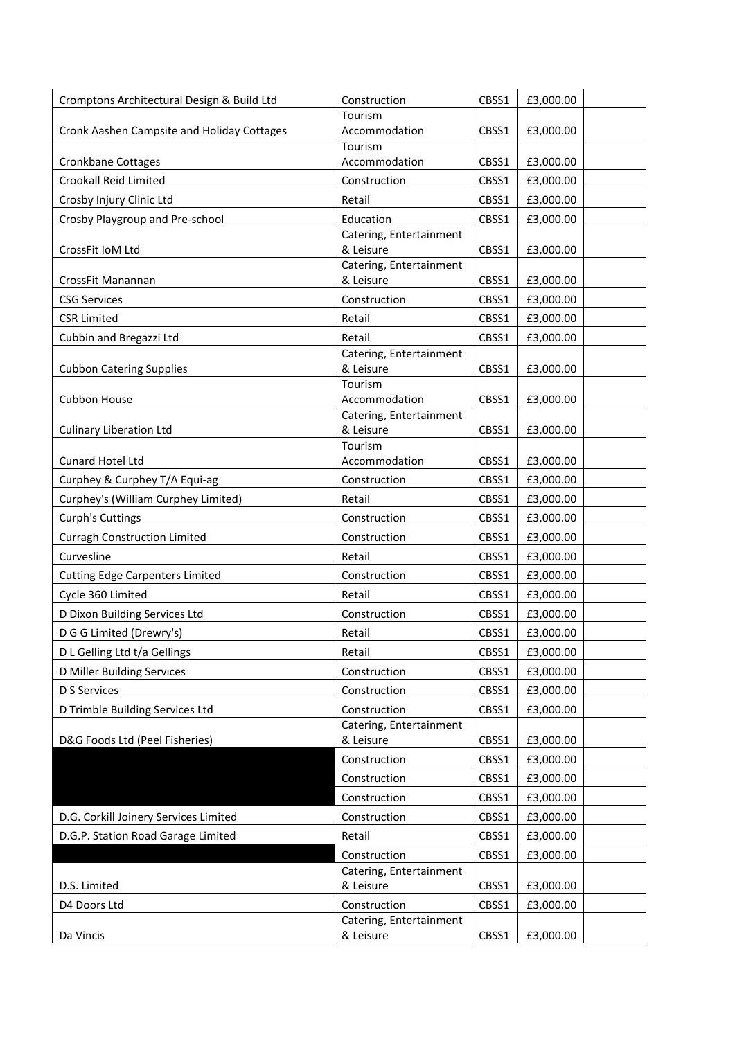| | | | | |
|---|---|---|---|---|
| Cromptons Architectural Design & Build Ltd | Construction | CBSS1 | £3,000.00 | |
| Cronk Aashen Campsite and Holiday Cottages | Tourism Accommodation | CBSS1 | £3,000.00 | |
| Cronkbane Cottages | Tourism Accommodation | CBSS1 | £3,000.00 | |
| Crookall Reid Limited | Construction | CBSS1 | £3,000.00 | |
| Crosby Injury Clinic Ltd | Retail | CBSS1 | £3,000.00 | |
| Crosby Playgroup and Pre-school | Education | CBSS1 | £3,000.00 | |
| CrossFit IoM Ltd | Catering, Entertainment & Leisure | CBSS1 | £3,000.00 | |
| CrossFit Manannan | Catering, Entertainment & Leisure | CBSS1 | £3,000.00 | |
| CSG Services | Construction | CBSS1 | £3,000.00 | |
| CSR Limited | Retail | CBSS1 | £3,000.00 | |
| Cubbin and Bregazzi Ltd | Retail | CBSS1 | £3,000.00 | |
| Cubbon Catering Supplies | Catering, Entertainment & Leisure | CBSS1 | £3,000.00 | |
| Cubbon House | Tourism Accommodation | CBSS1 | £3,000.00 | |
| Culinary Liberation Ltd | Catering, Entertainment & Leisure | CBSS1 | £3,000.00 | |
| Cunard Hotel Ltd | Tourism Accommodation | CBSS1 | £3,000.00 | |
| Curphey & Curphey T/A Equi-ag | Construction | CBSS1 | £3,000.00 | |
| Curphey's (William Curphey Limited) | Retail | CBSS1 | £3,000.00 | |
| Curph's Cuttings | Construction | CBSS1 | £3,000.00 | |
| Curragh Construction Limited | Construction | CBSS1 | £3,000.00 | |
| Curvesline | Retail | CBSS1 | £3,000.00 | |
| Cutting Edge Carpenters Limited | Construction | CBSS1 | £3,000.00 | |
| Cycle 360 Limited | Retail | CBSS1 | £3,000.00 | |
| D Dixon Building Services Ltd | Construction | CBSS1 | £3,000.00 | |
| D G G Limited (Drewry's) | Retail | CBSS1 | £3,000.00 | |
| D L Gelling Ltd t/a Gellings | Retail | CBSS1 | £3,000.00 | |
| D Miller Building Services | Construction | CBSS1 | £3,000.00 | |
| D S Services | Construction | CBSS1 | £3,000.00 | |
| D Trimble Building Services Ltd | Construction | CBSS1 | £3,000.00 | |
| D&G Foods Ltd (Peel Fisheries) | Catering, Entertainment & Leisure | CBSS1 | £3,000.00 | |
| | Construction | CBSS1 | £3,000.00 | |
| | Construction | CBSS1 | £3,000.00 | |
| | Construction | CBSS1 | £3,000.00 | |
| D.G. Corkill Joinery Services Limited | Construction | CBSS1 | £3,000.00 | |
| D.G.P. Station Road Garage Limited | Retail | CBSS1 | £3,000.00 | |
| | Construction | CBSS1 | £3,000.00 | |
| D.S. Limited | Catering, Entertainment & Leisure | CBSS1 | £3,000.00 | |
| D4 Doors Ltd | Construction | CBSS1 | £3,000.00 | |
| Da Vincis | Catering, Entertainment & Leisure | CBSS1 | £3,000.00 | |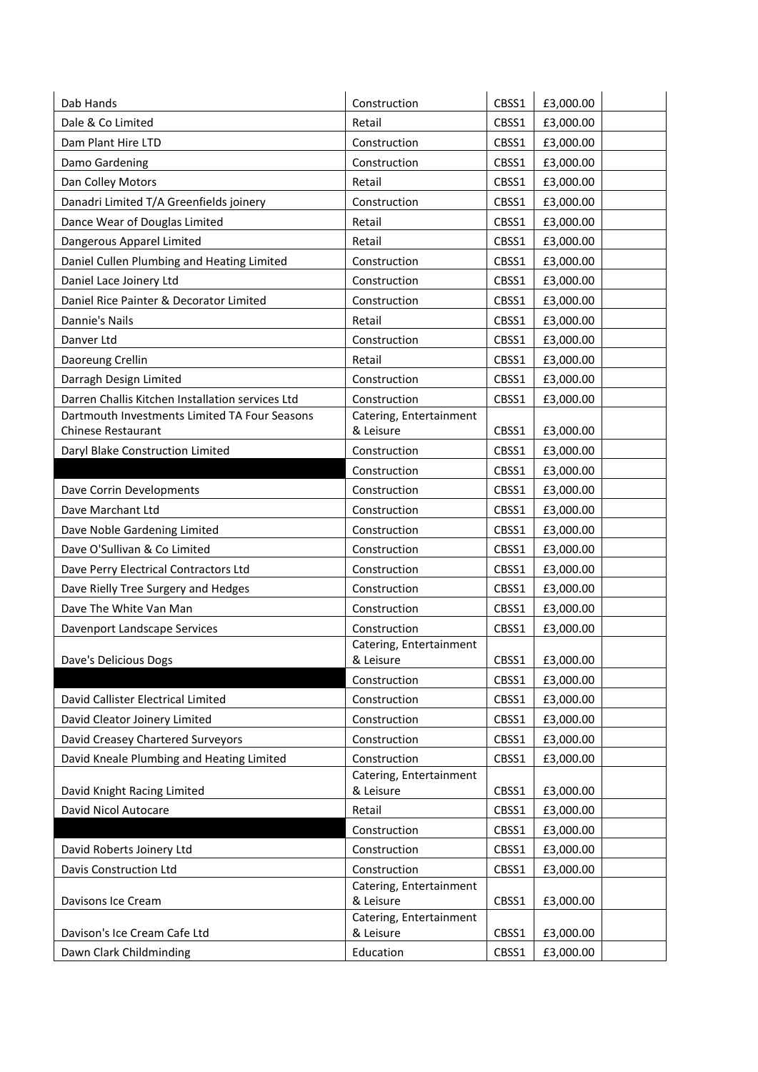| Dab Hands | Construction | CBSS1 | £3,000.00 | |
|---|---|---|---|---|
| Dale & Co Limited | Retail | CBSS1 | £3,000.00 | |
| Dam Plant Hire LTD | Construction | CBSS1 | £3,000.00 | |
| Damo Gardening | Construction | CBSS1 | £3,000.00 | |
| Dan Colley Motors | Retail | CBSS1 | £3,000.00 | |
| Danadri Limited T/A Greenfields joinery | Construction | CBSS1 | £3,000.00 | |
| Dance Wear of Douglas Limited | Retail | CBSS1 | £3,000.00 | |
| Dangerous Apparel Limited | Retail | CBSS1 | £3,000.00 | |
| Daniel Cullen Plumbing and Heating Limited | Construction | CBSS1 | £3,000.00 | |
| Daniel Lace Joinery Ltd | Construction | CBSS1 | £3,000.00 | |
| Daniel Rice Painter & Decorator Limited | Construction | CBSS1 | £3,000.00 | |
| Dannie's Nails | Retail | CBSS1 | £3,000.00 | |
| Danver Ltd | Construction | CBSS1 | £3,000.00 | |
| Daoreung Crellin | Retail | CBSS1 | £3,000.00 | |
| Darragh Design Limited | Construction | CBSS1 | £3,000.00 | |
| Darren Challis Kitchen Installation services Ltd | Construction | CBSS1 | £3,000.00 | |
| Dartmouth Investments Limited TA Four Seasons Chinese Restaurant | Catering, Entertainment & Leisure | CBSS1 | £3,000.00 | |
| Daryl Blake Construction Limited | Construction | CBSS1 | £3,000.00 | |
| | Construction | CBSS1 | £3,000.00 | |
| Dave Corrin Developments | Construction | CBSS1 | £3,000.00 | |
| Dave Marchant Ltd | Construction | CBSS1 | £3,000.00 | |
| Dave Noble Gardening Limited | Construction | CBSS1 | £3,000.00 | |
| Dave O'Sullivan & Co Limited | Construction | CBSS1 | £3,000.00 | |
| Dave Perry Electrical Contractors Ltd | Construction | CBSS1 | £3,000.00 | |
| Dave Rielly Tree Surgery and Hedges | Construction | CBSS1 | £3,000.00 | |
| Dave The White Van Man | Construction | CBSS1 | £3,000.00 | |
| Davenport Landscape Services | Construction | CBSS1 | £3,000.00 | |
| Dave's Delicious Dogs | Catering, Entertainment & Leisure | CBSS1 | £3,000.00 | |
| | Construction | CBSS1 | £3,000.00 | |
| David Callister Electrical Limited | Construction | CBSS1 | £3,000.00 | |
| David Cleator Joinery Limited | Construction | CBSS1 | £3,000.00 | |
| David Creasey Chartered Surveyors | Construction | CBSS1 | £3,000.00 | |
| David Kneale Plumbing and Heating Limited | Construction | CBSS1 | £3,000.00 | |
| David Knight Racing Limited | Catering, Entertainment & Leisure | CBSS1 | £3,000.00 | |
| David Nicol Autocare | Retail | CBSS1 | £3,000.00 | |
| | Construction | CBSS1 | £3,000.00 | |
| David Roberts Joinery Ltd | Construction | CBSS1 | £3,000.00 | |
| Davis Construction Ltd | Construction | CBSS1 | £3,000.00 | |
| Davisons Ice Cream | Catering, Entertainment & Leisure | CBSS1 | £3,000.00 | |
| Davison's Ice Cream Cafe Ltd | Catering, Entertainment & Leisure | CBSS1 | £3,000.00 | |
| Dawn Clark Childminding | Education | CBSS1 | £3,000.00 | |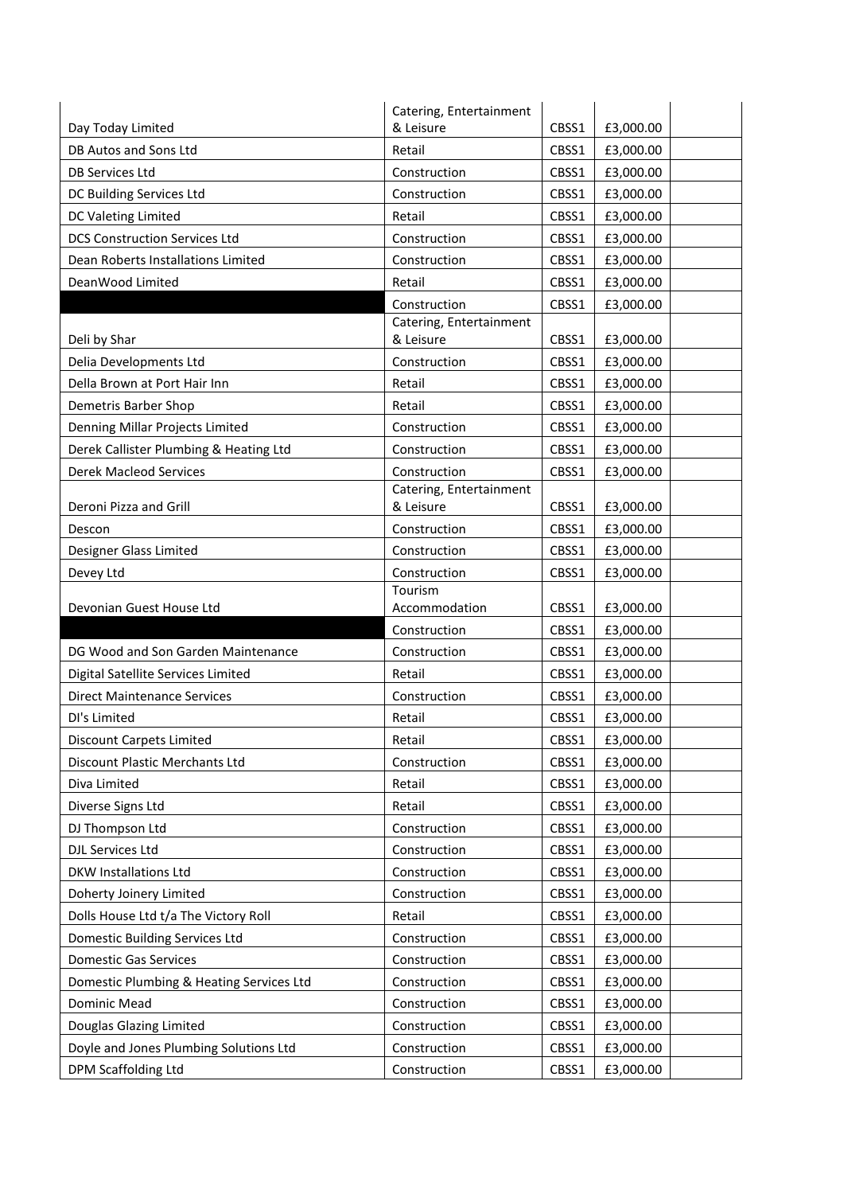| | | | | |
|---|---|---|---|---|
| Day Today Limited | Catering, Entertainment & Leisure | CBSS1 | £3,000.00 | |
| DB Autos and Sons Ltd | Retail | CBSS1 | £3,000.00 | |
| DB Services Ltd | Construction | CBSS1 | £3,000.00 | |
| DC Building Services Ltd | Construction | CBSS1 | £3,000.00 | |
| DC Valeting Limited | Retail | CBSS1 | £3,000.00 | |
| DCS Construction Services Ltd | Construction | CBSS1 | £3,000.00 | |
| Dean Roberts Installations Limited | Construction | CBSS1 | £3,000.00 | |
| DeanWood Limited | Retail | CBSS1 | £3,000.00 | |
| | Construction | CBSS1 | £3,000.00 | |
| Deli by Shar | Catering, Entertainment & Leisure | CBSS1 | £3,000.00 | |
| Delia Developments Ltd | Construction | CBSS1 | £3,000.00 | |
| Della Brown at Port Hair Inn | Retail | CBSS1 | £3,000.00 | |
| Demetris Barber Shop | Retail | CBSS1 | £3,000.00 | |
| Denning Millar Projects Limited | Construction | CBSS1 | £3,000.00 | |
| Derek Callister Plumbing & Heating Ltd | Construction | CBSS1 | £3,000.00 | |
| Derek Macleod Services | Construction | CBSS1 | £3,000.00 | |
| Deroni Pizza and Grill | Catering, Entertainment & Leisure | CBSS1 | £3,000.00 | |
| Descon | Construction | CBSS1 | £3,000.00 | |
| Designer Glass Limited | Construction | CBSS1 | £3,000.00 | |
| Devey Ltd | Construction | CBSS1 | £3,000.00 | |
| Devonian Guest House Ltd | Tourism Accommodation | CBSS1 | £3,000.00 | |
| | Construction | CBSS1 | £3,000.00 | |
| DG Wood and Son Garden Maintenance | Construction | CBSS1 | £3,000.00 | |
| Digital Satellite Services Limited | Retail | CBSS1 | £3,000.00 | |
| Direct Maintenance Services | Construction | CBSS1 | £3,000.00 | |
| Dl's Limited | Retail | CBSS1 | £3,000.00 | |
| Discount Carpets Limited | Retail | CBSS1 | £3,000.00 | |
| Discount Plastic Merchants Ltd | Construction | CBSS1 | £3,000.00 | |
| Diva Limited | Retail | CBSS1 | £3,000.00 | |
| Diverse Signs Ltd | Retail | CBSS1 | £3,000.00 | |
| DJ Thompson Ltd | Construction | CBSS1 | £3,000.00 | |
| DJL Services Ltd | Construction | CBSS1 | £3,000.00 | |
| DKW Installations Ltd | Construction | CBSS1 | £3,000.00 | |
| Doherty Joinery Limited | Construction | CBSS1 | £3,000.00 | |
| Dolls House Ltd t/a The Victory Roll | Retail | CBSS1 | £3,000.00 | |
| Domestic Building Services Ltd | Construction | CBSS1 | £3,000.00 | |
| Domestic Gas Services | Construction | CBSS1 | £3,000.00 | |
| Domestic Plumbing & Heating Services Ltd | Construction | CBSS1 | £3,000.00 | |
| Dominic Mead | Construction | CBSS1 | £3,000.00 | |
| Douglas Glazing Limited | Construction | CBSS1 | £3,000.00 | |
| Doyle and Jones Plumbing Solutions Ltd | Construction | CBSS1 | £3,000.00 | |
| DPM Scaffolding Ltd | Construction | CBSS1 | £3,000.00 | |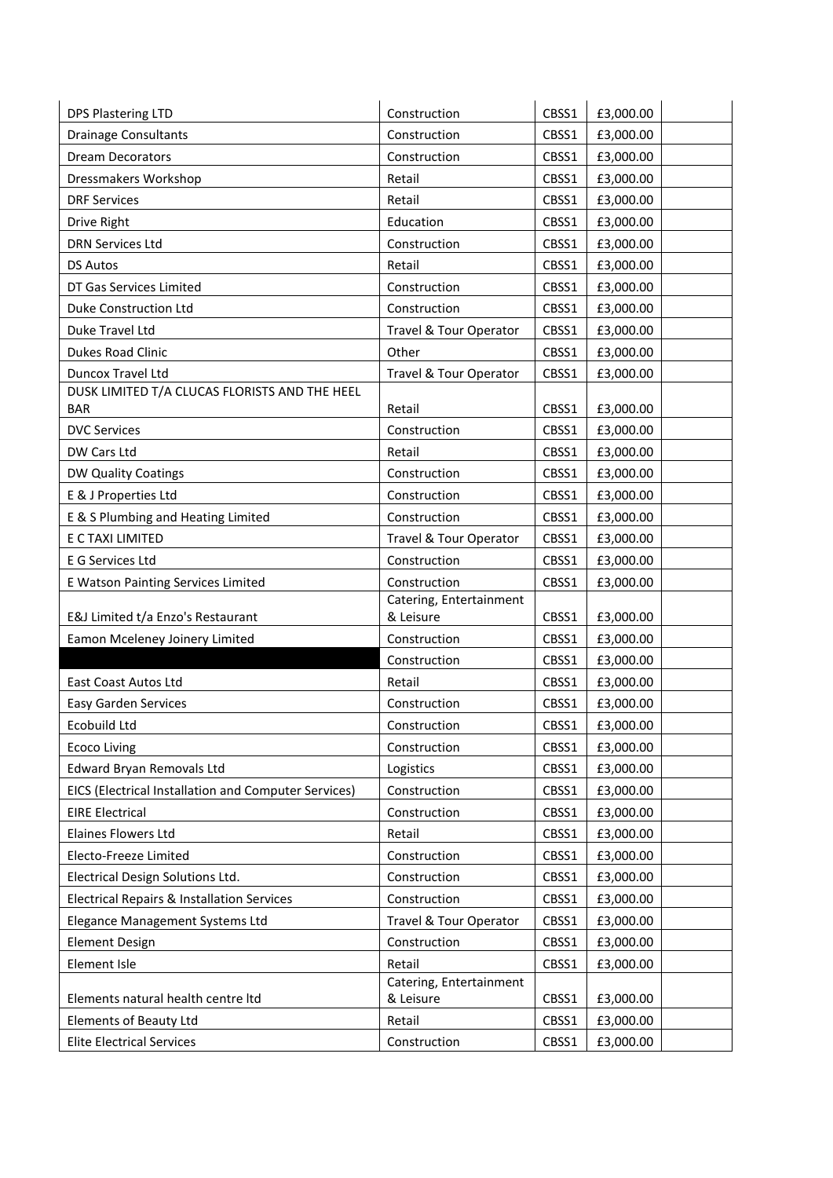| | | | | |
|---|---|---|---|---|
| DPS Plastering LTD | Construction | CBSS1 | £3,000.00 | |
| Drainage Consultants | Construction | CBSS1 | £3,000.00 | |
| Dream Decorators | Construction | CBSS1 | £3,000.00 | |
| Dressmakers Workshop | Retail | CBSS1 | £3,000.00 | |
| DRF Services | Retail | CBSS1 | £3,000.00 | |
| Drive Right | Education | CBSS1 | £3,000.00 | |
| DRN Services Ltd | Construction | CBSS1 | £3,000.00 | |
| DS Autos | Retail | CBSS1 | £3,000.00 | |
| DT Gas Services Limited | Construction | CBSS1 | £3,000.00 | |
| Duke Construction Ltd | Construction | CBSS1 | £3,000.00 | |
| Duke Travel Ltd | Travel & Tour Operator | CBSS1 | £3,000.00 | |
| Dukes Road Clinic | Other | CBSS1 | £3,000.00 | |
| Duncox Travel Ltd | Travel & Tour Operator | CBSS1 | £3,000.00 | |
| DUSK LIMITED T/A CLUCAS FLORISTS AND THE HEEL BAR | Retail | CBSS1 | £3,000.00 | |
| DVC Services | Construction | CBSS1 | £3,000.00 | |
| DW Cars Ltd | Retail | CBSS1 | £3,000.00 | |
| DW Quality Coatings | Construction | CBSS1 | £3,000.00 | |
| E & J Properties Ltd | Construction | CBSS1 | £3,000.00 | |
| E & S Plumbing and Heating Limited | Construction | CBSS1 | £3,000.00 | |
| E C TAXI LIMITED | Travel & Tour Operator | CBSS1 | £3,000.00 | |
| E G Services Ltd | Construction | CBSS1 | £3,000.00 | |
| E Watson Painting Services Limited | Construction | CBSS1 | £3,000.00 | |
| E&J Limited t/a Enzo's Restaurant | Catering, Entertainment & Leisure | CBSS1 | £3,000.00 | |
| Eamon Mceleney Joinery Limited | Construction | CBSS1 | £3,000.00 | |
| | Construction | CBSS1 | £3,000.00 | |
| East Coast Autos Ltd | Retail | CBSS1 | £3,000.00 | |
| Easy Garden Services | Construction | CBSS1 | £3,000.00 | |
| Ecobuild Ltd | Construction | CBSS1 | £3,000.00 | |
| Ecoco Living | Construction | CBSS1 | £3,000.00 | |
| Edward Bryan Removals Ltd | Logistics | CBSS1 | £3,000.00 | |
| EICS (Electrical Installation and Computer Services) | Construction | CBSS1 | £3,000.00 | |
| EIRE Electrical | Construction | CBSS1 | £3,000.00 | |
| Elaines Flowers Ltd | Retail | CBSS1 | £3,000.00 | |
| Electo-Freeze Limited | Construction | CBSS1 | £3,000.00 | |
| Electrical Design Solutions Ltd. | Construction | CBSS1 | £3,000.00 | |
| Electrical Repairs & Installation Services | Construction | CBSS1 | £3,000.00 | |
| Elegance Management Systems Ltd | Travel & Tour Operator | CBSS1 | £3,000.00 | |
| Element Design | Construction | CBSS1 | £3,000.00 | |
| Element Isle | Retail | CBSS1 | £3,000.00 | |
| Elements natural health centre ltd | Catering, Entertainment & Leisure | CBSS1 | £3,000.00 | |
| Elements of Beauty Ltd | Retail | CBSS1 | £3,000.00 | |
| Elite Electrical Services | Construction | CBSS1 | £3,000.00 | |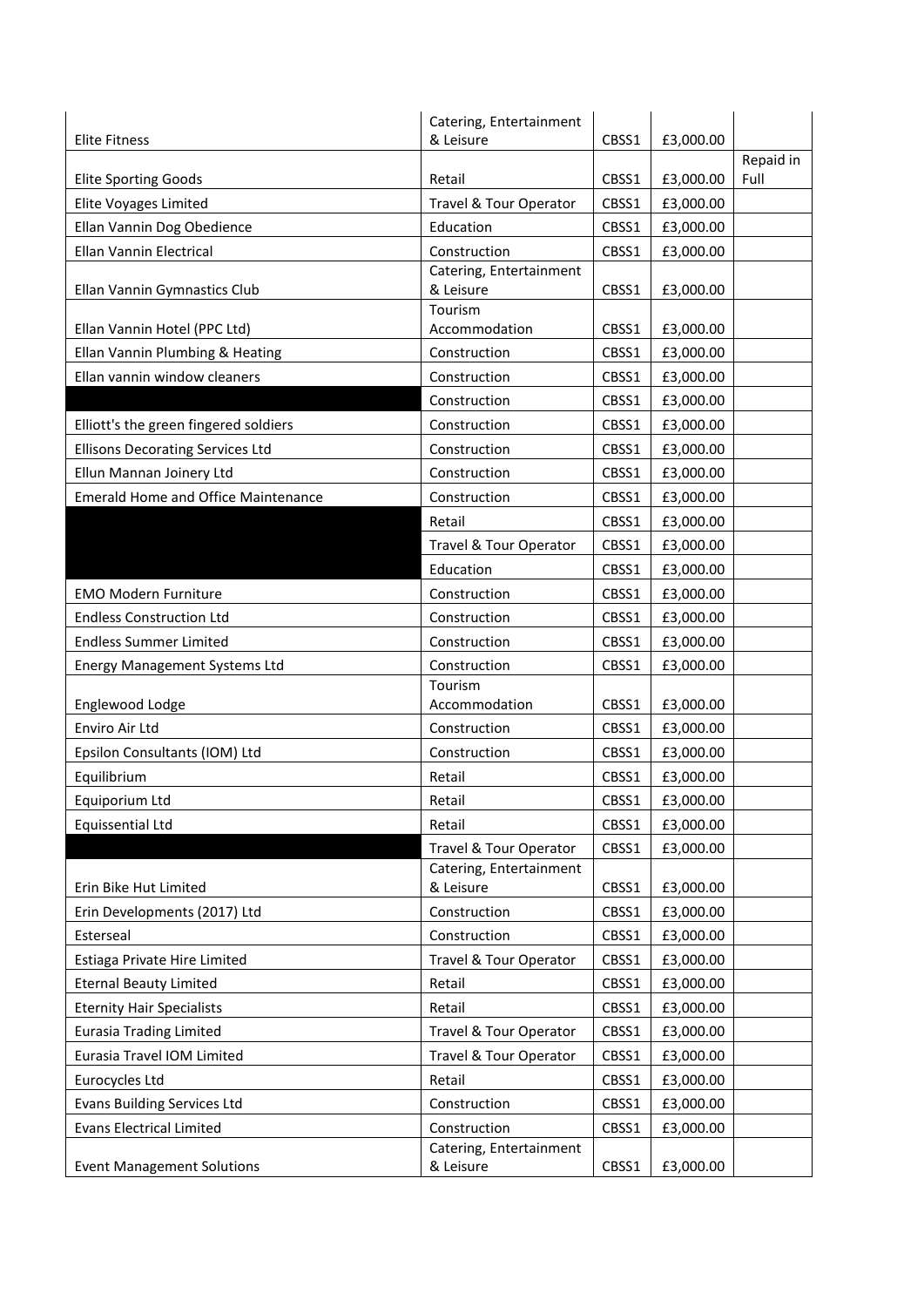| | | | | |
|---|---|---|---|---|
| Elite Fitness | Catering, Entertainment & Leisure | CBSS1 | £3,000.00 | |
| Elite Sporting Goods | Retail | CBSS1 | £3,000.00 | Repaid in Full |
| Elite Voyages Limited | Travel & Tour Operator | CBSS1 | £3,000.00 | |
| Ellan Vannin Dog Obedience | Education | CBSS1 | £3,000.00 | |
| Ellan Vannin Electrical | Construction | CBSS1 | £3,000.00 | |
| Ellan Vannin Gymnastics Club | Catering, Entertainment & Leisure | CBSS1 | £3,000.00 | |
| Ellan Vannin Hotel (PPC Ltd) | Tourism Accommodation | CBSS1 | £3,000.00 | |
| Ellan Vannin Plumbing & Heating | Construction | CBSS1 | £3,000.00 | |
| Ellan vannin window cleaners | Construction | CBSS1 | £3,000.00 | |
| | Construction | CBSS1 | £3,000.00 | |
| Elliott's the green fingered soldiers | Construction | CBSS1 | £3,000.00 | |
| Ellisons Decorating Services Ltd | Construction | CBSS1 | £3,000.00 | |
| Ellun Mannan Joinery Ltd | Construction | CBSS1 | £3,000.00 | |
| Emerald Home and Office Maintenance | Construction | CBSS1 | £3,000.00 | |
| | Retail | CBSS1 | £3,000.00 | |
| | Travel & Tour Operator | CBSS1 | £3,000.00 | |
| | Education | CBSS1 | £3,000.00 | |
| EMO Modern Furniture | Construction | CBSS1 | £3,000.00 | |
| Endless Construction Ltd | Construction | CBSS1 | £3,000.00 | |
| Endless Summer Limited | Construction | CBSS1 | £3,000.00 | |
| Energy Management Systems Ltd | Construction | CBSS1 | £3,000.00 | |
| Englewood Lodge | Tourism Accommodation | CBSS1 | £3,000.00 | |
| Enviro Air Ltd | Construction | CBSS1 | £3,000.00 | |
| Epsilon Consultants (IOM) Ltd | Construction | CBSS1 | £3,000.00 | |
| Equilibrium | Retail | CBSS1 | £3,000.00 | |
| Equiporium Ltd | Retail | CBSS1 | £3,000.00 | |
| Equissential Ltd | Retail | CBSS1 | £3,000.00 | |
| | Travel & Tour Operator | CBSS1 | £3,000.00 | |
| Erin Bike Hut Limited | Catering, Entertainment & Leisure | CBSS1 | £3,000.00 | |
| Erin Developments (2017) Ltd | Construction | CBSS1 | £3,000.00 | |
| Esterseal | Construction | CBSS1 | £3,000.00 | |
| Estiaga Private Hire Limited | Travel & Tour Operator | CBSS1 | £3,000.00 | |
| Eternal Beauty Limited | Retail | CBSS1 | £3,000.00 | |
| Eternity Hair Specialists | Retail | CBSS1 | £3,000.00 | |
| Eurasia Trading Limited | Travel & Tour Operator | CBSS1 | £3,000.00 | |
| Eurasia Travel IOM Limited | Travel & Tour Operator | CBSS1 | £3,000.00 | |
| Eurocycles Ltd | Retail | CBSS1 | £3,000.00 | |
| Evans Building Services Ltd | Construction | CBSS1 | £3,000.00 | |
| Evans Electrical Limited | Construction | CBSS1 | £3,000.00 | |
| Event Management Solutions | Catering, Entertainment & Leisure | CBSS1 | £3,000.00 | |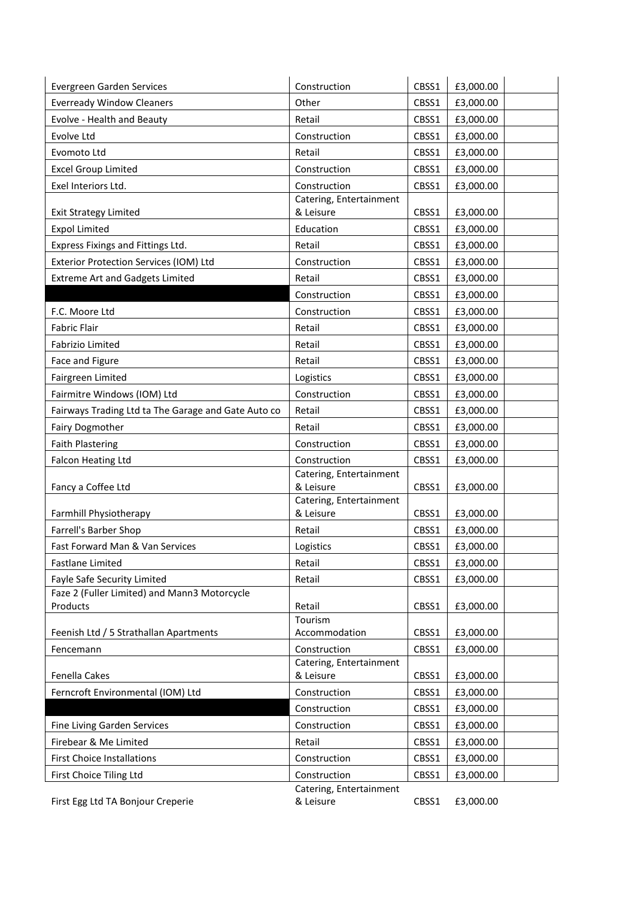| | | | | |
|---|---|---|---|---|
| Evergreen Garden Services | Construction | CBSS1 | £3,000.00 | |
| Everready Window Cleaners | Other | CBSS1 | £3,000.00 | |
| Evolve - Health and Beauty | Retail | CBSS1 | £3,000.00 | |
| Evolve Ltd | Construction | CBSS1 | £3,000.00 | |
| Evomoto Ltd | Retail | CBSS1 | £3,000.00 | |
| Excel Group Limited | Construction | CBSS1 | £3,000.00 | |
| Exel Interiors Ltd. | Construction | CBSS1 | £3,000.00 | |
| Exit Strategy Limited | Catering, Entertainment & Leisure | CBSS1 | £3,000.00 | |
| Expol Limited | Education | CBSS1 | £3,000.00 | |
| Express Fixings and Fittings Ltd. | Retail | CBSS1 | £3,000.00 | |
| Exterior Protection Services (IOM) Ltd | Construction | CBSS1 | £3,000.00 | |
| Extreme Art and Gadgets Limited | Retail | CBSS1 | £3,000.00 | |
| | Construction | CBSS1 | £3,000.00 | |
| F.C. Moore Ltd | Construction | CBSS1 | £3,000.00 | |
| Fabric Flair | Retail | CBSS1 | £3,000.00 | |
| Fabrizio Limited | Retail | CBSS1 | £3,000.00 | |
| Face and Figure | Retail | CBSS1 | £3,000.00 | |
| Fairgreen Limited | Logistics | CBSS1 | £3,000.00 | |
| Fairmitre Windows (IOM) Ltd | Construction | CBSS1 | £3,000.00 | |
| Fairways Trading Ltd ta The Garage and Gate Auto co | Retail | CBSS1 | £3,000.00 | |
| Fairy Dogmother | Retail | CBSS1 | £3,000.00 | |
| Faith Plastering | Construction | CBSS1 | £3,000.00 | |
| Falcon Heating Ltd | Construction | CBSS1 | £3,000.00 | |
| Fancy a Coffee Ltd | Catering, Entertainment & Leisure | CBSS1 | £3,000.00 | |
| Farmhill Physiotherapy | Catering, Entertainment & Leisure | CBSS1 | £3,000.00 | |
| Farrell's Barber Shop | Retail | CBSS1 | £3,000.00 | |
| Fast Forward Man & Van Services | Logistics | CBSS1 | £3,000.00 | |
| Fastlane Limited | Retail | CBSS1 | £3,000.00 | |
| Fayle Safe Security Limited | Retail | CBSS1 | £3,000.00 | |
| Faze 2 (Fuller Limited) and Mann3 Motorcycle Products | Retail | CBSS1 | £3,000.00 | |
| Feenish Ltd / 5 Strathallan Apartments | Tourism Accommodation | CBSS1 | £3,000.00 | |
| Fencemann | Construction | CBSS1 | £3,000.00 | |
| Fenella Cakes | Catering, Entertainment & Leisure | CBSS1 | £3,000.00 | |
| Ferncroft Environmental (IOM) Ltd | Construction | CBSS1 | £3,000.00 | |
| | Construction | CBSS1 | £3,000.00 | |
| Fine Living Garden Services | Construction | CBSS1 | £3,000.00 | |
| Firebear & Me Limited | Retail | CBSS1 | £3,000.00 | |
| First Choice Installations | Construction | CBSS1 | £3,000.00 | |
| First Choice Tiling Ltd | Construction | CBSS1 | £3,000.00 | |
| First Egg Ltd TA Bonjour Creperie | Catering, Entertainment & Leisure | CBSS1 | £3,000.00 | |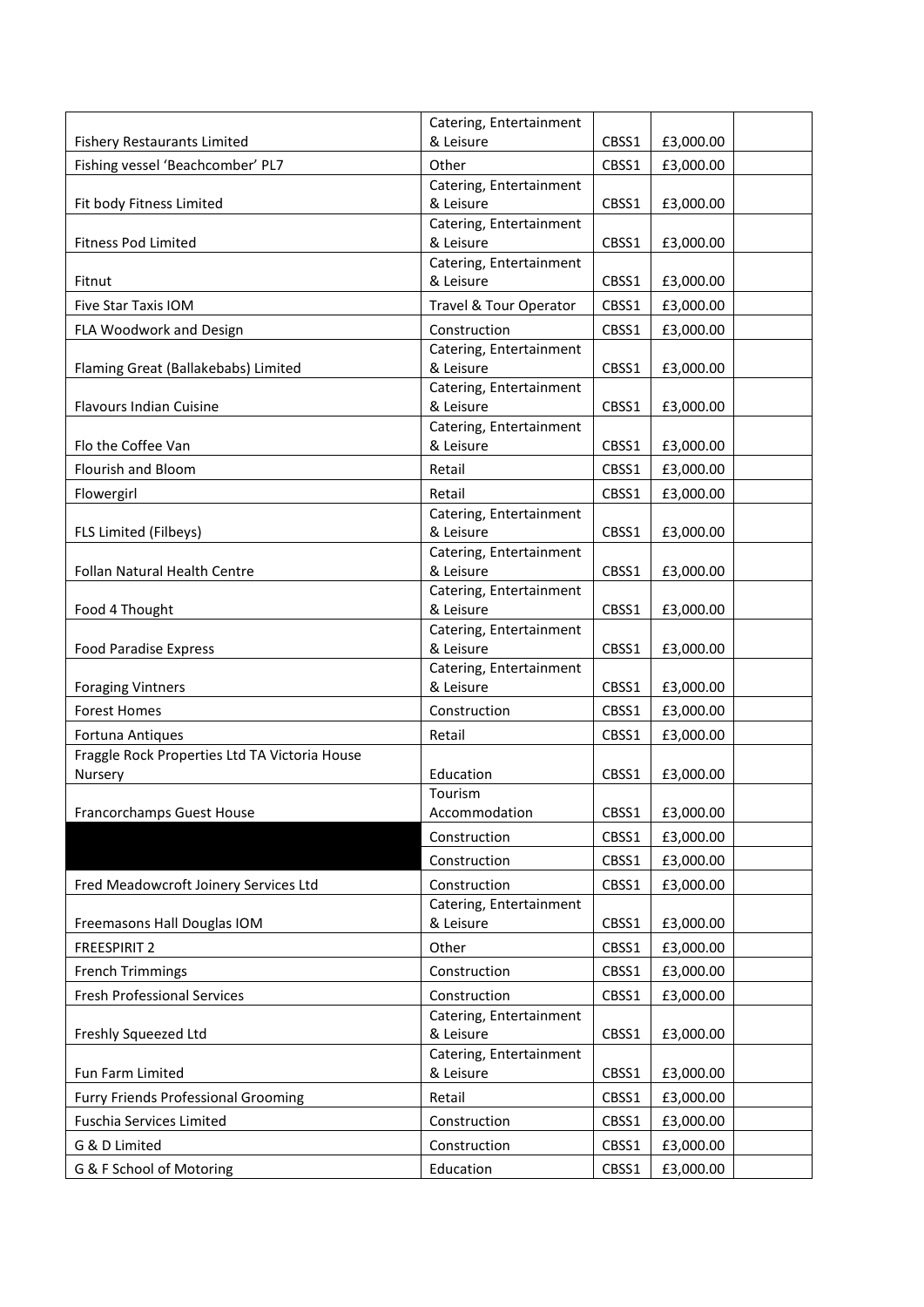| | | | | |
|---|---|---|---|---|
| Fishery Restaurants Limited | Catering, Entertainment & Leisure | CBSS1 | £3,000.00 | |
| Fishing vessel 'Beachcomber' PL7 | Other | CBSS1 | £3,000.00 | |
| Fit body Fitness Limited | Catering, Entertainment & Leisure | CBSS1 | £3,000.00 | |
| Fitness Pod Limited | Catering, Entertainment & Leisure | CBSS1 | £3,000.00 | |
| Fitnut | Catering, Entertainment & Leisure | CBSS1 | £3,000.00 | |
| Five Star Taxis IOM | Travel & Tour Operator | CBSS1 | £3,000.00 | |
| FLA Woodwork and Design | Construction | CBSS1 | £3,000.00 | |
| Flaming Great (Ballakebabs) Limited | Catering, Entertainment & Leisure | CBSS1 | £3,000.00 | |
| Flavours Indian Cuisine | Catering, Entertainment & Leisure | CBSS1 | £3,000.00 | |
| Flo the Coffee Van | Catering, Entertainment & Leisure | CBSS1 | £3,000.00 | |
| Flourish and Bloom | Retail | CBSS1 | £3,000.00 | |
| Flowergirl | Retail | CBSS1 | £3,000.00 | |
| FLS Limited (Filbeys) | Catering, Entertainment & Leisure | CBSS1 | £3,000.00 | |
| Follan Natural Health Centre | Catering, Entertainment & Leisure | CBSS1 | £3,000.00 | |
| Food 4 Thought | Catering, Entertainment & Leisure | CBSS1 | £3,000.00 | |
| Food Paradise Express | Catering, Entertainment & Leisure | CBSS1 | £3,000.00 | |
| Foraging Vintners | Catering, Entertainment & Leisure | CBSS1 | £3,000.00 | |
| Forest Homes | Construction | CBSS1 | £3,000.00 | |
| Fortuna Antiques | Retail | CBSS1 | £3,000.00 | |
| Fraggle Rock Properties Ltd TA Victoria House Nursery | Education | CBSS1 | £3,000.00 | |
| Francorchamps Guest House | Tourism Accommodation | CBSS1 | £3,000.00 | |
| | Construction | CBSS1 | £3,000.00 | |
| | Construction | CBSS1 | £3,000.00 | |
| Fred Meadowcroft Joinery Services Ltd | Construction | CBSS1 | £3,000.00 | |
| Freemasons Hall Douglas IOM | Catering, Entertainment & Leisure | CBSS1 | £3,000.00 | |
| FREESPIRIT 2 | Other | CBSS1 | £3,000.00 | |
| French Trimmings | Construction | CBSS1 | £3,000.00 | |
| Fresh Professional Services | Construction | CBSS1 | £3,000.00 | |
| Freshly Squeezed Ltd | Catering, Entertainment & Leisure | CBSS1 | £3,000.00 | |
| Fun Farm Limited | Catering, Entertainment & Leisure | CBSS1 | £3,000.00 | |
| Furry Friends Professional Grooming | Retail | CBSS1 | £3,000.00 | |
| Fuschia Services Limited | Construction | CBSS1 | £3,000.00 | |
| G & D Limited | Construction | CBSS1 | £3,000.00 | |
| G & F School of Motoring | Education | CBSS1 | £3,000.00 | |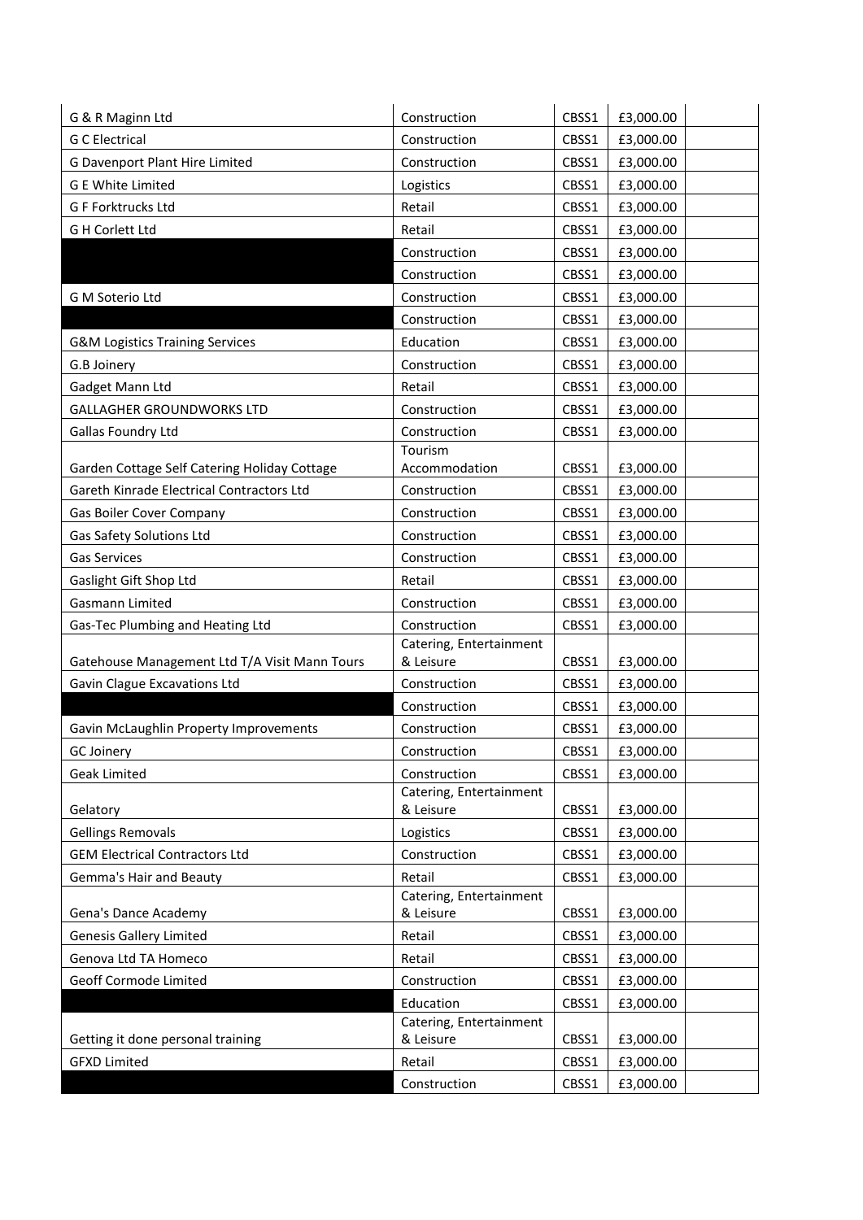| | | | | |
|---|---|---|---|---|
| G & R Maginn Ltd | Construction | CBSS1 | £3,000.00 | |
| G C Electrical | Construction | CBSS1 | £3,000.00 | |
| G Davenport Plant Hire Limited | Construction | CBSS1 | £3,000.00 | |
| G E White Limited | Logistics | CBSS1 | £3,000.00 | |
| G F Forktrucks Ltd | Retail | CBSS1 | £3,000.00 | |
| G H Corlett Ltd | Retail | CBSS1 | £3,000.00 | |
| | Construction | CBSS1 | £3,000.00 | |
| | Construction | CBSS1 | £3,000.00 | |
| G M Soterio Ltd | Construction | CBSS1 | £3,000.00 | |
| | Construction | CBSS1 | £3,000.00 | |
| G&M Logistics Training Services | Education | CBSS1 | £3,000.00 | |
| G.B Joinery | Construction | CBSS1 | £3,000.00 | |
| Gadget Mann Ltd | Retail | CBSS1 | £3,000.00 | |
| GALLAGHER GROUNDWORKS LTD | Construction | CBSS1 | £3,000.00 | |
| Gallas Foundry Ltd | Construction | CBSS1 | £3,000.00 | |
| Garden Cottage Self Catering Holiday Cottage | Tourism Accommodation | CBSS1 | £3,000.00 | |
| Gareth Kinrade Electrical Contractors Ltd | Construction | CBSS1 | £3,000.00 | |
| Gas Boiler Cover Company | Construction | CBSS1 | £3,000.00 | |
| Gas Safety Solutions Ltd | Construction | CBSS1 | £3,000.00 | |
| Gas Services | Construction | CBSS1 | £3,000.00 | |
| Gaslight Gift Shop Ltd | Retail | CBSS1 | £3,000.00 | |
| Gasmann Limited | Construction | CBSS1 | £3,000.00 | |
| Gas-Tec Plumbing and Heating Ltd | Construction | CBSS1 | £3,000.00 | |
| Gatehouse Management Ltd T/A Visit Mann Tours | Catering, Entertainment & Leisure | CBSS1 | £3,000.00 | |
| Gavin Clague Excavations Ltd | Construction | CBSS1 | £3,000.00 | |
| | Construction | CBSS1 | £3,000.00 | |
| Gavin McLaughlin Property Improvements | Construction | CBSS1 | £3,000.00 | |
| GC Joinery | Construction | CBSS1 | £3,000.00 | |
| Geak Limited | Construction | CBSS1 | £3,000.00 | |
| Gelatory | Catering, Entertainment & Leisure | CBSS1 | £3,000.00 | |
| Gellings Removals | Logistics | CBSS1 | £3,000.00 | |
| GEM Electrical Contractors Ltd | Construction | CBSS1 | £3,000.00 | |
| Gemma's Hair and Beauty | Retail | CBSS1 | £3,000.00 | |
| Gena's Dance Academy | Catering, Entertainment & Leisure | CBSS1 | £3,000.00 | |
| Genesis Gallery Limited | Retail | CBSS1 | £3,000.00 | |
| Genova Ltd TA Homeco | Retail | CBSS1 | £3,000.00 | |
| Geoff Cormode Limited | Construction | CBSS1 | £3,000.00 | |
| | Education | CBSS1 | £3,000.00 | |
| Getting it done personal training | Catering, Entertainment & Leisure | CBSS1 | £3,000.00 | |
| GFXD Limited | Retail | CBSS1 | £3,000.00 | |
| | Construction | CBSS1 | £3,000.00 | |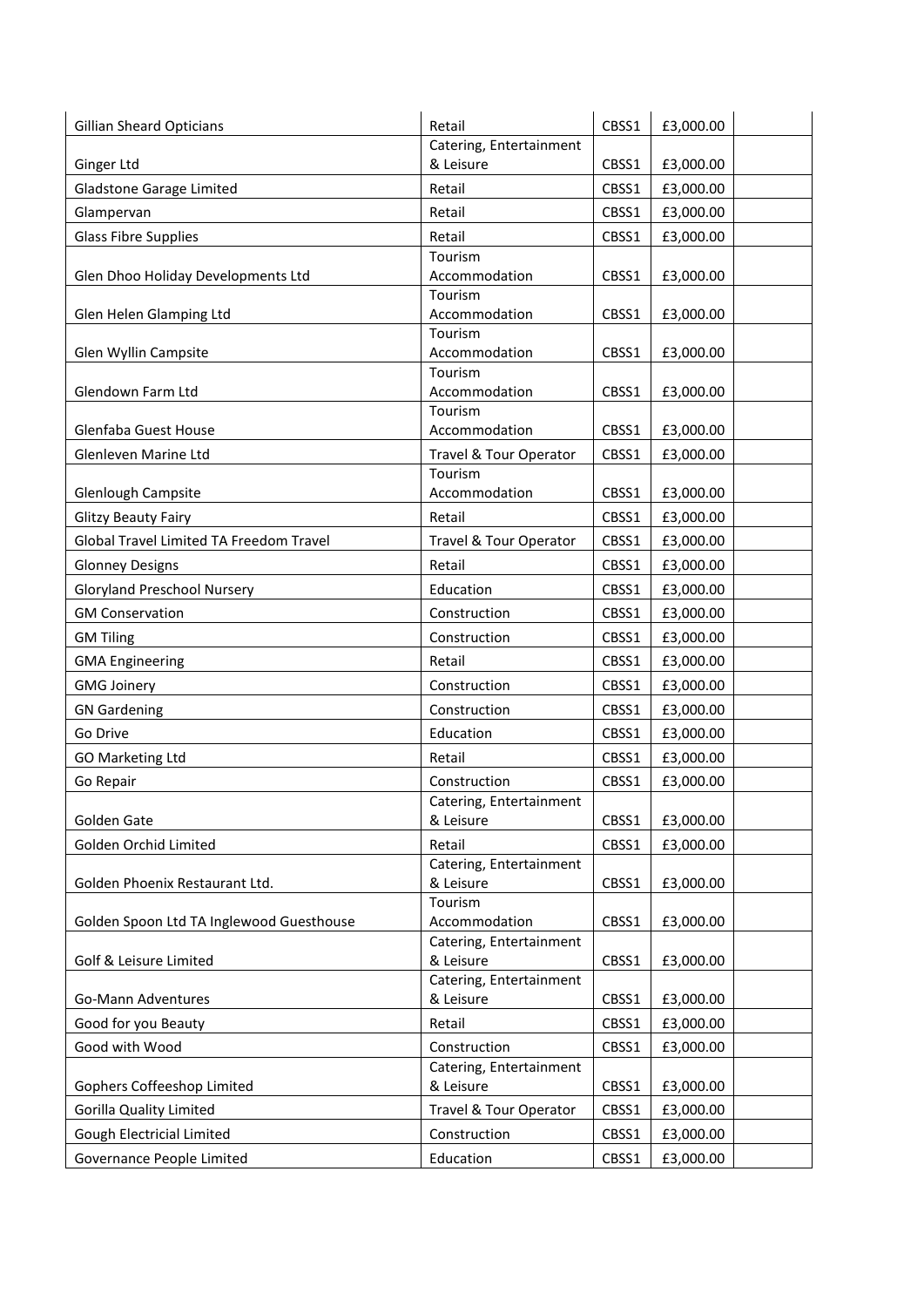| | | | | |
|---|---|---|---|---|
| Gillian Sheard Opticians | Retail | CBSS1 | £3,000.00 | |
| Ginger Ltd | Catering, Entertainment & Leisure | CBSS1 | £3,000.00 | |
| Gladstone Garage Limited | Retail | CBSS1 | £3,000.00 | |
| Glampervan | Retail | CBSS1 | £3,000.00 | |
| Glass Fibre Supplies | Retail | CBSS1 | £3,000.00 | |
| Glen Dhoo Holiday Developments Ltd | Tourism Accommodation | CBSS1 | £3,000.00 | |
| Glen Helen Glamping Ltd | Tourism Accommodation | CBSS1 | £3,000.00 | |
| Glen Wyllin Campsite | Tourism Accommodation | CBSS1 | £3,000.00 | |
| Glendown Farm Ltd | Tourism Accommodation | CBSS1 | £3,000.00 | |
| Glenfaba Guest House | Tourism Accommodation | CBSS1 | £3,000.00 | |
| Glenleven Marine Ltd | Travel & Tour Operator | CBSS1 | £3,000.00 | |
| Glenlough Campsite | Tourism Accommodation | CBSS1 | £3,000.00 | |
| Glitzy Beauty Fairy | Retail | CBSS1 | £3,000.00 | |
| Global Travel Limited TA Freedom Travel | Travel & Tour Operator | CBSS1 | £3,000.00 | |
| Glonney Designs | Retail | CBSS1 | £3,000.00 | |
| Gloryland Preschool Nursery | Education | CBSS1 | £3,000.00 | |
| GM Conservation | Construction | CBSS1 | £3,000.00 | |
| GM Tiling | Construction | CBSS1 | £3,000.00 | |
| GMA Engineering | Retail | CBSS1 | £3,000.00 | |
| GMG Joinery | Construction | CBSS1 | £3,000.00 | |
| GN Gardening | Construction | CBSS1 | £3,000.00 | |
| Go Drive | Education | CBSS1 | £3,000.00 | |
| GO Marketing Ltd | Retail | CBSS1 | £3,000.00 | |
| Go Repair | Construction | CBSS1 | £3,000.00 | |
| Golden Gate | Catering, Entertainment & Leisure | CBSS1 | £3,000.00 | |
| Golden Orchid Limited | Retail | CBSS1 | £3,000.00 | |
| Golden Phoenix Restaurant Ltd. | Catering, Entertainment & Leisure | CBSS1 | £3,000.00 | |
| Golden Spoon Ltd TA Inglewood Guesthouse | Tourism Accommodation | CBSS1 | £3,000.00 | |
| Golf & Leisure Limited | Catering, Entertainment & Leisure | CBSS1 | £3,000.00 | |
| Go-Mann Adventures | Catering, Entertainment & Leisure | CBSS1 | £3,000.00 | |
| Good for you Beauty | Retail | CBSS1 | £3,000.00 | |
| Good with Wood | Construction | CBSS1 | £3,000.00 | |
| Gophers Coffeeshop Limited | Catering, Entertainment & Leisure | CBSS1 | £3,000.00 | |
| Gorilla Quality Limited | Travel & Tour Operator | CBSS1 | £3,000.00 | |
| Gough Electricial Limited | Construction | CBSS1 | £3,000.00 | |
| Governance People Limited | Education | CBSS1 | £3,000.00 | |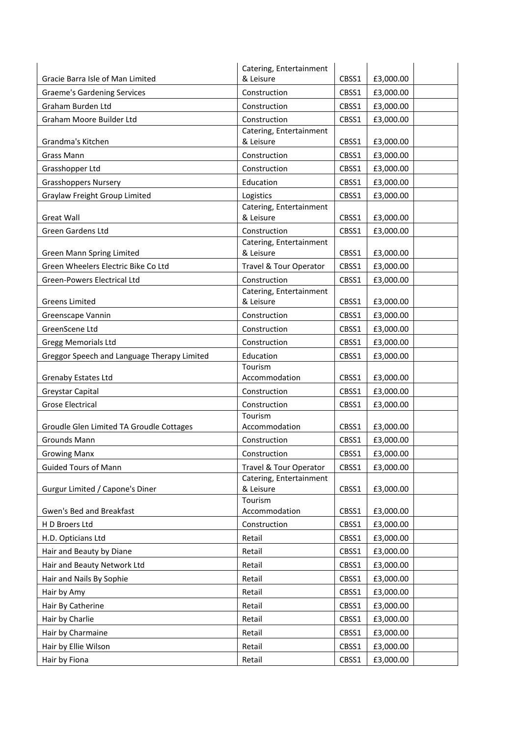| | | | | |
|---|---|---|---|---|
| Gracie Barra Isle of Man Limited | Catering, Entertainment & Leisure | CBSS1 | £3,000.00 | |
| Graeme's Gardening Services | Construction | CBSS1 | £3,000.00 | |
| Graham Burden Ltd | Construction | CBSS1 | £3,000.00 | |
| Graham Moore Builder Ltd | Construction | CBSS1 | £3,000.00 | |
| Grandma's Kitchen | Catering, Entertainment & Leisure | CBSS1 | £3,000.00 | |
| Grass Mann | Construction | CBSS1 | £3,000.00 | |
| Grasshopper Ltd | Construction | CBSS1 | £3,000.00 | |
| Grasshoppers Nursery | Education | CBSS1 | £3,000.00 | |
| Graylaw Freight Group Limited | Logistics | CBSS1 | £3,000.00 | |
| Great Wall | Catering, Entertainment & Leisure | CBSS1 | £3,000.00 | |
| Green Gardens Ltd | Construction | CBSS1 | £3,000.00 | |
| Green Mann Spring Limited | Catering, Entertainment & Leisure | CBSS1 | £3,000.00 | |
| Green Wheelers Electric Bike Co Ltd | Travel & Tour Operator | CBSS1 | £3,000.00 | |
| Green-Powers Electrical Ltd | Construction | CBSS1 | £3,000.00 | |
| Greens Limited | Catering, Entertainment & Leisure | CBSS1 | £3,000.00 | |
| Greenscape Vannin | Construction | CBSS1 | £3,000.00 | |
| GreenScene Ltd | Construction | CBSS1 | £3,000.00 | |
| Gregg Memorials Ltd | Construction | CBSS1 | £3,000.00 | |
| Greggor Speech and Language Therapy Limited | Education | CBSS1 | £3,000.00 | |
| Grenaby Estates Ltd | Tourism Accommodation | CBSS1 | £3,000.00 | |
| Greystar Capital | Construction | CBSS1 | £3,000.00 | |
| Grose Electrical | Construction | CBSS1 | £3,000.00 | |
| Groudle Glen Limited TA Groudle Cottages | Tourism Accommodation | CBSS1 | £3,000.00 | |
| Grounds Mann | Construction | CBSS1 | £3,000.00 | |
| Growing Manx | Construction | CBSS1 | £3,000.00 | |
| Guided Tours of Mann | Travel & Tour Operator | CBSS1 | £3,000.00 | |
| Gurgur Limited / Capone's Diner | Catering, Entertainment & Leisure | CBSS1 | £3,000.00 | |
| Gwen's Bed and Breakfast | Tourism Accommodation | CBSS1 | £3,000.00 | |
| H D Broers Ltd | Construction | CBSS1 | £3,000.00 | |
| H.D. Opticians Ltd | Retail | CBSS1 | £3,000.00 | |
| Hair and Beauty by Diane | Retail | CBSS1 | £3,000.00 | |
| Hair and Beauty Network Ltd | Retail | CBSS1 | £3,000.00 | |
| Hair and Nails By Sophie | Retail | CBSS1 | £3,000.00 | |
| Hair by Amy | Retail | CBSS1 | £3,000.00 | |
| Hair By Catherine | Retail | CBSS1 | £3,000.00 | |
| Hair by Charlie | Retail | CBSS1 | £3,000.00 | |
| Hair by Charmaine | Retail | CBSS1 | £3,000.00 | |
| Hair by Ellie Wilson | Retail | CBSS1 | £3,000.00 | |
| Hair by Fiona | Retail | CBSS1 | £3,000.00 | |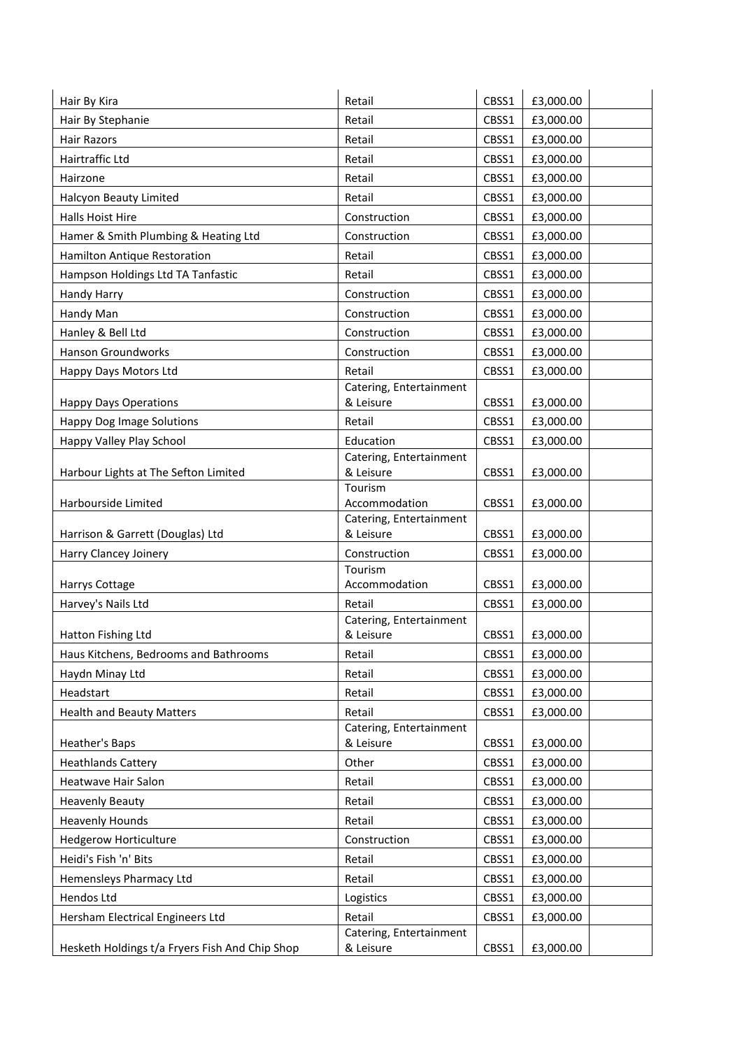| | | | | |
|---|---|---|---|---|
| Hair By Kira | Retail | CBSS1 | £3,000.00 | |
| Hair By Stephanie | Retail | CBSS1 | £3,000.00 | |
| Hair Razors | Retail | CBSS1 | £3,000.00 | |
| Hairtraffic Ltd | Retail | CBSS1 | £3,000.00 | |
| Hairzone | Retail | CBSS1 | £3,000.00 | |
| Halcyon Beauty Limited | Retail | CBSS1 | £3,000.00 | |
| Halls Hoist Hire | Construction | CBSS1 | £3,000.00 | |
| Hamer & Smith Plumbing & Heating Ltd | Construction | CBSS1 | £3,000.00 | |
| Hamilton Antique Restoration | Retail | CBSS1 | £3,000.00 | |
| Hampson Holdings Ltd TA Tanfastic | Retail | CBSS1 | £3,000.00 | |
| Handy Harry | Construction | CBSS1 | £3,000.00 | |
| Handy Man | Construction | CBSS1 | £3,000.00 | |
| Hanley & Bell Ltd | Construction | CBSS1 | £3,000.00 | |
| Hanson Groundworks | Construction | CBSS1 | £3,000.00 | |
| Happy Days Motors Ltd | Retail | CBSS1 | £3,000.00 | |
| Happy Days Operations | Catering, Entertainment & Leisure | CBSS1 | £3,000.00 | |
| Happy Dog Image Solutions | Retail | CBSS1 | £3,000.00 | |
| Happy Valley Play School | Education | CBSS1 | £3,000.00 | |
| Harbour Lights at The Sefton Limited | Catering, Entertainment & Leisure | CBSS1 | £3,000.00 | |
| Harbourside Limited | Tourism Accommodation | CBSS1 | £3,000.00 | |
| Harrison & Garrett (Douglas) Ltd | Catering, Entertainment & Leisure | CBSS1 | £3,000.00 | |
| Harry Clancey Joinery | Construction | CBSS1 | £3,000.00 | |
| Harrys Cottage | Tourism Accommodation | CBSS1 | £3,000.00 | |
| Harvey's Nails Ltd | Retail | CBSS1 | £3,000.00 | |
| Hatton Fishing Ltd | Catering, Entertainment & Leisure | CBSS1 | £3,000.00 | |
| Haus Kitchens, Bedrooms and Bathrooms | Retail | CBSS1 | £3,000.00 | |
| Haydn Minay Ltd | Retail | CBSS1 | £3,000.00 | |
| Headstart | Retail | CBSS1 | £3,000.00 | |
| Health and Beauty Matters | Retail | CBSS1 | £3,000.00 | |
| Heather's Baps | Catering, Entertainment & Leisure | CBSS1 | £3,000.00 | |
| Heathlands Cattery | Other | CBSS1 | £3,000.00 | |
| Heatwave Hair Salon | Retail | CBSS1 | £3,000.00 | |
| Heavenly Beauty | Retail | CBSS1 | £3,000.00 | |
| Heavenly Hounds | Retail | CBSS1 | £3,000.00 | |
| Hedgerow Horticulture | Construction | CBSS1 | £3,000.00 | |
| Heidi's Fish 'n' Bits | Retail | CBSS1 | £3,000.00 | |
| Hemensleys Pharmacy Ltd | Retail | CBSS1 | £3,000.00 | |
| Hendos Ltd | Logistics | CBSS1 | £3,000.00 | |
| Hersham Electrical Engineers Ltd | Retail | CBSS1 | £3,000.00 | |
| Hesketh Holdings t/a Fryers Fish And Chip Shop | Catering, Entertainment & Leisure | CBSS1 | £3,000.00 | |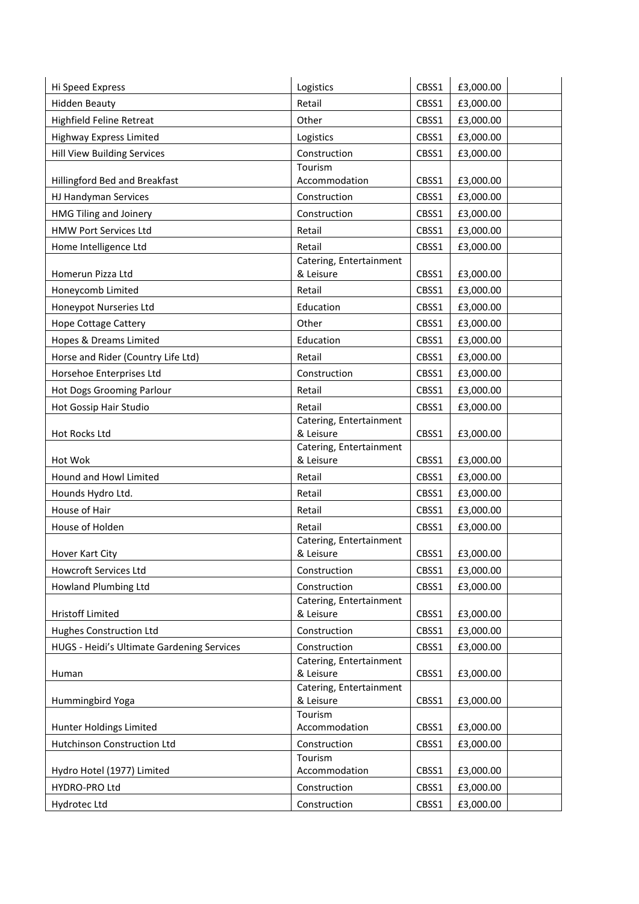| | | | | |
|---|---|---|---|---|
| Hi Speed Express | Logistics | CBSS1 | £3,000.00 | |
| Hidden Beauty | Retail | CBSS1 | £3,000.00 | |
| Highfield Feline Retreat | Other | CBSS1 | £3,000.00 | |
| Highway Express Limited | Logistics | CBSS1 | £3,000.00 | |
| Hill View Building Services | Construction | CBSS1 | £3,000.00 | |
| Hillingford Bed and Breakfast | Tourism Accommodation | CBSS1 | £3,000.00 | |
| HJ Handyman Services | Construction | CBSS1 | £3,000.00 | |
| HMG Tiling and Joinery | Construction | CBSS1 | £3,000.00 | |
| HMW Port Services Ltd | Retail | CBSS1 | £3,000.00 | |
| Home Intelligence Ltd | Retail | CBSS1 | £3,000.00 | |
| Homerun Pizza Ltd | Catering, Entertainment & Leisure | CBSS1 | £3,000.00 | |
| Honeycomb Limited | Retail | CBSS1 | £3,000.00 | |
| Honeypot Nurseries Ltd | Education | CBSS1 | £3,000.00 | |
| Hope Cottage Cattery | Other | CBSS1 | £3,000.00 | |
| Hopes & Dreams Limited | Education | CBSS1 | £3,000.00 | |
| Horse and Rider (Country Life Ltd) | Retail | CBSS1 | £3,000.00 | |
| Horsehoe Enterprises Ltd | Construction | CBSS1 | £3,000.00 | |
| Hot Dogs Grooming Parlour | Retail | CBSS1 | £3,000.00 | |
| Hot Gossip Hair Studio | Retail | CBSS1 | £3,000.00 | |
| Hot Rocks Ltd | Catering, Entertainment & Leisure | CBSS1 | £3,000.00 | |
| Hot Wok | Catering, Entertainment & Leisure | CBSS1 | £3,000.00 | |
| Hound and Howl Limited | Retail | CBSS1 | £3,000.00 | |
| Hounds Hydro Ltd. | Retail | CBSS1 | £3,000.00 | |
| House of Hair | Retail | CBSS1 | £3,000.00 | |
| House of Holden | Retail | CBSS1 | £3,000.00 | |
| Hover Kart City | Catering, Entertainment & Leisure | CBSS1 | £3,000.00 | |
| Howcroft Services Ltd | Construction | CBSS1 | £3,000.00 | |
| Howland Plumbing Ltd | Construction | CBSS1 | £3,000.00 | |
| Hristoff Limited | Catering, Entertainment & Leisure | CBSS1 | £3,000.00 | |
| Hughes Construction Ltd | Construction | CBSS1 | £3,000.00 | |
| HUGS - Heidi's Ultimate Gardening Services | Construction | CBSS1 | £3,000.00 | |
| Human | Catering, Entertainment & Leisure | CBSS1 | £3,000.00 | |
| Hummingbird Yoga | Catering, Entertainment & Leisure | CBSS1 | £3,000.00 | |
| Hunter Holdings Limited | Tourism Accommodation | CBSS1 | £3,000.00 | |
| Hutchinson Construction Ltd | Construction | CBSS1 | £3,000.00 | |
| Hydro Hotel (1977) Limited | Tourism Accommodation | CBSS1 | £3,000.00 | |
| HYDRO-PRO Ltd | Construction | CBSS1 | £3,000.00 | |
| Hydrotec Ltd | Construction | CBSS1 | £3,000.00 | |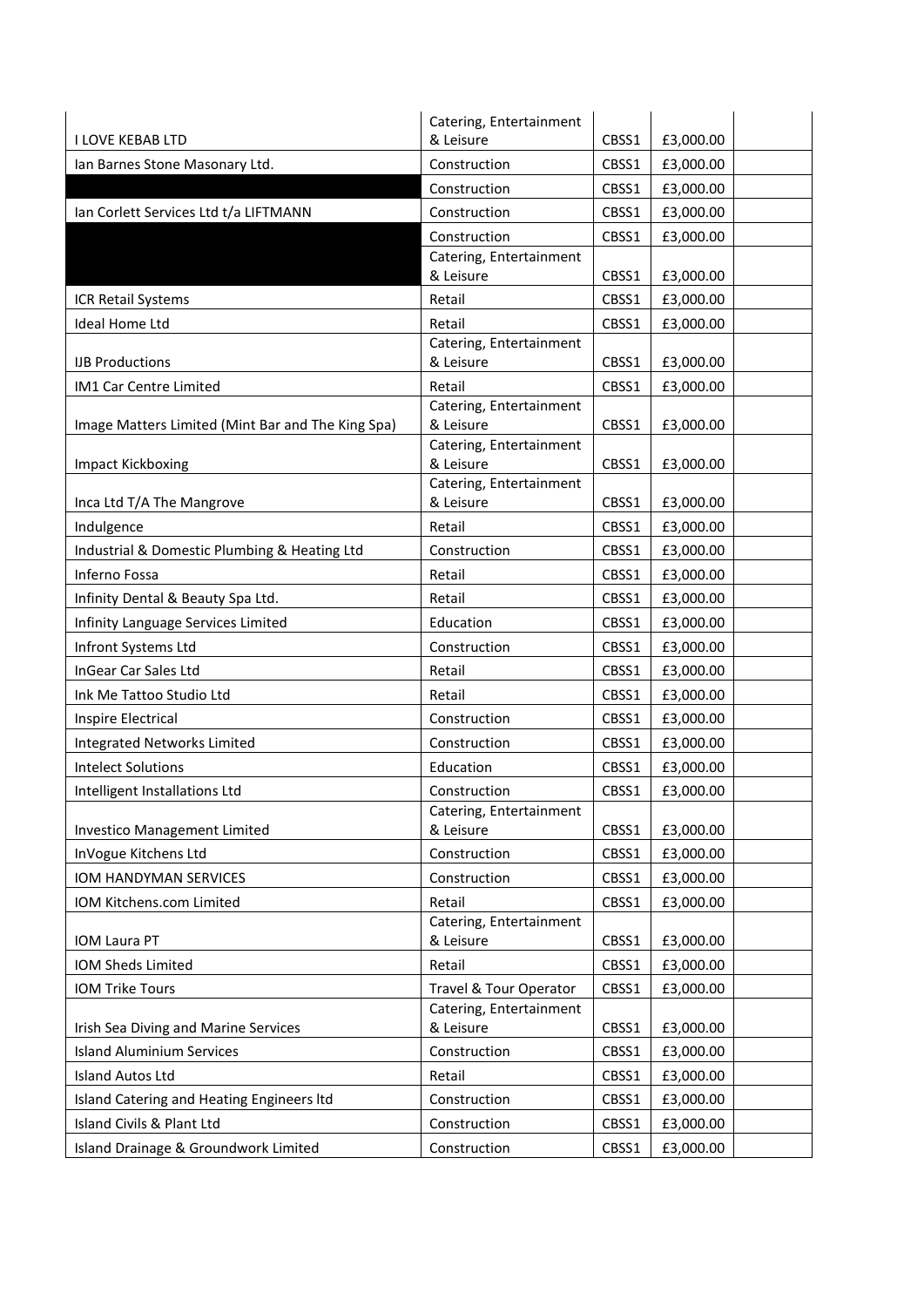| | | | | |
|---|---|---|---|---|
| I LOVE KEBAB LTD | Catering, Entertainment & Leisure | CBSS1 | £3,000.00 | |
| Ian Barnes Stone Masonary Ltd. | Construction | CBSS1 | £3,000.00 | |
| | Construction | CBSS1 | £3,000.00 | |
| Ian Corlett Services Ltd t/a LIFTMANN | Construction | CBSS1 | £3,000.00 | |
| | Construction | CBSS1 | £3,000.00 | |
| | Catering, Entertainment & Leisure | CBSS1 | £3,000.00 | |
| ICR Retail Systems | Retail | CBSS1 | £3,000.00 | |
| Ideal Home Ltd | Retail | CBSS1 | £3,000.00 | |
| IJB Productions | Catering, Entertainment & Leisure | CBSS1 | £3,000.00 | |
| IM1 Car Centre Limited | Retail | CBSS1 | £3,000.00 | |
| Image Matters Limited (Mint Bar and The King Spa) | Catering, Entertainment & Leisure | CBSS1 | £3,000.00 | |
| Impact Kickboxing | Catering, Entertainment & Leisure | CBSS1 | £3,000.00 | |
| Inca Ltd T/A The Mangrove | Catering, Entertainment & Leisure | CBSS1 | £3,000.00 | |
| Indulgence | Retail | CBSS1 | £3,000.00 | |
| Industrial & Domestic Plumbing & Heating Ltd | Construction | CBSS1 | £3,000.00 | |
| Inferno Fossa | Retail | CBSS1 | £3,000.00 | |
| Infinity Dental & Beauty Spa Ltd. | Retail | CBSS1 | £3,000.00 | |
| Infinity Language Services Limited | Education | CBSS1 | £3,000.00 | |
| Infront Systems Ltd | Construction | CBSS1 | £3,000.00 | |
| InGear Car Sales Ltd | Retail | CBSS1 | £3,000.00 | |
| Ink Me Tattoo Studio Ltd | Retail | CBSS1 | £3,000.00 | |
| Inspire Electrical | Construction | CBSS1 | £3,000.00 | |
| Integrated Networks Limited | Construction | CBSS1 | £3,000.00 | |
| Intelect Solutions | Education | CBSS1 | £3,000.00 | |
| Intelligent Installations Ltd | Construction | CBSS1 | £3,000.00 | |
| Investico Management Limited | Catering, Entertainment & Leisure | CBSS1 | £3,000.00 | |
| InVogue Kitchens Ltd | Construction | CBSS1 | £3,000.00 | |
| IOM HANDYMAN SERVICES | Construction | CBSS1 | £3,000.00 | |
| IOM Kitchens.com Limited | Retail | CBSS1 | £3,000.00 | |
| IOM Laura PT | Catering, Entertainment & Leisure | CBSS1 | £3,000.00 | |
| IOM Sheds Limited | Retail | CBSS1 | £3,000.00 | |
| IOM Trike Tours | Travel & Tour Operator | CBSS1 | £3,000.00 | |
| Irish Sea Diving and Marine Services | Catering, Entertainment & Leisure | CBSS1 | £3,000.00 | |
| Island Aluminium Services | Construction | CBSS1 | £3,000.00 | |
| Island Autos Ltd | Retail | CBSS1 | £3,000.00 | |
| Island Catering and Heating Engineers ltd | Construction | CBSS1 | £3,000.00 | |
| Island Civils & Plant Ltd | Construction | CBSS1 | £3,000.00 | |
| Island Drainage & Groundwork Limited | Construction | CBSS1 | £3,000.00 | |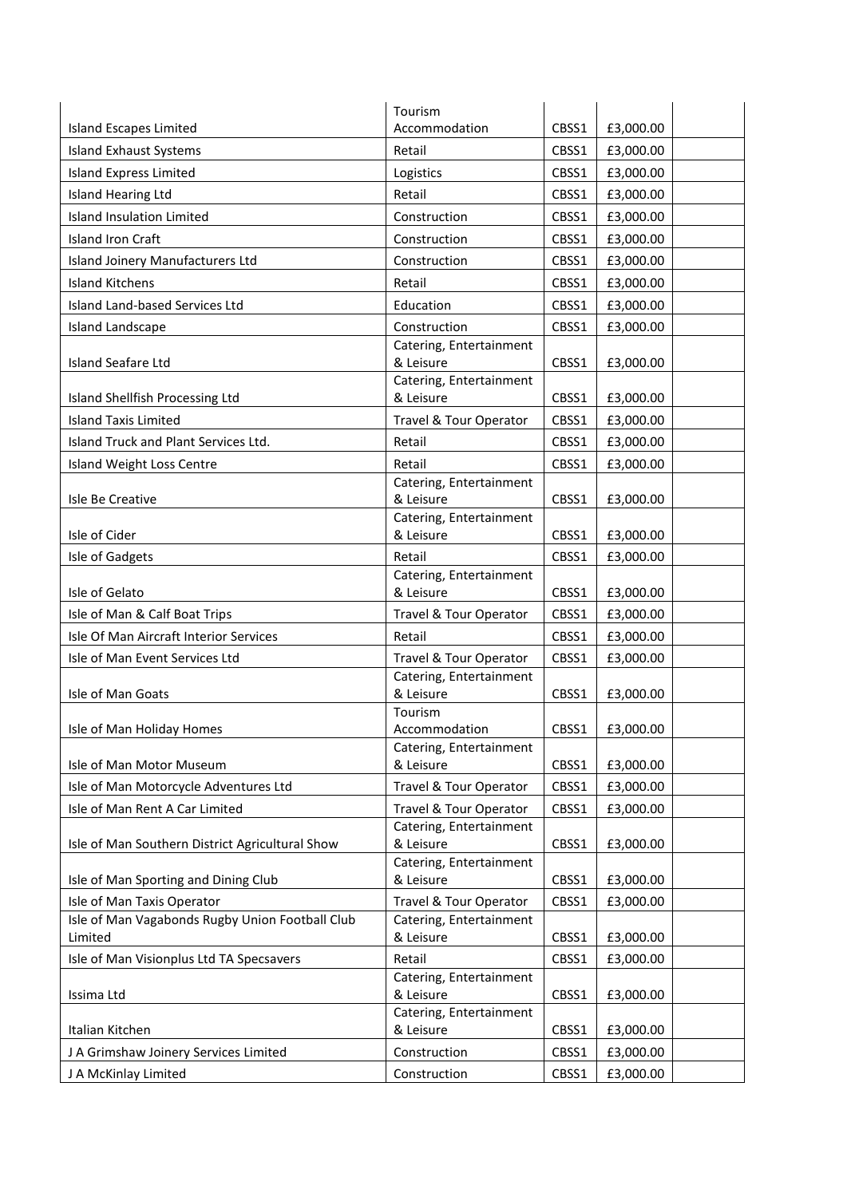| | | | | |
|---|---|---|---|---|
| Island Escapes Limited | Tourism Accommodation | CBSS1 | £3,000.00 | |
| Island Exhaust Systems | Retail | CBSS1 | £3,000.00 | |
| Island Express Limited | Logistics | CBSS1 | £3,000.00 | |
| Island Hearing Ltd | Retail | CBSS1 | £3,000.00 | |
| Island Insulation Limited | Construction | CBSS1 | £3,000.00 | |
| Island Iron Craft | Construction | CBSS1 | £3,000.00 | |
| Island Joinery Manufacturers Ltd | Construction | CBSS1 | £3,000.00 | |
| Island Kitchens | Retail | CBSS1 | £3,000.00 | |
| Island Land-based Services Ltd | Education | CBSS1 | £3,000.00 | |
| Island Landscape | Construction | CBSS1 | £3,000.00 | |
| Island Seafare Ltd | Catering, Entertainment & Leisure | CBSS1 | £3,000.00 | |
| Island Shellfish Processing Ltd | Catering, Entertainment & Leisure | CBSS1 | £3,000.00 | |
| Island Taxis Limited | Travel & Tour Operator | CBSS1 | £3,000.00 | |
| Island Truck and Plant Services Ltd. | Retail | CBSS1 | £3,000.00 | |
| Island Weight Loss Centre | Retail | CBSS1 | £3,000.00 | |
| Isle Be Creative | Catering, Entertainment & Leisure | CBSS1 | £3,000.00 | |
| Isle of Cider | Catering, Entertainment & Leisure | CBSS1 | £3,000.00 | |
| Isle of Gadgets | Retail | CBSS1 | £3,000.00 | |
| Isle of Gelato | Catering, Entertainment & Leisure | CBSS1 | £3,000.00 | |
| Isle of Man & Calf Boat Trips | Travel & Tour Operator | CBSS1 | £3,000.00 | |
| Isle Of Man Aircraft Interior Services | Retail | CBSS1 | £3,000.00 | |
| Isle of Man Event Services Ltd | Travel & Tour Operator | CBSS1 | £3,000.00 | |
| Isle of Man Goats | Catering, Entertainment & Leisure | CBSS1 | £3,000.00 | |
| Isle of Man Holiday Homes | Tourism Accommodation | CBSS1 | £3,000.00 | |
| Isle of Man Motor Museum | Catering, Entertainment & Leisure | CBSS1 | £3,000.00 | |
| Isle of Man Motorcycle Adventures Ltd | Travel & Tour Operator | CBSS1 | £3,000.00 | |
| Isle of Man Rent A Car Limited | Travel & Tour Operator | CBSS1 | £3,000.00 | |
| Isle of Man Southern District Agricultural Show | Catering, Entertainment & Leisure | CBSS1 | £3,000.00 | |
| Isle of Man Sporting and Dining Club | Catering, Entertainment & Leisure | CBSS1 | £3,000.00 | |
| Isle of Man Taxis Operator | Travel & Tour Operator | CBSS1 | £3,000.00 | |
| Isle of Man Vagabonds Rugby Union Football Club Limited | Catering, Entertainment & Leisure | CBSS1 | £3,000.00 | |
| Isle of Man Visionplus Ltd TA Specsavers | Retail | CBSS1 | £3,000.00 | |
| Issima Ltd | Catering, Entertainment & Leisure | CBSS1 | £3,000.00 | |
| Italian Kitchen | Catering, Entertainment & Leisure | CBSS1 | £3,000.00 | |
| J A Grimshaw Joinery Services Limited | Construction | CBSS1 | £3,000.00 | |
| J A McKinlay Limited | Construction | CBSS1 | £3,000.00 | |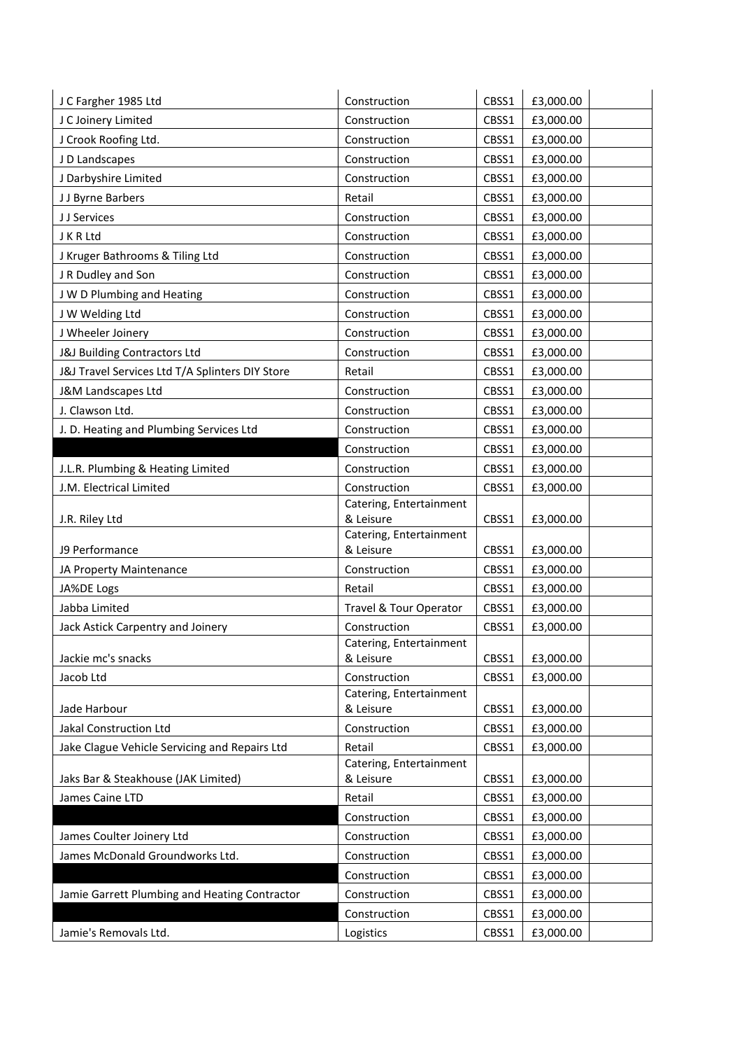| | | | | |
|---|---|---|---|---|
| J C Fargher 1985 Ltd | Construction | CBSS1 | £3,000.00 | |
| J C Joinery Limited | Construction | CBSS1 | £3,000.00 | |
| J Crook Roofing Ltd. | Construction | CBSS1 | £3,000.00 | |
| J D Landscapes | Construction | CBSS1 | £3,000.00 | |
| J Darbyshire Limited | Construction | CBSS1 | £3,000.00 | |
| J J Byrne Barbers | Retail | CBSS1 | £3,000.00 | |
| J J Services | Construction | CBSS1 | £3,000.00 | |
| J K R Ltd | Construction | CBSS1 | £3,000.00 | |
| J Kruger Bathrooms & Tiling Ltd | Construction | CBSS1 | £3,000.00 | |
| J R Dudley and Son | Construction | CBSS1 | £3,000.00 | |
| J W D Plumbing and Heating | Construction | CBSS1 | £3,000.00 | |
| J W Welding Ltd | Construction | CBSS1 | £3,000.00 | |
| J Wheeler Joinery | Construction | CBSS1 | £3,000.00 | |
| J&J Building Contractors Ltd | Construction | CBSS1 | £3,000.00 | |
| J&J Travel Services Ltd T/A Splinters DIY Store | Retail | CBSS1 | £3,000.00 | |
| J&M Landscapes Ltd | Construction | CBSS1 | £3,000.00 | |
| J. Clawson Ltd. | Construction | CBSS1 | £3,000.00 | |
| J. D. Heating and Plumbing Services Ltd | Construction | CBSS1 | £3,000.00 | |
| | Construction | CBSS1 | £3,000.00 | |
| J.L.R. Plumbing & Heating Limited | Construction | CBSS1 | £3,000.00 | |
| J.M. Electrical Limited | Construction | CBSS1 | £3,000.00 | |
| J.R. Riley Ltd | Catering, Entertainment & Leisure | CBSS1 | £3,000.00 | |
| J9 Performance | Catering, Entertainment & Leisure | CBSS1 | £3,000.00 | |
| JA Property Maintenance | Construction | CBSS1 | £3,000.00 | |
| JA%DE Logs | Retail | CBSS1 | £3,000.00 | |
| Jabba Limited | Travel & Tour Operator | CBSS1 | £3,000.00 | |
| Jack Astick Carpentry and Joinery | Construction | CBSS1 | £3,000.00 | |
| Jackie mc's snacks | Catering, Entertainment & Leisure | CBSS1 | £3,000.00 | |
| Jacob Ltd | Construction | CBSS1 | £3,000.00 | |
| Jade Harbour | Catering, Entertainment & Leisure | CBSS1 | £3,000.00 | |
| Jakal Construction Ltd | Construction | CBSS1 | £3,000.00 | |
| Jake Clague Vehicle Servicing and Repairs Ltd | Retail | CBSS1 | £3,000.00 | |
| Jaks Bar & Steakhouse (JAK Limited) | Catering, Entertainment & Leisure | CBSS1 | £3,000.00 | |
| James Caine LTD | Retail | CBSS1 | £3,000.00 | |
| | Construction | CBSS1 | £3,000.00 | |
| James Coulter Joinery Ltd | Construction | CBSS1 | £3,000.00 | |
| James McDonald Groundworks Ltd. | Construction | CBSS1 | £3,000.00 | |
| | Construction | CBSS1 | £3,000.00 | |
| Jamie Garrett Plumbing and Heating Contractor | Construction | CBSS1 | £3,000.00 | |
| | Construction | CBSS1 | £3,000.00 | |
| Jamie's Removals Ltd. | Logistics | CBSS1 | £3,000.00 | |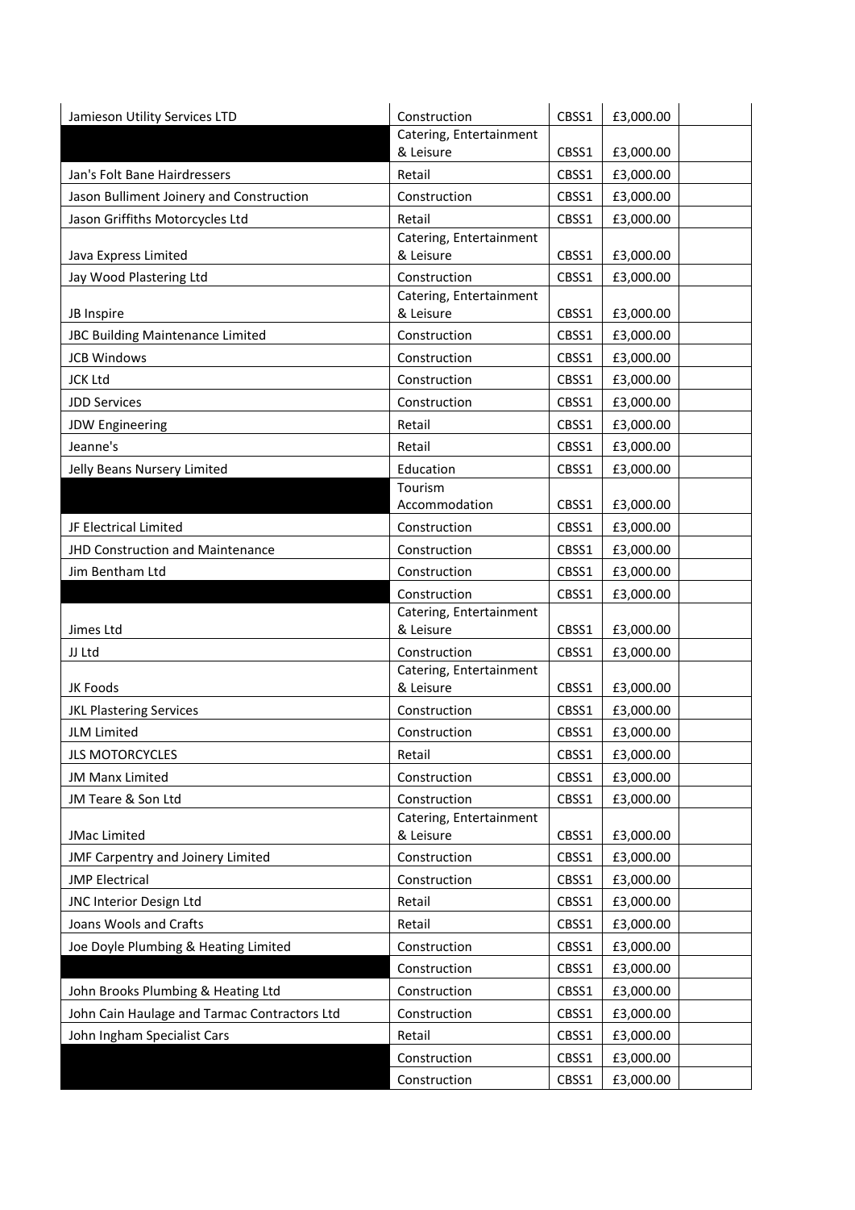| Jamieson Utility Services LTD | Construction | CBSS1 | £3,000.00 | |
|---|---|---|---|---|
| | Catering, Entertainment & Leisure | CBSS1 | £3,000.00 | |
| Jan's Folt Bane Hairdressers | Retail | CBSS1 | £3,000.00 | |
| Jason Bulliment Joinery and Construction | Construction | CBSS1 | £3,000.00 | |
| Jason Griffiths Motorcycles Ltd | Retail | CBSS1 | £3,000.00 | |
| Java Express Limited | Catering, Entertainment & Leisure | CBSS1 | £3,000.00 | |
| Jay Wood Plastering Ltd | Construction | CBSS1 | £3,000.00 | |
| JB Inspire | Catering, Entertainment & Leisure | CBSS1 | £3,000.00 | |
| JBC Building Maintenance Limited | Construction | CBSS1 | £3,000.00 | |
| JCB Windows | Construction | CBSS1 | £3,000.00 | |
| JCK Ltd | Construction | CBSS1 | £3,000.00 | |
| JDD Services | Construction | CBSS1 | £3,000.00 | |
| JDW Engineering | Retail | CBSS1 | £3,000.00 | |
| Jeanne's | Retail | CBSS1 | £3,000.00 | |
| Jelly Beans Nursery Limited | Education | CBSS1 | £3,000.00 | |
| | Tourism Accommodation | CBSS1 | £3,000.00 | |
| JF Electrical Limited | Construction | CBSS1 | £3,000.00 | |
| JHD Construction and Maintenance | Construction | CBSS1 | £3,000.00 | |
| Jim Bentham Ltd | Construction | CBSS1 | £3,000.00 | |
| | Construction | CBSS1 | £3,000.00 | |
| Jimes Ltd | Catering, Entertainment & Leisure | CBSS1 | £3,000.00 | |
| JJ Ltd | Construction | CBSS1 | £3,000.00 | |
| JK Foods | Catering, Entertainment & Leisure | CBSS1 | £3,000.00 | |
| JKL Plastering Services | Construction | CBSS1 | £3,000.00 | |
| JLM Limited | Construction | CBSS1 | £3,000.00 | |
| JLS MOTORCYCLES | Retail | CBSS1 | £3,000.00 | |
| JM Manx Limited | Construction | CBSS1 | £3,000.00 | |
| JM Teare & Son Ltd | Construction | CBSS1 | £3,000.00 | |
| JMac Limited | Catering, Entertainment & Leisure | CBSS1 | £3,000.00 | |
| JMF Carpentry and Joinery Limited | Construction | CBSS1 | £3,000.00 | |
| JMP Electrical | Construction | CBSS1 | £3,000.00 | |
| JNC Interior Design Ltd | Retail | CBSS1 | £3,000.00 | |
| Joans Wools and Crafts | Retail | CBSS1 | £3,000.00 | |
| Joe Doyle Plumbing & Heating Limited | Construction | CBSS1 | £3,000.00 | |
| | Construction | CBSS1 | £3,000.00 | |
| John Brooks Plumbing & Heating Ltd | Construction | CBSS1 | £3,000.00 | |
| John Cain Haulage and Tarmac Contractors Ltd | Construction | CBSS1 | £3,000.00 | |
| John Ingham Specialist Cars | Retail | CBSS1 | £3,000.00 | |
| | Construction | CBSS1 | £3,000.00 | |
| | Construction | CBSS1 | £3,000.00 | |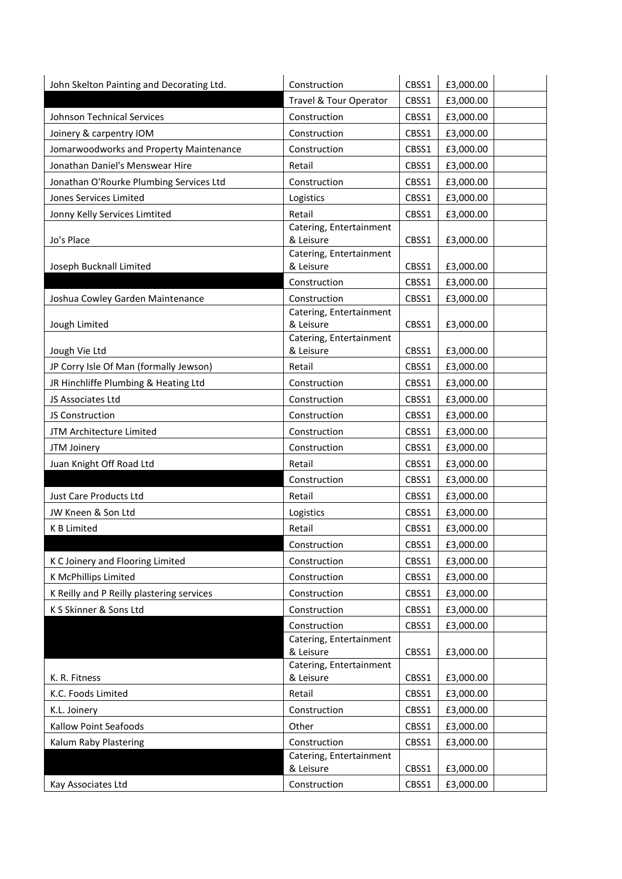| | | | | |
|---|---|---|---|---|
| John Skelton Painting and Decorating Ltd. | Construction | CBSS1 | £3,000.00 | |
| | Travel & Tour Operator | CBSS1 | £3,000.00 | |
| Johnson Technical Services | Construction | CBSS1 | £3,000.00 | |
| Joinery & carpentry IOM | Construction | CBSS1 | £3,000.00 | |
| Jomarwoodworks and Property Maintenance | Construction | CBSS1 | £3,000.00 | |
| Jonathan Daniel's Menswear Hire | Retail | CBSS1 | £3,000.00 | |
| Jonathan O'Rourke Plumbing Services Ltd | Construction | CBSS1 | £3,000.00 | |
| Jones Services Limited | Logistics | CBSS1 | £3,000.00 | |
| Jonny Kelly Services Limtited | Retail | CBSS1 | £3,000.00 | |
| Jo's Place | Catering, Entertainment & Leisure | CBSS1 | £3,000.00 | |
| Joseph Bucknall Limited | Catering, Entertainment & Leisure | CBSS1 | £3,000.00 | |
| | Construction | CBSS1 | £3,000.00 | |
| Joshua Cowley Garden Maintenance | Construction | CBSS1 | £3,000.00 | |
| Jough Limited | Catering, Entertainment & Leisure | CBSS1 | £3,000.00 | |
| Jough Vie Ltd | Catering, Entertainment & Leisure | CBSS1 | £3,000.00 | |
| JP Corry Isle Of Man (formally Jewson) | Retail | CBSS1 | £3,000.00 | |
| JR Hinchliffe Plumbing & Heating Ltd | Construction | CBSS1 | £3,000.00 | |
| JS Associates Ltd | Construction | CBSS1 | £3,000.00 | |
| JS Construction | Construction | CBSS1 | £3,000.00 | |
| JTM Architecture Limited | Construction | CBSS1 | £3,000.00 | |
| JTM Joinery | Construction | CBSS1 | £3,000.00 | |
| Juan Knight Off Road Ltd | Retail | CBSS1 | £3,000.00 | |
| | Construction | CBSS1 | £3,000.00 | |
| Just Care Products Ltd | Retail | CBSS1 | £3,000.00 | |
| JW Kneen & Son Ltd | Logistics | CBSS1 | £3,000.00 | |
| K B Limited | Retail | CBSS1 | £3,000.00 | |
| | Construction | CBSS1 | £3,000.00 | |
| K C Joinery and Flooring Limited | Construction | CBSS1 | £3,000.00 | |
| K McPhillips Limited | Construction | CBSS1 | £3,000.00 | |
| K Reilly and P Reilly plastering services | Construction | CBSS1 | £3,000.00 | |
| K S Skinner & Sons Ltd | Construction | CBSS1 | £3,000.00 | |
| | Construction | CBSS1 | £3,000.00 | |
| | Catering, Entertainment & Leisure | CBSS1 | £3,000.00 | |
| K. R. Fitness | Catering, Entertainment & Leisure | CBSS1 | £3,000.00 | |
| K.C. Foods Limited | Retail | CBSS1 | £3,000.00 | |
| K.L. Joinery | Construction | CBSS1 | £3,000.00 | |
| Kallow Point Seafoods | Other | CBSS1 | £3,000.00 | |
| Kalum Raby Plastering | Construction | CBSS1 | £3,000.00 | |
| | Catering, Entertainment & Leisure | CBSS1 | £3,000.00 | |
| Kay Associates Ltd | Construction | CBSS1 | £3,000.00 | |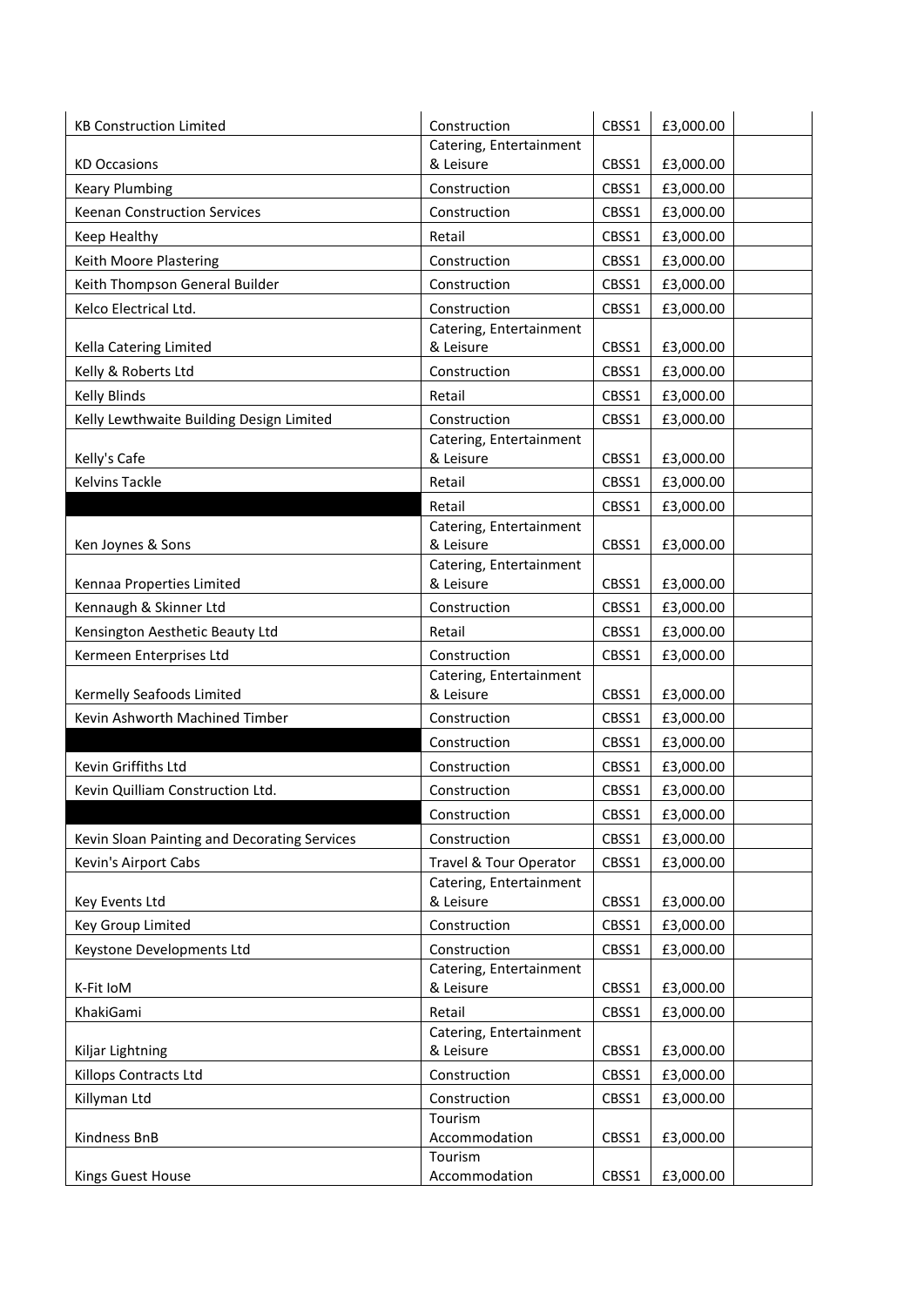| | | | | |
|---|---|---|---|---|
| KB Construction Limited | Construction | CBSS1 | £3,000.00 | |
| KD Occasions | Catering, Entertainment & Leisure | CBSS1 | £3,000.00 | |
| Keary Plumbing | Construction | CBSS1 | £3,000.00 | |
| Keenan Construction Services | Construction | CBSS1 | £3,000.00 | |
| Keep Healthy | Retail | CBSS1 | £3,000.00 | |
| Keith Moore Plastering | Construction | CBSS1 | £3,000.00 | |
| Keith Thompson General Builder | Construction | CBSS1 | £3,000.00 | |
| Kelco Electrical Ltd. | Construction | CBSS1 | £3,000.00 | |
| Kella Catering Limited | Catering, Entertainment & Leisure | CBSS1 | £3,000.00 | |
| Kelly & Roberts Ltd | Construction | CBSS1 | £3,000.00 | |
| Kelly Blinds | Retail | CBSS1 | £3,000.00 | |
| Kelly Lewthwaite Building Design Limited | Construction | CBSS1 | £3,000.00 | |
| Kelly's Cafe | Catering, Entertainment & Leisure | CBSS1 | £3,000.00 | |
| Kelvins Tackle | Retail | CBSS1 | £3,000.00 | |
| | Retail | CBSS1 | £3,000.00 | |
| Ken Joynes & Sons | Catering, Entertainment & Leisure | CBSS1 | £3,000.00 | |
| Kennaa Properties Limited | Catering, Entertainment & Leisure | CBSS1 | £3,000.00 | |
| Kennaugh & Skinner Ltd | Construction | CBSS1 | £3,000.00 | |
| Kensington Aesthetic Beauty Ltd | Retail | CBSS1 | £3,000.00 | |
| Kermeen Enterprises Ltd | Construction | CBSS1 | £3,000.00 | |
| Kermelly Seafoods Limited | Catering, Entertainment & Leisure | CBSS1 | £3,000.00 | |
| Kevin Ashworth Machined Timber | Construction | CBSS1 | £3,000.00 | |
| | Construction | CBSS1 | £3,000.00 | |
| Kevin Griffiths Ltd | Construction | CBSS1 | £3,000.00 | |
| Kevin Quilliam Construction Ltd. | Construction | CBSS1 | £3,000.00 | |
| | Construction | CBSS1 | £3,000.00 | |
| Kevin Sloan Painting and Decorating Services | Construction | CBSS1 | £3,000.00 | |
| Kevin's Airport Cabs | Travel & Tour Operator | CBSS1 | £3,000.00 | |
| Key Events Ltd | Catering, Entertainment & Leisure | CBSS1 | £3,000.00 | |
| Key Group Limited | Construction | CBSS1 | £3,000.00 | |
| Keystone Developments Ltd | Construction | CBSS1 | £3,000.00 | |
| K-Fit IoM | Catering, Entertainment & Leisure | CBSS1 | £3,000.00 | |
| KhakiGami | Retail | CBSS1 | £3,000.00 | |
| Kiljar Lightning | Catering, Entertainment & Leisure | CBSS1 | £3,000.00 | |
| Killops Contracts Ltd | Construction | CBSS1 | £3,000.00 | |
| Killyman Ltd | Construction | CBSS1 | £3,000.00 | |
| Kindness BnB | Tourism Accommodation | CBSS1 | £3,000.00 | |
| Kings Guest House | Tourism Accommodation | CBSS1 | £3,000.00 | |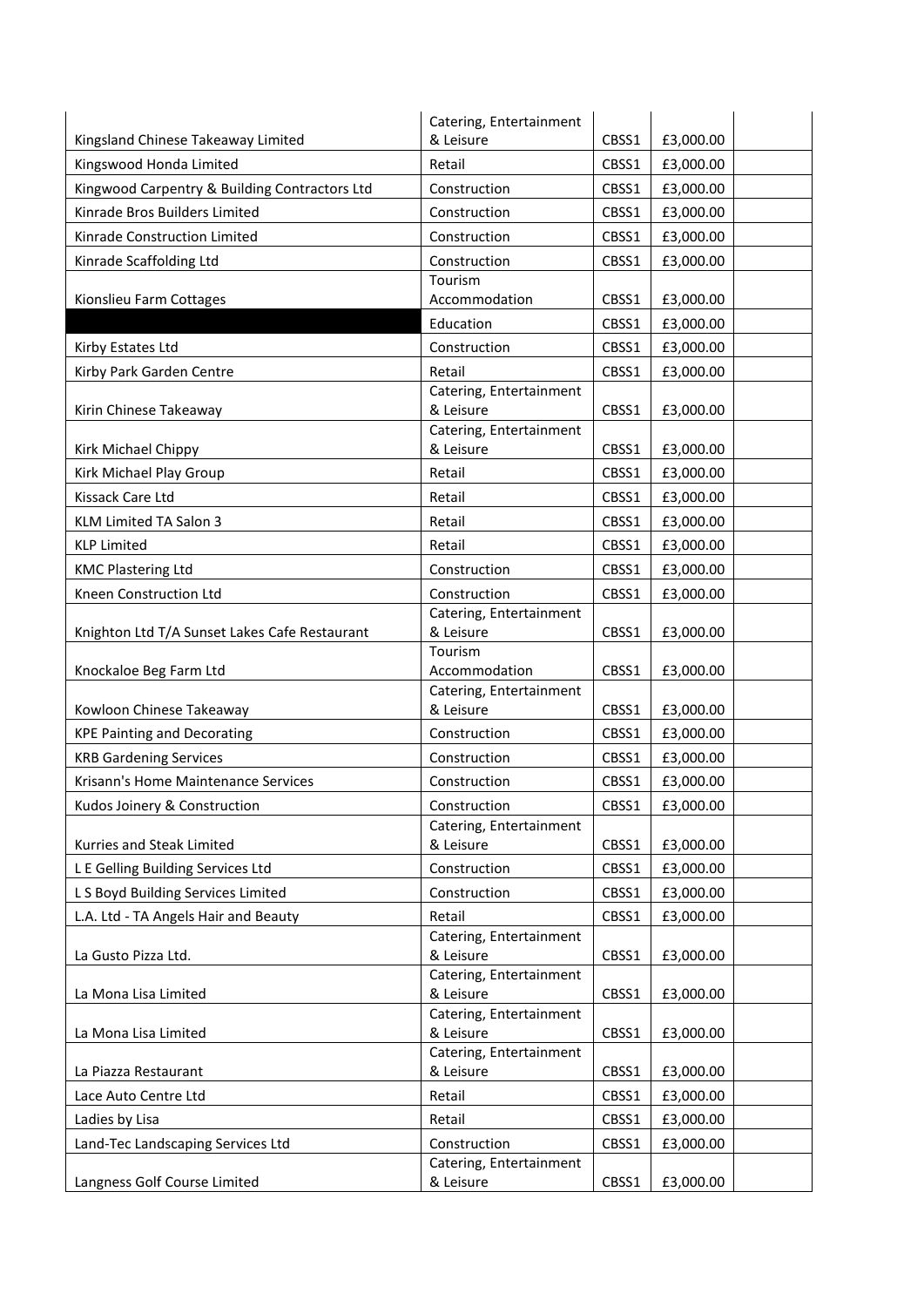| | | | | |
|---|---|---|---|---|
| Kingsland Chinese Takeaway Limited | Catering, Entertainment & Leisure | CBSS1 | £3,000.00 | |
| Kingswood Honda Limited | Retail | CBSS1 | £3,000.00 | |
| Kingwood Carpentry & Building Contractors Ltd | Construction | CBSS1 | £3,000.00 | |
| Kinrade Bros Builders Limited | Construction | CBSS1 | £3,000.00 | |
| Kinrade Construction Limited | Construction | CBSS1 | £3,000.00 | |
| Kinrade Scaffolding Ltd | Construction | CBSS1 | £3,000.00 | |
| Kionslieu Farm Cottages | Tourism Accommodation | CBSS1 | £3,000.00 | |
| | Education | CBSS1 | £3,000.00 | |
| Kirby Estates Ltd | Construction | CBSS1 | £3,000.00 | |
| Kirby Park Garden Centre | Retail | CBSS1 | £3,000.00 | |
| Kirin Chinese Takeaway | Catering, Entertainment & Leisure | CBSS1 | £3,000.00 | |
| Kirk Michael Chippy | Catering, Entertainment & Leisure | CBSS1 | £3,000.00 | |
| Kirk Michael Play Group | Retail | CBSS1 | £3,000.00 | |
| Kissack Care Ltd | Retail | CBSS1 | £3,000.00 | |
| KLM Limited TA Salon 3 | Retail | CBSS1 | £3,000.00 | |
| KLP Limited | Retail | CBSS1 | £3,000.00 | |
| KMC Plastering Ltd | Construction | CBSS1 | £3,000.00 | |
| Kneen Construction Ltd | Construction | CBSS1 | £3,000.00 | |
| Knighton Ltd T/A Sunset Lakes Cafe Restaurant | Catering, Entertainment & Leisure | CBSS1 | £3,000.00 | |
| Knockaloe Beg Farm Ltd | Tourism Accommodation | CBSS1 | £3,000.00 | |
| Kowloon Chinese Takeaway | Catering, Entertainment & Leisure | CBSS1 | £3,000.00 | |
| KPE Painting and Decorating | Construction | CBSS1 | £3,000.00 | |
| KRB Gardening Services | Construction | CBSS1 | £3,000.00 | |
| Krisann's Home Maintenance Services | Construction | CBSS1 | £3,000.00 | |
| Kudos Joinery & Construction | Construction | CBSS1 | £3,000.00 | |
| Kurries and Steak Limited | Catering, Entertainment & Leisure | CBSS1 | £3,000.00 | |
| L E Gelling Building Services Ltd | Construction | CBSS1 | £3,000.00 | |
| L S Boyd Building Services Limited | Construction | CBSS1 | £3,000.00 | |
| L.A. Ltd - TA Angels Hair and Beauty | Retail | CBSS1 | £3,000.00 | |
| La Gusto Pizza Ltd. | Catering, Entertainment & Leisure | CBSS1 | £3,000.00 | |
| La Mona Lisa Limited | Catering, Entertainment & Leisure | CBSS1 | £3,000.00 | |
| La Mona Lisa Limited | Catering, Entertainment & Leisure | CBSS1 | £3,000.00 | |
| La Piazza Restaurant | Catering, Entertainment & Leisure | CBSS1 | £3,000.00 | |
| Lace Auto Centre Ltd | Retail | CBSS1 | £3,000.00 | |
| Ladies by Lisa | Retail | CBSS1 | £3,000.00 | |
| Land-Tec Landscaping Services Ltd | Construction | CBSS1 | £3,000.00 | |
| Langness Golf Course Limited | Catering, Entertainment & Leisure | CBSS1 | £3,000.00 | |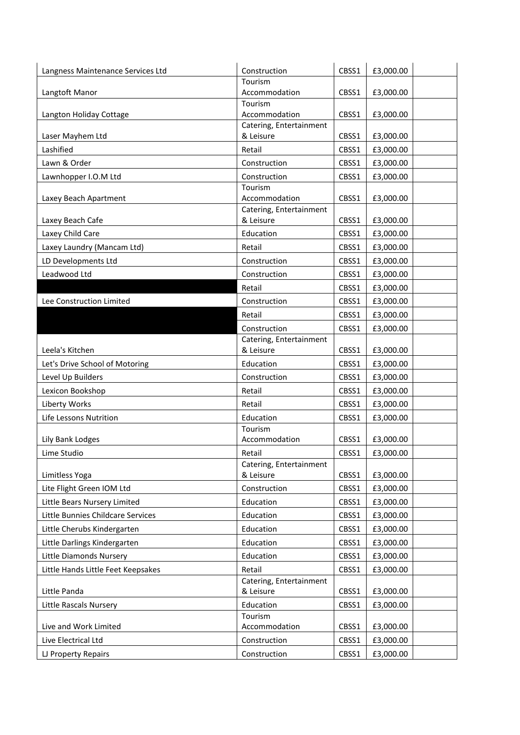| | | | | |
|---|---|---|---|---|
| Langness Maintenance Services Ltd | Construction | CBSS1 | £3,000.00 | |
| Langtoft Manor | Tourism Accommodation | CBSS1 | £3,000.00 | |
| Langton Holiday Cottage | Tourism Accommodation | CBSS1 | £3,000.00 | |
| Laser Mayhem Ltd | Catering, Entertainment & Leisure | CBSS1 | £3,000.00 | |
| Lashified | Retail | CBSS1 | £3,000.00 | |
| Lawn & Order | Construction | CBSS1 | £3,000.00 | |
| Lawnhopper I.O.M Ltd | Construction | CBSS1 | £3,000.00 | |
| Laxey Beach Apartment | Tourism Accommodation | CBSS1 | £3,000.00 | |
| Laxey Beach Cafe | Catering, Entertainment & Leisure | CBSS1 | £3,000.00 | |
| Laxey Child Care | Education | CBSS1 | £3,000.00 | |
| Laxey Laundry (Mancam Ltd) | Retail | CBSS1 | £3,000.00 | |
| LD Developments Ltd | Construction | CBSS1 | £3,000.00 | |
| Leadwood Ltd | Construction | CBSS1 | £3,000.00 | |
| | Retail | CBSS1 | £3,000.00 | |
| Lee Construction Limited | Construction | CBSS1 | £3,000.00 | |
| | Retail | CBSS1 | £3,000.00 | |
| | Construction | CBSS1 | £3,000.00 | |
| Leela's Kitchen | Catering, Entertainment & Leisure | CBSS1 | £3,000.00 | |
| Let's Drive School of Motoring | Education | CBSS1 | £3,000.00 | |
| Level Up Builders | Construction | CBSS1 | £3,000.00 | |
| Lexicon Bookshop | Retail | CBSS1 | £3,000.00 | |
| Liberty Works | Retail | CBSS1 | £3,000.00 | |
| Life Lessons Nutrition | Education | CBSS1 | £3,000.00 | |
| Lily Bank Lodges | Tourism Accommodation | CBSS1 | £3,000.00 | |
| Lime Studio | Retail | CBSS1 | £3,000.00 | |
| Limitless Yoga | Catering, Entertainment & Leisure | CBSS1 | £3,000.00 | |
| Lite Flight Green IOM Ltd | Construction | CBSS1 | £3,000.00 | |
| Little Bears Nursery Limited | Education | CBSS1 | £3,000.00 | |
| Little Bunnies Childcare Services | Education | CBSS1 | £3,000.00 | |
| Little Cherubs Kindergarten | Education | CBSS1 | £3,000.00 | |
| Little Darlings Kindergarten | Education | CBSS1 | £3,000.00 | |
| Little Diamonds Nursery | Education | CBSS1 | £3,000.00 | |
| Little Hands Little Feet Keepsakes | Retail | CBSS1 | £3,000.00 | |
| Little Panda | Catering, Entertainment & Leisure | CBSS1 | £3,000.00 | |
| Little Rascals Nursery | Education | CBSS1 | £3,000.00 | |
| Live and Work Limited | Tourism Accommodation | CBSS1 | £3,000.00 | |
| Live Electrical Ltd | Construction | CBSS1 | £3,000.00 | |
| LJ Property Repairs | Construction | CBSS1 | £3,000.00 | |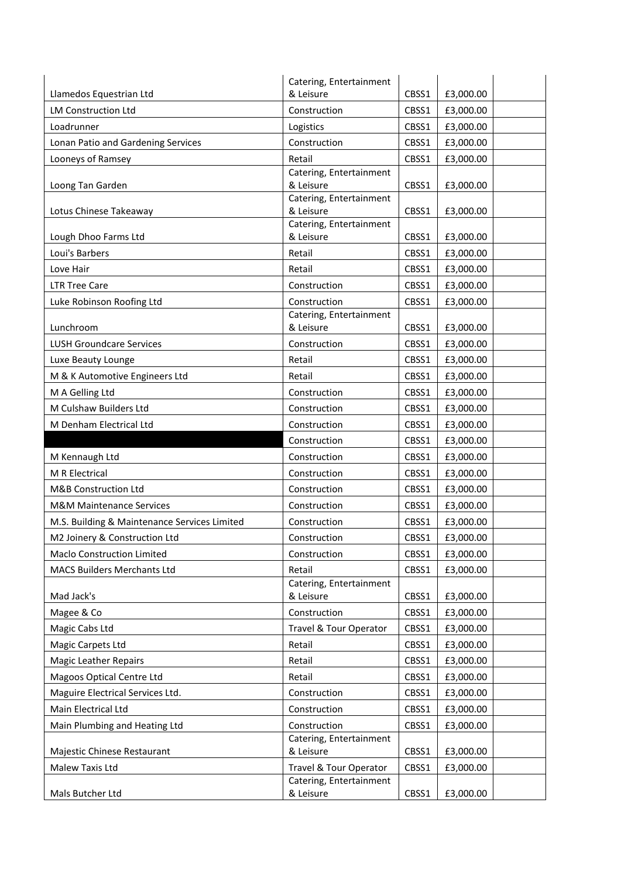| | | | | |
|---|---|---|---|---|
| Llamedos Equestrian Ltd | Catering, Entertainment & Leisure | CBSS1 | £3,000.00 | |
| LM Construction Ltd | Construction | CBSS1 | £3,000.00 | |
| Loadrunner | Logistics | CBSS1 | £3,000.00 | |
| Lonan Patio and Gardening Services | Construction | CBSS1 | £3,000.00 | |
| Looneys of Ramsey | Retail | CBSS1 | £3,000.00 | |
| Loong Tan Garden | Catering, Entertainment & Leisure | CBSS1 | £3,000.00 | |
| Lotus Chinese Takeaway | Catering, Entertainment & Leisure | CBSS1 | £3,000.00 | |
| Lough Dhoo Farms Ltd | Catering, Entertainment & Leisure | CBSS1 | £3,000.00 | |
| Loui's Barbers | Retail | CBSS1 | £3,000.00 | |
| Love Hair | Retail | CBSS1 | £3,000.00 | |
| LTR Tree Care | Construction | CBSS1 | £3,000.00 | |
| Luke Robinson Roofing Ltd | Construction | CBSS1 | £3,000.00 | |
| Lunchroom | Catering, Entertainment & Leisure | CBSS1 | £3,000.00 | |
| LUSH Groundcare Services | Construction | CBSS1 | £3,000.00 | |
| Luxe Beauty Lounge | Retail | CBSS1 | £3,000.00 | |
| M & K Automotive Engineers Ltd | Retail | CBSS1 | £3,000.00 | |
| M A Gelling Ltd | Construction | CBSS1 | £3,000.00 | |
| M Culshaw Builders Ltd | Construction | CBSS1 | £3,000.00 | |
| M Denham Electrical Ltd | Construction | CBSS1 | £3,000.00 | |
| | Construction | CBSS1 | £3,000.00 | |
| M Kennaugh Ltd | Construction | CBSS1 | £3,000.00 | |
| M R Electrical | Construction | CBSS1 | £3,000.00 | |
| M&B Construction Ltd | Construction | CBSS1 | £3,000.00 | |
| M&M Maintenance Services | Construction | CBSS1 | £3,000.00 | |
| M.S. Building & Maintenance Services Limited | Construction | CBSS1 | £3,000.00 | |
| M2 Joinery & Construction Ltd | Construction | CBSS1 | £3,000.00 | |
| Maclo Construction Limited | Construction | CBSS1 | £3,000.00 | |
| MACS Builders Merchants Ltd | Retail | CBSS1 | £3,000.00 | |
| Mad Jack's | Catering, Entertainment & Leisure | CBSS1 | £3,000.00 | |
| Magee & Co | Construction | CBSS1 | £3,000.00 | |
| Magic Cabs Ltd | Travel & Tour Operator | CBSS1 | £3,000.00 | |
| Magic Carpets Ltd | Retail | CBSS1 | £3,000.00 | |
| Magic Leather Repairs | Retail | CBSS1 | £3,000.00 | |
| Magoos Optical Centre Ltd | Retail | CBSS1 | £3,000.00 | |
| Maguire Electrical Services Ltd. | Construction | CBSS1 | £3,000.00 | |
| Main Electrical Ltd | Construction | CBSS1 | £3,000.00 | |
| Main Plumbing and Heating Ltd | Construction | CBSS1 | £3,000.00 | |
| Majestic Chinese Restaurant | Catering, Entertainment & Leisure | CBSS1 | £3,000.00 | |
| Malew Taxis Ltd | Travel & Tour Operator | CBSS1 | £3,000.00 | |
| Mals Butcher Ltd | Catering, Entertainment & Leisure | CBSS1 | £3,000.00 | |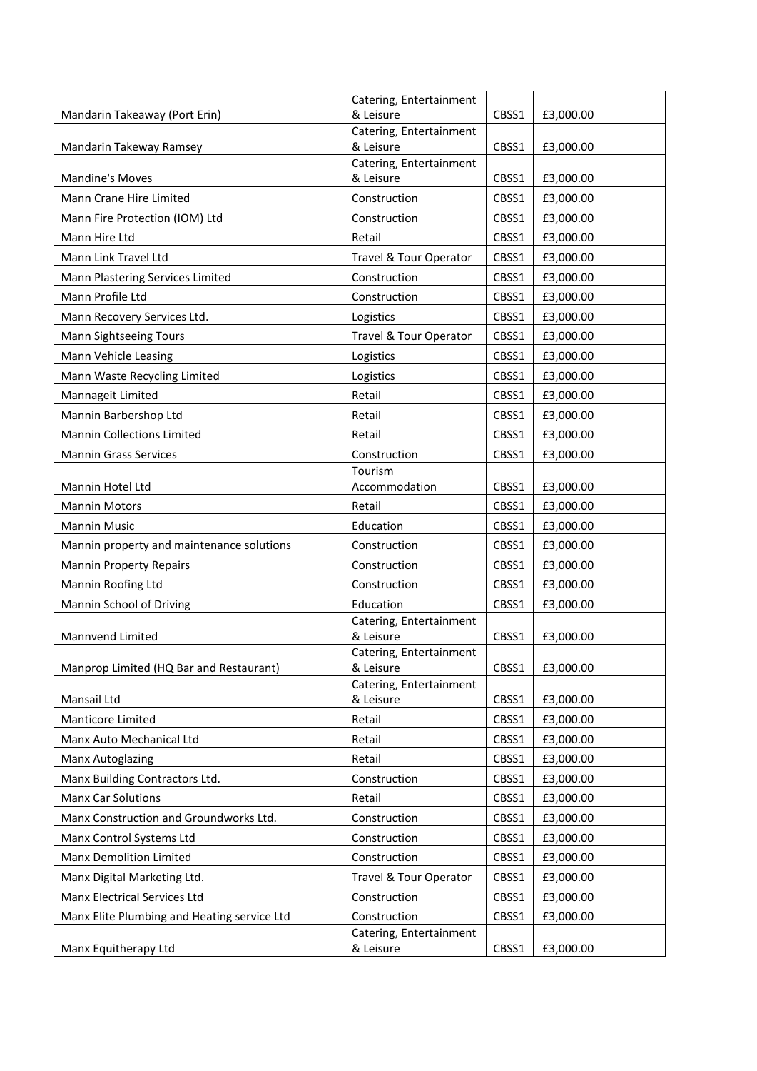| | | | | |
|---|---|---|---|---|
| Mandarin Takeaway (Port Erin) | Catering, Entertainment & Leisure | CBSS1 | £3,000.00 | |
| Mandarin Takeway Ramsey | Catering, Entertainment & Leisure | CBSS1 | £3,000.00 | |
| Mandine's Moves | Catering, Entertainment & Leisure | CBSS1 | £3,000.00 | |
| Mann Crane Hire Limited | Construction | CBSS1 | £3,000.00 | |
| Mann Fire Protection (IOM) Ltd | Construction | CBSS1 | £3,000.00 | |
| Mann Hire Ltd | Retail | CBSS1 | £3,000.00 | |
| Mann Link Travel Ltd | Travel & Tour Operator | CBSS1 | £3,000.00 | |
| Mann Plastering Services Limited | Construction | CBSS1 | £3,000.00 | |
| Mann Profile Ltd | Construction | CBSS1 | £3,000.00 | |
| Mann Recovery Services Ltd. | Logistics | CBSS1 | £3,000.00 | |
| Mann Sightseeing Tours | Travel & Tour Operator | CBSS1 | £3,000.00 | |
| Mann Vehicle Leasing | Logistics | CBSS1 | £3,000.00 | |
| Mann Waste Recycling Limited | Logistics | CBSS1 | £3,000.00 | |
| Mannageit Limited | Retail | CBSS1 | £3,000.00 | |
| Mannin Barbershop Ltd | Retail | CBSS1 | £3,000.00 | |
| Mannin Collections Limited | Retail | CBSS1 | £3,000.00 | |
| Mannin Grass Services | Construction | CBSS1 | £3,000.00 | |
| Mannin Hotel Ltd | Tourism Accommodation | CBSS1 | £3,000.00 | |
| Mannin Motors | Retail | CBSS1 | £3,000.00 | |
| Mannin Music | Education | CBSS1 | £3,000.00 | |
| Mannin property and maintenance solutions | Construction | CBSS1 | £3,000.00 | |
| Mannin Property Repairs | Construction | CBSS1 | £3,000.00 | |
| Mannin Roofing Ltd | Construction | CBSS1 | £3,000.00 | |
| Mannin School of Driving | Education | CBSS1 | £3,000.00 | |
| Mannvend Limited | Catering, Entertainment & Leisure | CBSS1 | £3,000.00 | |
| Manprop Limited (HQ Bar and Restaurant) | Catering, Entertainment & Leisure | CBSS1 | £3,000.00 | |
| Mansail Ltd | Catering, Entertainment & Leisure | CBSS1 | £3,000.00 | |
| Manticore Limited | Retail | CBSS1 | £3,000.00 | |
| Manx Auto Mechanical Ltd | Retail | CBSS1 | £3,000.00 | |
| Manx Autoglazing | Retail | CBSS1 | £3,000.00 | |
| Manx Building Contractors Ltd. | Construction | CBSS1 | £3,000.00 | |
| Manx Car Solutions | Retail | CBSS1 | £3,000.00 | |
| Manx Construction and Groundworks Ltd. | Construction | CBSS1 | £3,000.00 | |
| Manx Control Systems Ltd | Construction | CBSS1 | £3,000.00 | |
| Manx Demolition Limited | Construction | CBSS1 | £3,000.00 | |
| Manx Digital Marketing Ltd. | Travel & Tour Operator | CBSS1 | £3,000.00 | |
| Manx Electrical Services Ltd | Construction | CBSS1 | £3,000.00 | |
| Manx Elite Plumbing and Heating service Ltd | Construction | CBSS1 | £3,000.00 | |
| Manx Equitherapy Ltd | Catering, Entertainment & Leisure | CBSS1 | £3,000.00 | |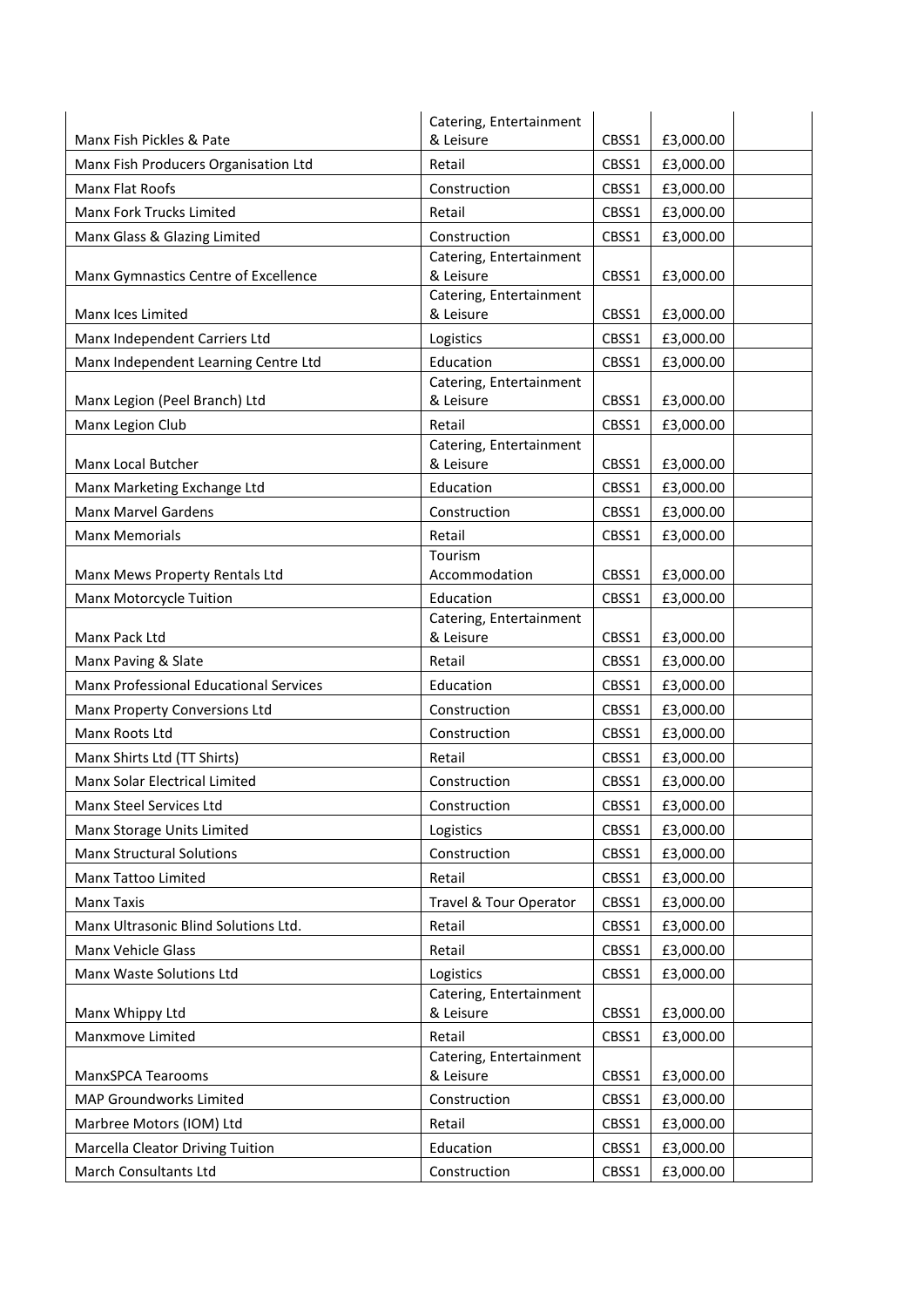| | | | | |
|---|---|---|---|---|
| Manx Fish Pickles & Pate | Catering, Entertainment & Leisure | CBSS1 | £3,000.00 | |
| Manx Fish Producers Organisation Ltd | Retail | CBSS1 | £3,000.00 | |
| Manx Flat Roofs | Construction | CBSS1 | £3,000.00 | |
| Manx Fork Trucks Limited | Retail | CBSS1 | £3,000.00 | |
| Manx Glass & Glazing Limited | Construction | CBSS1 | £3,000.00 | |
| Manx Gymnastics Centre of Excellence | Catering, Entertainment & Leisure | CBSS1 | £3,000.00 | |
| Manx Ices Limited | Catering, Entertainment & Leisure | CBSS1 | £3,000.00 | |
| Manx Independent Carriers Ltd | Logistics | CBSS1 | £3,000.00 | |
| Manx Independent Learning Centre Ltd | Education | CBSS1 | £3,000.00 | |
| Manx Legion (Peel Branch) Ltd | Catering, Entertainment & Leisure | CBSS1 | £3,000.00 | |
| Manx Legion Club | Retail | CBSS1 | £3,000.00 | |
| Manx Local Butcher | Catering, Entertainment & Leisure | CBSS1 | £3,000.00 | |
| Manx Marketing Exchange Ltd | Education | CBSS1 | £3,000.00 | |
| Manx Marvel Gardens | Construction | CBSS1 | £3,000.00 | |
| Manx Memorials | Retail | CBSS1 | £3,000.00 | |
| Manx Mews Property Rentals Ltd | Tourism Accommodation | CBSS1 | £3,000.00 | |
| Manx Motorcycle Tuition | Education | CBSS1 | £3,000.00 | |
| Manx Pack Ltd | Catering, Entertainment & Leisure | CBSS1 | £3,000.00 | |
| Manx Paving & Slate | Retail | CBSS1 | £3,000.00 | |
| Manx Professional Educational Services | Education | CBSS1 | £3,000.00 | |
| Manx Property Conversions Ltd | Construction | CBSS1 | £3,000.00 | |
| Manx Roots Ltd | Construction | CBSS1 | £3,000.00 | |
| Manx Shirts Ltd (TT Shirts) | Retail | CBSS1 | £3,000.00 | |
| Manx Solar Electrical Limited | Construction | CBSS1 | £3,000.00 | |
| Manx Steel Services Ltd | Construction | CBSS1 | £3,000.00 | |
| Manx Storage Units Limited | Logistics | CBSS1 | £3,000.00 | |
| Manx Structural Solutions | Construction | CBSS1 | £3,000.00 | |
| Manx Tattoo Limited | Retail | CBSS1 | £3,000.00 | |
| Manx Taxis | Travel & Tour Operator | CBSS1 | £3,000.00 | |
| Manx Ultrasonic Blind Solutions Ltd. | Retail | CBSS1 | £3,000.00 | |
| Manx Vehicle Glass | Retail | CBSS1 | £3,000.00 | |
| Manx Waste Solutions Ltd | Logistics | CBSS1 | £3,000.00 | |
| Manx Whippy Ltd | Catering, Entertainment & Leisure | CBSS1 | £3,000.00 | |
| Manxmove Limited | Retail | CBSS1 | £3,000.00 | |
| ManxSPCA Tearooms | Catering, Entertainment & Leisure | CBSS1 | £3,000.00 | |
| MAP Groundworks Limited | Construction | CBSS1 | £3,000.00 | |
| Marbree Motors (IOM) Ltd | Retail | CBSS1 | £3,000.00 | |
| Marcella Cleator Driving Tuition | Education | CBSS1 | £3,000.00 | |
| March Consultants Ltd | Construction | CBSS1 | £3,000.00 | |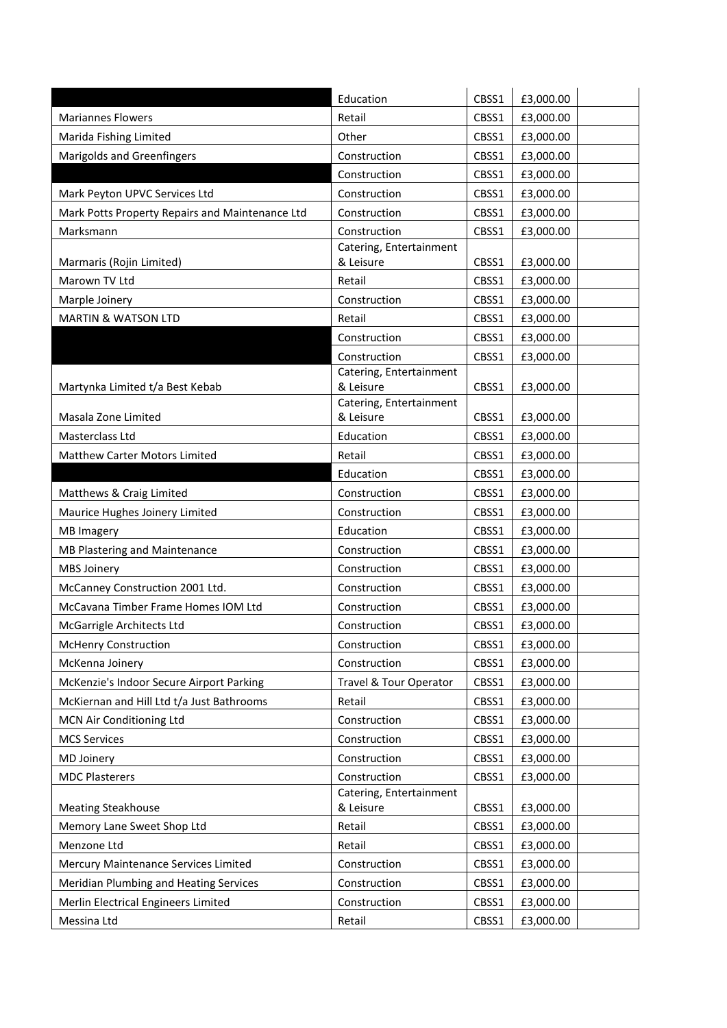| | | | | |
|---|---|---|---|---|
| | Education | CBSS1 | £3,000.00 | |
| Mariannes Flowers | Retail | CBSS1 | £3,000.00 | |
| Marida Fishing Limited | Other | CBSS1 | £3,000.00 | |
| Marigolds and Greenfingers | Construction | CBSS1 | £3,000.00 | |
| | Construction | CBSS1 | £3,000.00 | |
| Mark Peyton UPVC Services Ltd | Construction | CBSS1 | £3,000.00 | |
| Mark Potts Property Repairs and Maintenance Ltd | Construction | CBSS1 | £3,000.00 | |
| Marksmann | Construction | CBSS1 | £3,000.00 | |
| Marmaris (Rojin Limited) | Catering, Entertainment & Leisure | CBSS1 | £3,000.00 | |
| Marown TV Ltd | Retail | CBSS1 | £3,000.00 | |
| Marple Joinery | Construction | CBSS1 | £3,000.00 | |
| MARTIN & WATSON LTD | Retail | CBSS1 | £3,000.00 | |
| | Construction | CBSS1 | £3,000.00 | |
| | Construction | CBSS1 | £3,000.00 | |
| Martynka Limited t/a Best Kebab | Catering, Entertainment & Leisure | CBSS1 | £3,000.00 | |
| Masala Zone Limited | Catering, Entertainment & Leisure | CBSS1 | £3,000.00 | |
| Masterclass Ltd | Education | CBSS1 | £3,000.00 | |
| Matthew Carter Motors Limited | Retail | CBSS1 | £3,000.00 | |
| | Education | CBSS1 | £3,000.00 | |
| Matthews & Craig Limited | Construction | CBSS1 | £3,000.00 | |
| Maurice Hughes Joinery Limited | Construction | CBSS1 | £3,000.00 | |
| MB Imagery | Education | CBSS1 | £3,000.00 | |
| MB Plastering and Maintenance | Construction | CBSS1 | £3,000.00 | |
| MBS Joinery | Construction | CBSS1 | £3,000.00 | |
| McCanney Construction 2001 Ltd. | Construction | CBSS1 | £3,000.00 | |
| McCavana Timber Frame Homes IOM Ltd | Construction | CBSS1 | £3,000.00 | |
| McGarrigle Architects Ltd | Construction | CBSS1 | £3,000.00 | |
| McHenry Construction | Construction | CBSS1 | £3,000.00 | |
| McKenna Joinery | Construction | CBSS1 | £3,000.00 | |
| McKenzie's Indoor Secure Airport Parking | Travel & Tour Operator | CBSS1 | £3,000.00 | |
| McKiernan and Hill Ltd t/a Just Bathrooms | Retail | CBSS1 | £3,000.00 | |
| MCN Air Conditioning Ltd | Construction | CBSS1 | £3,000.00 | |
| MCS Services | Construction | CBSS1 | £3,000.00 | |
| MD Joinery | Construction | CBSS1 | £3,000.00 | |
| MDC Plasterers | Construction | CBSS1 | £3,000.00 | |
| Meating Steakhouse | Catering, Entertainment & Leisure | CBSS1 | £3,000.00 | |
| Memory Lane Sweet Shop Ltd | Retail | CBSS1 | £3,000.00 | |
| Menzone Ltd | Retail | CBSS1 | £3,000.00 | |
| Mercury Maintenance Services Limited | Construction | CBSS1 | £3,000.00 | |
| Meridian Plumbing and Heating Services | Construction | CBSS1 | £3,000.00 | |
| Merlin Electrical Engineers Limited | Construction | CBSS1 | £3,000.00 | |
| Messina Ltd | Retail | CBSS1 | £3,000.00 | |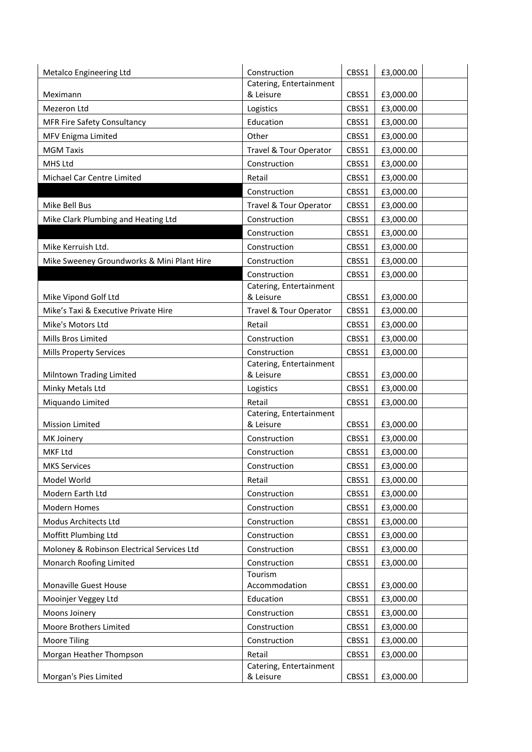| | | | | |
|---|---|---|---|---|
| Metalco Engineering Ltd | Construction | CBSS1 | £3,000.00 | |
| Meximann | Catering, Entertainment & Leisure | CBSS1 | £3,000.00 | |
| Mezeron Ltd | Logistics | CBSS1 | £3,000.00 | |
| MFR Fire Safety Consultancy | Education | CBSS1 | £3,000.00 | |
| MFV Enigma Limited | Other | CBSS1 | £3,000.00 | |
| MGM Taxis | Travel & Tour Operator | CBSS1 | £3,000.00 | |
| MHS Ltd | Construction | CBSS1 | £3,000.00 | |
| Michael Car Centre Limited | Retail | CBSS1 | £3,000.00 | |
| | Construction | CBSS1 | £3,000.00 | |
| Mike Bell Bus | Travel & Tour Operator | CBSS1 | £3,000.00 | |
| Mike Clark Plumbing and Heating Ltd | Construction | CBSS1 | £3,000.00 | |
| | Construction | CBSS1 | £3,000.00 | |
| Mike Kerruish Ltd. | Construction | CBSS1 | £3,000.00 | |
| Mike Sweeney Groundworks & Mini Plant Hire | Construction | CBSS1 | £3,000.00 | |
| | Construction | CBSS1 | £3,000.00 | |
| Mike Vipond Golf Ltd | Catering, Entertainment & Leisure | CBSS1 | £3,000.00 | |
| Mike's Taxi & Executive Private Hire | Travel & Tour Operator | CBSS1 | £3,000.00 | |
| Mike's Motors Ltd | Retail | CBSS1 | £3,000.00 | |
| Mills Bros Limited | Construction | CBSS1 | £3,000.00 | |
| Mills Property Services | Construction | CBSS1 | £3,000.00 | |
| Milntown Trading Limited | Catering, Entertainment & Leisure | CBSS1 | £3,000.00 | |
| Minky Metals Ltd | Logistics | CBSS1 | £3,000.00 | |
| Miquando Limited | Retail | CBSS1 | £3,000.00 | |
| Mission Limited | Catering, Entertainment & Leisure | CBSS1 | £3,000.00 | |
| MK Joinery | Construction | CBSS1 | £3,000.00 | |
| MKF Ltd | Construction | CBSS1 | £3,000.00 | |
| MKS Services | Construction | CBSS1 | £3,000.00 | |
| Model World | Retail | CBSS1 | £3,000.00 | |
| Modern Earth Ltd | Construction | CBSS1 | £3,000.00 | |
| Modern Homes | Construction | CBSS1 | £3,000.00 | |
| Modus Architects Ltd | Construction | CBSS1 | £3,000.00 | |
| Moffitt Plumbing Ltd | Construction | CBSS1 | £3,000.00 | |
| Moloney & Robinson Electrical Services Ltd | Construction | CBSS1 | £3,000.00 | |
| Monarch Roofing Limited | Construction | CBSS1 | £3,000.00 | |
| Monaville Guest House | Tourism Accommodation | CBSS1 | £3,000.00 | |
| Mooinjer Veggey Ltd | Education | CBSS1 | £3,000.00 | |
| Moons Joinery | Construction | CBSS1 | £3,000.00 | |
| Moore Brothers Limited | Construction | CBSS1 | £3,000.00 | |
| Moore Tiling | Construction | CBSS1 | £3,000.00 | |
| Morgan Heather Thompson | Retail | CBSS1 | £3,000.00 | |
| Morgan's Pies Limited | Catering, Entertainment & Leisure | CBSS1 | £3,000.00 | |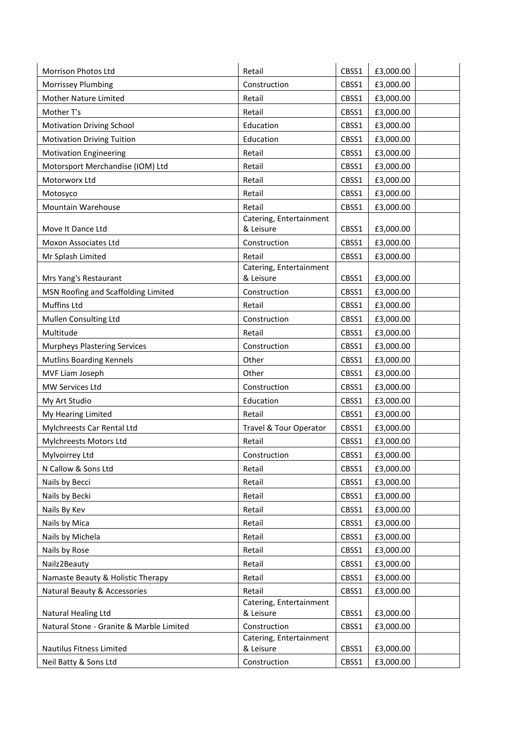| | | | | |
|---|---|---|---|---|
| Morrison Photos Ltd | Retail | CBSS1 | £3,000.00 | |
| Morrissey Plumbing | Construction | CBSS1 | £3,000.00 | |
| Mother Nature Limited | Retail | CBSS1 | £3,000.00 | |
| Mother T's | Retail | CBSS1 | £3,000.00 | |
| Motivation Driving School | Education | CBSS1 | £3,000.00 | |
| Motivation Driving Tuition | Education | CBSS1 | £3,000.00 | |
| Motivation Engineering | Retail | CBSS1 | £3,000.00 | |
| Motorsport Merchandise (IOM) Ltd | Retail | CBSS1 | £3,000.00 | |
| Motorworx Ltd | Retail | CBSS1 | £3,000.00 | |
| Motosyco | Retail | CBSS1 | £3,000.00 | |
| Mountain Warehouse | Retail | CBSS1 | £3,000.00 | |
| Move It Dance Ltd | Catering, Entertainment & Leisure | CBSS1 | £3,000.00 | |
| Moxon Associates Ltd | Construction | CBSS1 | £3,000.00 | |
| Mr Splash Limited | Retail | CBSS1 | £3,000.00 | |
| Mrs Yang's Restaurant | Catering, Entertainment & Leisure | CBSS1 | £3,000.00 | |
| MSN Roofing and Scaffolding Limited | Construction | CBSS1 | £3,000.00 | |
| Muffins Ltd | Retail | CBSS1 | £3,000.00 | |
| Mullen Consulting Ltd | Construction | CBSS1 | £3,000.00 | |
| Multitude | Retail | CBSS1 | £3,000.00 | |
| Murpheys Plastering Services | Construction | CBSS1 | £3,000.00 | |
| Mutlins Boarding Kennels | Other | CBSS1 | £3,000.00 | |
| MVF Liam Joseph | Other | CBSS1 | £3,000.00 | |
| MW Services Ltd | Construction | CBSS1 | £3,000.00 | |
| My Art Studio | Education | CBSS1 | £3,000.00 | |
| My Hearing Limited | Retail | CBSS1 | £3,000.00 | |
| Mylchreests Car Rental Ltd | Travel & Tour Operator | CBSS1 | £3,000.00 | |
| Mylchreests Motors Ltd | Retail | CBSS1 | £3,000.00 | |
| Mylvoirrey Ltd | Construction | CBSS1 | £3,000.00 | |
| N Callow & Sons Ltd | Retail | CBSS1 | £3,000.00 | |
| Nails by Becci | Retail | CBSS1 | £3,000.00 | |
| Nails by Becki | Retail | CBSS1 | £3,000.00 | |
| Nails By Kev | Retail | CBSS1 | £3,000.00 | |
| Nails by Mica | Retail | CBSS1 | £3,000.00 | |
| Nails by Michela | Retail | CBSS1 | £3,000.00 | |
| Nails by Rose | Retail | CBSS1 | £3,000.00 | |
| Nailz2Beauty | Retail | CBSS1 | £3,000.00 | |
| Namaste Beauty & Holistic Therapy | Retail | CBSS1 | £3,000.00 | |
| Natural Beauty & Accessories | Retail | CBSS1 | £3,000.00 | |
| Natural Healing Ltd | Catering, Entertainment & Leisure | CBSS1 | £3,000.00 | |
| Natural Stone - Granite & Marble Limited | Construction | CBSS1 | £3,000.00 | |
| Nautilus Fitness Limited | Catering, Entertainment & Leisure | CBSS1 | £3,000.00 | |
| Neil Batty & Sons Ltd | Construction | CBSS1 | £3,000.00 | |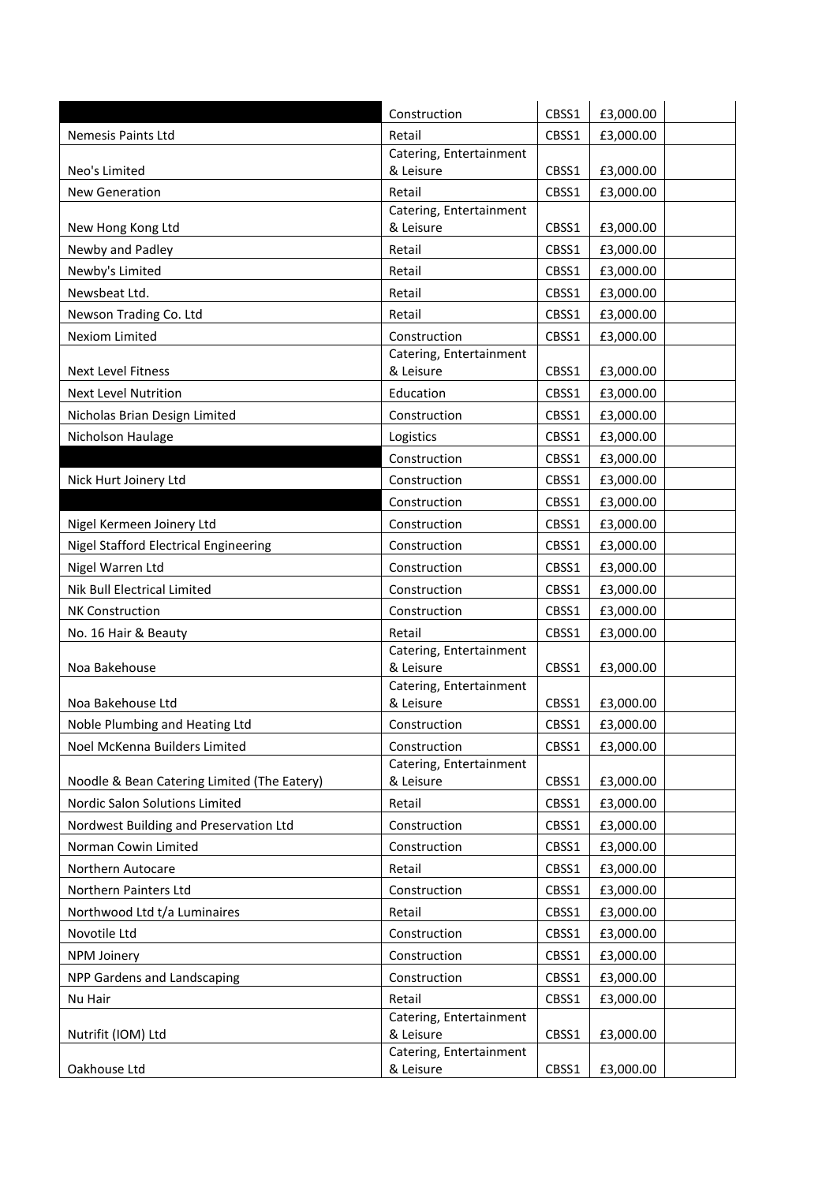| | | | | |
|---|---|---|---|---|
| | Construction | CBSS1 | £3,000.00 | |
| Nemesis Paints Ltd | Retail | CBSS1 | £3,000.00 | |
| Neo's Limited | Catering, Entertainment & Leisure | CBSS1 | £3,000.00 | |
| New Generation | Retail | CBSS1 | £3,000.00 | |
| New Hong Kong Ltd | Catering, Entertainment & Leisure | CBSS1 | £3,000.00 | |
| Newby and Padley | Retail | CBSS1 | £3,000.00 | |
| Newby's Limited | Retail | CBSS1 | £3,000.00 | |
| Newsbeat Ltd. | Retail | CBSS1 | £3,000.00 | |
| Newson Trading Co. Ltd | Retail | CBSS1 | £3,000.00 | |
| Nexiom Limited | Construction | CBSS1 | £3,000.00 | |
| Next Level Fitness | Catering, Entertainment & Leisure | CBSS1 | £3,000.00 | |
| Next Level Nutrition | Education | CBSS1 | £3,000.00 | |
| Nicholas Brian Design Limited | Construction | CBSS1 | £3,000.00 | |
| Nicholson Haulage | Logistics | CBSS1 | £3,000.00 | |
| | Construction | CBSS1 | £3,000.00 | |
| Nick Hurt Joinery Ltd | Construction | CBSS1 | £3,000.00 | |
| | Construction | CBSS1 | £3,000.00 | |
| Nigel Kermeen Joinery Ltd | Construction | CBSS1 | £3,000.00 | |
| Nigel Stafford Electrical Engineering | Construction | CBSS1 | £3,000.00 | |
| Nigel Warren Ltd | Construction | CBSS1 | £3,000.00 | |
| Nik Bull Electrical Limited | Construction | CBSS1 | £3,000.00 | |
| NK Construction | Construction | CBSS1 | £3,000.00 | |
| No. 16 Hair & Beauty | Retail | CBSS1 | £3,000.00 | |
| Noa Bakehouse | Catering, Entertainment & Leisure | CBSS1 | £3,000.00 | |
| Noa Bakehouse Ltd | Catering, Entertainment & Leisure | CBSS1 | £3,000.00 | |
| Noble Plumbing and Heating Ltd | Construction | CBSS1 | £3,000.00 | |
| Noel McKenna Builders Limited | Construction | CBSS1 | £3,000.00 | |
| Noodle & Bean Catering Limited (The Eatery) | Catering, Entertainment & Leisure | CBSS1 | £3,000.00 | |
| Nordic Salon Solutions Limited | Retail | CBSS1 | £3,000.00 | |
| Nordwest Building and Preservation Ltd | Construction | CBSS1 | £3,000.00 | |
| Norman Cowin Limited | Construction | CBSS1 | £3,000.00 | |
| Northern Autocare | Retail | CBSS1 | £3,000.00 | |
| Northern Painters Ltd | Construction | CBSS1 | £3,000.00 | |
| Northwood Ltd t/a Luminaires | Retail | CBSS1 | £3,000.00 | |
| Novotile Ltd | Construction | CBSS1 | £3,000.00 | |
| NPM Joinery | Construction | CBSS1 | £3,000.00 | |
| NPP Gardens and Landscaping | Construction | CBSS1 | £3,000.00 | |
| Nu Hair | Retail | CBSS1 | £3,000.00 | |
| Nutrifit (IOM) Ltd | Catering, Entertainment & Leisure | CBSS1 | £3,000.00 | |
| Oakhouse Ltd | Catering, Entertainment & Leisure | CBSS1 | £3,000.00 | |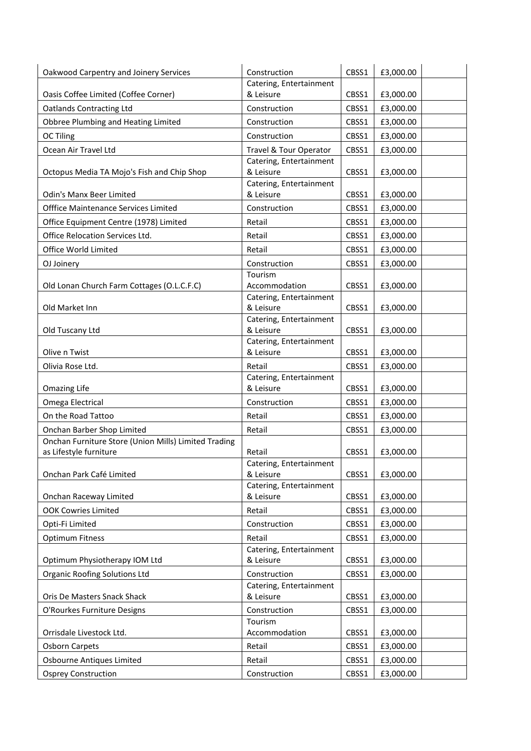| | | | | |
|---|---|---|---|---|
| Oakwood Carpentry and Joinery Services | Construction | CBSS1 | £3,000.00 | |
| Oasis Coffee Limited (Coffee Corner) | Catering, Entertainment & Leisure | CBSS1 | £3,000.00 | |
| Oatlands Contracting Ltd | Construction | CBSS1 | £3,000.00 | |
| Obbree Plumbing and Heating Limited | Construction | CBSS1 | £3,000.00 | |
| OC Tiling | Construction | CBSS1 | £3,000.00 | |
| Ocean Air Travel Ltd | Travel & Tour Operator | CBSS1 | £3,000.00 | |
| Octopus Media TA Mojo's Fish and Chip Shop | Catering, Entertainment & Leisure | CBSS1 | £3,000.00 | |
| Odin's Manx Beer Limited | Catering, Entertainment & Leisure | CBSS1 | £3,000.00 | |
| Offfice Maintenance Services Limited | Construction | CBSS1 | £3,000.00 | |
| Office Equipment Centre (1978) Limited | Retail | CBSS1 | £3,000.00 | |
| Office Relocation Services Ltd. | Retail | CBSS1 | £3,000.00 | |
| Office World Limited | Retail | CBSS1 | £3,000.00 | |
| OJ Joinery | Construction | CBSS1 | £3,000.00 | |
| Old Lonan Church Farm Cottages (O.L.C.F.C) | Tourism Accommodation | CBSS1 | £3,000.00 | |
| Old Market Inn | Catering, Entertainment & Leisure | CBSS1 | £3,000.00 | |
| Old Tuscany Ltd | Catering, Entertainment & Leisure | CBSS1 | £3,000.00 | |
| Olive n Twist | Catering, Entertainment & Leisure | CBSS1 | £3,000.00 | |
| Olivia Rose Ltd. | Retail | CBSS1 | £3,000.00 | |
| Omazing Life | Catering, Entertainment & Leisure | CBSS1 | £3,000.00 | |
| Omega Electrical | Construction | CBSS1 | £3,000.00 | |
| On the Road Tattoo | Retail | CBSS1 | £3,000.00 | |
| Onchan Barber Shop Limited | Retail | CBSS1 | £3,000.00 | |
| Onchan Furniture Store (Union Mills) Limited Trading as Lifestyle furniture | Retail | CBSS1 | £3,000.00 | |
| Onchan Park Café Limited | Catering, Entertainment & Leisure | CBSS1 | £3,000.00 | |
| Onchan Raceway Limited | Catering, Entertainment & Leisure | CBSS1 | £3,000.00 | |
| OOK Cowries Limited | Retail | CBSS1 | £3,000.00 | |
| Opti-Fi Limited | Construction | CBSS1 | £3,000.00 | |
| Optimum Fitness | Retail | CBSS1 | £3,000.00 | |
| Optimum Physiotherapy IOM Ltd | Catering, Entertainment & Leisure | CBSS1 | £3,000.00 | |
| Organic Roofing Solutions Ltd | Construction | CBSS1 | £3,000.00 | |
| Oris De Masters Snack Shack | Catering, Entertainment & Leisure | CBSS1 | £3,000.00 | |
| O'Rourkes Furniture Designs | Construction | CBSS1 | £3,000.00 | |
| Orrisdale Livestock Ltd. | Tourism Accommodation | CBSS1 | £3,000.00 | |
| Osborn Carpets | Retail | CBSS1 | £3,000.00 | |
| Osbourne Antiques Limited | Retail | CBSS1 | £3,000.00 | |
| Osprey Construction | Construction | CBSS1 | £3,000.00 | |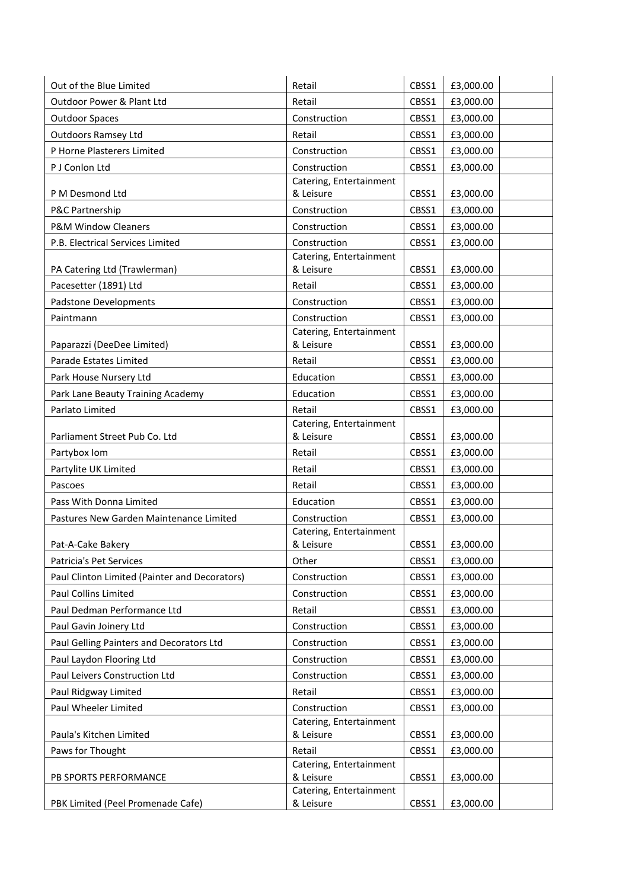| | | | | |
|---|---|---|---|---|
| Out of the Blue Limited | Retail | CBSS1 | £3,000.00 | |
| Outdoor Power & Plant Ltd | Retail | CBSS1 | £3,000.00 | |
| Outdoor Spaces | Construction | CBSS1 | £3,000.00 | |
| Outdoors Ramsey Ltd | Retail | CBSS1 | £3,000.00 | |
| P Horne Plasterers Limited | Construction | CBSS1 | £3,000.00 | |
| P J Conlon Ltd | Construction | CBSS1 | £3,000.00 | |
| P M Desmond Ltd | Catering, Entertainment & Leisure | CBSS1 | £3,000.00 | |
| P&C Partnership | Construction | CBSS1 | £3,000.00 | |
| P&M Window Cleaners | Construction | CBSS1 | £3,000.00 | |
| P.B. Electrical Services Limited | Construction | CBSS1 | £3,000.00 | |
| PA Catering Ltd (Trawlerman) | Catering, Entertainment & Leisure | CBSS1 | £3,000.00 | |
| Pacesetter (1891) Ltd | Retail | CBSS1 | £3,000.00 | |
| Padstone Developments | Construction | CBSS1 | £3,000.00 | |
| Paintmann | Construction | CBSS1 | £3,000.00 | |
| Paparazzi (DeeDee Limited) | Catering, Entertainment & Leisure | CBSS1 | £3,000.00 | |
| Parade Estates Limited | Retail | CBSS1 | £3,000.00 | |
| Park House Nursery Ltd | Education | CBSS1 | £3,000.00 | |
| Park Lane Beauty Training Academy | Education | CBSS1 | £3,000.00 | |
| Parlato Limited | Retail | CBSS1 | £3,000.00 | |
| Parliament Street Pub Co. Ltd | Catering, Entertainment & Leisure | CBSS1 | £3,000.00 | |
| Partybox Iom | Retail | CBSS1 | £3,000.00 | |
| Partylite UK Limited | Retail | CBSS1 | £3,000.00 | |
| Pascoes | Retail | CBSS1 | £3,000.00 | |
| Pass With Donna Limited | Education | CBSS1 | £3,000.00 | |
| Pastures New Garden Maintenance Limited | Construction | CBSS1 | £3,000.00 | |
| Pat-A-Cake Bakery | Catering, Entertainment & Leisure | CBSS1 | £3,000.00 | |
| Patricia's Pet Services | Other | CBSS1 | £3,000.00 | |
| Paul Clinton Limited (Painter and Decorators) | Construction | CBSS1 | £3,000.00 | |
| Paul Collins Limited | Construction | CBSS1 | £3,000.00 | |
| Paul Dedman Performance Ltd | Retail | CBSS1 | £3,000.00 | |
| Paul Gavin Joinery Ltd | Construction | CBSS1 | £3,000.00 | |
| Paul Gelling Painters and Decorators Ltd | Construction | CBSS1 | £3,000.00 | |
| Paul Laydon Flooring Ltd | Construction | CBSS1 | £3,000.00 | |
| Paul Leivers Construction Ltd | Construction | CBSS1 | £3,000.00 | |
| Paul Ridgway Limited | Retail | CBSS1 | £3,000.00 | |
| Paul Wheeler Limited | Construction | CBSS1 | £3,000.00 | |
| Paula's Kitchen Limited | Catering, Entertainment & Leisure | CBSS1 | £3,000.00 | |
| Paws for Thought | Retail | CBSS1 | £3,000.00 | |
| PB SPORTS PERFORMANCE | Catering, Entertainment & Leisure | CBSS1 | £3,000.00 | |
| PBK Limited (Peel Promenade Cafe) | Catering, Entertainment & Leisure | CBSS1 | £3,000.00 | |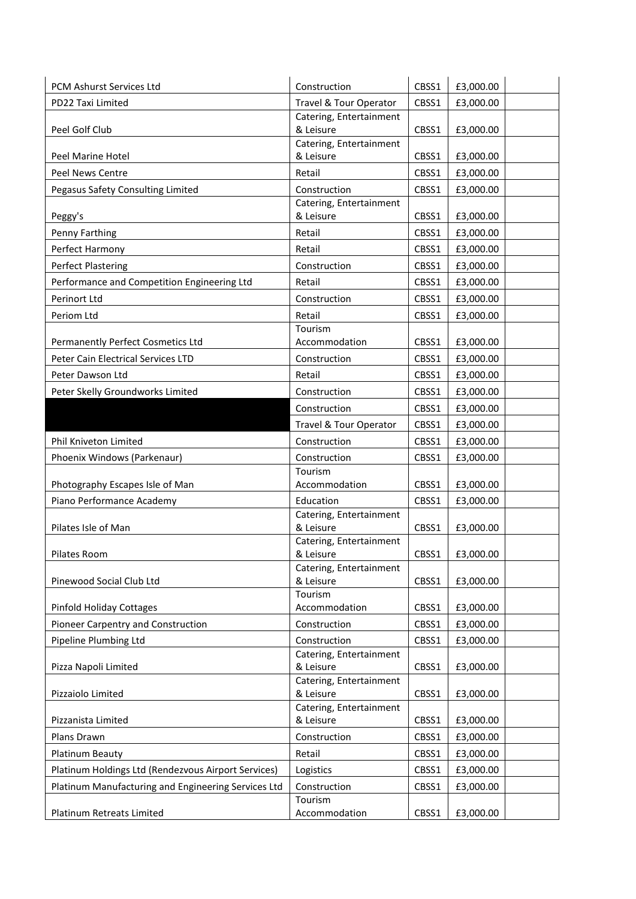| PCM Ashurst Services Ltd | Construction | CBSS1 | £3,000.00 | |
|---|---|---|---|---|
| PD22 Taxi Limited | Travel & Tour Operator | CBSS1 | £3,000.00 | |
| Peel Golf Club | Catering, Entertainment & Leisure | CBSS1 | £3,000.00 | |
| Peel Marine Hotel | Catering, Entertainment & Leisure | CBSS1 | £3,000.00 | |
| Peel News Centre | Retail | CBSS1 | £3,000.00 | |
| Pegasus Safety Consulting Limited | Construction | CBSS1 | £3,000.00 | |
| Peggy's | Catering, Entertainment & Leisure | CBSS1 | £3,000.00 | |
| Penny Farthing | Retail | CBSS1 | £3,000.00 | |
| Perfect Harmony | Retail | CBSS1 | £3,000.00 | |
| Perfect Plastering | Construction | CBSS1 | £3,000.00 | |
| Performance and Competition Engineering Ltd | Retail | CBSS1 | £3,000.00 | |
| Perinort Ltd | Construction | CBSS1 | £3,000.00 | |
| Periom Ltd | Retail | CBSS1 | £3,000.00 | |
| Permanently Perfect Cosmetics Ltd | Tourism Accommodation | CBSS1 | £3,000.00 | |
| Peter Cain Electrical Services LTD | Construction | CBSS1 | £3,000.00 | |
| Peter Dawson Ltd | Retail | CBSS1 | £3,000.00 | |
| Peter Skelly Groundworks Limited | Construction | CBSS1 | £3,000.00 | |
| | Construction | CBSS1 | £3,000.00 | |
| | Travel & Tour Operator | CBSS1 | £3,000.00 | |
| Phil Kniveton Limited | Construction | CBSS1 | £3,000.00 | |
| Phoenix Windows (Parkenaur) | Construction | CBSS1 | £3,000.00 | |
| Photography Escapes Isle of Man | Tourism Accommodation | CBSS1 | £3,000.00 | |
| Piano Performance Academy | Education | CBSS1 | £3,000.00 | |
| Pilates Isle of Man | Catering, Entertainment & Leisure | CBSS1 | £3,000.00 | |
| Pilates Room | Catering, Entertainment & Leisure | CBSS1 | £3,000.00 | |
| Pinewood Social Club Ltd | Catering, Entertainment & Leisure | CBSS1 | £3,000.00 | |
| Pinfold Holiday Cottages | Tourism Accommodation | CBSS1 | £3,000.00 | |
| Pioneer Carpentry and Construction | Construction | CBSS1 | £3,000.00 | |
| Pipeline Plumbing Ltd | Construction | CBSS1 | £3,000.00 | |
| Pizza Napoli Limited | Catering, Entertainment & Leisure | CBSS1 | £3,000.00 | |
| Pizzaiolo Limited | Catering, Entertainment & Leisure | CBSS1 | £3,000.00 | |
| Pizzanista Limited | Catering, Entertainment & Leisure | CBSS1 | £3,000.00 | |
| Plans Drawn | Construction | CBSS1 | £3,000.00 | |
| Platinum Beauty | Retail | CBSS1 | £3,000.00 | |
| Platinum Holdings Ltd (Rendezvous Airport Services) | Logistics | CBSS1 | £3,000.00 | |
| Platinum Manufacturing and Engineering Services Ltd | Construction | CBSS1 | £3,000.00 | |
| Platinum Retreats Limited | Tourism Accommodation | CBSS1 | £3,000.00 | |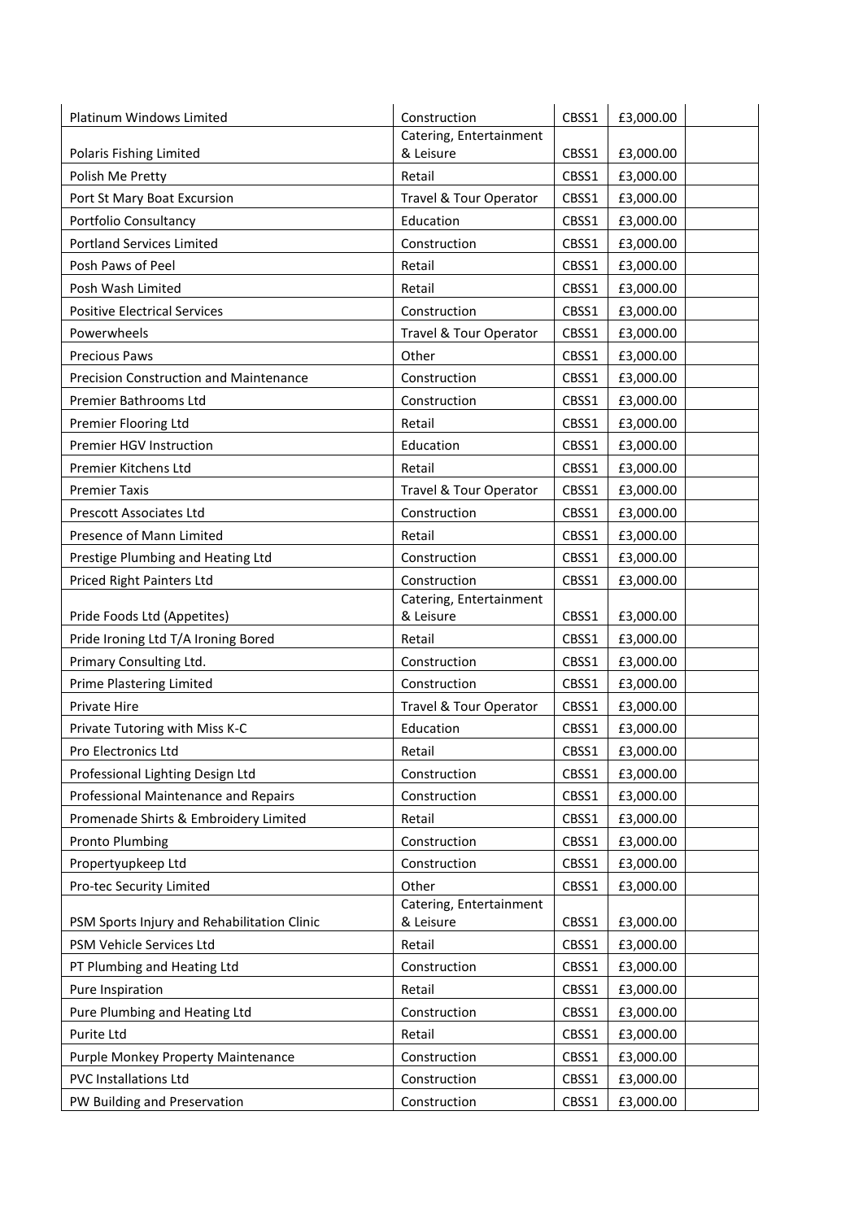| Platinum Windows Limited | Construction | CBSS1 | £3,000.00 | |
|---|---|---|---|---|
| Polaris Fishing Limited | Catering, Entertainment & Leisure | CBSS1 | £3,000.00 | |
| Polish Me Pretty | Retail | CBSS1 | £3,000.00 | |
| Port St Mary Boat Excursion | Travel & Tour Operator | CBSS1 | £3,000.00 | |
| Portfolio Consultancy | Education | CBSS1 | £3,000.00 | |
| Portland Services Limited | Construction | CBSS1 | £3,000.00 | |
| Posh Paws of Peel | Retail | CBSS1 | £3,000.00 | |
| Posh Wash Limited | Retail | CBSS1 | £3,000.00 | |
| Positive Electrical Services | Construction | CBSS1 | £3,000.00 | |
| Powerwheels | Travel & Tour Operator | CBSS1 | £3,000.00 | |
| Precious Paws | Other | CBSS1 | £3,000.00 | |
| Precision Construction and Maintenance | Construction | CBSS1 | £3,000.00 | |
| Premier Bathrooms Ltd | Construction | CBSS1 | £3,000.00 | |
| Premier Flooring Ltd | Retail | CBSS1 | £3,000.00 | |
| Premier HGV Instruction | Education | CBSS1 | £3,000.00 | |
| Premier Kitchens Ltd | Retail | CBSS1 | £3,000.00 | |
| Premier Taxis | Travel & Tour Operator | CBSS1 | £3,000.00 | |
| Prescott Associates Ltd | Construction | CBSS1 | £3,000.00 | |
| Presence of Mann Limited | Retail | CBSS1 | £3,000.00 | |
| Prestige Plumbing and Heating Ltd | Construction | CBSS1 | £3,000.00 | |
| Priced Right Painters Ltd | Construction | CBSS1 | £3,000.00 | |
| Pride Foods Ltd (Appetites) | Catering, Entertainment & Leisure | CBSS1 | £3,000.00 | |
| Pride Ironing Ltd T/A Ironing Bored | Retail | CBSS1 | £3,000.00 | |
| Primary Consulting Ltd. | Construction | CBSS1 | £3,000.00 | |
| Prime Plastering Limited | Construction | CBSS1 | £3,000.00 | |
| Private Hire | Travel & Tour Operator | CBSS1 | £3,000.00 | |
| Private Tutoring with Miss K-C | Education | CBSS1 | £3,000.00 | |
| Pro Electronics Ltd | Retail | CBSS1 | £3,000.00 | |
| Professional Lighting Design Ltd | Construction | CBSS1 | £3,000.00 | |
| Professional Maintenance and Repairs | Construction | CBSS1 | £3,000.00 | |
| Promenade Shirts & Embroidery Limited | Retail | CBSS1 | £3,000.00 | |
| Pronto Plumbing | Construction | CBSS1 | £3,000.00 | |
| Propertyupkeep Ltd | Construction | CBSS1 | £3,000.00 | |
| Pro-tec Security Limited | Other | CBSS1 | £3,000.00 | |
| PSM Sports Injury and Rehabilitation Clinic | Catering, Entertainment & Leisure | CBSS1 | £3,000.00 | |
| PSM Vehicle Services Ltd | Retail | CBSS1 | £3,000.00 | |
| PT Plumbing and Heating Ltd | Construction | CBSS1 | £3,000.00 | |
| Pure Inspiration | Retail | CBSS1 | £3,000.00 | |
| Pure Plumbing and Heating Ltd | Construction | CBSS1 | £3,000.00 | |
| Purite Ltd | Retail | CBSS1 | £3,000.00 | |
| Purple Monkey Property Maintenance | Construction | CBSS1 | £3,000.00 | |
| PVC Installations Ltd | Construction | CBSS1 | £3,000.00 | |
| PW Building and Preservation | Construction | CBSS1 | £3,000.00 | |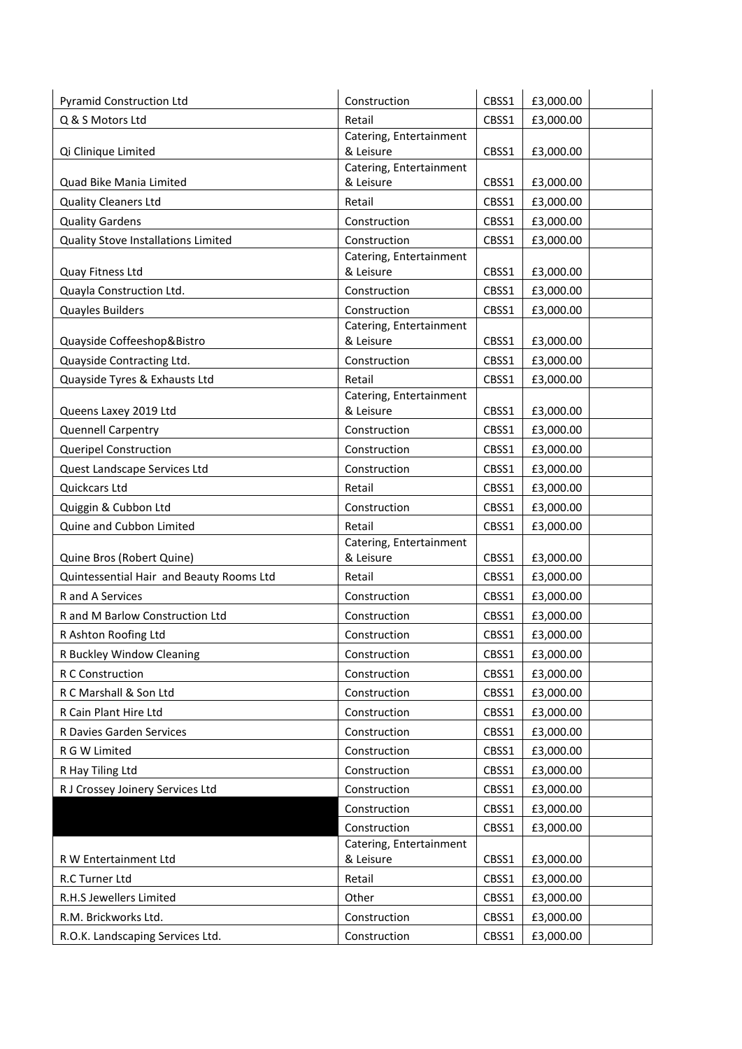| Pyramid Construction Ltd | Construction | CBSS1 | £3,000.00 | |
|---|---|---|---|---|
| Q & S Motors Ltd | Retail | CBSS1 | £3,000.00 | |
| Qi Clinique Limited | Catering, Entertainment & Leisure | CBSS1 | £3,000.00 | |
| Quad Bike Mania Limited | Catering, Entertainment & Leisure | CBSS1 | £3,000.00 | |
| Quality Cleaners Ltd | Retail | CBSS1 | £3,000.00 | |
| Quality Gardens | Construction | CBSS1 | £3,000.00 | |
| Quality Stove Installations Limited | Construction | CBSS1 | £3,000.00 | |
| Quay Fitness Ltd | Catering, Entertainment & Leisure | CBSS1 | £3,000.00 | |
| Quayla Construction Ltd. | Construction | CBSS1 | £3,000.00 | |
| Quayles Builders | Construction | CBSS1 | £3,000.00 | |
| Quayside Coffeeshop&Bistro | Catering, Entertainment & Leisure | CBSS1 | £3,000.00 | |
| Quayside Contracting Ltd. | Construction | CBSS1 | £3,000.00 | |
| Quayside Tyres & Exhausts Ltd | Retail | CBSS1 | £3,000.00 | |
| Queens Laxey 2019 Ltd | Catering, Entertainment & Leisure | CBSS1 | £3,000.00 | |
| Quennell Carpentry | Construction | CBSS1 | £3,000.00 | |
| Queripel Construction | Construction | CBSS1 | £3,000.00 | |
| Quest Landscape Services Ltd | Construction | CBSS1 | £3,000.00 | |
| Quickcars Ltd | Retail | CBSS1 | £3,000.00 | |
| Quiggin & Cubbon Ltd | Construction | CBSS1 | £3,000.00 | |
| Quine and Cubbon Limited | Retail | CBSS1 | £3,000.00 | |
| Quine Bros (Robert Quine) | Catering, Entertainment & Leisure | CBSS1 | £3,000.00 | |
| Quintessential Hair and Beauty Rooms Ltd | Retail | CBSS1 | £3,000.00 | |
| R and A Services | Construction | CBSS1 | £3,000.00 | |
| R and M Barlow Construction Ltd | Construction | CBSS1 | £3,000.00 | |
| R Ashton Roofing Ltd | Construction | CBSS1 | £3,000.00 | |
| R Buckley Window Cleaning | Construction | CBSS1 | £3,000.00 | |
| R C Construction | Construction | CBSS1 | £3,000.00 | |
| R C Marshall & Son Ltd | Construction | CBSS1 | £3,000.00 | |
| R Cain Plant Hire Ltd | Construction | CBSS1 | £3,000.00 | |
| R Davies Garden Services | Construction | CBSS1 | £3,000.00 | |
| R G W Limited | Construction | CBSS1 | £3,000.00 | |
| R Hay Tiling Ltd | Construction | CBSS1 | £3,000.00 | |
| R J Crossey Joinery Services Ltd | Construction | CBSS1 | £3,000.00 | |
| | Construction | CBSS1 | £3,000.00 | |
| | Construction | CBSS1 | £3,000.00 | |
| R W Entertainment Ltd | Catering, Entertainment & Leisure | CBSS1 | £3,000.00 | |
| R.C Turner Ltd | Retail | CBSS1 | £3,000.00 | |
| R.H.S Jewellers Limited | Other | CBSS1 | £3,000.00 | |
| R.M. Brickworks Ltd. | Construction | CBSS1 | £3,000.00 | |
| R.O.K. Landscaping Services Ltd. | Construction | CBSS1 | £3,000.00 | |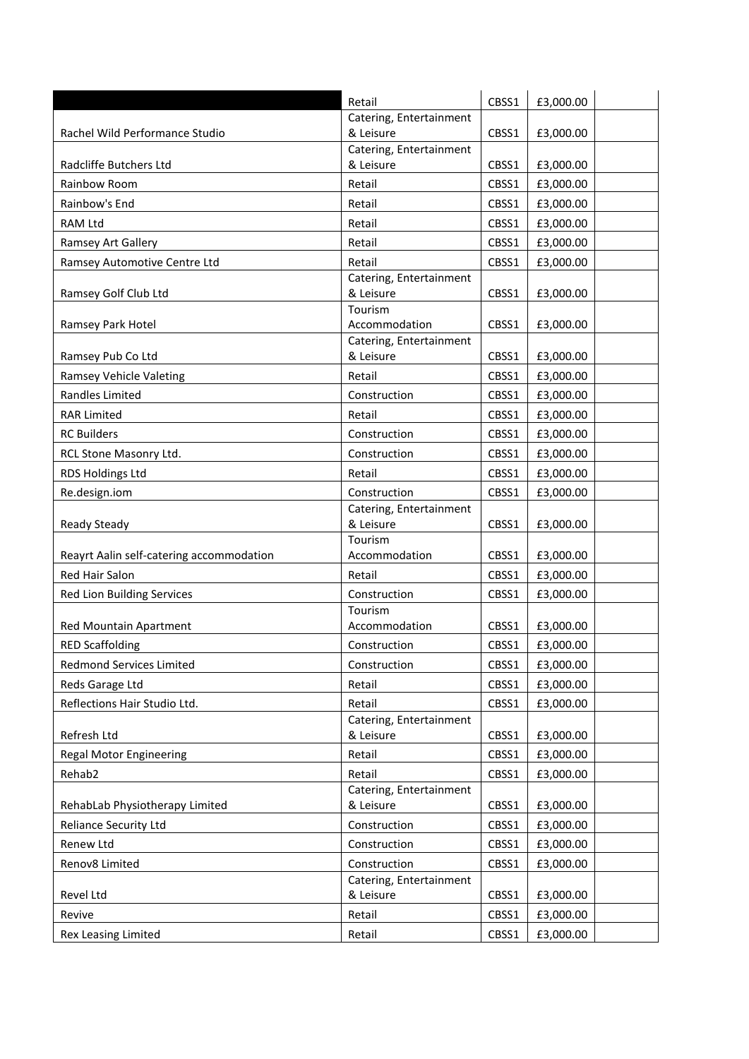| | Retail | CBSS1 | £3,000.00 | |
|---|---|---|---|---|
| Rachel Wild Performance Studio | Catering, Entertainment & Leisure | CBSS1 | £3,000.00 | |
| Radcliffe Butchers Ltd | Catering, Entertainment & Leisure | CBSS1 | £3,000.00 | |
| Rainbow Room | Retail | CBSS1 | £3,000.00 | |
| Rainbow's End | Retail | CBSS1 | £3,000.00 | |
| RAM Ltd | Retail | CBSS1 | £3,000.00 | |
| Ramsey Art Gallery | Retail | CBSS1 | £3,000.00 | |
| Ramsey Automotive Centre Ltd | Retail | CBSS1 | £3,000.00 | |
| Ramsey Golf Club Ltd | Catering, Entertainment & Leisure | CBSS1 | £3,000.00 | |
| Ramsey Park Hotel | Tourism Accommodation | CBSS1 | £3,000.00 | |
| Ramsey Pub Co Ltd | Catering, Entertainment & Leisure | CBSS1 | £3,000.00 | |
| Ramsey Vehicle Valeting | Retail | CBSS1 | £3,000.00 | |
| Randles Limited | Construction | CBSS1 | £3,000.00 | |
| RAR Limited | Retail | CBSS1 | £3,000.00 | |
| RC Builders | Construction | CBSS1 | £3,000.00 | |
| RCL Stone Masonry Ltd. | Construction | CBSS1 | £3,000.00 | |
| RDS Holdings Ltd | Retail | CBSS1 | £3,000.00 | |
| Re.design.iom | Construction | CBSS1 | £3,000.00 | |
| Ready Steady | Catering, Entertainment & Leisure | CBSS1 | £3,000.00 | |
| Reayrt Aalin self-catering accommodation | Tourism Accommodation | CBSS1 | £3,000.00 | |
| Red Hair Salon | Retail | CBSS1 | £3,000.00 | |
| Red Lion Building Services | Construction | CBSS1 | £3,000.00 | |
| Red Mountain Apartment | Tourism Accommodation | CBSS1 | £3,000.00 | |
| RED Scaffolding | Construction | CBSS1 | £3,000.00 | |
| Redmond Services Limited | Construction | CBSS1 | £3,000.00 | |
| Reds Garage Ltd | Retail | CBSS1 | £3,000.00 | |
| Reflections Hair Studio Ltd. | Retail | CBSS1 | £3,000.00 | |
| Refresh Ltd | Catering, Entertainment & Leisure | CBSS1 | £3,000.00 | |
| Regal Motor Engineering | Retail | CBSS1 | £3,000.00 | |
| Rehab2 | Retail | CBSS1 | £3,000.00 | |
| RehabLab Physiotherapy Limited | Catering, Entertainment & Leisure | CBSS1 | £3,000.00 | |
| Reliance Security Ltd | Construction | CBSS1 | £3,000.00 | |
| Renew Ltd | Construction | CBSS1 | £3,000.00 | |
| Renov8 Limited | Construction | CBSS1 | £3,000.00 | |
| Revel Ltd | Catering, Entertainment & Leisure | CBSS1 | £3,000.00 | |
| Revive | Retail | CBSS1 | £3,000.00 | |
| Rex Leasing Limited | Retail | CBSS1 | £3,000.00 | |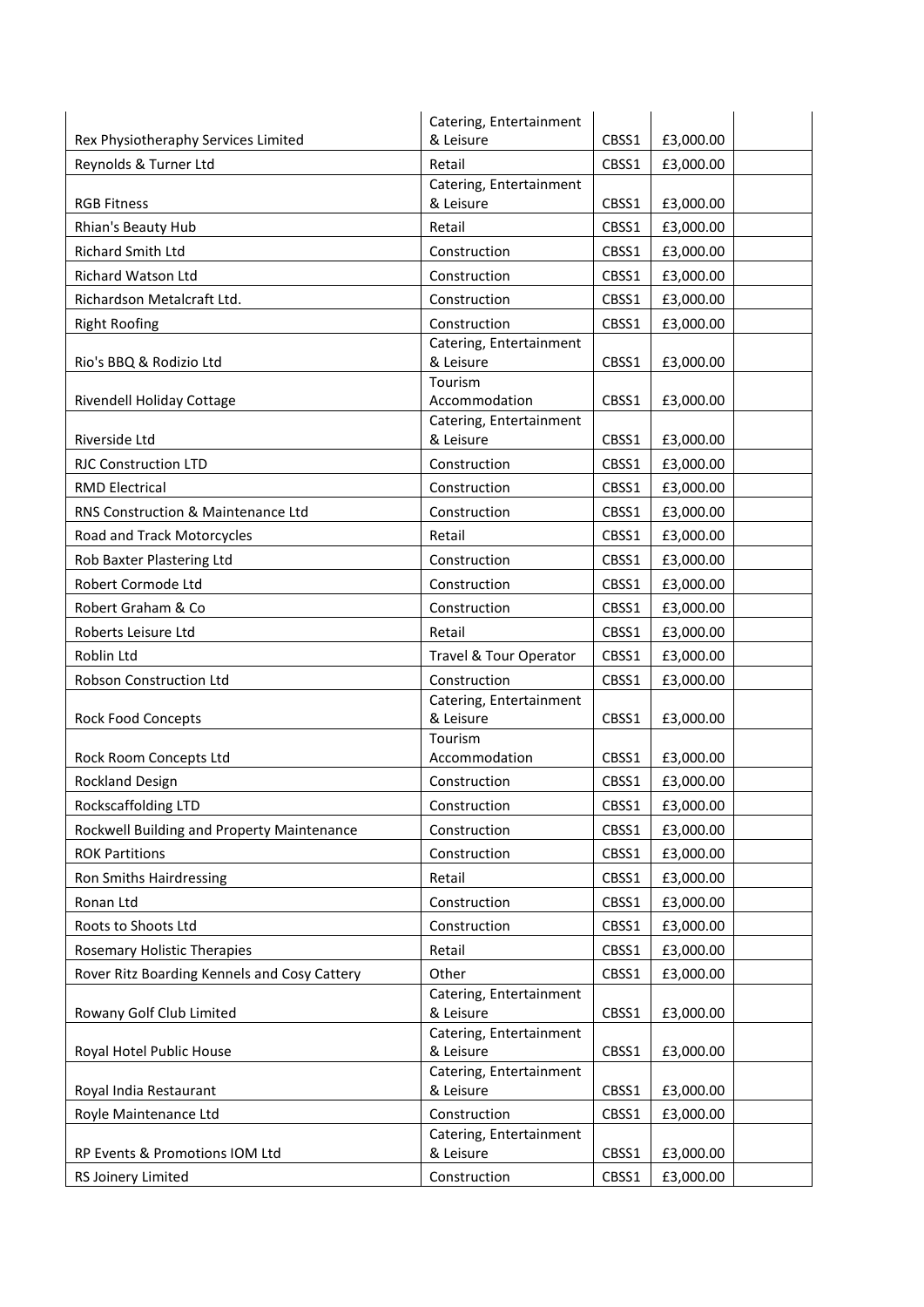| | | | | |
|---|---|---|---|---|
| Rex Physiotheraphy Services Limited | Catering, Entertainment & Leisure | CBSS1 | £3,000.00 | |
| Reynolds & Turner Ltd | Retail | CBSS1 | £3,000.00 | |
| RGB Fitness | Catering, Entertainment & Leisure | CBSS1 | £3,000.00 | |
| Rhian's Beauty Hub | Retail | CBSS1 | £3,000.00 | |
| Richard Smith Ltd | Construction | CBSS1 | £3,000.00 | |
| Richard Watson Ltd | Construction | CBSS1 | £3,000.00 | |
| Richardson Metalcraft Ltd. | Construction | CBSS1 | £3,000.00 | |
| Right Roofing | Construction | CBSS1 | £3,000.00 | |
| Rio's BBQ & Rodizio Ltd | Catering, Entertainment & Leisure | CBSS1 | £3,000.00 | |
| Rivendell Holiday Cottage | Tourism Accommodation | CBSS1 | £3,000.00 | |
| Riverside Ltd | Catering, Entertainment & Leisure | CBSS1 | £3,000.00 | |
| RJC Construction LTD | Construction | CBSS1 | £3,000.00 | |
| RMD Electrical | Construction | CBSS1 | £3,000.00 | |
| RNS Construction & Maintenance Ltd | Construction | CBSS1 | £3,000.00 | |
| Road and Track Motorcycles | Retail | CBSS1 | £3,000.00 | |
| Rob Baxter Plastering Ltd | Construction | CBSS1 | £3,000.00 | |
| Robert Cormode Ltd | Construction | CBSS1 | £3,000.00 | |
| Robert Graham & Co | Construction | CBSS1 | £3,000.00 | |
| Roberts Leisure Ltd | Retail | CBSS1 | £3,000.00 | |
| Roblin Ltd | Travel & Tour Operator | CBSS1 | £3,000.00 | |
| Robson Construction Ltd | Construction | CBSS1 | £3,000.00 | |
| Rock Food Concepts | Catering, Entertainment & Leisure | CBSS1 | £3,000.00 | |
| Rock Room Concepts Ltd | Tourism Accommodation | CBSS1 | £3,000.00 | |
| Rockland Design | Construction | CBSS1 | £3,000.00 | |
| Rockscaffolding LTD | Construction | CBSS1 | £3,000.00 | |
| Rockwell Building and Property Maintenance | Construction | CBSS1 | £3,000.00 | |
| ROK Partitions | Construction | CBSS1 | £3,000.00 | |
| Ron Smiths Hairdressing | Retail | CBSS1 | £3,000.00 | |
| Ronan Ltd | Construction | CBSS1 | £3,000.00 | |
| Roots to Shoots Ltd | Construction | CBSS1 | £3,000.00 | |
| Rosemary Holistic Therapies | Retail | CBSS1 | £3,000.00 | |
| Rover Ritz Boarding Kennels and Cosy Cattery | Other | CBSS1 | £3,000.00 | |
| Rowany Golf Club Limited | Catering, Entertainment & Leisure | CBSS1 | £3,000.00 | |
| Royal Hotel Public House | Catering, Entertainment & Leisure | CBSS1 | £3,000.00 | |
| Royal India Restaurant | Catering, Entertainment & Leisure | CBSS1 | £3,000.00 | |
| Royle Maintenance Ltd | Construction | CBSS1 | £3,000.00 | |
| RP Events & Promotions IOM Ltd | Catering, Entertainment & Leisure | CBSS1 | £3,000.00 | |
| RS Joinery Limited | Construction | CBSS1 | £3,000.00 | |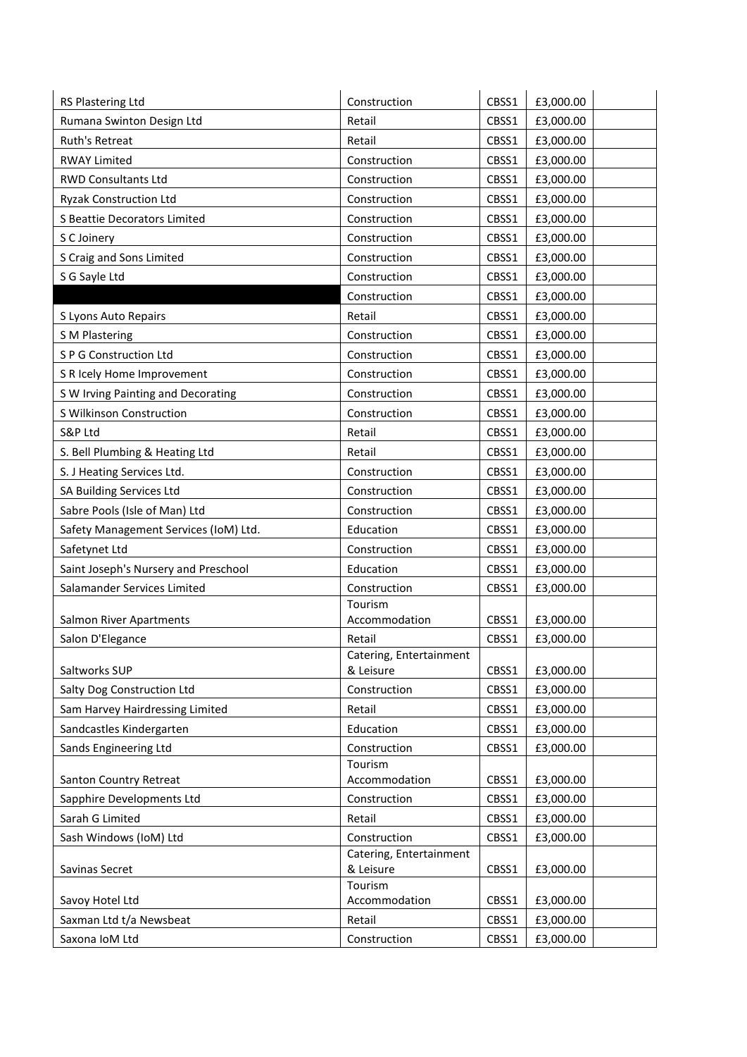| RS Plastering Ltd | Construction | CBSS1 | £3,000.00 | |
|---|---|---|---|---|
| Rumana Swinton Design Ltd | Retail | CBSS1 | £3,000.00 | |
| Ruth's Retreat | Retail | CBSS1 | £3,000.00 | |
| RWAY Limited | Construction | CBSS1 | £3,000.00 | |
| RWD Consultants Ltd | Construction | CBSS1 | £3,000.00 | |
| Ryzak Construction Ltd | Construction | CBSS1 | £3,000.00 | |
| S Beattie Decorators Limited | Construction | CBSS1 | £3,000.00 | |
| S C Joinery | Construction | CBSS1 | £3,000.00 | |
| S Craig and Sons Limited | Construction | CBSS1 | £3,000.00 | |
| S G Sayle Ltd | Construction | CBSS1 | £3,000.00 | |
| | Construction | CBSS1 | £3,000.00 | |
| S Lyons Auto Repairs | Retail | CBSS1 | £3,000.00 | |
| S M Plastering | Construction | CBSS1 | £3,000.00 | |
| S P G Construction Ltd | Construction | CBSS1 | £3,000.00 | |
| S R Icely Home Improvement | Construction | CBSS1 | £3,000.00 | |
| S W Irving Painting and Decorating | Construction | CBSS1 | £3,000.00 | |
| S Wilkinson Construction | Construction | CBSS1 | £3,000.00 | |
| S&P Ltd | Retail | CBSS1 | £3,000.00 | |
| S. Bell Plumbing & Heating Ltd | Retail | CBSS1 | £3,000.00 | |
| S. J Heating Services Ltd. | Construction | CBSS1 | £3,000.00 | |
| SA Building Services Ltd | Construction | CBSS1 | £3,000.00 | |
| Sabre Pools (Isle of Man) Ltd | Construction | CBSS1 | £3,000.00 | |
| Safety Management Services (IoM) Ltd. | Education | CBSS1 | £3,000.00 | |
| Safetynet Ltd | Construction | CBSS1 | £3,000.00 | |
| Saint Joseph's Nursery and Preschool | Education | CBSS1 | £3,000.00 | |
| Salamander Services Limited | Construction | CBSS1 | £3,000.00 | |
| Salmon River Apartments | Tourism Accommodation | CBSS1 | £3,000.00 | |
| Salon D'Elegance | Retail | CBSS1 | £3,000.00 | |
| Saltworks SUP | Catering, Entertainment & Leisure | CBSS1 | £3,000.00 | |
| Salty Dog Construction Ltd | Construction | CBSS1 | £3,000.00 | |
| Sam Harvey Hairdressing Limited | Retail | CBSS1 | £3,000.00 | |
| Sandcastles Kindergarten | Education | CBSS1 | £3,000.00 | |
| Sands Engineering Ltd | Construction | CBSS1 | £3,000.00 | |
| Santon Country Retreat | Tourism Accommodation | CBSS1 | £3,000.00 | |
| Sapphire Developments Ltd | Construction | CBSS1 | £3,000.00 | |
| Sarah G Limited | Retail | CBSS1 | £3,000.00 | |
| Sash Windows (IoM) Ltd | Construction | CBSS1 | £3,000.00 | |
| Savinas Secret | Catering, Entertainment & Leisure | CBSS1 | £3,000.00 | |
| Savoy Hotel Ltd | Tourism Accommodation | CBSS1 | £3,000.00 | |
| Saxman Ltd t/a Newsbeat | Retail | CBSS1 | £3,000.00 | |
| Saxona IoM Ltd | Construction | CBSS1 | £3,000.00 | |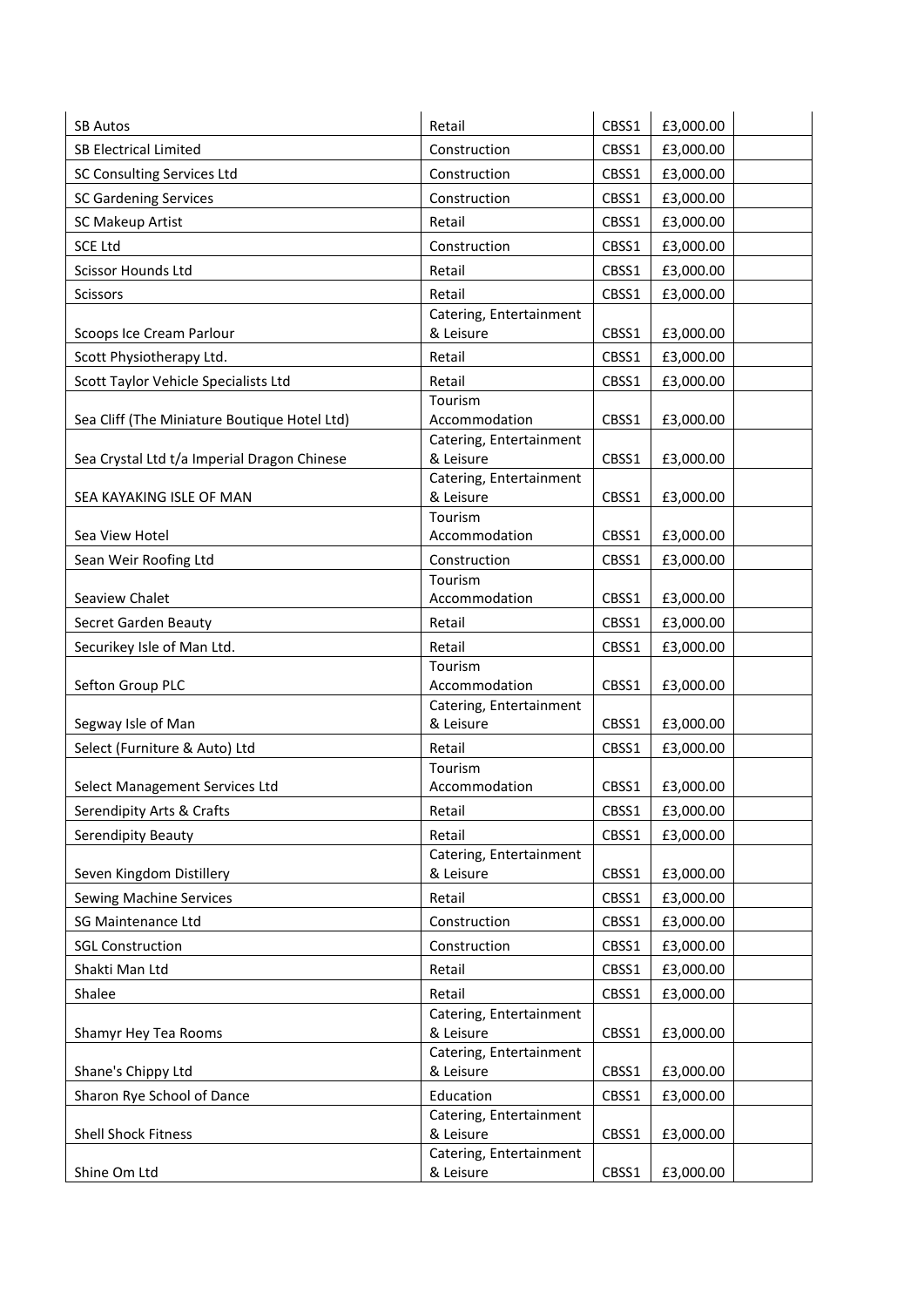| SB Autos | Retail | CBSS1 | £3,000.00 | |
|---|---|---|---|---|
| SB Electrical Limited | Construction | CBSS1 | £3,000.00 | |
| SC Consulting Services Ltd | Construction | CBSS1 | £3,000.00 | |
| SC Gardening Services | Construction | CBSS1 | £3,000.00 | |
| SC Makeup Artist | Retail | CBSS1 | £3,000.00 | |
| SCE Ltd | Construction | CBSS1 | £3,000.00 | |
| Scissor Hounds Ltd | Retail | CBSS1 | £3,000.00 | |
| Scissors | Retail | CBSS1 | £3,000.00 | |
| Scoops Ice Cream Parlour | Catering, Entertainment & Leisure | CBSS1 | £3,000.00 | |
| Scott Physiotherapy Ltd. | Retail | CBSS1 | £3,000.00 | |
| Scott Taylor Vehicle Specialists Ltd | Retail | CBSS1 | £3,000.00 | |
| Sea Cliff (The Miniature Boutique Hotel Ltd) | Tourism Accommodation | CBSS1 | £3,000.00 | |
| Sea Crystal Ltd t/a Imperial Dragon Chinese | Catering, Entertainment & Leisure | CBSS1 | £3,000.00 | |
| SEA KAYAKING ISLE OF MAN | Catering, Entertainment & Leisure | CBSS1 | £3,000.00 | |
| Sea View Hotel | Tourism Accommodation | CBSS1 | £3,000.00 | |
| Sean Weir Roofing Ltd | Construction | CBSS1 | £3,000.00 | |
| Seaview Chalet | Tourism Accommodation | CBSS1 | £3,000.00 | |
| Secret Garden Beauty | Retail | CBSS1 | £3,000.00 | |
| Securikey Isle of Man Ltd. | Retail | CBSS1 | £3,000.00 | |
| Sefton Group PLC | Tourism Accommodation | CBSS1 | £3,000.00 | |
| Segway Isle of Man | Catering, Entertainment & Leisure | CBSS1 | £3,000.00 | |
| Select (Furniture & Auto) Ltd | Retail | CBSS1 | £3,000.00 | |
| Select Management Services Ltd | Tourism Accommodation | CBSS1 | £3,000.00 | |
| Serendipity Arts & Crafts | Retail | CBSS1 | £3,000.00 | |
| Serendipity Beauty | Retail | CBSS1 | £3,000.00 | |
| Seven Kingdom Distillery | Catering, Entertainment & Leisure | CBSS1 | £3,000.00 | |
| Sewing Machine Services | Retail | CBSS1 | £3,000.00 | |
| SG Maintenance Ltd | Construction | CBSS1 | £3,000.00 | |
| SGL Construction | Construction | CBSS1 | £3,000.00 | |
| Shakti Man Ltd | Retail | CBSS1 | £3,000.00 | |
| Shalee | Retail | CBSS1 | £3,000.00 | |
| Shamyr Hey Tea Rooms | Catering, Entertainment & Leisure | CBSS1 | £3,000.00 | |
| Shane's Chippy Ltd | Catering, Entertainment & Leisure | CBSS1 | £3,000.00 | |
| Sharon Rye School of Dance | Education | CBSS1 | £3,000.00 | |
| Shell Shock Fitness | Catering, Entertainment & Leisure | CBSS1 | £3,000.00 | |
| Shine Om Ltd | Catering, Entertainment & Leisure | CBSS1 | £3,000.00 | |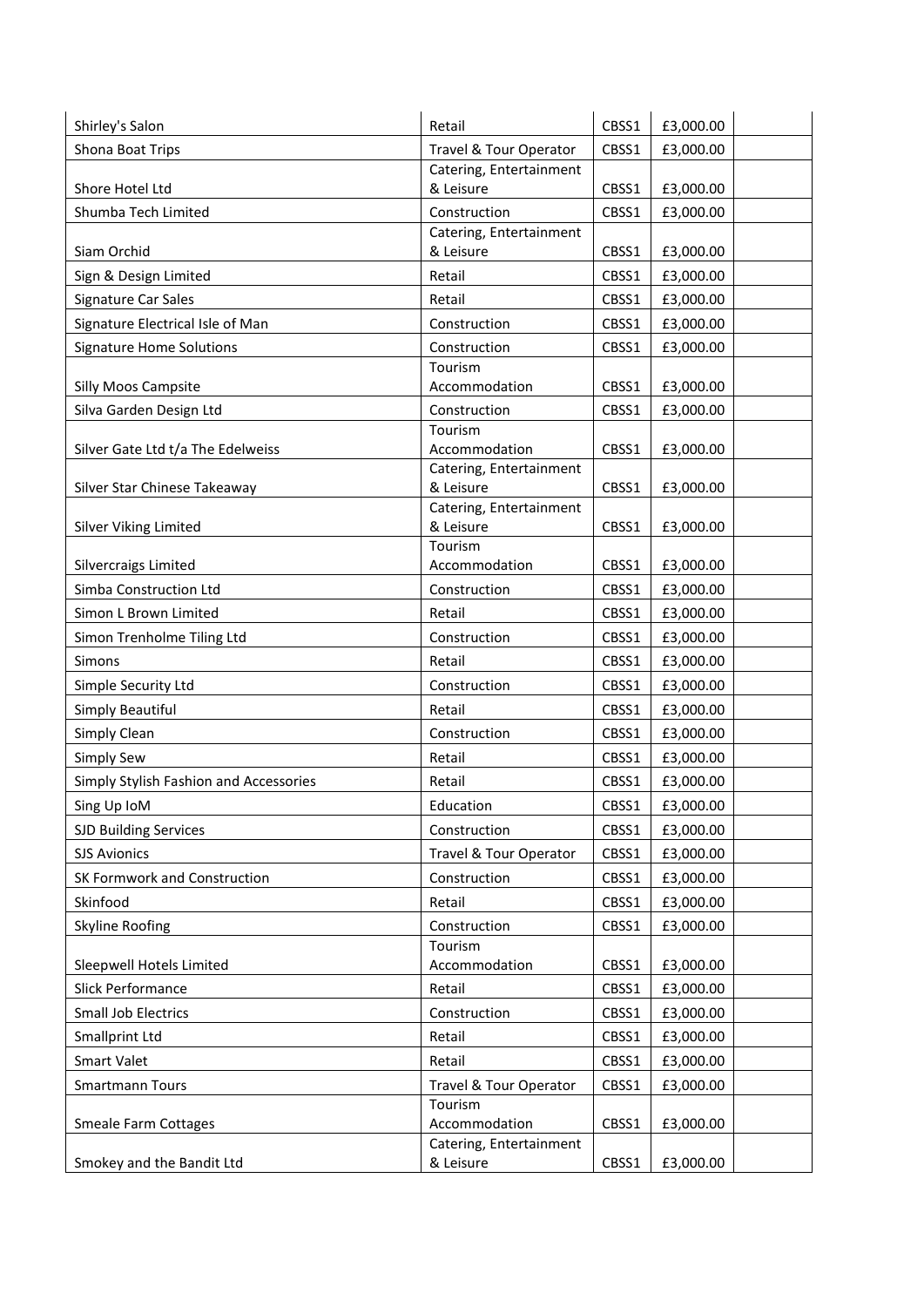| Shirley's Salon | Retail | CBSS1 | £3,000.00 | |
|---|---|---|---|---|
| Shona Boat Trips | Travel & Tour Operator | CBSS1 | £3,000.00 | |
| Shore Hotel Ltd | Catering, Entertainment & Leisure | CBSS1 | £3,000.00 | |
| Shumba Tech Limited | Construction | CBSS1 | £3,000.00 | |
| Siam Orchid | Catering, Entertainment & Leisure | CBSS1 | £3,000.00 | |
| Sign & Design Limited | Retail | CBSS1 | £3,000.00 | |
| Signature Car Sales | Retail | CBSS1 | £3,000.00 | |
| Signature Electrical Isle of Man | Construction | CBSS1 | £3,000.00 | |
| Signature Home Solutions | Construction | CBSS1 | £3,000.00 | |
| Silly Moos Campsite | Tourism Accommodation | CBSS1 | £3,000.00 | |
| Silva Garden Design Ltd | Construction | CBSS1 | £3,000.00 | |
| Silver Gate Ltd t/a The Edelweiss | Tourism Accommodation | CBSS1 | £3,000.00 | |
| Silver Star Chinese Takeaway | Catering, Entertainment & Leisure | CBSS1 | £3,000.00 | |
| Silver Viking Limited | Catering, Entertainment & Leisure | CBSS1 | £3,000.00 | |
| Silvercraigs Limited | Tourism Accommodation | CBSS1 | £3,000.00 | |
| Simba Construction Ltd | Construction | CBSS1 | £3,000.00 | |
| Simon L Brown Limited | Retail | CBSS1 | £3,000.00 | |
| Simon Trenholme Tiling Ltd | Construction | CBSS1 | £3,000.00 | |
| Simons | Retail | CBSS1 | £3,000.00 | |
| Simple Security Ltd | Construction | CBSS1 | £3,000.00 | |
| Simply Beautiful | Retail | CBSS1 | £3,000.00 | |
| Simply Clean | Construction | CBSS1 | £3,000.00 | |
| Simply Sew | Retail | CBSS1 | £3,000.00 | |
| Simply Stylish Fashion and Accessories | Retail | CBSS1 | £3,000.00 | |
| Sing Up IoM | Education | CBSS1 | £3,000.00 | |
| SJD Building Services | Construction | CBSS1 | £3,000.00 | |
| SJS Avionics | Travel & Tour Operator | CBSS1 | £3,000.00 | |
| SK Formwork and Construction | Construction | CBSS1 | £3,000.00 | |
| Skinfood | Retail | CBSS1 | £3,000.00 | |
| Skyline Roofing | Construction | CBSS1 | £3,000.00 | |
| Sleepwell Hotels Limited | Tourism Accommodation | CBSS1 | £3,000.00 | |
| Slick Performance | Retail | CBSS1 | £3,000.00 | |
| Small Job Electrics | Construction | CBSS1 | £3,000.00 | |
| Smallprint Ltd | Retail | CBSS1 | £3,000.00 | |
| Smart Valet | Retail | CBSS1 | £3,000.00 | |
| Smartmann Tours | Travel & Tour Operator | CBSS1 | £3,000.00 | |
| Smeale Farm Cottages | Tourism Accommodation | CBSS1 | £3,000.00 | |
| Smokey and the Bandit Ltd | Catering, Entertainment & Leisure | CBSS1 | £3,000.00 | |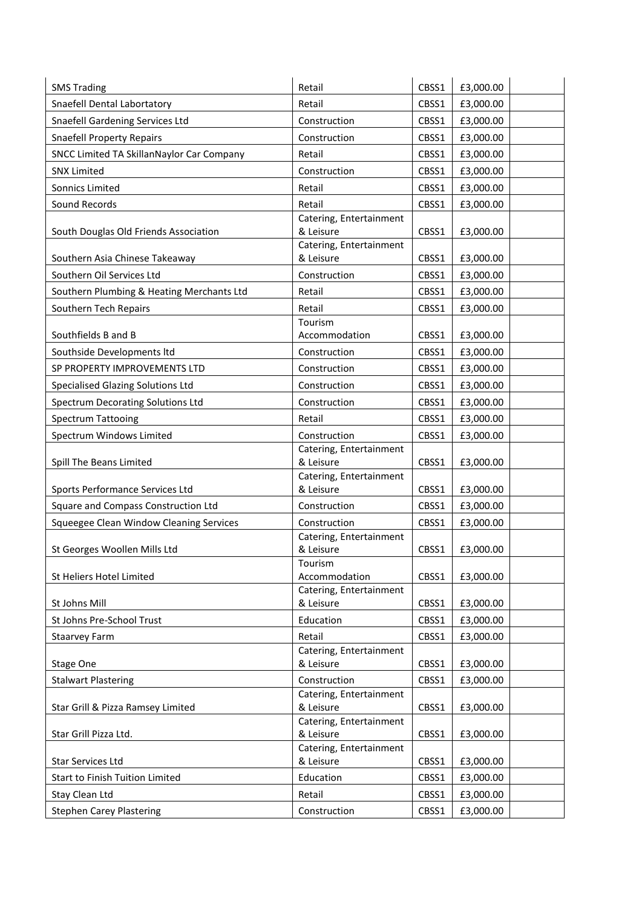| | | | | |
|---|---|---|---|---|
| SMS Trading | Retail | CBSS1 | £3,000.00 | |
| Snaefell Dental Labortatory | Retail | CBSS1 | £3,000.00 | |
| Snaefell Gardening Services Ltd | Construction | CBSS1 | £3,000.00 | |
| Snaefell Property Repairs | Construction | CBSS1 | £3,000.00 | |
| SNCC Limited TA SkillanNaylor Car Company | Retail | CBSS1 | £3,000.00 | |
| SNX Limited | Construction | CBSS1 | £3,000.00 | |
| Sonnics Limited | Retail | CBSS1 | £3,000.00 | |
| Sound Records | Retail | CBSS1 | £3,000.00 | |
| South Douglas Old Friends Association | Catering, Entertainment & Leisure | CBSS1 | £3,000.00 | |
| Southern Asia Chinese Takeaway | Catering, Entertainment & Leisure | CBSS1 | £3,000.00 | |
| Southern Oil Services Ltd | Construction | CBSS1 | £3,000.00 | |
| Southern Plumbing & Heating Merchants Ltd | Retail | CBSS1 | £3,000.00 | |
| Southern Tech Repairs | Retail | CBSS1 | £3,000.00 | |
| Southfields B and B | Tourism Accommodation | CBSS1 | £3,000.00 | |
| Southside Developments ltd | Construction | CBSS1 | £3,000.00 | |
| SP PROPERTY IMPROVEMENTS LTD | Construction | CBSS1 | £3,000.00 | |
| Specialised Glazing Solutions Ltd | Construction | CBSS1 | £3,000.00 | |
| Spectrum Decorating Solutions Ltd | Construction | CBSS1 | £3,000.00 | |
| Spectrum Tattooing | Retail | CBSS1 | £3,000.00 | |
| Spectrum Windows Limited | Construction | CBSS1 | £3,000.00 | |
| Spill The Beans Limited | Catering, Entertainment & Leisure | CBSS1 | £3,000.00 | |
| Sports Performance Services Ltd | Catering, Entertainment & Leisure | CBSS1 | £3,000.00 | |
| Square and Compass Construction Ltd | Construction | CBSS1 | £3,000.00 | |
| Squeegee Clean Window Cleaning Services | Construction | CBSS1 | £3,000.00 | |
| St Georges Woollen Mills Ltd | Catering, Entertainment & Leisure | CBSS1 | £3,000.00 | |
| St Heliers Hotel Limited | Tourism Accommodation | CBSS1 | £3,000.00 | |
| St Johns Mill | Catering, Entertainment & Leisure | CBSS1 | £3,000.00 | |
| St Johns Pre-School Trust | Education | CBSS1 | £3,000.00 | |
| Staarvey Farm | Retail | CBSS1 | £3,000.00 | |
| Stage One | Catering, Entertainment & Leisure | CBSS1 | £3,000.00 | |
| Stalwart Plastering | Construction | CBSS1 | £3,000.00 | |
| Star Grill & Pizza Ramsey Limited | Catering, Entertainment & Leisure | CBSS1 | £3,000.00 | |
| Star Grill Pizza Ltd. | Catering, Entertainment & Leisure | CBSS1 | £3,000.00 | |
| Star Services Ltd | Catering, Entertainment & Leisure | CBSS1 | £3,000.00 | |
| Start to Finish Tuition Limited | Education | CBSS1 | £3,000.00 | |
| Stay Clean Ltd | Retail | CBSS1 | £3,000.00 | |
| Stephen Carey Plastering | Construction | CBSS1 | £3,000.00 | |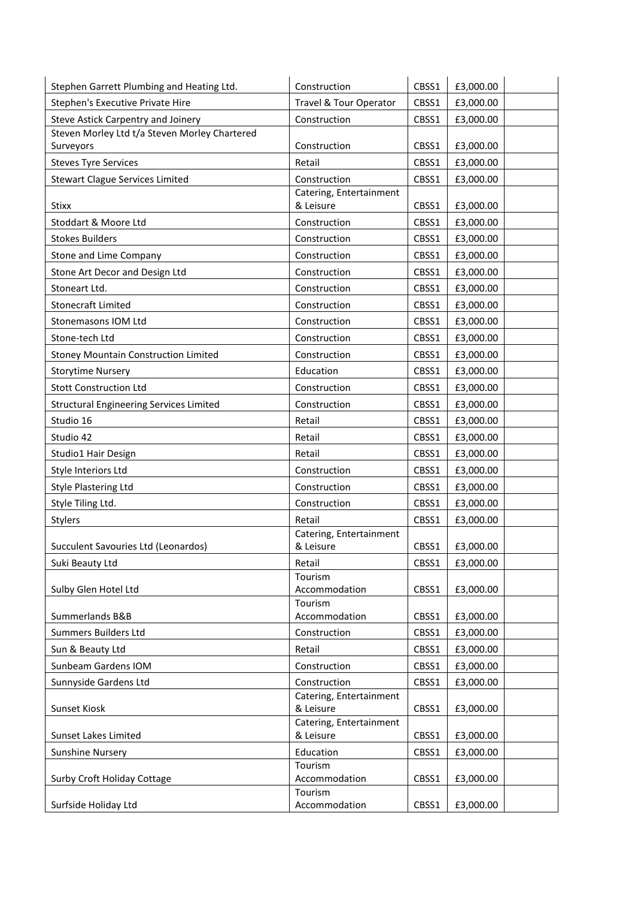| | | | | |
|---|---|---|---|---|
| Stephen Garrett Plumbing and Heating Ltd. | Construction | CBSS1 | £3,000.00 | |
| Stephen's Executive Private Hire | Travel & Tour Operator | CBSS1 | £3,000.00 | |
| Steve Astick Carpentry and Joinery | Construction | CBSS1 | £3,000.00 | |
| Steven Morley Ltd t/a Steven Morley Chartered Surveyors | Construction | CBSS1 | £3,000.00 | |
| Steves Tyre Services | Retail | CBSS1 | £3,000.00 | |
| Stewart Clague Services Limited | Construction | CBSS1 | £3,000.00 | |
| Stixx | Catering, Entertainment & Leisure | CBSS1 | £3,000.00 | |
| Stoddart & Moore Ltd | Construction | CBSS1 | £3,000.00 | |
| Stokes Builders | Construction | CBSS1 | £3,000.00 | |
| Stone and Lime Company | Construction | CBSS1 | £3,000.00 | |
| Stone Art Decor and Design Ltd | Construction | CBSS1 | £3,000.00 | |
| Stoneart Ltd. | Construction | CBSS1 | £3,000.00 | |
| Stonecraft Limited | Construction | CBSS1 | £3,000.00 | |
| Stonemasons IOM Ltd | Construction | CBSS1 | £3,000.00 | |
| Stone-tech Ltd | Construction | CBSS1 | £3,000.00 | |
| Stoney Mountain Construction Limited | Construction | CBSS1 | £3,000.00 | |
| Storytime Nursery | Education | CBSS1 | £3,000.00 | |
| Stott Construction Ltd | Construction | CBSS1 | £3,000.00 | |
| Structural Engineering Services Limited | Construction | CBSS1 | £3,000.00 | |
| Studio 16 | Retail | CBSS1 | £3,000.00 | |
| Studio 42 | Retail | CBSS1 | £3,000.00 | |
| Studio1 Hair Design | Retail | CBSS1 | £3,000.00 | |
| Style Interiors Ltd | Construction | CBSS1 | £3,000.00 | |
| Style Plastering Ltd | Construction | CBSS1 | £3,000.00 | |
| Style Tiling Ltd. | Construction | CBSS1 | £3,000.00 | |
| Stylers | Retail | CBSS1 | £3,000.00 | |
| Succulent Savouries Ltd (Leonardos) | Catering, Entertainment & Leisure | CBSS1 | £3,000.00 | |
| Suki Beauty Ltd | Retail | CBSS1 | £3,000.00 | |
| Sulby Glen Hotel Ltd | Tourism Accommodation | CBSS1 | £3,000.00 | |
| Summerlands B&B | Tourism Accommodation | CBSS1 | £3,000.00 | |
| Summers Builders Ltd | Construction | CBSS1 | £3,000.00 | |
| Sun & Beauty Ltd | Retail | CBSS1 | £3,000.00 | |
| Sunbeam Gardens IOM | Construction | CBSS1 | £3,000.00 | |
| Sunnyside Gardens Ltd | Construction | CBSS1 | £3,000.00 | |
| Sunset Kiosk | Catering, Entertainment & Leisure | CBSS1 | £3,000.00 | |
| Sunset Lakes Limited | Catering, Entertainment & Leisure | CBSS1 | £3,000.00 | |
| Sunshine Nursery | Education | CBSS1 | £3,000.00 | |
| Surby Croft Holiday Cottage | Tourism Accommodation | CBSS1 | £3,000.00 | |
| Surfside Holiday Ltd | Tourism Accommodation | CBSS1 | £3,000.00 | |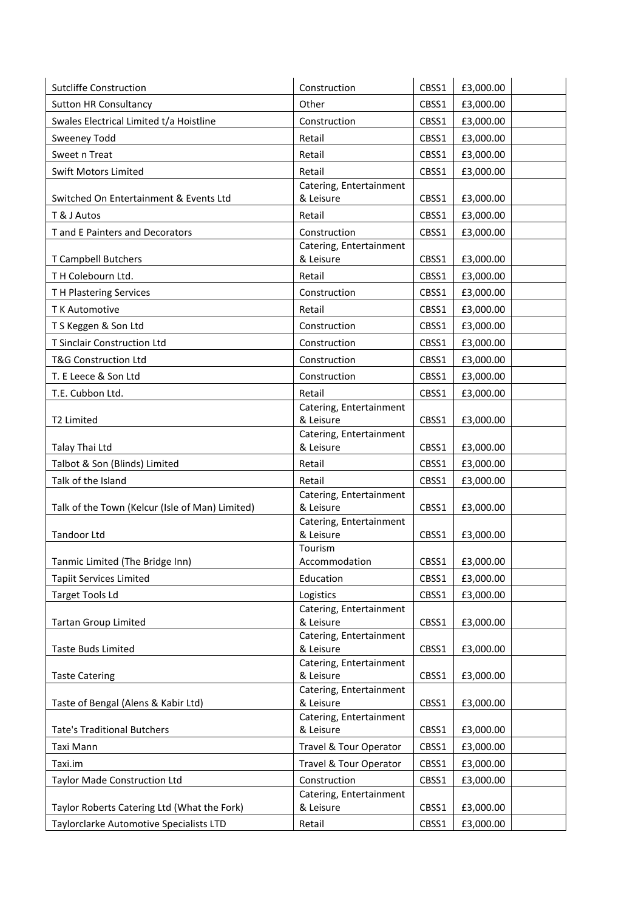| | | | | |
|---|---|---|---|---|
| Sutcliffe Construction | Construction | CBSS1 | £3,000.00 | |
| Sutton HR Consultancy | Other | CBSS1 | £3,000.00 | |
| Swales Electrical Limited t/a Hoistline | Construction | CBSS1 | £3,000.00 | |
| Sweeney Todd | Retail | CBSS1 | £3,000.00 | |
| Sweet n Treat | Retail | CBSS1 | £3,000.00 | |
| Swift Motors Limited | Retail | CBSS1 | £3,000.00 | |
| Switched On Entertainment & Events Ltd | Catering, Entertainment & Leisure | CBSS1 | £3,000.00 | |
| T & J Autos | Retail | CBSS1 | £3,000.00 | |
| T and E Painters and Decorators | Construction | CBSS1 | £3,000.00 | |
| T Campbell Butchers | Catering, Entertainment & Leisure | CBSS1 | £3,000.00 | |
| T H Colebourn Ltd. | Retail | CBSS1 | £3,000.00 | |
| T H Plastering Services | Construction | CBSS1 | £3,000.00 | |
| T K Automotive | Retail | CBSS1 | £3,000.00 | |
| T S Keggen & Son Ltd | Construction | CBSS1 | £3,000.00 | |
| T Sinclair Construction Ltd | Construction | CBSS1 | £3,000.00 | |
| T&G Construction Ltd | Construction | CBSS1 | £3,000.00 | |
| T. E Leece & Son Ltd | Construction | CBSS1 | £3,000.00 | |
| T.E. Cubbon Ltd. | Retail | CBSS1 | £3,000.00 | |
| T2 Limited | Catering, Entertainment & Leisure | CBSS1 | £3,000.00 | |
| Talay Thai Ltd | Catering, Entertainment & Leisure | CBSS1 | £3,000.00 | |
| Talbot & Son (Blinds) Limited | Retail | CBSS1 | £3,000.00 | |
| Talk of the Island | Retail | CBSS1 | £3,000.00 | |
| Talk of the Town (Kelcur (Isle of Man) Limited) | Catering, Entertainment & Leisure | CBSS1 | £3,000.00 | |
| Tandoor Ltd | Catering, Entertainment & Leisure | CBSS1 | £3,000.00 | |
| Tanmic Limited (The Bridge Inn) | Tourism Accommodation | CBSS1 | £3,000.00 | |
| Tapiit Services Limited | Education | CBSS1 | £3,000.00 | |
| Target Tools Ld | Logistics | CBSS1 | £3,000.00 | |
| Tartan Group Limited | Catering, Entertainment & Leisure | CBSS1 | £3,000.00 | |
| Taste Buds Limited | Catering, Entertainment & Leisure | CBSS1 | £3,000.00 | |
| Taste Catering | Catering, Entertainment & Leisure | CBSS1 | £3,000.00 | |
| Taste of Bengal (Alens & Kabir Ltd) | Catering, Entertainment & Leisure | CBSS1 | £3,000.00 | |
| Tate's Traditional Butchers | Catering, Entertainment & Leisure | CBSS1 | £3,000.00 | |
| Taxi Mann | Travel & Tour Operator | CBSS1 | £3,000.00 | |
| Taxi.im | Travel & Tour Operator | CBSS1 | £3,000.00 | |
| Taylor Made Construction Ltd | Construction | CBSS1 | £3,000.00 | |
| Taylor Roberts Catering Ltd (What the Fork) | Catering, Entertainment & Leisure | CBSS1 | £3,000.00 | |
| Taylorclarke Automotive Specialists LTD | Retail | CBSS1 | £3,000.00 | |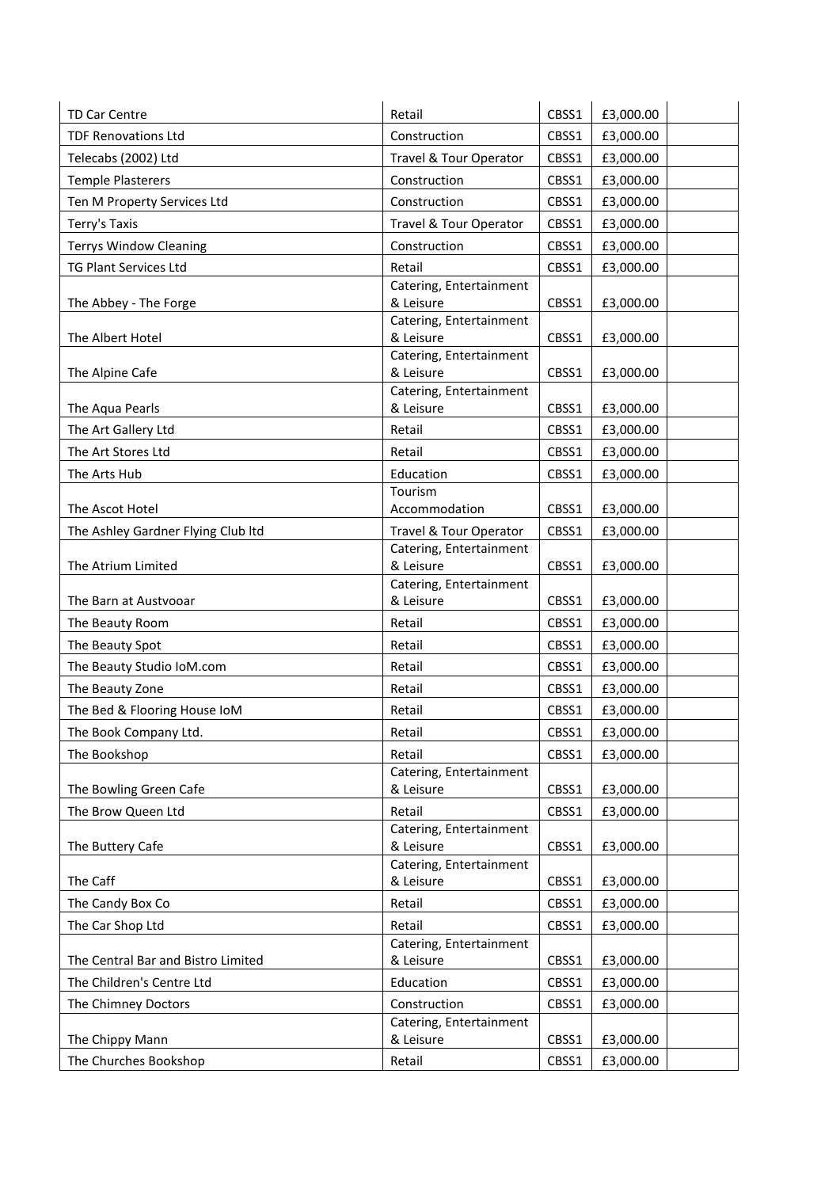| | | | | |
|---|---|---|---|---|
| TD Car Centre | Retail | CBSS1 | £3,000.00 | |
| TDF Renovations Ltd | Construction | CBSS1 | £3,000.00 | |
| Telecabs (2002) Ltd | Travel & Tour Operator | CBSS1 | £3,000.00 | |
| Temple Plasterers | Construction | CBSS1 | £3,000.00 | |
| Ten M Property Services Ltd | Construction | CBSS1 | £3,000.00 | |
| Terry's Taxis | Travel & Tour Operator | CBSS1 | £3,000.00 | |
| Terrys Window Cleaning | Construction | CBSS1 | £3,000.00 | |
| TG Plant Services Ltd | Retail | CBSS1 | £3,000.00 | |
| The Abbey - The Forge | Catering, Entertainment & Leisure | CBSS1 | £3,000.00 | |
| The Albert Hotel | Catering, Entertainment & Leisure | CBSS1 | £3,000.00 | |
| The Alpine Cafe | Catering, Entertainment & Leisure | CBSS1 | £3,000.00 | |
| The Aqua Pearls | Catering, Entertainment & Leisure | CBSS1 | £3,000.00 | |
| The Art Gallery Ltd | Retail | CBSS1 | £3,000.00 | |
| The Art Stores Ltd | Retail | CBSS1 | £3,000.00 | |
| The Arts Hub | Education | CBSS1 | £3,000.00 | |
| The Ascot Hotel | Tourism Accommodation | CBSS1 | £3,000.00 | |
| The Ashley Gardner Flying Club ltd | Travel & Tour Operator | CBSS1 | £3,000.00 | |
| The Atrium Limited | Catering, Entertainment & Leisure | CBSS1 | £3,000.00 | |
| The Barn at Austvooar | Catering, Entertainment & Leisure | CBSS1 | £3,000.00 | |
| The Beauty Room | Retail | CBSS1 | £3,000.00 | |
| The Beauty Spot | Retail | CBSS1 | £3,000.00 | |
| The Beauty Studio IoM.com | Retail | CBSS1 | £3,000.00 | |
| The Beauty Zone | Retail | CBSS1 | £3,000.00 | |
| The Bed & Flooring House IoM | Retail | CBSS1 | £3,000.00 | |
| The Book Company Ltd. | Retail | CBSS1 | £3,000.00 | |
| The Bookshop | Retail | CBSS1 | £3,000.00 | |
| The Bowling Green Cafe | Catering, Entertainment & Leisure | CBSS1 | £3,000.00 | |
| The Brow Queen Ltd | Retail | CBSS1 | £3,000.00 | |
| The Buttery Cafe | Catering, Entertainment & Leisure | CBSS1 | £3,000.00 | |
| The Caff | Catering, Entertainment & Leisure | CBSS1 | £3,000.00 | |
| The Candy Box Co | Retail | CBSS1 | £3,000.00 | |
| The Car Shop Ltd | Retail | CBSS1 | £3,000.00 | |
| The Central Bar and Bistro Limited | Catering, Entertainment & Leisure | CBSS1 | £3,000.00 | |
| The Children's Centre Ltd | Education | CBSS1 | £3,000.00 | |
| The Chimney Doctors | Construction | CBSS1 | £3,000.00 | |
| The Chippy Mann | Catering, Entertainment & Leisure | CBSS1 | £3,000.00 | |
| The Churches Bookshop | Retail | CBSS1 | £3,000.00 | |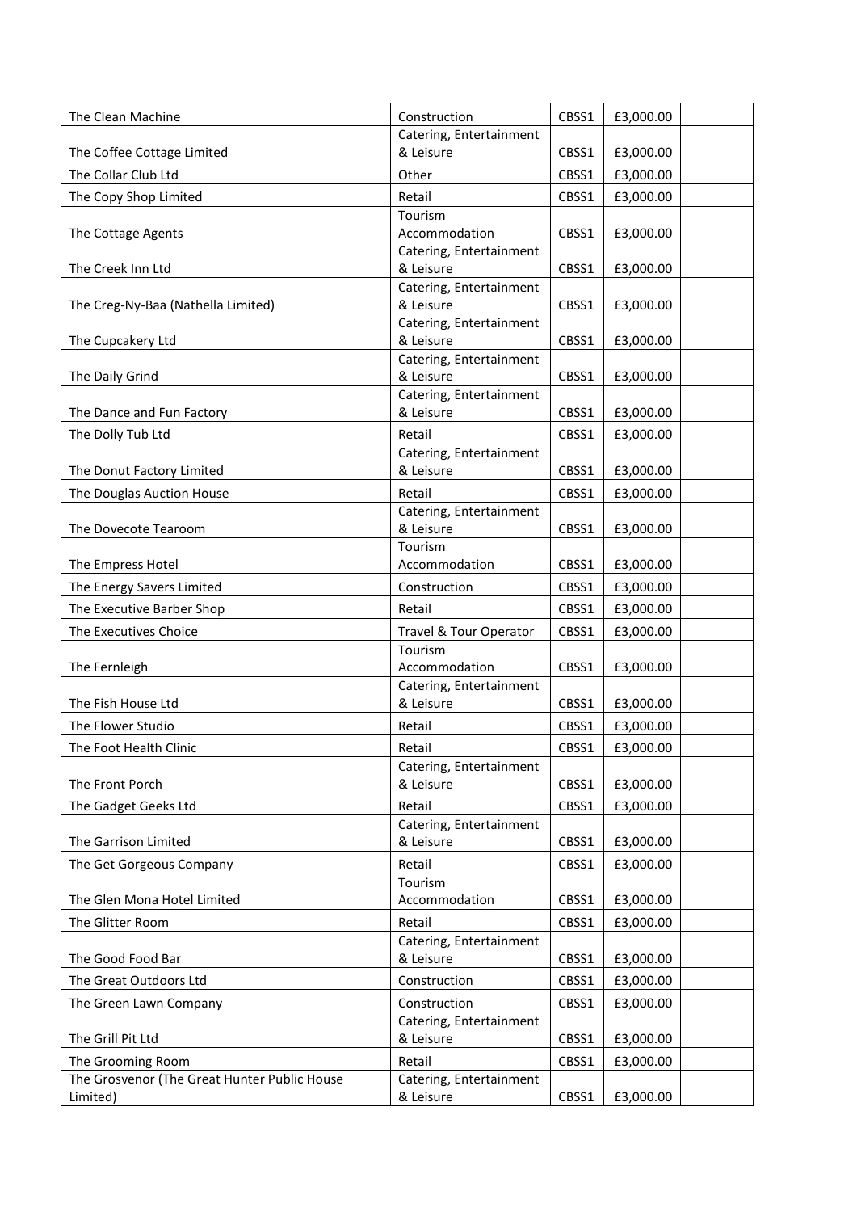| | | | | |
|---|---|---|---|---|
| The Clean Machine | Construction | CBSS1 | £3,000.00 | |
| The Coffee Cottage Limited | Catering, Entertainment & Leisure | CBSS1 | £3,000.00 | |
| The Collar Club Ltd | Other | CBSS1 | £3,000.00 | |
| The Copy Shop Limited | Retail | CBSS1 | £3,000.00 | |
| The Cottage Agents | Tourism Accommodation | CBSS1 | £3,000.00 | |
| The Creek Inn Ltd | Catering, Entertainment & Leisure | CBSS1 | £3,000.00 | |
| The Creg-Ny-Baa (Nathella Limited) | Catering, Entertainment & Leisure | CBSS1 | £3,000.00 | |
| The Cupcakery Ltd | Catering, Entertainment & Leisure | CBSS1 | £3,000.00 | |
| The Daily Grind | Catering, Entertainment & Leisure | CBSS1 | £3,000.00 | |
| The Dance and Fun Factory | Catering, Entertainment & Leisure | CBSS1 | £3,000.00 | |
| The Dolly Tub Ltd | Retail | CBSS1 | £3,000.00 | |
| The Donut Factory Limited | Catering, Entertainment & Leisure | CBSS1 | £3,000.00 | |
| The Douglas Auction House | Retail | CBSS1 | £3,000.00 | |
| The Dovecote Tearoom | Catering, Entertainment & Leisure | CBSS1 | £3,000.00 | |
| The Empress Hotel | Tourism Accommodation | CBSS1 | £3,000.00 | |
| The Energy Savers Limited | Construction | CBSS1 | £3,000.00 | |
| The Executive Barber Shop | Retail | CBSS1 | £3,000.00 | |
| The Executives Choice | Travel & Tour Operator | CBSS1 | £3,000.00 | |
| The Fernleigh | Tourism Accommodation | CBSS1 | £3,000.00 | |
| The Fish House Ltd | Catering, Entertainment & Leisure | CBSS1 | £3,000.00 | |
| The Flower Studio | Retail | CBSS1 | £3,000.00 | |
| The Foot Health Clinic | Retail | CBSS1 | £3,000.00 | |
| The Front Porch | Catering, Entertainment & Leisure | CBSS1 | £3,000.00 | |
| The Gadget Geeks Ltd | Retail | CBSS1 | £3,000.00 | |
| The Garrison Limited | Catering, Entertainment & Leisure | CBSS1 | £3,000.00 | |
| The Get Gorgeous Company | Retail | CBSS1 | £3,000.00 | |
| The Glen Mona Hotel Limited | Tourism Accommodation | CBSS1 | £3,000.00 | |
| The Glitter Room | Retail | CBSS1 | £3,000.00 | |
| The Good Food Bar | Catering, Entertainment & Leisure | CBSS1 | £3,000.00 | |
| The Great Outdoors Ltd | Construction | CBSS1 | £3,000.00 | |
| The Green Lawn Company | Construction | CBSS1 | £3,000.00 | |
| The Grill Pit Ltd | Catering, Entertainment & Leisure | CBSS1 | £3,000.00 | |
| The Grooming Room | Retail | CBSS1 | £3,000.00 | |
| The Grosvenor (The Great Hunter Public House Limited) | Catering, Entertainment & Leisure | CBSS1 | £3,000.00 | |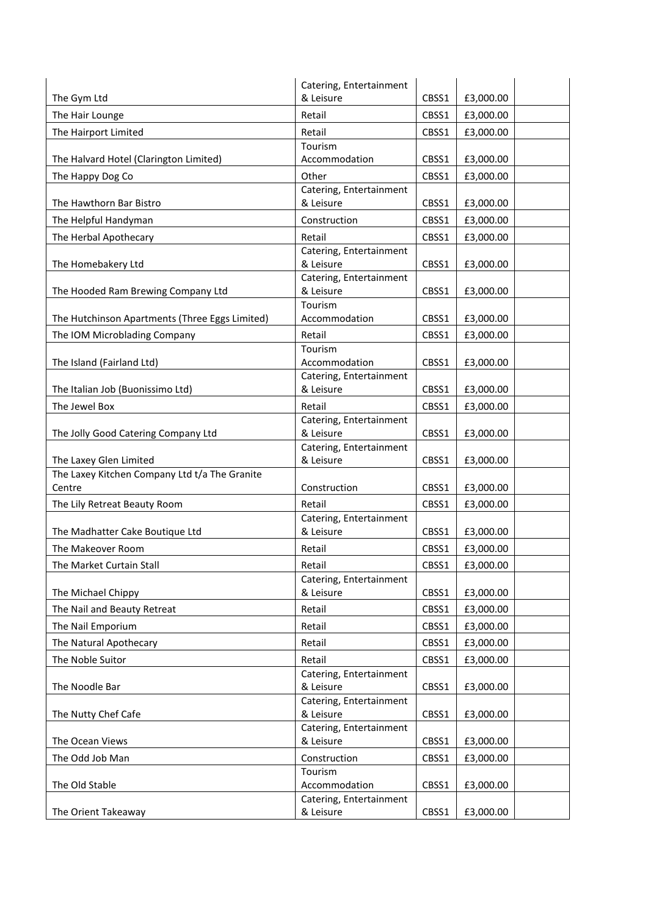| | | | | |
|---|---|---|---|---|
| The Gym Ltd | Catering, Entertainment & Leisure | CBSS1 | £3,000.00 | |
| The Hair Lounge | Retail | CBSS1 | £3,000.00 | |
| The Hairport Limited | Retail | CBSS1 | £3,000.00 | |
| The Halvard Hotel (Clarington Limited) | Tourism Accommodation | CBSS1 | £3,000.00 | |
| The Happy Dog Co | Other | CBSS1 | £3,000.00 | |
| The Hawthorn Bar Bistro | Catering, Entertainment & Leisure | CBSS1 | £3,000.00 | |
| The Helpful Handyman | Construction | CBSS1 | £3,000.00 | |
| The Herbal Apothecary | Retail | CBSS1 | £3,000.00 | |
| The Homebakery Ltd | Catering, Entertainment & Leisure | CBSS1 | £3,000.00 | |
| The Hooded Ram Brewing Company Ltd | Catering, Entertainment & Leisure | CBSS1 | £3,000.00 | |
| The Hutchinson Apartments (Three Eggs Limited) | Tourism Accommodation | CBSS1 | £3,000.00 | |
| The IOM Microblading Company | Retail | CBSS1 | £3,000.00 | |
| The Island (Fairland Ltd) | Tourism Accommodation | CBSS1 | £3,000.00 | |
| The Italian Job (Buonissimo Ltd) | Catering, Entertainment & Leisure | CBSS1 | £3,000.00 | |
| The Jewel Box | Retail | CBSS1 | £3,000.00 | |
| The Jolly Good Catering Company Ltd | Catering, Entertainment & Leisure | CBSS1 | £3,000.00 | |
| The Laxey Glen Limited | Catering, Entertainment & Leisure | CBSS1 | £3,000.00 | |
| The Laxey Kitchen Company Ltd t/a The Granite Centre | Construction | CBSS1 | £3,000.00 | |
| The Lily Retreat Beauty Room | Retail | CBSS1 | £3,000.00 | |
| The Madhatter Cake Boutique Ltd | Catering, Entertainment & Leisure | CBSS1 | £3,000.00 | |
| The Makeover Room | Retail | CBSS1 | £3,000.00 | |
| The Market Curtain Stall | Retail | CBSS1 | £3,000.00 | |
| The Michael Chippy | Catering, Entertainment & Leisure | CBSS1 | £3,000.00 | |
| The Nail and Beauty Retreat | Retail | CBSS1 | £3,000.00 | |
| The Nail Emporium | Retail | CBSS1 | £3,000.00 | |
| The Natural Apothecary | Retail | CBSS1 | £3,000.00 | |
| The Noble Suitor | Retail | CBSS1 | £3,000.00 | |
| The Noodle Bar | Catering, Entertainment & Leisure | CBSS1 | £3,000.00 | |
| The Nutty Chef Cafe | Catering, Entertainment & Leisure | CBSS1 | £3,000.00 | |
| The Ocean Views | Catering, Entertainment & Leisure | CBSS1 | £3,000.00 | |
| The Odd Job Man | Construction | CBSS1 | £3,000.00 | |
| The Old Stable | Tourism Accommodation | CBSS1 | £3,000.00 | |
| The Orient Takeaway | Catering, Entertainment & Leisure | CBSS1 | £3,000.00 | |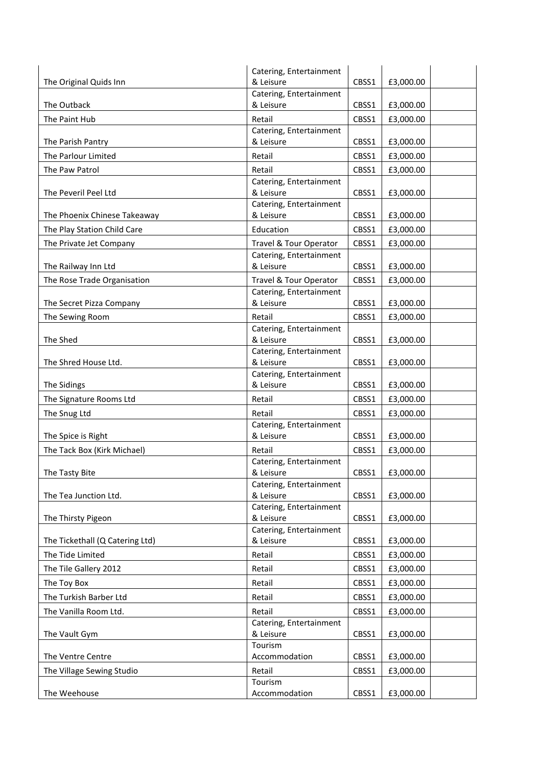| | | | | |
|---|---|---|---|---|
| The Original Quids Inn | Catering, Entertainment & Leisure | CBSS1 | £3,000.00 | |
| The Outback | Catering, Entertainment & Leisure | CBSS1 | £3,000.00 | |
| The Paint Hub | Retail | CBSS1 | £3,000.00 | |
| The Parish Pantry | Catering, Entertainment & Leisure | CBSS1 | £3,000.00 | |
| The Parlour Limited | Retail | CBSS1 | £3,000.00 | |
| The Paw Patrol | Retail | CBSS1 | £3,000.00 | |
| The Peveril Peel Ltd | Catering, Entertainment & Leisure | CBSS1 | £3,000.00 | |
| The Phoenix Chinese Takeaway | Catering, Entertainment & Leisure | CBSS1 | £3,000.00 | |
| The Play Station Child Care | Education | CBSS1 | £3,000.00 | |
| The Private Jet Company | Travel & Tour Operator | CBSS1 | £3,000.00 | |
| The Railway Inn Ltd | Catering, Entertainment & Leisure | CBSS1 | £3,000.00 | |
| The Rose Trade Organisation | Travel & Tour Operator | CBSS1 | £3,000.00 | |
| The Secret Pizza Company | Catering, Entertainment & Leisure | CBSS1 | £3,000.00 | |
| The Sewing Room | Retail | CBSS1 | £3,000.00 | |
| The Shed | Catering, Entertainment & Leisure | CBSS1 | £3,000.00 | |
| The Shred House Ltd. | Catering, Entertainment & Leisure | CBSS1 | £3,000.00 | |
| The Sidings | Catering, Entertainment & Leisure | CBSS1 | £3,000.00 | |
| The Signature Rooms Ltd | Retail | CBSS1 | £3,000.00 | |
| The Snug Ltd | Retail | CBSS1 | £3,000.00 | |
| The Spice is Right | Catering, Entertainment & Leisure | CBSS1 | £3,000.00 | |
| The Tack Box (Kirk Michael) | Retail | CBSS1 | £3,000.00 | |
| The Tasty Bite | Catering, Entertainment & Leisure | CBSS1 | £3,000.00 | |
| The Tea Junction Ltd. | Catering, Entertainment & Leisure | CBSS1 | £3,000.00 | |
| The Thirsty Pigeon | Catering, Entertainment & Leisure | CBSS1 | £3,000.00 | |
| The Tickethall (Q Catering Ltd) | Catering, Entertainment & Leisure | CBSS1 | £3,000.00 | |
| The Tide Limited | Retail | CBSS1 | £3,000.00 | |
| The Tile Gallery 2012 | Retail | CBSS1 | £3,000.00 | |
| The Toy Box | Retail | CBSS1 | £3,000.00 | |
| The Turkish Barber Ltd | Retail | CBSS1 | £3,000.00 | |
| The Vanilla Room Ltd. | Retail | CBSS1 | £3,000.00 | |
| The Vault Gym | Catering, Entertainment & Leisure | CBSS1 | £3,000.00 | |
| The Ventre Centre | Tourism Accommodation | CBSS1 | £3,000.00 | |
| The Village Sewing Studio | Retail | CBSS1 | £3,000.00 | |
| The Weehouse | Tourism Accommodation | CBSS1 | £3,000.00 | |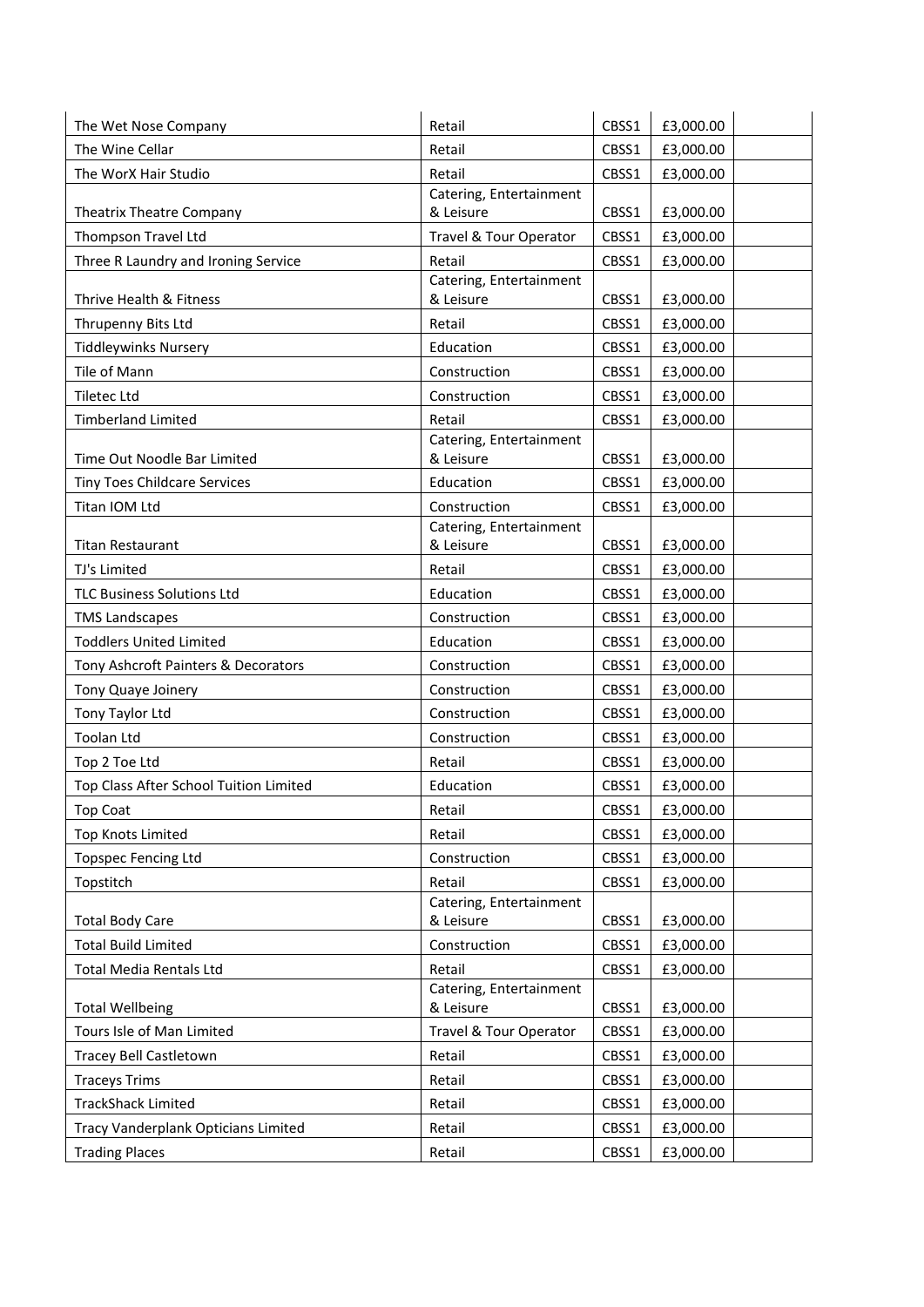| | | | | |
|---|---|---|---|---|
| The Wet Nose Company | Retail | CBSS1 | £3,000.00 | |
| The Wine Cellar | Retail | CBSS1 | £3,000.00 | |
| The WorX Hair Studio | Retail | CBSS1 | £3,000.00 | |
| Theatrix Theatre Company | Catering, Entertainment & Leisure | CBSS1 | £3,000.00 | |
| Thompson Travel Ltd | Travel & Tour Operator | CBSS1 | £3,000.00 | |
| Three R Laundry and Ironing Service | Retail | CBSS1 | £3,000.00 | |
| Thrive Health & Fitness | Catering, Entertainment & Leisure | CBSS1 | £3,000.00 | |
| Thrupenny Bits Ltd | Retail | CBSS1 | £3,000.00 | |
| Tiddleywinks Nursery | Education | CBSS1 | £3,000.00 | |
| Tile of Mann | Construction | CBSS1 | £3,000.00 | |
| Tiletec Ltd | Construction | CBSS1 | £3,000.00 | |
| Timberland Limited | Retail | CBSS1 | £3,000.00 | |
| Time Out Noodle Bar Limited | Catering, Entertainment & Leisure | CBSS1 | £3,000.00 | |
| Tiny Toes Childcare Services | Education | CBSS1 | £3,000.00 | |
| Titan IOM Ltd | Construction | CBSS1 | £3,000.00 | |
| Titan Restaurant | Catering, Entertainment & Leisure | CBSS1 | £3,000.00 | |
| TJ's Limited | Retail | CBSS1 | £3,000.00 | |
| TLC Business Solutions Ltd | Education | CBSS1 | £3,000.00 | |
| TMS Landscapes | Construction | CBSS1 | £3,000.00 | |
| Toddlers United Limited | Education | CBSS1 | £3,000.00 | |
| Tony Ashcroft Painters & Decorators | Construction | CBSS1 | £3,000.00 | |
| Tony Quaye Joinery | Construction | CBSS1 | £3,000.00 | |
| Tony Taylor Ltd | Construction | CBSS1 | £3,000.00 | |
| Toolan Ltd | Construction | CBSS1 | £3,000.00 | |
| Top 2 Toe Ltd | Retail | CBSS1 | £3,000.00 | |
| Top Class After School Tuition Limited | Education | CBSS1 | £3,000.00 | |
| Top Coat | Retail | CBSS1 | £3,000.00 | |
| Top Knots Limited | Retail | CBSS1 | £3,000.00 | |
| Topspec Fencing Ltd | Construction | CBSS1 | £3,000.00 | |
| Topstitch | Retail | CBSS1 | £3,000.00 | |
| Total Body Care | Catering, Entertainment & Leisure | CBSS1 | £3,000.00 | |
| Total Build Limited | Construction | CBSS1 | £3,000.00 | |
| Total Media Rentals Ltd | Retail | CBSS1 | £3,000.00 | |
| Total Wellbeing | Catering, Entertainment & Leisure | CBSS1 | £3,000.00 | |
| Tours Isle of Man Limited | Travel & Tour Operator | CBSS1 | £3,000.00 | |
| Tracey Bell Castletown | Retail | CBSS1 | £3,000.00 | |
| Traceys Trims | Retail | CBSS1 | £3,000.00 | |
| TrackShack Limited | Retail | CBSS1 | £3,000.00 | |
| Tracy Vanderplank Opticians Limited | Retail | CBSS1 | £3,000.00 | |
| Trading Places | Retail | CBSS1 | £3,000.00 | |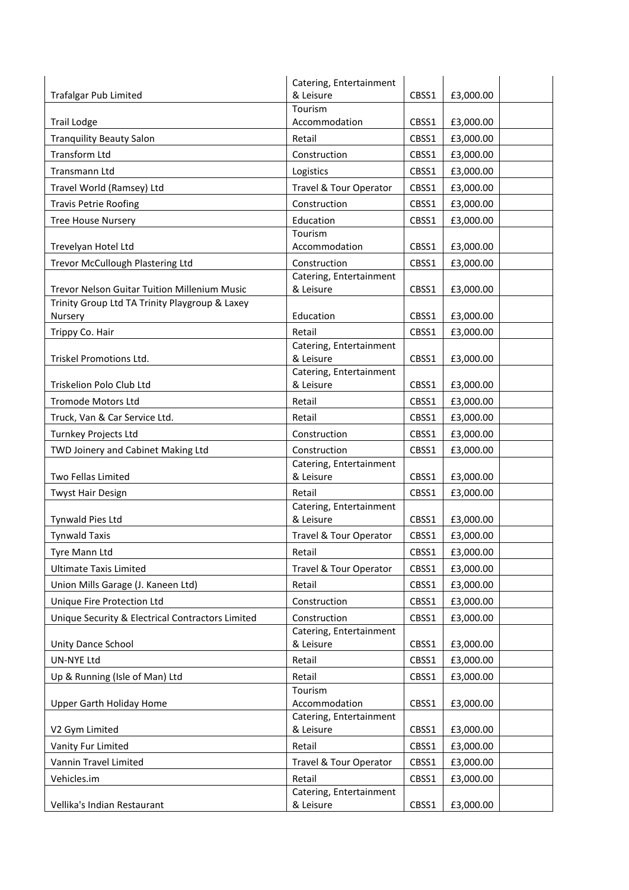| | | | | |
|---|---|---|---|---|
| Trafalgar Pub Limited | Catering, Entertainment & Leisure | CBSS1 | £3,000.00 | |
| Trail Lodge | Tourism Accommodation | CBSS1 | £3,000.00 | |
| Tranquility Beauty Salon | Retail | CBSS1 | £3,000.00 | |
| Transform Ltd | Construction | CBSS1 | £3,000.00 | |
| Transmann Ltd | Logistics | CBSS1 | £3,000.00 | |
| Travel World (Ramsey) Ltd | Travel & Tour Operator | CBSS1 | £3,000.00 | |
| Travis Petrie Roofing | Construction | CBSS1 | £3,000.00 | |
| Tree House Nursery | Education | CBSS1 | £3,000.00 | |
| Trevelyan Hotel Ltd | Tourism Accommodation | CBSS1 | £3,000.00 | |
| Trevor McCullough Plastering Ltd | Construction | CBSS1 | £3,000.00 | |
| Trevor Nelson Guitar Tuition Millenium Music | Catering, Entertainment & Leisure | CBSS1 | £3,000.00 | |
| Trinity Group Ltd TA Trinity Playgroup & Laxey Nursery | Education | CBSS1 | £3,000.00 | |
| Trippy Co. Hair | Retail | CBSS1 | £3,000.00 | |
| Triskel Promotions Ltd. | Catering, Entertainment & Leisure | CBSS1 | £3,000.00 | |
| Triskelion Polo Club Ltd | Catering, Entertainment & Leisure | CBSS1 | £3,000.00 | |
| Tromode Motors Ltd | Retail | CBSS1 | £3,000.00 | |
| Truck, Van & Car Service Ltd. | Retail | CBSS1 | £3,000.00 | |
| Turnkey Projects Ltd | Construction | CBSS1 | £3,000.00 | |
| TWD Joinery and Cabinet Making Ltd | Construction | CBSS1 | £3,000.00 | |
| Two Fellas Limited | Catering, Entertainment & Leisure | CBSS1 | £3,000.00 | |
| Twyst Hair Design | Retail | CBSS1 | £3,000.00 | |
| Tynwald Pies Ltd | Catering, Entertainment & Leisure | CBSS1 | £3,000.00 | |
| Tynwald Taxis | Travel & Tour Operator | CBSS1 | £3,000.00 | |
| Tyre Mann Ltd | Retail | CBSS1 | £3,000.00 | |
| Ultimate Taxis Limited | Travel & Tour Operator | CBSS1 | £3,000.00 | |
| Union Mills Garage (J. Kaneen Ltd) | Retail | CBSS1 | £3,000.00 | |
| Unique Fire Protection Ltd | Construction | CBSS1 | £3,000.00 | |
| Unique Security & Electrical Contractors Limited | Construction | CBSS1 | £3,000.00 | |
| Unity Dance School | Catering, Entertainment & Leisure | CBSS1 | £3,000.00 | |
| UN-NYE Ltd | Retail | CBSS1 | £3,000.00 | |
| Up & Running (Isle of Man) Ltd | Retail | CBSS1 | £3,000.00 | |
| Upper Garth Holiday Home | Tourism Accommodation | CBSS1 | £3,000.00 | |
| V2 Gym Limited | Catering, Entertainment & Leisure | CBSS1 | £3,000.00 | |
| Vanity Fur Limited | Retail | CBSS1 | £3,000.00 | |
| Vannin Travel Limited | Travel & Tour Operator | CBSS1 | £3,000.00 | |
| Vehicles.im | Retail | CBSS1 | £3,000.00 | |
| Vellika's Indian Restaurant | Catering, Entertainment & Leisure | CBSS1 | £3,000.00 | |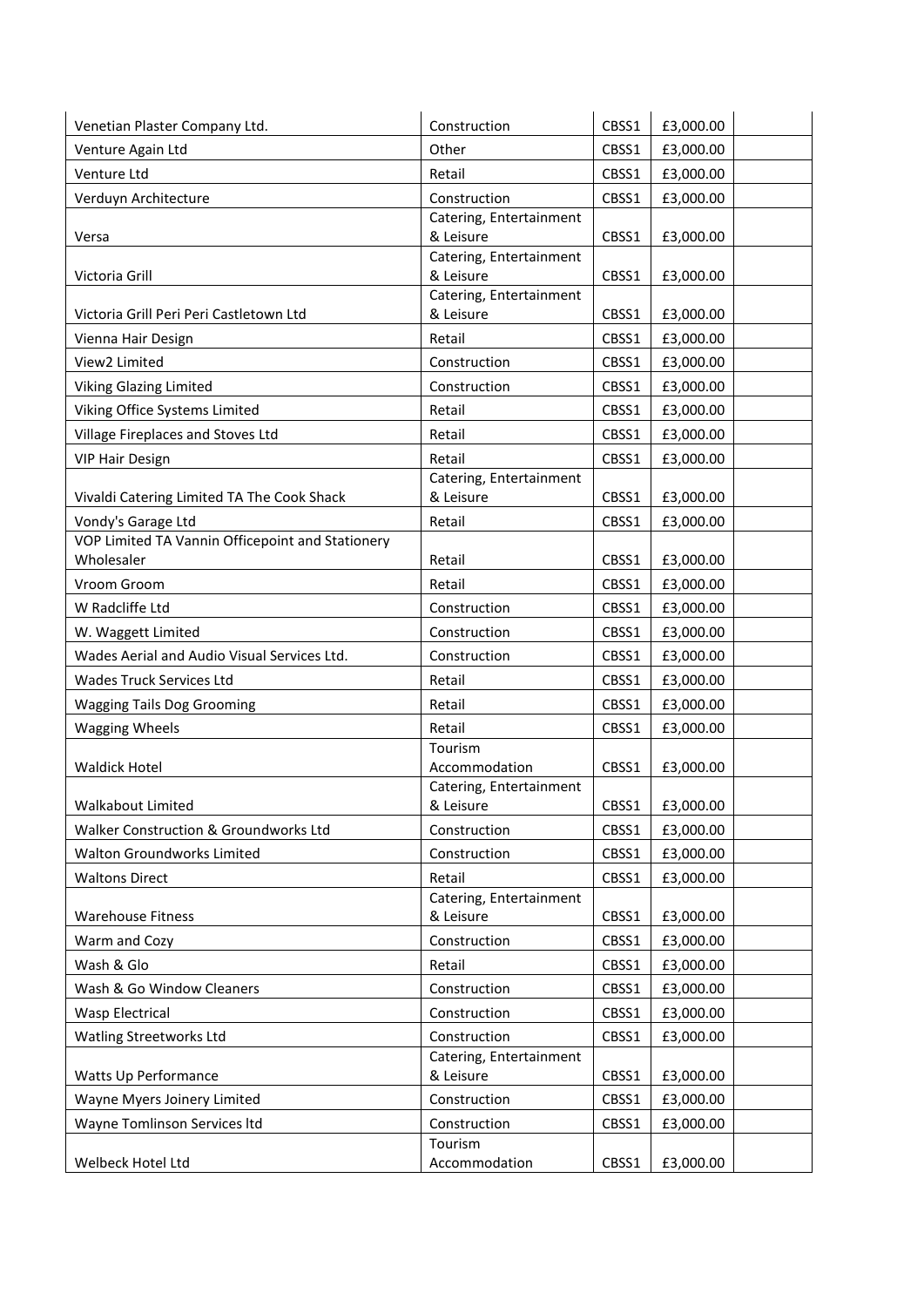| | | | | |
|---|---|---|---|---|
| Venetian Plaster Company Ltd. | Construction | CBSS1 | £3,000.00 | |
| Venture Again Ltd | Other | CBSS1 | £3,000.00 | |
| Venture Ltd | Retail | CBSS1 | £3,000.00 | |
| Verduyn Architecture | Construction | CBSS1 | £3,000.00 | |
| Versa | Catering, Entertainment & Leisure | CBSS1 | £3,000.00 | |
| Victoria Grill | Catering, Entertainment & Leisure | CBSS1 | £3,000.00 | |
| Victoria Grill Peri Peri Castletown Ltd | Catering, Entertainment & Leisure | CBSS1 | £3,000.00 | |
| Vienna Hair Design | Retail | CBSS1 | £3,000.00 | |
| View2 Limited | Construction | CBSS1 | £3,000.00 | |
| Viking Glazing Limited | Construction | CBSS1 | £3,000.00 | |
| Viking Office Systems Limited | Retail | CBSS1 | £3,000.00 | |
| Village Fireplaces and Stoves Ltd | Retail | CBSS1 | £3,000.00 | |
| VIP Hair Design | Retail | CBSS1 | £3,000.00 | |
| Vivaldi Catering Limited TA The Cook Shack | Catering, Entertainment & Leisure | CBSS1 | £3,000.00 | |
| Vondy's Garage Ltd | Retail | CBSS1 | £3,000.00 | |
| VOP Limited TA Vannin Officepoint and Stationery Wholesaler | Retail | CBSS1 | £3,000.00 | |
| Vroom Groom | Retail | CBSS1 | £3,000.00 | |
| W Radcliffe Ltd | Construction | CBSS1 | £3,000.00 | |
| W. Waggett Limited | Construction | CBSS1 | £3,000.00 | |
| Wades Aerial and Audio Visual Services Ltd. | Construction | CBSS1 | £3,000.00 | |
| Wades Truck Services Ltd | Retail | CBSS1 | £3,000.00 | |
| Wagging Tails Dog Grooming | Retail | CBSS1 | £3,000.00 | |
| Wagging Wheels | Retail | CBSS1 | £3,000.00 | |
| Waldick Hotel | Tourism Accommodation | CBSS1 | £3,000.00 | |
| Walkabout Limited | Catering, Entertainment & Leisure | CBSS1 | £3,000.00 | |
| Walker Construction & Groundworks Ltd | Construction | CBSS1 | £3,000.00 | |
| Walton Groundworks Limited | Construction | CBSS1 | £3,000.00 | |
| Waltons Direct | Retail | CBSS1 | £3,000.00 | |
| Warehouse Fitness | Catering, Entertainment & Leisure | CBSS1 | £3,000.00 | |
| Warm and Cozy | Construction | CBSS1 | £3,000.00 | |
| Wash & Glo | Retail | CBSS1 | £3,000.00 | |
| Wash & Go Window Cleaners | Construction | CBSS1 | £3,000.00 | |
| Wasp Electrical | Construction | CBSS1 | £3,000.00 | |
| Watling Streetworks Ltd | Construction | CBSS1 | £3,000.00 | |
| Watts Up Performance | Catering, Entertainment & Leisure | CBSS1 | £3,000.00 | |
| Wayne Myers Joinery Limited | Construction | CBSS1 | £3,000.00 | |
| Wayne Tomlinson Services ltd | Construction | CBSS1 | £3,000.00 | |
| Welbeck Hotel Ltd | Tourism Accommodation | CBSS1 | £3,000.00 | |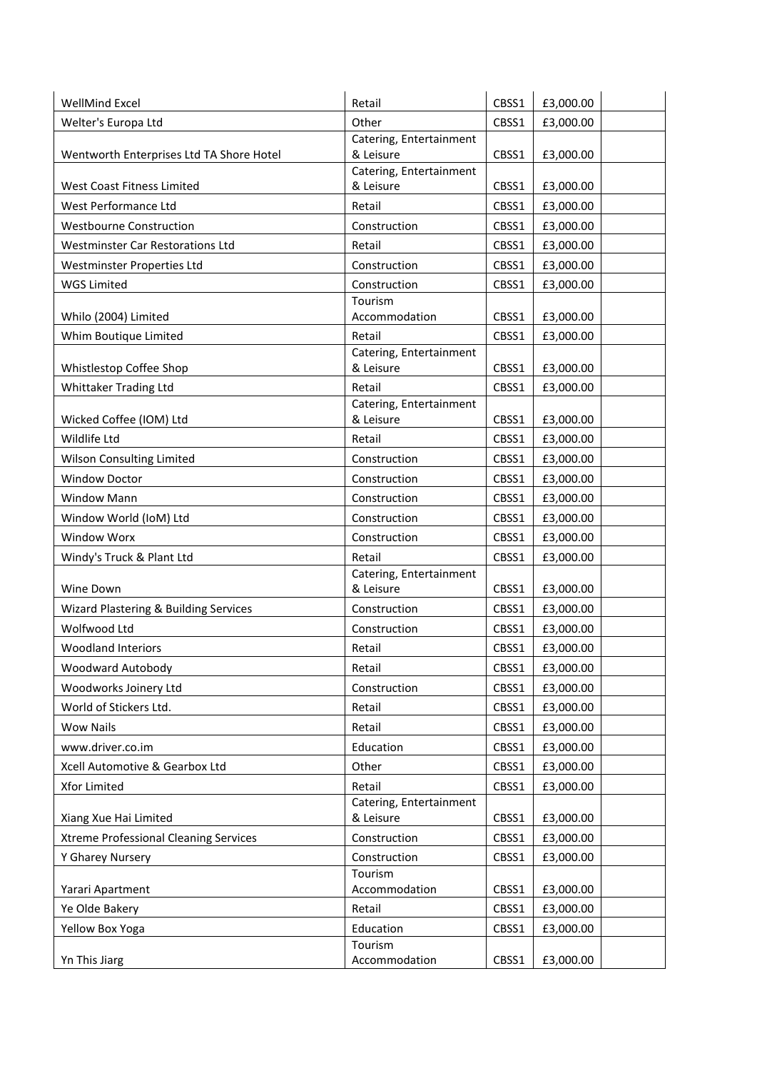| | | | | |
|---|---|---|---|---|
| WellMind Excel | Retail | CBSS1 | £3,000.00 | |
| Welter's Europa Ltd | Other | CBSS1 | £3,000.00 | |
| Wentworth Enterprises Ltd TA Shore Hotel | Catering, Entertainment & Leisure | CBSS1 | £3,000.00 | |
| West Coast Fitness Limited | Catering, Entertainment & Leisure | CBSS1 | £3,000.00 | |
| West Performance Ltd | Retail | CBSS1 | £3,000.00 | |
| Westbourne Construction | Construction | CBSS1 | £3,000.00 | |
| Westminster Car Restorations Ltd | Retail | CBSS1 | £3,000.00 | |
| Westminster Properties Ltd | Construction | CBSS1 | £3,000.00 | |
| WGS Limited | Construction | CBSS1 | £3,000.00 | |
| Whilo (2004) Limited | Tourism Accommodation | CBSS1 | £3,000.00 | |
| Whim Boutique Limited | Retail | CBSS1 | £3,000.00 | |
| Whistlestop Coffee Shop | Catering, Entertainment & Leisure | CBSS1 | £3,000.00 | |
| Whittaker Trading Ltd | Retail | CBSS1 | £3,000.00 | |
| Wicked Coffee (IOM) Ltd | Catering, Entertainment & Leisure | CBSS1 | £3,000.00 | |
| Wildlife Ltd | Retail | CBSS1 | £3,000.00 | |
| Wilson Consulting Limited | Construction | CBSS1 | £3,000.00 | |
| Window Doctor | Construction | CBSS1 | £3,000.00 | |
| Window Mann | Construction | CBSS1 | £3,000.00 | |
| Window World (IoM) Ltd | Construction | CBSS1 | £3,000.00 | |
| Window Worx | Construction | CBSS1 | £3,000.00 | |
| Windy's Truck & Plant Ltd | Retail | CBSS1 | £3,000.00 | |
| Wine Down | Catering, Entertainment & Leisure | CBSS1 | £3,000.00 | |
| Wizard Plastering & Building Services | Construction | CBSS1 | £3,000.00 | |
| Wolfwood Ltd | Construction | CBSS1 | £3,000.00 | |
| Woodland Interiors | Retail | CBSS1 | £3,000.00 | |
| Woodward Autobody | Retail | CBSS1 | £3,000.00 | |
| Woodworks Joinery Ltd | Construction | CBSS1 | £3,000.00 | |
| World of Stickers Ltd. | Retail | CBSS1 | £3,000.00 | |
| Wow Nails | Retail | CBSS1 | £3,000.00 | |
| www.driver.co.im | Education | CBSS1 | £3,000.00 | |
| Xcell Automotive & Gearbox Ltd | Other | CBSS1 | £3,000.00 | |
| Xfor Limited | Retail | CBSS1 | £3,000.00 | |
| Xiang Xue Hai Limited | Catering, Entertainment & Leisure | CBSS1 | £3,000.00 | |
| Xtreme Professional Cleaning Services | Construction | CBSS1 | £3,000.00 | |
| Y Gharey Nursery | Construction | CBSS1 | £3,000.00 | |
| Yarari Apartment | Tourism Accommodation | CBSS1 | £3,000.00 | |
| Ye Olde Bakery | Retail | CBSS1 | £3,000.00 | |
| Yellow Box Yoga | Education | CBSS1 | £3,000.00 | |
| Yn This Jiarg | Tourism Accommodation | CBSS1 | £3,000.00 | |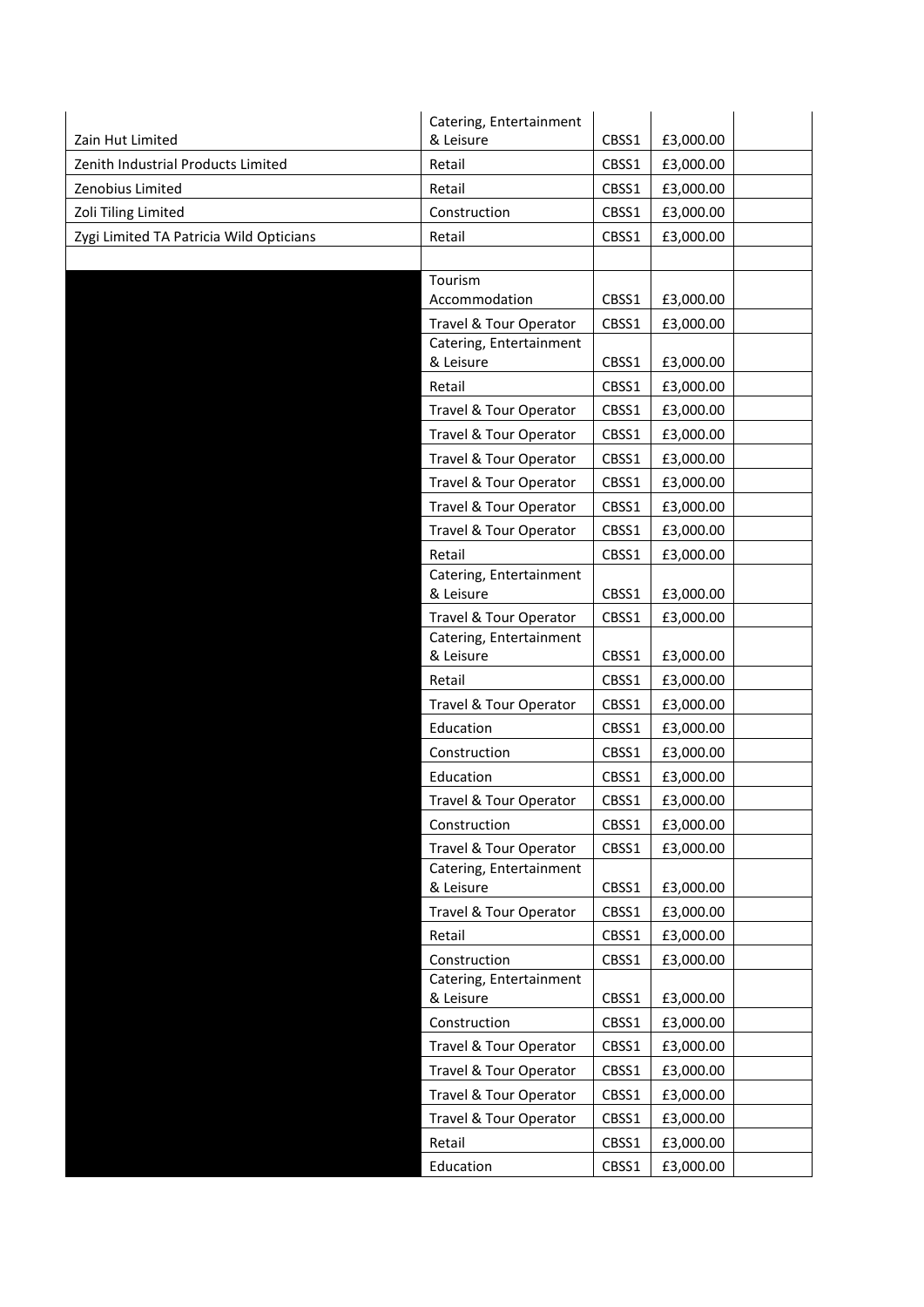| | | | | |
|---|---|---|---|---|
| Zain Hut Limited | Catering, Entertainment & Leisure | CBSS1 | £3,000.00 | |
| Zenith Industrial Products Limited | Retail | CBSS1 | £3,000.00 | |
| Zenobius Limited | Retail | CBSS1 | £3,000.00 | |
| Zoli Tiling Limited | Construction | CBSS1 | £3,000.00 | |
| Zygi Limited TA Patricia Wild Opticians | Retail | CBSS1 | £3,000.00 | |
| | | | | |
| | Tourism Accommodation | CBSS1 | £3,000.00 | |
| | Travel & Tour Operator | CBSS1 | £3,000.00 | |
| | Catering, Entertainment & Leisure | CBSS1 | £3,000.00 | |
| | Retail | CBSS1 | £3,000.00 | |
| | Travel & Tour Operator | CBSS1 | £3,000.00 | |
| | Travel & Tour Operator | CBSS1 | £3,000.00 | |
| | Travel & Tour Operator | CBSS1 | £3,000.00 | |
| | Travel & Tour Operator | CBSS1 | £3,000.00 | |
| | Travel & Tour Operator | CBSS1 | £3,000.00 | |
| | Travel & Tour Operator | CBSS1 | £3,000.00 | |
| | Retail | CBSS1 | £3,000.00 | |
| | Catering, Entertainment & Leisure | CBSS1 | £3,000.00 | |
| | Travel & Tour Operator | CBSS1 | £3,000.00 | |
| | Catering, Entertainment & Leisure | CBSS1 | £3,000.00 | |
| | Retail | CBSS1 | £3,000.00 | |
| | Travel & Tour Operator | CBSS1 | £3,000.00 | |
| | Education | CBSS1 | £3,000.00 | |
| | Construction | CBSS1 | £3,000.00 | |
| | Education | CBSS1 | £3,000.00 | |
| | Travel & Tour Operator | CBSS1 | £3,000.00 | |
| | Construction | CBSS1 | £3,000.00 | |
| | Travel & Tour Operator | CBSS1 | £3,000.00 | |
| | Catering, Entertainment & Leisure | CBSS1 | £3,000.00 | |
| | Travel & Tour Operator | CBSS1 | £3,000.00 | |
| | Retail | CBSS1 | £3,000.00 | |
| | Construction | CBSS1 | £3,000.00 | |
| | Catering, Entertainment & Leisure | CBSS1 | £3,000.00 | |
| | Construction | CBSS1 | £3,000.00 | |
| | Travel & Tour Operator | CBSS1 | £3,000.00 | |
| | Travel & Tour Operator | CBSS1 | £3,000.00 | |
| | Travel & Tour Operator | CBSS1 | £3,000.00 | |
| | Travel & Tour Operator | CBSS1 | £3,000.00 | |
| | Retail | CBSS1 | £3,000.00 | |
| | Education | CBSS1 | £3,000.00 | |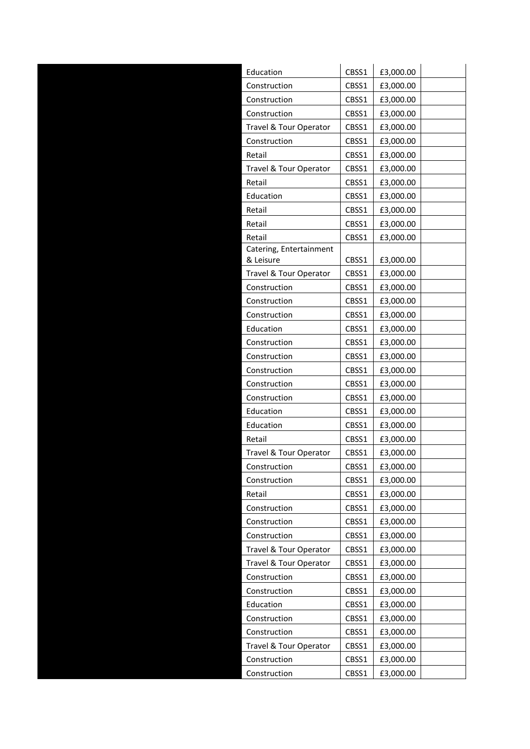| | | | | |
|---|---|---|---|---|
| | Education | CBSS1 | £3,000.00 | |
| | Construction | CBSS1 | £3,000.00 | |
| | Construction | CBSS1 | £3,000.00 | |
| | Construction | CBSS1 | £3,000.00 | |
| | Travel & Tour Operator | CBSS1 | £3,000.00 | |
| | Construction | CBSS1 | £3,000.00 | |
| | Retail | CBSS1 | £3,000.00 | |
| | Travel & Tour Operator | CBSS1 | £3,000.00 | |
| | Retail | CBSS1 | £3,000.00 | |
| | Education | CBSS1 | £3,000.00 | |
| | Retail | CBSS1 | £3,000.00 | |
| | Retail | CBSS1 | £3,000.00 | |
| | Retail | CBSS1 | £3,000.00 | |
| | Catering, Entertainment & Leisure | CBSS1 | £3,000.00 | |
| | Travel & Tour Operator | CBSS1 | £3,000.00 | |
| | Construction | CBSS1 | £3,000.00 | |
| | Construction | CBSS1 | £3,000.00 | |
| | Construction | CBSS1 | £3,000.00 | |
| | Education | CBSS1 | £3,000.00 | |
| | Construction | CBSS1 | £3,000.00 | |
| | Construction | CBSS1 | £3,000.00 | |
| | Construction | CBSS1 | £3,000.00 | |
| | Construction | CBSS1 | £3,000.00 | |
| | Construction | CBSS1 | £3,000.00 | |
| | Education | CBSS1 | £3,000.00 | |
| | Education | CBSS1 | £3,000.00 | |
| | Retail | CBSS1 | £3,000.00 | |
| | Travel & Tour Operator | CBSS1 | £3,000.00 | |
| | Construction | CBSS1 | £3,000.00 | |
| | Construction | CBSS1 | £3,000.00 | |
| | Retail | CBSS1 | £3,000.00 | |
| | Construction | CBSS1 | £3,000.00 | |
| | Construction | CBSS1 | £3,000.00 | |
| | Construction | CBSS1 | £3,000.00 | |
| | Travel & Tour Operator | CBSS1 | £3,000.00 | |
| | Travel & Tour Operator | CBSS1 | £3,000.00 | |
| | Construction | CBSS1 | £3,000.00 | |
| | Construction | CBSS1 | £3,000.00 | |
| | Education | CBSS1 | £3,000.00 | |
| | Construction | CBSS1 | £3,000.00 | |
| | Construction | CBSS1 | £3,000.00 | |
| | Travel & Tour Operator | CBSS1 | £3,000.00 | |
| | Construction | CBSS1 | £3,000.00 | |
| | Construction | CBSS1 | £3,000.00 | |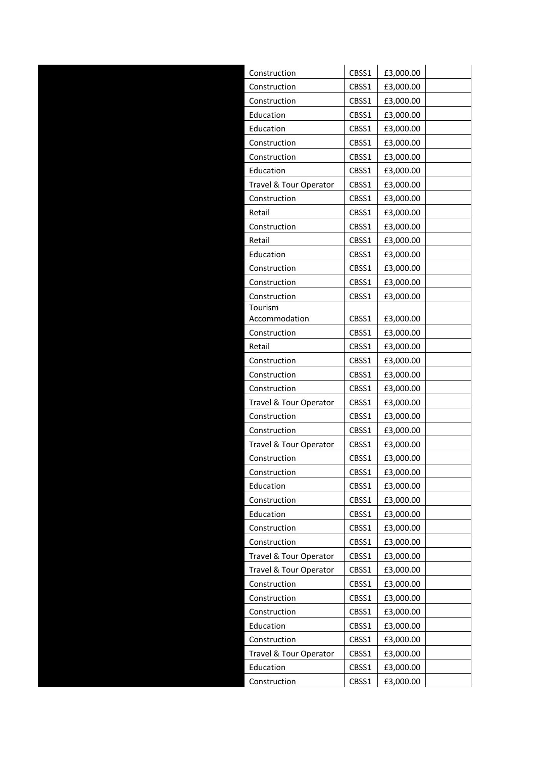| | | | | |
|---|---|---|---|---|
| | Construction | CBSS1 | £3,000.00 | |
| | Construction | CBSS1 | £3,000.00 | |
| | Construction | CBSS1 | £3,000.00 | |
| | Education | CBSS1 | £3,000.00 | |
| | Education | CBSS1 | £3,000.00 | |
| | Construction | CBSS1 | £3,000.00 | |
| | Construction | CBSS1 | £3,000.00 | |
| | Education | CBSS1 | £3,000.00 | |
| | Travel & Tour Operator | CBSS1 | £3,000.00 | |
| | Construction | CBSS1 | £3,000.00 | |
| | Retail | CBSS1 | £3,000.00 | |
| | Construction | CBSS1 | £3,000.00 | |
| | Retail | CBSS1 | £3,000.00 | |
| | Education | CBSS1 | £3,000.00 | |
| | Construction | CBSS1 | £3,000.00 | |
| | Construction | CBSS1 | £3,000.00 | |
| | Construction | CBSS1 | £3,000.00 | |
| | Tourism Accommodation | CBSS1 | £3,000.00 | |
| | Construction | CBSS1 | £3,000.00 | |
| | Retail | CBSS1 | £3,000.00 | |
| | Construction | CBSS1 | £3,000.00 | |
| | Construction | CBSS1 | £3,000.00 | |
| | Construction | CBSS1 | £3,000.00 | |
| | Travel & Tour Operator | CBSS1 | £3,000.00 | |
| | Construction | CBSS1 | £3,000.00 | |
| | Construction | CBSS1 | £3,000.00 | |
| | Travel & Tour Operator | CBSS1 | £3,000.00 | |
| | Construction | CBSS1 | £3,000.00 | |
| | Construction | CBSS1 | £3,000.00 | |
| | Education | CBSS1 | £3,000.00 | |
| | Construction | CBSS1 | £3,000.00 | |
| | Education | CBSS1 | £3,000.00 | |
| | Construction | CBSS1 | £3,000.00 | |
| | Construction | CBSS1 | £3,000.00 | |
| | Travel & Tour Operator | CBSS1 | £3,000.00 | |
| | Travel & Tour Operator | CBSS1 | £3,000.00 | |
| | Construction | CBSS1 | £3,000.00 | |
| | Construction | CBSS1 | £3,000.00 | |
| | Construction | CBSS1 | £3,000.00 | |
| | Education | CBSS1 | £3,000.00 | |
| | Construction | CBSS1 | £3,000.00 | |
| | Travel & Tour Operator | CBSS1 | £3,000.00 | |
| | Education | CBSS1 | £3,000.00 | |
| | Construction | CBSS1 | £3,000.00 | |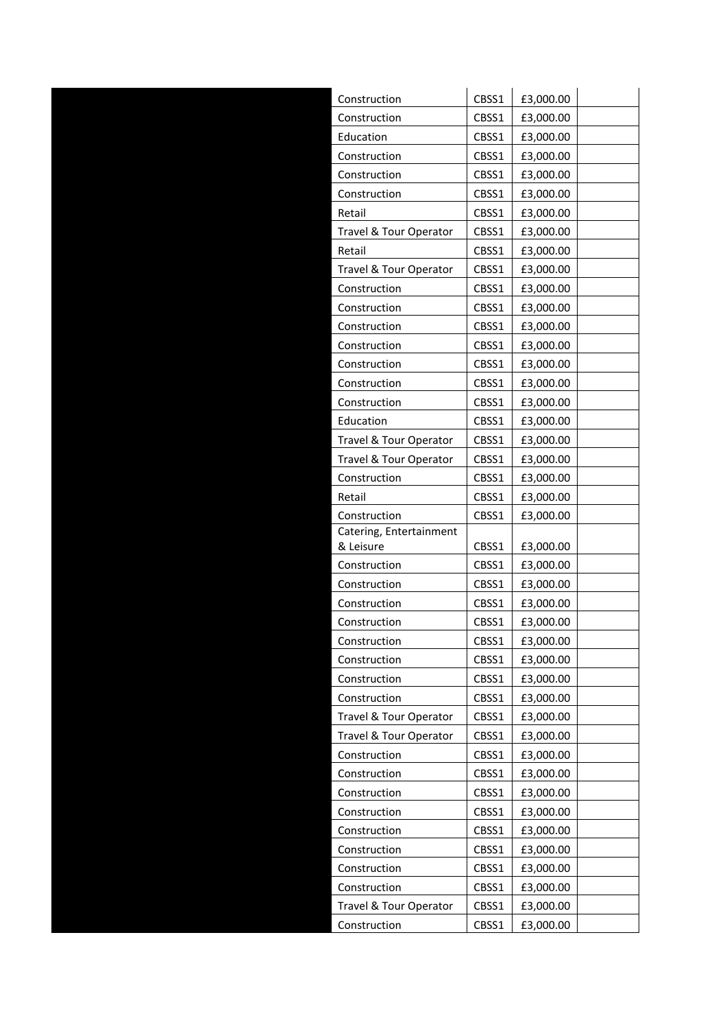| | | | | |
|---|---|---|---|---|
| | Construction | CBSS1 | £3,000.00 | |
| | Construction | CBSS1 | £3,000.00 | |
| | Education | CBSS1 | £3,000.00 | |
| | Construction | CBSS1 | £3,000.00 | |
| | Construction | CBSS1 | £3,000.00 | |
| | Construction | CBSS1 | £3,000.00 | |
| | Retail | CBSS1 | £3,000.00 | |
| | Travel & Tour Operator | CBSS1 | £3,000.00 | |
| | Retail | CBSS1 | £3,000.00 | |
| | Travel & Tour Operator | CBSS1 | £3,000.00 | |
| | Construction | CBSS1 | £3,000.00 | |
| | Construction | CBSS1 | £3,000.00 | |
| | Construction | CBSS1 | £3,000.00 | |
| | Construction | CBSS1 | £3,000.00 | |
| | Construction | CBSS1 | £3,000.00 | |
| | Construction | CBSS1 | £3,000.00 | |
| | Construction | CBSS1 | £3,000.00 | |
| | Education | CBSS1 | £3,000.00 | |
| | Travel & Tour Operator | CBSS1 | £3,000.00 | |
| | Travel & Tour Operator | CBSS1 | £3,000.00 | |
| | Construction | CBSS1 | £3,000.00 | |
| | Retail | CBSS1 | £3,000.00 | |
| | Construction | CBSS1 | £3,000.00 | |
| | Catering, Entertainment & Leisure | CBSS1 | £3,000.00 | |
| | Construction | CBSS1 | £3,000.00 | |
| | Construction | CBSS1 | £3,000.00 | |
| | Construction | CBSS1 | £3,000.00 | |
| | Construction | CBSS1 | £3,000.00 | |
| | Construction | CBSS1 | £3,000.00 | |
| | Construction | CBSS1 | £3,000.00 | |
| | Construction | CBSS1 | £3,000.00 | |
| | Construction | CBSS1 | £3,000.00 | |
| | Travel & Tour Operator | CBSS1 | £3,000.00 | |
| | Travel & Tour Operator | CBSS1 | £3,000.00 | |
| | Construction | CBSS1 | £3,000.00 | |
| | Construction | CBSS1 | £3,000.00 | |
| | Construction | CBSS1 | £3,000.00 | |
| | Construction | CBSS1 | £3,000.00 | |
| | Construction | CBSS1 | £3,000.00 | |
| | Construction | CBSS1 | £3,000.00 | |
| | Construction | CBSS1 | £3,000.00 | |
| | Construction | CBSS1 | £3,000.00 | |
| | Travel & Tour Operator | CBSS1 | £3,000.00 | |
| | Construction | CBSS1 | £3,000.00 | |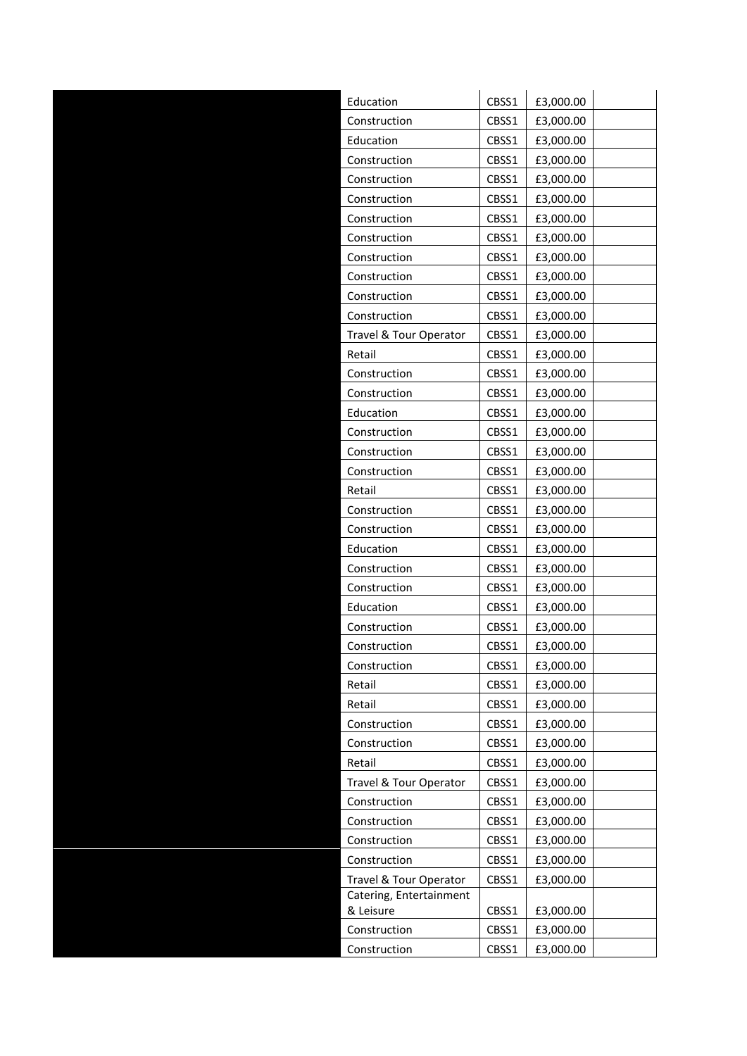| | | | | |
|---|---|---|---|---|
| | Education | CBSS1 | £3,000.00 | |
| | Construction | CBSS1 | £3,000.00 | |
| | Education | CBSS1 | £3,000.00 | |
| | Construction | CBSS1 | £3,000.00 | |
| | Construction | CBSS1 | £3,000.00 | |
| | Construction | CBSS1 | £3,000.00 | |
| | Construction | CBSS1 | £3,000.00 | |
| | Construction | CBSS1 | £3,000.00 | |
| | Construction | CBSS1 | £3,000.00 | |
| | Construction | CBSS1 | £3,000.00 | |
| | Construction | CBSS1 | £3,000.00 | |
| | Construction | CBSS1 | £3,000.00 | |
| | Travel & Tour Operator | CBSS1 | £3,000.00 | |
| | Retail | CBSS1 | £3,000.00 | |
| | Construction | CBSS1 | £3,000.00 | |
| | Construction | CBSS1 | £3,000.00 | |
| | Education | CBSS1 | £3,000.00 | |
| | Construction | CBSS1 | £3,000.00 | |
| | Construction | CBSS1 | £3,000.00 | |
| | Construction | CBSS1 | £3,000.00 | |
| | Retail | CBSS1 | £3,000.00 | |
| | Construction | CBSS1 | £3,000.00 | |
| | Construction | CBSS1 | £3,000.00 | |
| | Education | CBSS1 | £3,000.00 | |
| | Construction | CBSS1 | £3,000.00 | |
| | Construction | CBSS1 | £3,000.00 | |
| | Education | CBSS1 | £3,000.00 | |
| | Construction | CBSS1 | £3,000.00 | |
| | Construction | CBSS1 | £3,000.00 | |
| | Construction | CBSS1 | £3,000.00 | |
| | Retail | CBSS1 | £3,000.00 | |
| | Retail | CBSS1 | £3,000.00 | |
| | Construction | CBSS1 | £3,000.00 | |
| | Construction | CBSS1 | £3,000.00 | |
| | Retail | CBSS1 | £3,000.00 | |
| | Travel & Tour Operator | CBSS1 | £3,000.00 | |
| | Construction | CBSS1 | £3,000.00 | |
| | Construction | CBSS1 | £3,000.00 | |
| | Construction | CBSS1 | £3,000.00 | |
| | Construction | CBSS1 | £3,000.00 | |
| | Travel & Tour Operator | CBSS1 | £3,000.00 | |
| | Catering, Entertainment & Leisure | CBSS1 | £3,000.00 | |
| | Construction | CBSS1 | £3,000.00 | |
| | Construction | CBSS1 | £3,000.00 | |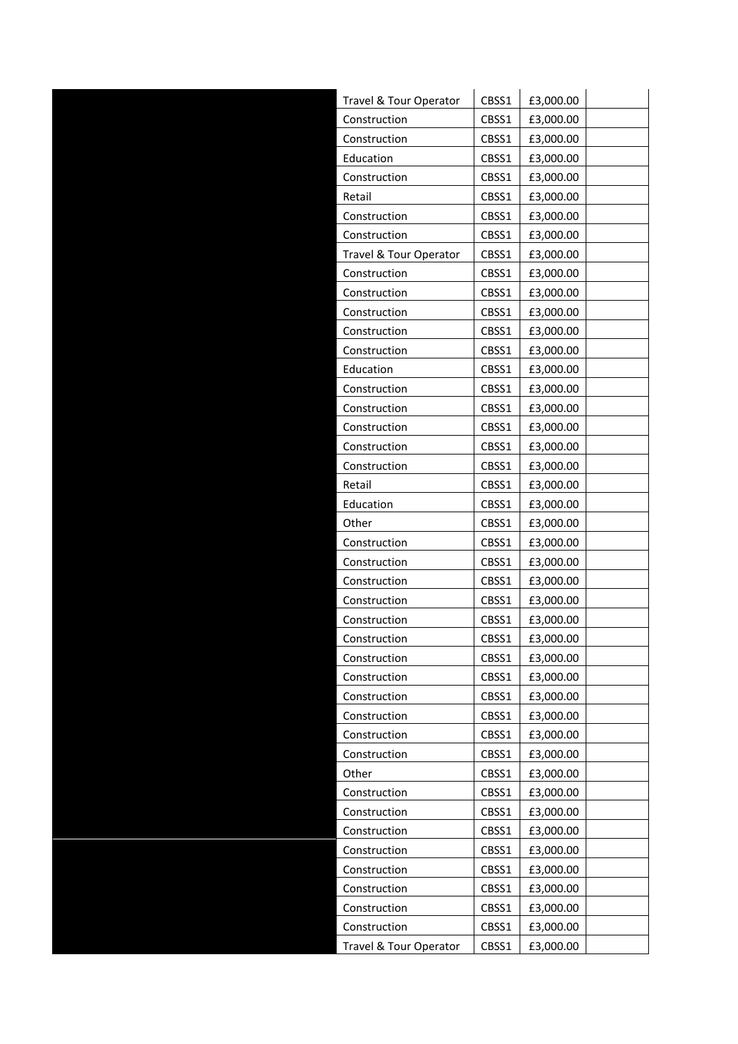| | | | | |
|---|---|---|---|---|
| | Travel & Tour Operator | CBSS1 | £3,000.00 | |
| | Construction | CBSS1 | £3,000.00 | |
| | Construction | CBSS1 | £3,000.00 | |
| | Education | CBSS1 | £3,000.00 | |
| | Construction | CBSS1 | £3,000.00 | |
| | Retail | CBSS1 | £3,000.00 | |
| | Construction | CBSS1 | £3,000.00 | |
| | Construction | CBSS1 | £3,000.00 | |
| | Travel & Tour Operator | CBSS1 | £3,000.00 | |
| | Construction | CBSS1 | £3,000.00 | |
| | Construction | CBSS1 | £3,000.00 | |
| | Construction | CBSS1 | £3,000.00 | |
| | Construction | CBSS1 | £3,000.00 | |
| | Construction | CBSS1 | £3,000.00 | |
| | Education | CBSS1 | £3,000.00 | |
| | Construction | CBSS1 | £3,000.00 | |
| | Construction | CBSS1 | £3,000.00 | |
| | Construction | CBSS1 | £3,000.00 | |
| | Construction | CBSS1 | £3,000.00 | |
| | Construction | CBSS1 | £3,000.00 | |
| | Retail | CBSS1 | £3,000.00 | |
| | Education | CBSS1 | £3,000.00 | |
| | Other | CBSS1 | £3,000.00 | |
| | Construction | CBSS1 | £3,000.00 | |
| | Construction | CBSS1 | £3,000.00 | |
| | Construction | CBSS1 | £3,000.00 | |
| | Construction | CBSS1 | £3,000.00 | |
| | Construction | CBSS1 | £3,000.00 | |
| | Construction | CBSS1 | £3,000.00 | |
| | Construction | CBSS1 | £3,000.00 | |
| | Construction | CBSS1 | £3,000.00 | |
| | Construction | CBSS1 | £3,000.00 | |
| | Construction | CBSS1 | £3,000.00 | |
| | Construction | CBSS1 | £3,000.00 | |
| | Construction | CBSS1 | £3,000.00 | |
| | Other | CBSS1 | £3,000.00 | |
| | Construction | CBSS1 | £3,000.00 | |
| | Construction | CBSS1 | £3,000.00 | |
| | Construction | CBSS1 | £3,000.00 | |
| | Construction | CBSS1 | £3,000.00 | |
| | Construction | CBSS1 | £3,000.00 | |
| | Construction | CBSS1 | £3,000.00 | |
| | Construction | CBSS1 | £3,000.00 | |
| | Construction | CBSS1 | £3,000.00 | |
| | Travel & Tour Operator | CBSS1 | £3,000.00 | |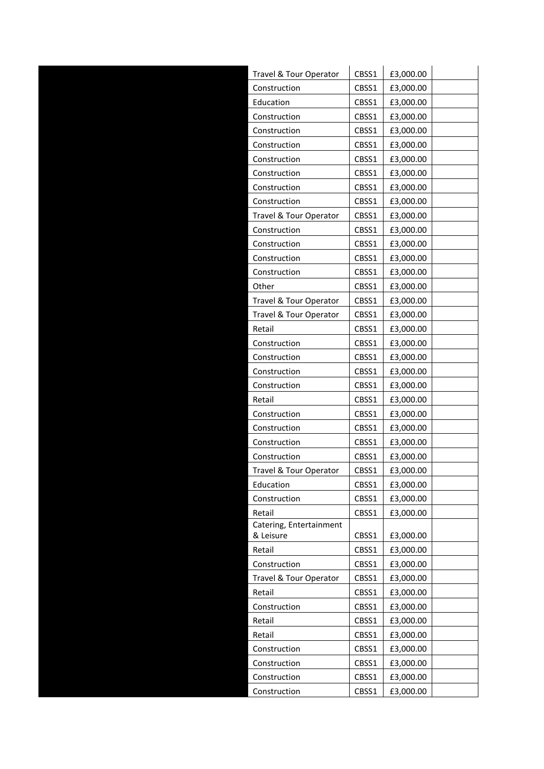| | Travel & Tour Operator | CBSS1 | £3,000.00 | |
|---|---|---|---|---|
| | Construction | CBSS1 | £3,000.00 | |
| | Education | CBSS1 | £3,000.00 | |
| | Construction | CBSS1 | £3,000.00 | |
| | Construction | CBSS1 | £3,000.00 | |
| | Construction | CBSS1 | £3,000.00 | |
| | Construction | CBSS1 | £3,000.00 | |
| | Construction | CBSS1 | £3,000.00 | |
| | Construction | CBSS1 | £3,000.00 | |
| | Construction | CBSS1 | £3,000.00 | |
| | Travel & Tour Operator | CBSS1 | £3,000.00 | |
| | Construction | CBSS1 | £3,000.00 | |
| | Construction | CBSS1 | £3,000.00 | |
| | Construction | CBSS1 | £3,000.00 | |
| | Construction | CBSS1 | £3,000.00 | |
| | Other | CBSS1 | £3,000.00 | |
| | Travel & Tour Operator | CBSS1 | £3,000.00 | |
| | Travel & Tour Operator | CBSS1 | £3,000.00 | |
| | Retail | CBSS1 | £3,000.00 | |
| | Construction | CBSS1 | £3,000.00 | |
| | Construction | CBSS1 | £3,000.00 | |
| | Construction | CBSS1 | £3,000.00 | |
| | Construction | CBSS1 | £3,000.00 | |
| | Retail | CBSS1 | £3,000.00 | |
| | Construction | CBSS1 | £3,000.00 | |
| | Construction | CBSS1 | £3,000.00 | |
| | Construction | CBSS1 | £3,000.00 | |
| | Construction | CBSS1 | £3,000.00 | |
| | Travel & Tour Operator | CBSS1 | £3,000.00 | |
| | Education | CBSS1 | £3,000.00 | |
| | Construction | CBSS1 | £3,000.00 | |
| | Retail | CBSS1 | £3,000.00 | |
| | Catering, Entertainment & Leisure | CBSS1 | £3,000.00 | |
| | Retail | CBSS1 | £3,000.00 | |
| | Construction | CBSS1 | £3,000.00 | |
| | Travel & Tour Operator | CBSS1 | £3,000.00 | |
| | Retail | CBSS1 | £3,000.00 | |
| | Construction | CBSS1 | £3,000.00 | |
| | Retail | CBSS1 | £3,000.00 | |
| | Retail | CBSS1 | £3,000.00 | |
| | Construction | CBSS1 | £3,000.00 | |
| | Construction | CBSS1 | £3,000.00 | |
| | Construction | CBSS1 | £3,000.00 | |
| | Construction | CBSS1 | £3,000.00 | |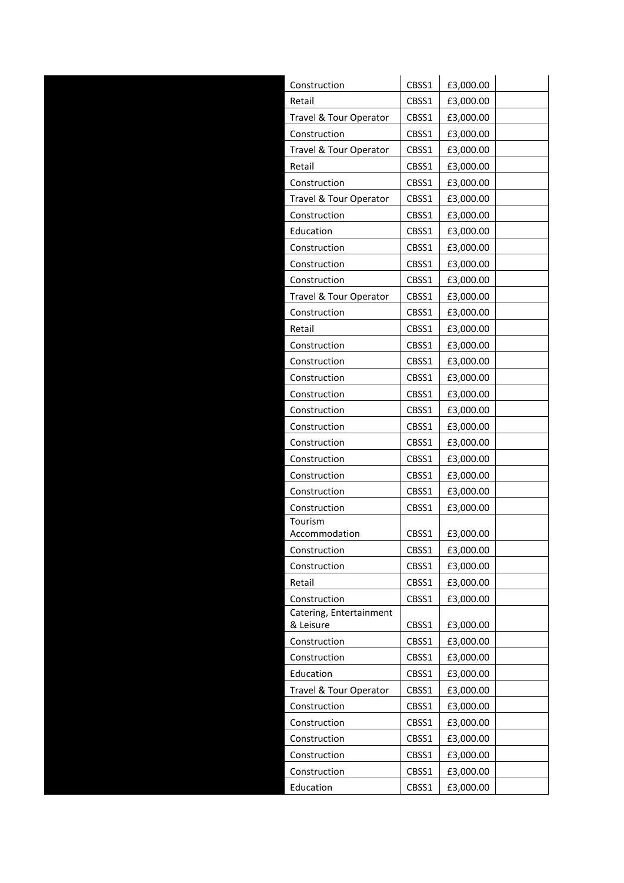| | | | | |
|---|---|---|---|---|
| | Construction | CBSS1 | £3,000.00 | |
| | Retail | CBSS1 | £3,000.00 | |
| | Travel & Tour Operator | CBSS1 | £3,000.00 | |
| | Construction | CBSS1 | £3,000.00 | |
| | Travel & Tour Operator | CBSS1 | £3,000.00 | |
| | Retail | CBSS1 | £3,000.00 | |
| | Construction | CBSS1 | £3,000.00 | |
| | Travel & Tour Operator | CBSS1 | £3,000.00 | |
| | Construction | CBSS1 | £3,000.00 | |
| | Education | CBSS1 | £3,000.00 | |
| | Construction | CBSS1 | £3,000.00 | |
| | Construction | CBSS1 | £3,000.00 | |
| | Construction | CBSS1 | £3,000.00 | |
| | Travel & Tour Operator | CBSS1 | £3,000.00 | |
| | Construction | CBSS1 | £3,000.00 | |
| | Retail | CBSS1 | £3,000.00 | |
| | Construction | CBSS1 | £3,000.00 | |
| | Construction | CBSS1 | £3,000.00 | |
| | Construction | CBSS1 | £3,000.00 | |
| | Construction | CBSS1 | £3,000.00 | |
| | Construction | CBSS1 | £3,000.00 | |
| | Construction | CBSS1 | £3,000.00 | |
| | Construction | CBSS1 | £3,000.00 | |
| | Construction | CBSS1 | £3,000.00 | |
| | Construction | CBSS1 | £3,000.00 | |
| | Construction | CBSS1 | £3,000.00 | |
| | Construction | CBSS1 | £3,000.00 | |
| | Tourism Accommodation | CBSS1 | £3,000.00 | |
| | Construction | CBSS1 | £3,000.00 | |
| | Construction | CBSS1 | £3,000.00 | |
| | Retail | CBSS1 | £3,000.00 | |
| | Construction | CBSS1 | £3,000.00 | |
| | Catering, Entertainment & Leisure | CBSS1 | £3,000.00 | |
| | Construction | CBSS1 | £3,000.00 | |
| | Construction | CBSS1 | £3,000.00 | |
| | Education | CBSS1 | £3,000.00 | |
| | Travel & Tour Operator | CBSS1 | £3,000.00 | |
| | Construction | CBSS1 | £3,000.00 | |
| | Construction | CBSS1 | £3,000.00 | |
| | Construction | CBSS1 | £3,000.00 | |
| | Construction | CBSS1 | £3,000.00 | |
| | Construction | CBSS1 | £3,000.00 | |
| | Education | CBSS1 | £3,000.00 | |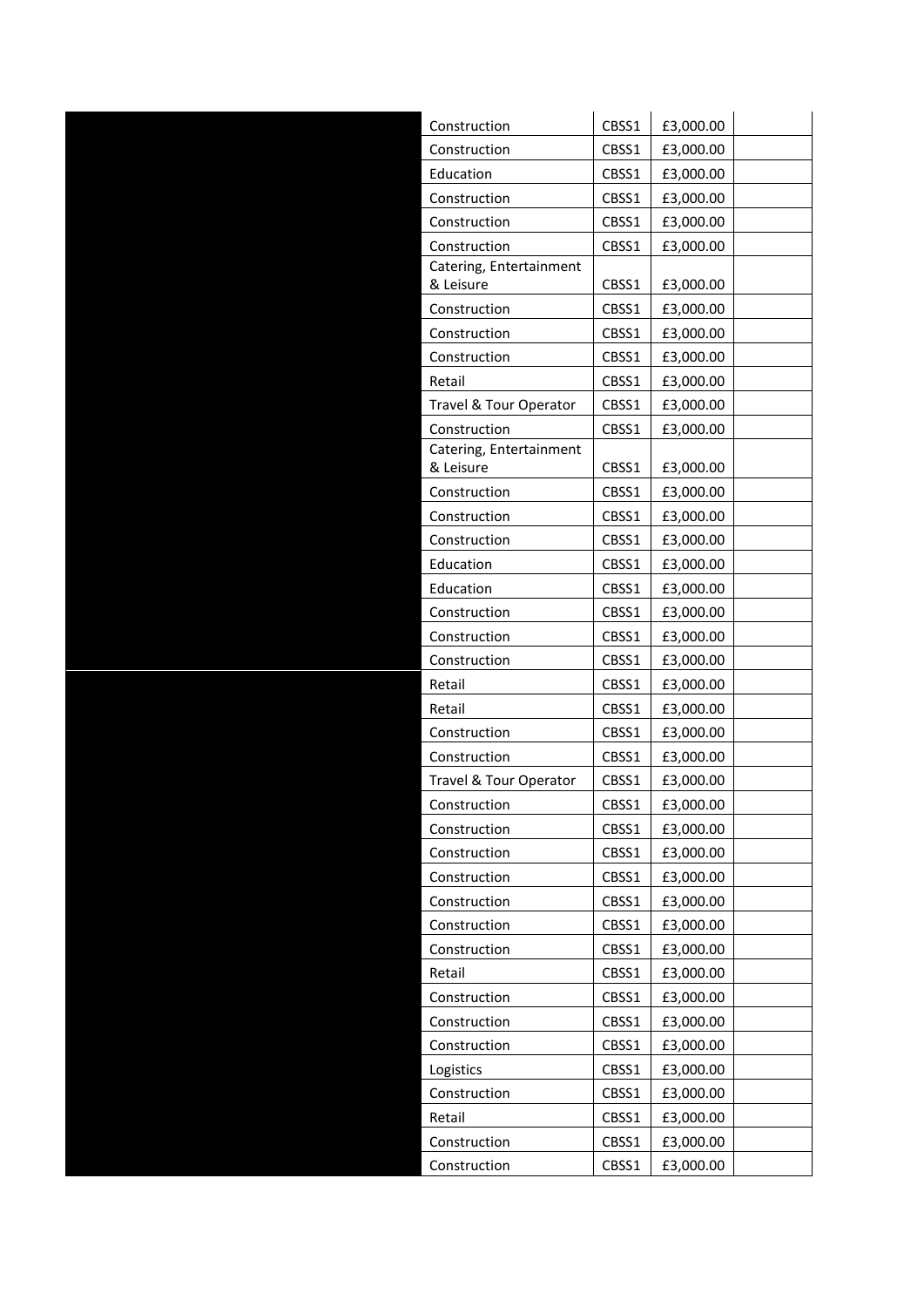| | | | | |
|---|---|---|---|---|
| | Construction | CBSS1 | £3,000.00 | |
| | Construction | CBSS1 | £3,000.00 | |
| | Education | CBSS1 | £3,000.00 | |
| | Construction | CBSS1 | £3,000.00 | |
| | Construction | CBSS1 | £3,000.00 | |
| | Construction | CBSS1 | £3,000.00 | |
| | Catering, Entertainment & Leisure | CBSS1 | £3,000.00 | |
| | Construction | CBSS1 | £3,000.00 | |
| | Construction | CBSS1 | £3,000.00 | |
| | Construction | CBSS1 | £3,000.00 | |
| | Retail | CBSS1 | £3,000.00 | |
| | Travel & Tour Operator | CBSS1 | £3,000.00 | |
| | Construction | CBSS1 | £3,000.00 | |
| | Catering, Entertainment & Leisure | CBSS1 | £3,000.00 | |
| | Construction | CBSS1 | £3,000.00 | |
| | Construction | CBSS1 | £3,000.00 | |
| | Construction | CBSS1 | £3,000.00 | |
| | Education | CBSS1 | £3,000.00 | |
| | Education | CBSS1 | £3,000.00 | |
| | Construction | CBSS1 | £3,000.00 | |
| | Construction | CBSS1 | £3,000.00 | |
| | Construction | CBSS1 | £3,000.00 | |
| | Retail | CBSS1 | £3,000.00 | |
| | Retail | CBSS1 | £3,000.00 | |
| | Construction | CBSS1 | £3,000.00 | |
| | Construction | CBSS1 | £3,000.00 | |
| | Travel & Tour Operator | CBSS1 | £3,000.00 | |
| | Construction | CBSS1 | £3,000.00 | |
| | Construction | CBSS1 | £3,000.00 | |
| | Construction | CBSS1 | £3,000.00 | |
| | Construction | CBSS1 | £3,000.00 | |
| | Construction | CBSS1 | £3,000.00 | |
| | Construction | CBSS1 | £3,000.00 | |
| | Construction | CBSS1 | £3,000.00 | |
| | Retail | CBSS1 | £3,000.00 | |
| | Construction | CBSS1 | £3,000.00 | |
| | Construction | CBSS1 | £3,000.00 | |
| | Construction | CBSS1 | £3,000.00 | |
| | Logistics | CBSS1 | £3,000.00 | |
| | Construction | CBSS1 | £3,000.00 | |
| | Retail | CBSS1 | £3,000.00 | |
| | Construction | CBSS1 | £3,000.00 | |
| | Construction | CBSS1 | £3,000.00 | |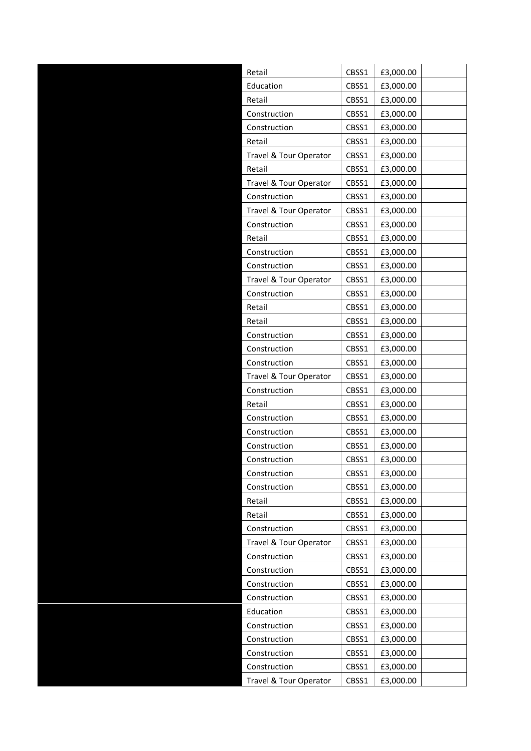| | | | | |
|---|---|---|---|---|
| | Retail | CBSS1 | £3,000.00 | |
| | Education | CBSS1 | £3,000.00 | |
| | Retail | CBSS1 | £3,000.00 | |
| | Construction | CBSS1 | £3,000.00 | |
| | Construction | CBSS1 | £3,000.00 | |
| | Retail | CBSS1 | £3,000.00 | |
| | Travel & Tour Operator | CBSS1 | £3,000.00 | |
| | Retail | CBSS1 | £3,000.00 | |
| | Travel & Tour Operator | CBSS1 | £3,000.00 | |
| | Construction | CBSS1 | £3,000.00 | |
| | Travel & Tour Operator | CBSS1 | £3,000.00 | |
| | Construction | CBSS1 | £3,000.00 | |
| | Retail | CBSS1 | £3,000.00 | |
| | Construction | CBSS1 | £3,000.00 | |
| | Construction | CBSS1 | £3,000.00 | |
| | Travel & Tour Operator | CBSS1 | £3,000.00 | |
| | Construction | CBSS1 | £3,000.00 | |
| | Retail | CBSS1 | £3,000.00 | |
| | Retail | CBSS1 | £3,000.00 | |
| | Construction | CBSS1 | £3,000.00 | |
| | Construction | CBSS1 | £3,000.00 | |
| | Construction | CBSS1 | £3,000.00 | |
| | Travel & Tour Operator | CBSS1 | £3,000.00 | |
| | Construction | CBSS1 | £3,000.00 | |
| | Retail | CBSS1 | £3,000.00 | |
| | Construction | CBSS1 | £3,000.00 | |
| | Construction | CBSS1 | £3,000.00 | |
| | Construction | CBSS1 | £3,000.00 | |
| | Construction | CBSS1 | £3,000.00 | |
| | Construction | CBSS1 | £3,000.00 | |
| | Construction | CBSS1 | £3,000.00 | |
| | Retail | CBSS1 | £3,000.00 | |
| | Retail | CBSS1 | £3,000.00 | |
| | Construction | CBSS1 | £3,000.00 | |
| | Travel & Tour Operator | CBSS1 | £3,000.00 | |
| | Construction | CBSS1 | £3,000.00 | |
| | Construction | CBSS1 | £3,000.00 | |
| | Construction | CBSS1 | £3,000.00 | |
| | Construction | CBSS1 | £3,000.00 | |
| | Education | CBSS1 | £3,000.00 | |
| | Construction | CBSS1 | £3,000.00 | |
| | Construction | CBSS1 | £3,000.00 | |
| | Construction | CBSS1 | £3,000.00 | |
| | Construction | CBSS1 | £3,000.00 | |
| | Travel & Tour Operator | CBSS1 | £3,000.00 | |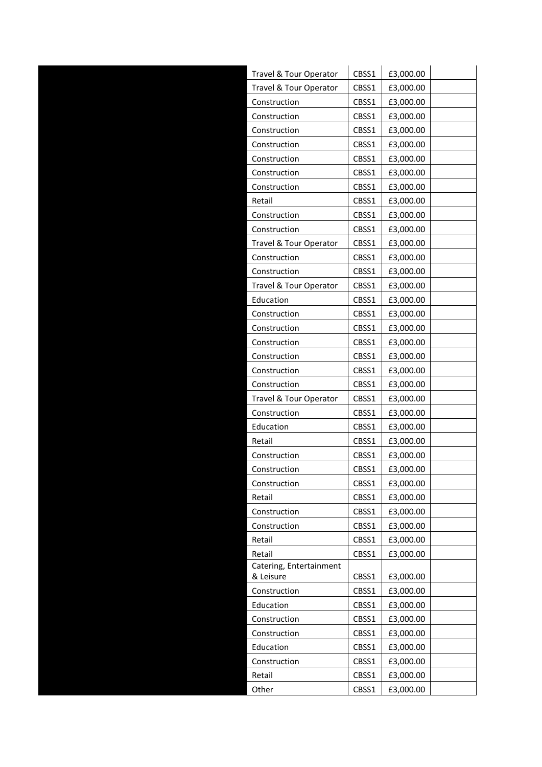| | | | | |
|---|---|---|---|---|
| | Travel & Tour Operator | CBSS1 | £3,000.00 | |
| | Travel & Tour Operator | CBSS1 | £3,000.00 | |
| | Construction | CBSS1 | £3,000.00 | |
| | Construction | CBSS1 | £3,000.00 | |
| | Construction | CBSS1 | £3,000.00 | |
| | Construction | CBSS1 | £3,000.00 | |
| | Construction | CBSS1 | £3,000.00 | |
| | Construction | CBSS1 | £3,000.00 | |
| | Construction | CBSS1 | £3,000.00 | |
| | Retail | CBSS1 | £3,000.00 | |
| | Construction | CBSS1 | £3,000.00 | |
| | Construction | CBSS1 | £3,000.00 | |
| | Travel & Tour Operator | CBSS1 | £3,000.00 | |
| | Construction | CBSS1 | £3,000.00 | |
| | Construction | CBSS1 | £3,000.00 | |
| | Travel & Tour Operator | CBSS1 | £3,000.00 | |
| | Education | CBSS1 | £3,000.00 | |
| | Construction | CBSS1 | £3,000.00 | |
| | Construction | CBSS1 | £3,000.00 | |
| | Construction | CBSS1 | £3,000.00 | |
| | Construction | CBSS1 | £3,000.00 | |
| | Construction | CBSS1 | £3,000.00 | |
| | Construction | CBSS1 | £3,000.00 | |
| | Travel & Tour Operator | CBSS1 | £3,000.00 | |
| | Construction | CBSS1 | £3,000.00 | |
| | Education | CBSS1 | £3,000.00 | |
| | Retail | CBSS1 | £3,000.00 | |
| | Construction | CBSS1 | £3,000.00 | |
| | Construction | CBSS1 | £3,000.00 | |
| | Construction | CBSS1 | £3,000.00 | |
| | Retail | CBSS1 | £3,000.00 | |
| | Construction | CBSS1 | £3,000.00 | |
| | Construction | CBSS1 | £3,000.00 | |
| | Retail | CBSS1 | £3,000.00 | |
| | Retail | CBSS1 | £3,000.00 | |
| | Catering, Entertainment & Leisure | CBSS1 | £3,000.00 | |
| | Construction | CBSS1 | £3,000.00 | |
| | Education | CBSS1 | £3,000.00 | |
| | Construction | CBSS1 | £3,000.00 | |
| | Construction | CBSS1 | £3,000.00 | |
| | Education | CBSS1 | £3,000.00 | |
| | Construction | CBSS1 | £3,000.00 | |
| | Retail | CBSS1 | £3,000.00 | |
| | Other | CBSS1 | £3,000.00 | |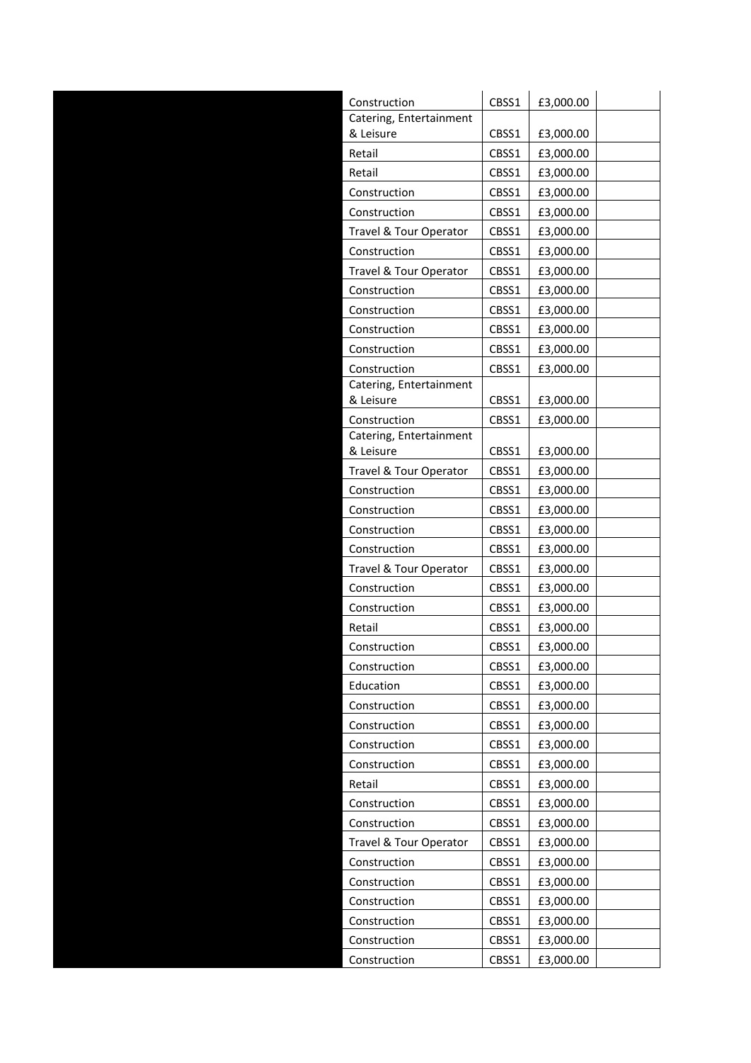| | | | | |
|---|---|---|---|---|
| | Construction | CBSS1 | £3,000.00 | |
| | Catering, Entertainment & Leisure | CBSS1 | £3,000.00 | |
| | Retail | CBSS1 | £3,000.00 | |
| | Retail | CBSS1 | £3,000.00 | |
| | Construction | CBSS1 | £3,000.00 | |
| | Construction | CBSS1 | £3,000.00 | |
| | Travel & Tour Operator | CBSS1 | £3,000.00 | |
| | Construction | CBSS1 | £3,000.00 | |
| | Travel & Tour Operator | CBSS1 | £3,000.00 | |
| | Construction | CBSS1 | £3,000.00 | |
| | Construction | CBSS1 | £3,000.00 | |
| | Construction | CBSS1 | £3,000.00 | |
| | Construction | CBSS1 | £3,000.00 | |
| | Construction | CBSS1 | £3,000.00 | |
| | Catering, Entertainment & Leisure | CBSS1 | £3,000.00 | |
| | Construction | CBSS1 | £3,000.00 | |
| | Catering, Entertainment & Leisure | CBSS1 | £3,000.00 | |
| | Travel & Tour Operator | CBSS1 | £3,000.00 | |
| | Construction | CBSS1 | £3,000.00 | |
| | Construction | CBSS1 | £3,000.00 | |
| | Construction | CBSS1 | £3,000.00 | |
| | Construction | CBSS1 | £3,000.00 | |
| | Travel & Tour Operator | CBSS1 | £3,000.00 | |
| | Construction | CBSS1 | £3,000.00 | |
| | Construction | CBSS1 | £3,000.00 | |
| | Retail | CBSS1 | £3,000.00 | |
| | Construction | CBSS1 | £3,000.00 | |
| | Construction | CBSS1 | £3,000.00 | |
| | Education | CBSS1 | £3,000.00 | |
| | Construction | CBSS1 | £3,000.00 | |
| | Construction | CBSS1 | £3,000.00 | |
| | Construction | CBSS1 | £3,000.00 | |
| | Construction | CBSS1 | £3,000.00 | |
| | Retail | CBSS1 | £3,000.00 | |
| | Construction | CBSS1 | £3,000.00 | |
| | Construction | CBSS1 | £3,000.00 | |
| | Travel & Tour Operator | CBSS1 | £3,000.00 | |
| | Construction | CBSS1 | £3,000.00 | |
| | Construction | CBSS1 | £3,000.00 | |
| | Construction | CBSS1 | £3,000.00 | |
| | Construction | CBSS1 | £3,000.00 | |
| | Construction | CBSS1 | £3,000.00 | |
| | Construction | CBSS1 | £3,000.00 | |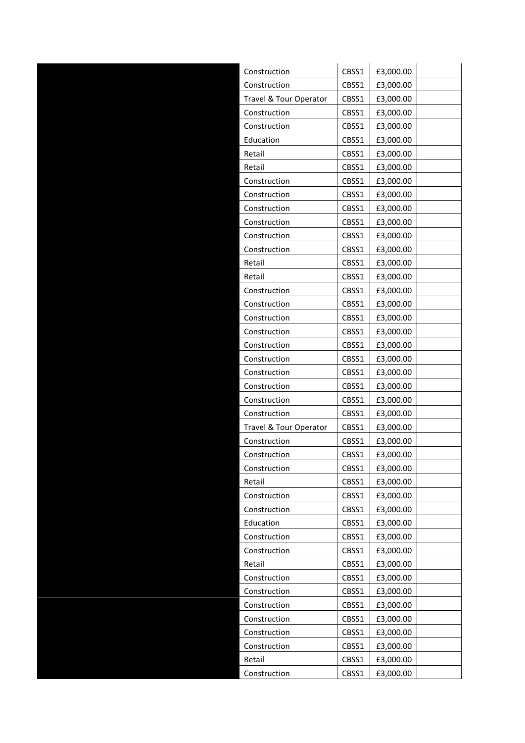| | | | | |
|---|---|---|---|---|
| | Construction | CBSS1 | £3,000.00 | |
| | Construction | CBSS1 | £3,000.00 | |
| | Travel & Tour Operator | CBSS1 | £3,000.00 | |
| | Construction | CBSS1 | £3,000.00 | |
| | Construction | CBSS1 | £3,000.00 | |
| | Education | CBSS1 | £3,000.00 | |
| | Retail | CBSS1 | £3,000.00 | |
| | Retail | CBSS1 | £3,000.00 | |
| | Construction | CBSS1 | £3,000.00 | |
| | Construction | CBSS1 | £3,000.00 | |
| | Construction | CBSS1 | £3,000.00 | |
| | Construction | CBSS1 | £3,000.00 | |
| | Construction | CBSS1 | £3,000.00 | |
| | Construction | CBSS1 | £3,000.00 | |
| | Retail | CBSS1 | £3,000.00 | |
| | Retail | CBSS1 | £3,000.00 | |
| | Construction | CBSS1 | £3,000.00 | |
| | Construction | CBSS1 | £3,000.00 | |
| | Construction | CBSS1 | £3,000.00 | |
| | Construction | CBSS1 | £3,000.00 | |
| | Construction | CBSS1 | £3,000.00 | |
| | Construction | CBSS1 | £3,000.00 | |
| | Construction | CBSS1 | £3,000.00 | |
| | Construction | CBSS1 | £3,000.00 | |
| | Construction | CBSS1 | £3,000.00 | |
| | Construction | CBSS1 | £3,000.00 | |
| | Travel & Tour Operator | CBSS1 | £3,000.00 | |
| | Construction | CBSS1 | £3,000.00 | |
| | Construction | CBSS1 | £3,000.00 | |
| | Construction | CBSS1 | £3,000.00 | |
| | Retail | CBSS1 | £3,000.00 | |
| | Construction | CBSS1 | £3,000.00 | |
| | Construction | CBSS1 | £3,000.00 | |
| | Education | CBSS1 | £3,000.00 | |
| | Construction | CBSS1 | £3,000.00 | |
| | Construction | CBSS1 | £3,000.00 | |
| | Retail | CBSS1 | £3,000.00 | |
| | Construction | CBSS1 | £3,000.00 | |
| | Construction | CBSS1 | £3,000.00 | |
| | Construction | CBSS1 | £3,000.00 | |
| | Construction | CBSS1 | £3,000.00 | |
| | Construction | CBSS1 | £3,000.00 | |
| | Construction | CBSS1 | £3,000.00 | |
| | Retail | CBSS1 | £3,000.00 | |
| | Construction | CBSS1 | £3,000.00 | |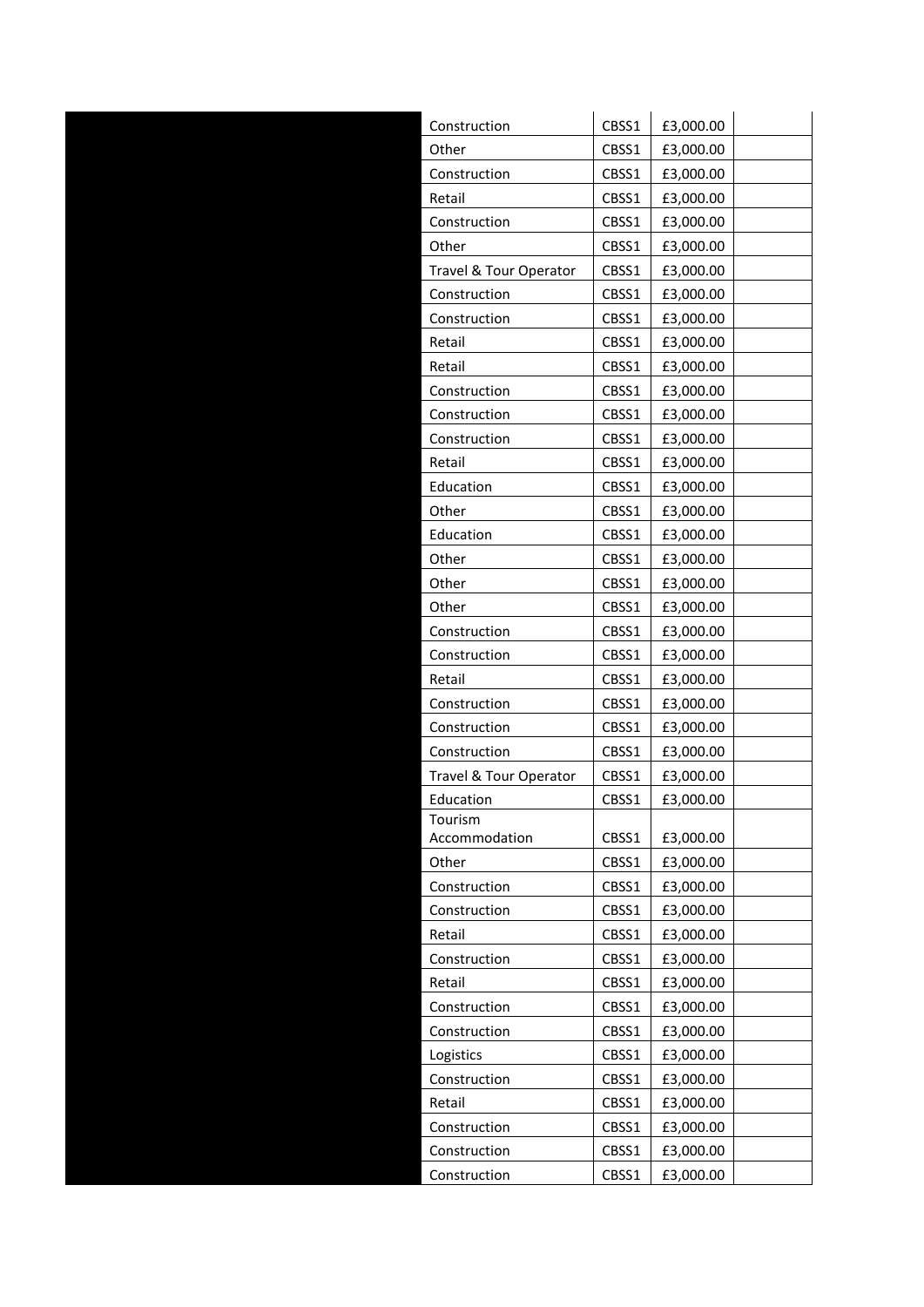| | | | | |
|---|---|---|---|---|
| | Construction | CBSS1 | £3,000.00 | |
| | Other | CBSS1 | £3,000.00 | |
| | Construction | CBSS1 | £3,000.00 | |
| | Retail | CBSS1 | £3,000.00 | |
| | Construction | CBSS1 | £3,000.00 | |
| | Other | CBSS1 | £3,000.00 | |
| | Travel & Tour Operator | CBSS1 | £3,000.00 | |
| | Construction | CBSS1 | £3,000.00 | |
| | Construction | CBSS1 | £3,000.00 | |
| | Retail | CBSS1 | £3,000.00 | |
| | Retail | CBSS1 | £3,000.00 | |
| | Construction | CBSS1 | £3,000.00 | |
| | Construction | CBSS1 | £3,000.00 | |
| | Construction | CBSS1 | £3,000.00 | |
| | Retail | CBSS1 | £3,000.00 | |
| | Education | CBSS1 | £3,000.00 | |
| | Other | CBSS1 | £3,000.00 | |
| | Education | CBSS1 | £3,000.00 | |
| | Other | CBSS1 | £3,000.00 | |
| | Other | CBSS1 | £3,000.00 | |
| | Other | CBSS1 | £3,000.00 | |
| | Construction | CBSS1 | £3,000.00 | |
| | Construction | CBSS1 | £3,000.00 | |
| | Retail | CBSS1 | £3,000.00 | |
| | Construction | CBSS1 | £3,000.00 | |
| | Construction | CBSS1 | £3,000.00 | |
| | Construction | CBSS1 | £3,000.00 | |
| | Travel & Tour Operator | CBSS1 | £3,000.00 | |
| | Education | CBSS1 | £3,000.00 | |
| | Tourism Accommodation | CBSS1 | £3,000.00 | |
| | Other | CBSS1 | £3,000.00 | |
| | Construction | CBSS1 | £3,000.00 | |
| | Construction | CBSS1 | £3,000.00 | |
| | Retail | CBSS1 | £3,000.00 | |
| | Construction | CBSS1 | £3,000.00 | |
| | Retail | CBSS1 | £3,000.00 | |
| | Construction | CBSS1 | £3,000.00 | |
| | Construction | CBSS1 | £3,000.00 | |
| | Logistics | CBSS1 | £3,000.00 | |
| | Construction | CBSS1 | £3,000.00 | |
| | Retail | CBSS1 | £3,000.00 | |
| | Construction | CBSS1 | £3,000.00 | |
| | Construction | CBSS1 | £3,000.00 | |
| | Construction | CBSS1 | £3,000.00 | |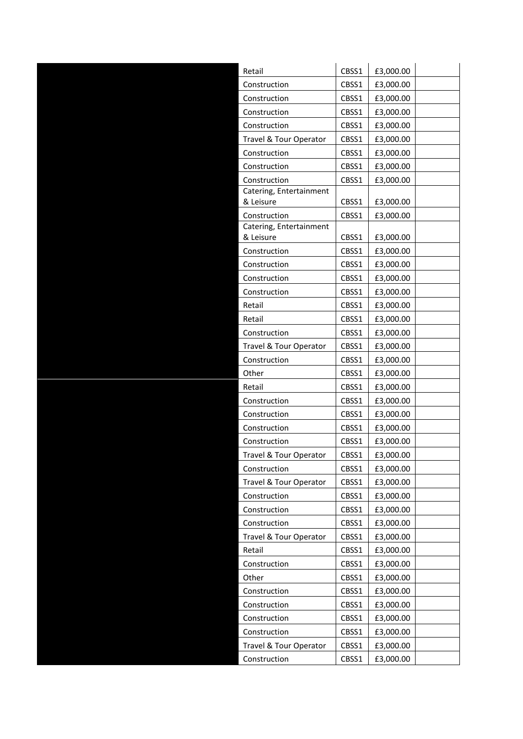| | | | | |
|---|---|---|---|---|
| | Retail | CBSS1 | £3,000.00 | |
| | Construction | CBSS1 | £3,000.00 | |
| | Construction | CBSS1 | £3,000.00 | |
| | Construction | CBSS1 | £3,000.00 | |
| | Construction | CBSS1 | £3,000.00 | |
| | Travel & Tour Operator | CBSS1 | £3,000.00 | |
| | Construction | CBSS1 | £3,000.00 | |
| | Construction | CBSS1 | £3,000.00 | |
| | Construction | CBSS1 | £3,000.00 | |
| | Catering, Entertainment & Leisure | CBSS1 | £3,000.00 | |
| | Construction | CBSS1 | £3,000.00 | |
| | Catering, Entertainment & Leisure | CBSS1 | £3,000.00 | |
| | Construction | CBSS1 | £3,000.00 | |
| | Construction | CBSS1 | £3,000.00 | |
| | Construction | CBSS1 | £3,000.00 | |
| | Construction | CBSS1 | £3,000.00 | |
| | Retail | CBSS1 | £3,000.00 | |
| | Retail | CBSS1 | £3,000.00 | |
| | Construction | CBSS1 | £3,000.00 | |
| | Travel & Tour Operator | CBSS1 | £3,000.00 | |
| | Construction | CBSS1 | £3,000.00 | |
| | Other | CBSS1 | £3,000.00 | |
| | Retail | CBSS1 | £3,000.00 | |
| | Construction | CBSS1 | £3,000.00 | |
| | Construction | CBSS1 | £3,000.00 | |
| | Construction | CBSS1 | £3,000.00 | |
| | Construction | CBSS1 | £3,000.00 | |
| | Travel & Tour Operator | CBSS1 | £3,000.00 | |
| | Construction | CBSS1 | £3,000.00 | |
| | Travel & Tour Operator | CBSS1 | £3,000.00 | |
| | Construction | CBSS1 | £3,000.00 | |
| | Construction | CBSS1 | £3,000.00 | |
| | Construction | CBSS1 | £3,000.00 | |
| | Travel & Tour Operator | CBSS1 | £3,000.00 | |
| | Retail | CBSS1 | £3,000.00 | |
| | Construction | CBSS1 | £3,000.00 | |
| | Other | CBSS1 | £3,000.00 | |
| | Construction | CBSS1 | £3,000.00 | |
| | Construction | CBSS1 | £3,000.00 | |
| | Construction | CBSS1 | £3,000.00 | |
| | Construction | CBSS1 | £3,000.00 | |
| | Travel & Tour Operator | CBSS1 | £3,000.00 | |
| | Construction | CBSS1 | £3,000.00 | |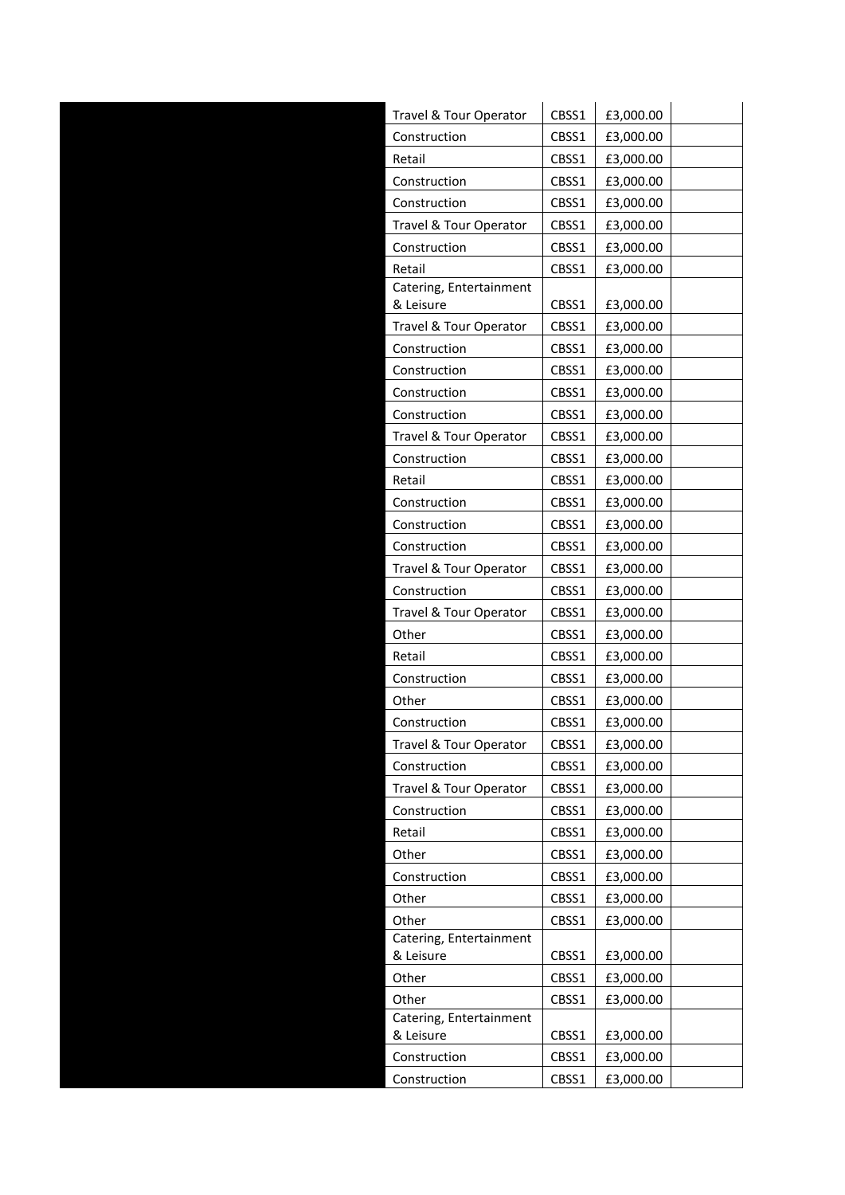| | | | | |
|---|---|---|---|---|
| | Travel & Tour Operator | CBSS1 | £3,000.00 | |
| | Construction | CBSS1 | £3,000.00 | |
| | Retail | CBSS1 | £3,000.00 | |
| | Construction | CBSS1 | £3,000.00 | |
| | Construction | CBSS1 | £3,000.00 | |
| | Travel & Tour Operator | CBSS1 | £3,000.00 | |
| | Construction | CBSS1 | £3,000.00 | |
| | Retail | CBSS1 | £3,000.00 | |
| | Catering, Entertainment & Leisure | CBSS1 | £3,000.00 | |
| | Travel & Tour Operator | CBSS1 | £3,000.00 | |
| | Construction | CBSS1 | £3,000.00 | |
| | Construction | CBSS1 | £3,000.00 | |
| | Construction | CBSS1 | £3,000.00 | |
| | Construction | CBSS1 | £3,000.00 | |
| | Travel & Tour Operator | CBSS1 | £3,000.00 | |
| | Construction | CBSS1 | £3,000.00 | |
| | Retail | CBSS1 | £3,000.00 | |
| | Construction | CBSS1 | £3,000.00 | |
| | Construction | CBSS1 | £3,000.00 | |
| | Construction | CBSS1 | £3,000.00 | |
| | Travel & Tour Operator | CBSS1 | £3,000.00 | |
| | Construction | CBSS1 | £3,000.00 | |
| | Travel & Tour Operator | CBSS1 | £3,000.00 | |
| | Other | CBSS1 | £3,000.00 | |
| | Retail | CBSS1 | £3,000.00 | |
| | Construction | CBSS1 | £3,000.00 | |
| | Other | CBSS1 | £3,000.00 | |
| | Construction | CBSS1 | £3,000.00 | |
| | Travel & Tour Operator | CBSS1 | £3,000.00 | |
| | Construction | CBSS1 | £3,000.00 | |
| | Travel & Tour Operator | CBSS1 | £3,000.00 | |
| | Construction | CBSS1 | £3,000.00 | |
| | Retail | CBSS1 | £3,000.00 | |
| | Other | CBSS1 | £3,000.00 | |
| | Construction | CBSS1 | £3,000.00 | |
| | Other | CBSS1 | £3,000.00 | |
| | Other | CBSS1 | £3,000.00 | |
| | Catering, Entertainment & Leisure | CBSS1 | £3,000.00 | |
| | Other | CBSS1 | £3,000.00 | |
| | Other | CBSS1 | £3,000.00 | |
| | Catering, Entertainment & Leisure | CBSS1 | £3,000.00 | |
| | Construction | CBSS1 | £3,000.00 | |
| | Construction | CBSS1 | £3,000.00 | |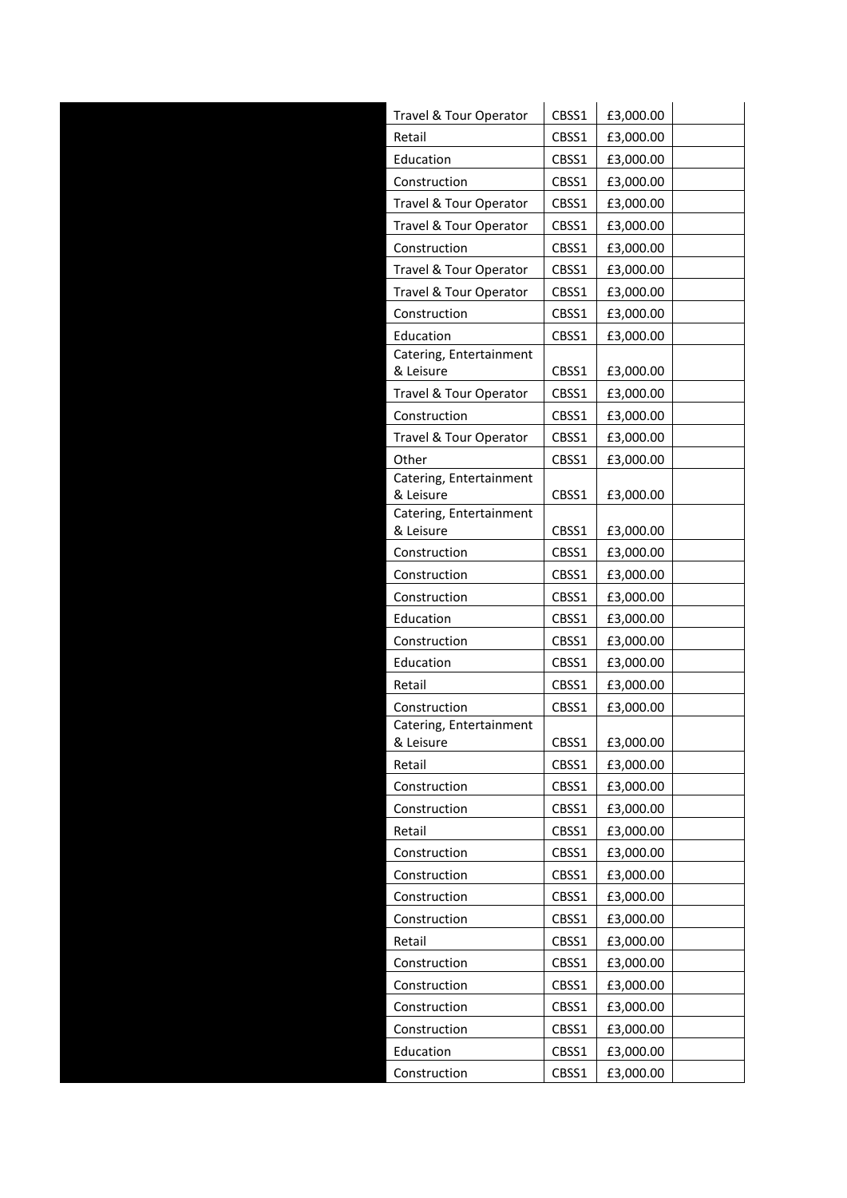| | | | | |
|---|---|---|---|---|
| | Travel & Tour Operator | CBSS1 | £3,000.00 | |
| | Retail | CBSS1 | £3,000.00 | |
| | Education | CBSS1 | £3,000.00 | |
| | Construction | CBSS1 | £3,000.00 | |
| | Travel & Tour Operator | CBSS1 | £3,000.00 | |
| | Travel & Tour Operator | CBSS1 | £3,000.00 | |
| | Construction | CBSS1 | £3,000.00 | |
| | Travel & Tour Operator | CBSS1 | £3,000.00 | |
| | Travel & Tour Operator | CBSS1 | £3,000.00 | |
| | Construction | CBSS1 | £3,000.00 | |
| | Education | CBSS1 | £3,000.00 | |
| | Catering, Entertainment & Leisure | CBSS1 | £3,000.00 | |
| | Travel & Tour Operator | CBSS1 | £3,000.00 | |
| | Construction | CBSS1 | £3,000.00 | |
| | Travel & Tour Operator | CBSS1 | £3,000.00 | |
| | Other | CBSS1 | £3,000.00 | |
| | Catering, Entertainment & Leisure | CBSS1 | £3,000.00 | |
| | Catering, Entertainment & Leisure | CBSS1 | £3,000.00 | |
| | Construction | CBSS1 | £3,000.00 | |
| | Construction | CBSS1 | £3,000.00 | |
| | Construction | CBSS1 | £3,000.00 | |
| | Education | CBSS1 | £3,000.00 | |
| | Construction | CBSS1 | £3,000.00 | |
| | Education | CBSS1 | £3,000.00 | |
| | Retail | CBSS1 | £3,000.00 | |
| | Construction | CBSS1 | £3,000.00 | |
| | Catering, Entertainment & Leisure | CBSS1 | £3,000.00 | |
| | Retail | CBSS1 | £3,000.00 | |
| | Construction | CBSS1 | £3,000.00 | |
| | Construction | CBSS1 | £3,000.00 | |
| | Retail | CBSS1 | £3,000.00 | |
| | Construction | CBSS1 | £3,000.00 | |
| | Construction | CBSS1 | £3,000.00 | |
| | Construction | CBSS1 | £3,000.00 | |
| | Construction | CBSS1 | £3,000.00 | |
| | Retail | CBSS1 | £3,000.00 | |
| | Construction | CBSS1 | £3,000.00 | |
| | Construction | CBSS1 | £3,000.00 | |
| | Construction | CBSS1 | £3,000.00 | |
| | Construction | CBSS1 | £3,000.00 | |
| | Education | CBSS1 | £3,000.00 | |
| | Construction | CBSS1 | £3,000.00 | |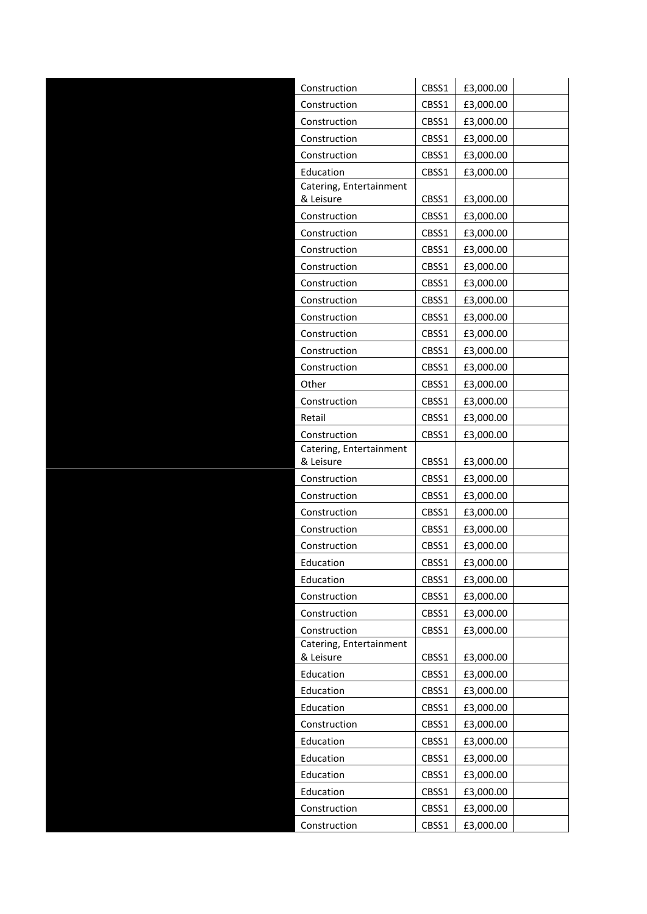| | | | | |
|---|---|---|---|---|
| | Construction | CBSS1 | £3,000.00 | |
| | Construction | CBSS1 | £3,000.00 | |
| | Construction | CBSS1 | £3,000.00 | |
| | Construction | CBSS1 | £3,000.00 | |
| | Construction | CBSS1 | £3,000.00 | |
| | Education | CBSS1 | £3,000.00 | |
| | Catering, Entertainment & Leisure | CBSS1 | £3,000.00 | |
| | Construction | CBSS1 | £3,000.00 | |
| | Construction | CBSS1 | £3,000.00 | |
| | Construction | CBSS1 | £3,000.00 | |
| | Construction | CBSS1 | £3,000.00 | |
| | Construction | CBSS1 | £3,000.00 | |
| | Construction | CBSS1 | £3,000.00 | |
| | Construction | CBSS1 | £3,000.00 | |
| | Construction | CBSS1 | £3,000.00 | |
| | Construction | CBSS1 | £3,000.00 | |
| | Construction | CBSS1 | £3,000.00 | |
| | Other | CBSS1 | £3,000.00 | |
| | Construction | CBSS1 | £3,000.00 | |
| | Retail | CBSS1 | £3,000.00 | |
| | Construction | CBSS1 | £3,000.00 | |
| | Catering, Entertainment & Leisure | CBSS1 | £3,000.00 | |
| | Construction | CBSS1 | £3,000.00 | |
| | Construction | CBSS1 | £3,000.00 | |
| | Construction | CBSS1 | £3,000.00 | |
| | Construction | CBSS1 | £3,000.00 | |
| | Construction | CBSS1 | £3,000.00 | |
| | Education | CBSS1 | £3,000.00 | |
| | Education | CBSS1 | £3,000.00 | |
| | Construction | CBSS1 | £3,000.00 | |
| | Construction | CBSS1 | £3,000.00 | |
| | Construction | CBSS1 | £3,000.00 | |
| | Catering, Entertainment & Leisure | CBSS1 | £3,000.00 | |
| | Education | CBSS1 | £3,000.00 | |
| | Education | CBSS1 | £3,000.00 | |
| | Education | CBSS1 | £3,000.00 | |
| | Construction | CBSS1 | £3,000.00 | |
| | Education | CBSS1 | £3,000.00 | |
| | Education | CBSS1 | £3,000.00 | |
| | Education | CBSS1 | £3,000.00 | |
| | Education | CBSS1 | £3,000.00 | |
| | Construction | CBSS1 | £3,000.00 | |
| | Construction | CBSS1 | £3,000.00 | |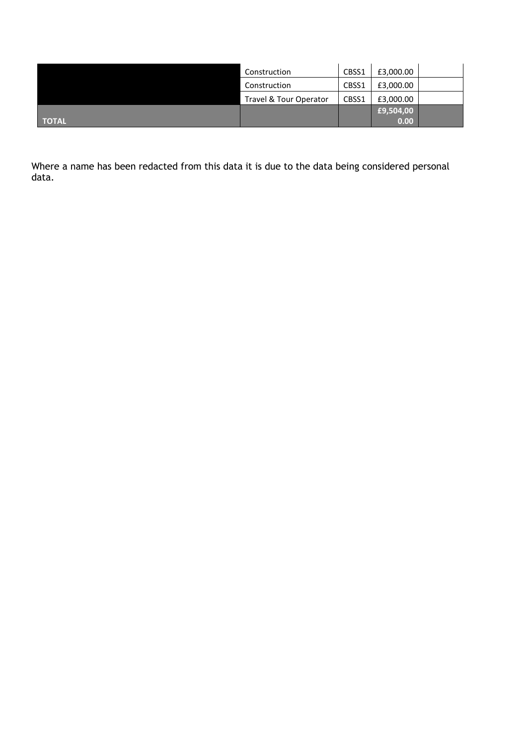| | | | | |
|---|---|---|---|---|
| | Construction | CBSS1 | £3,000.00 | |
| | Construction | CBSS1 | £3,000.00 | |
| | Travel & Tour Operator | CBSS1 | £3,000.00 | |
| **TOTAL** | | | **£9,504,000.00** | |

Where a name has been redacted from this data it is due to the data being considered personal data.